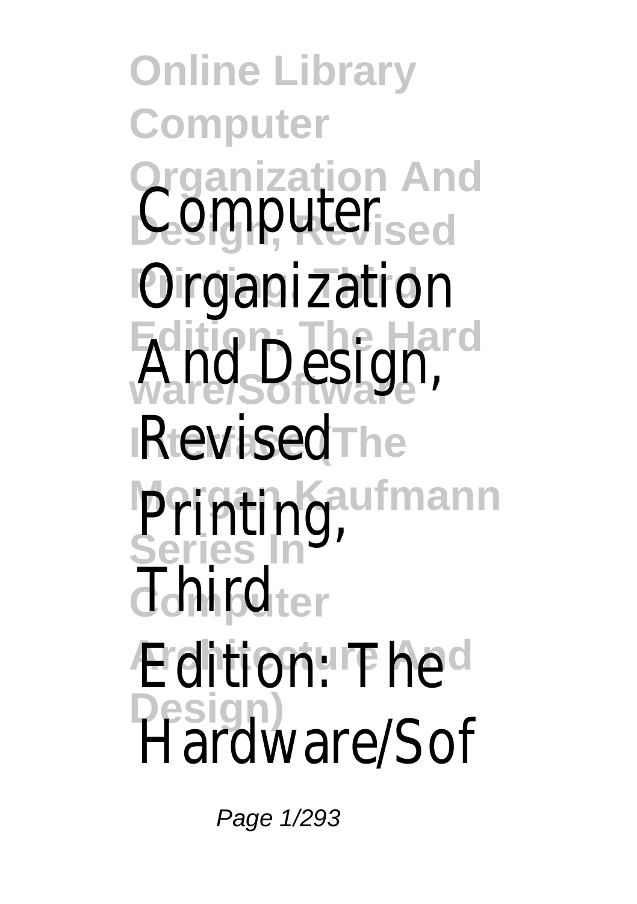# Computer Organization And Design, Revised Printing, Third Edition: The Hardware/Sof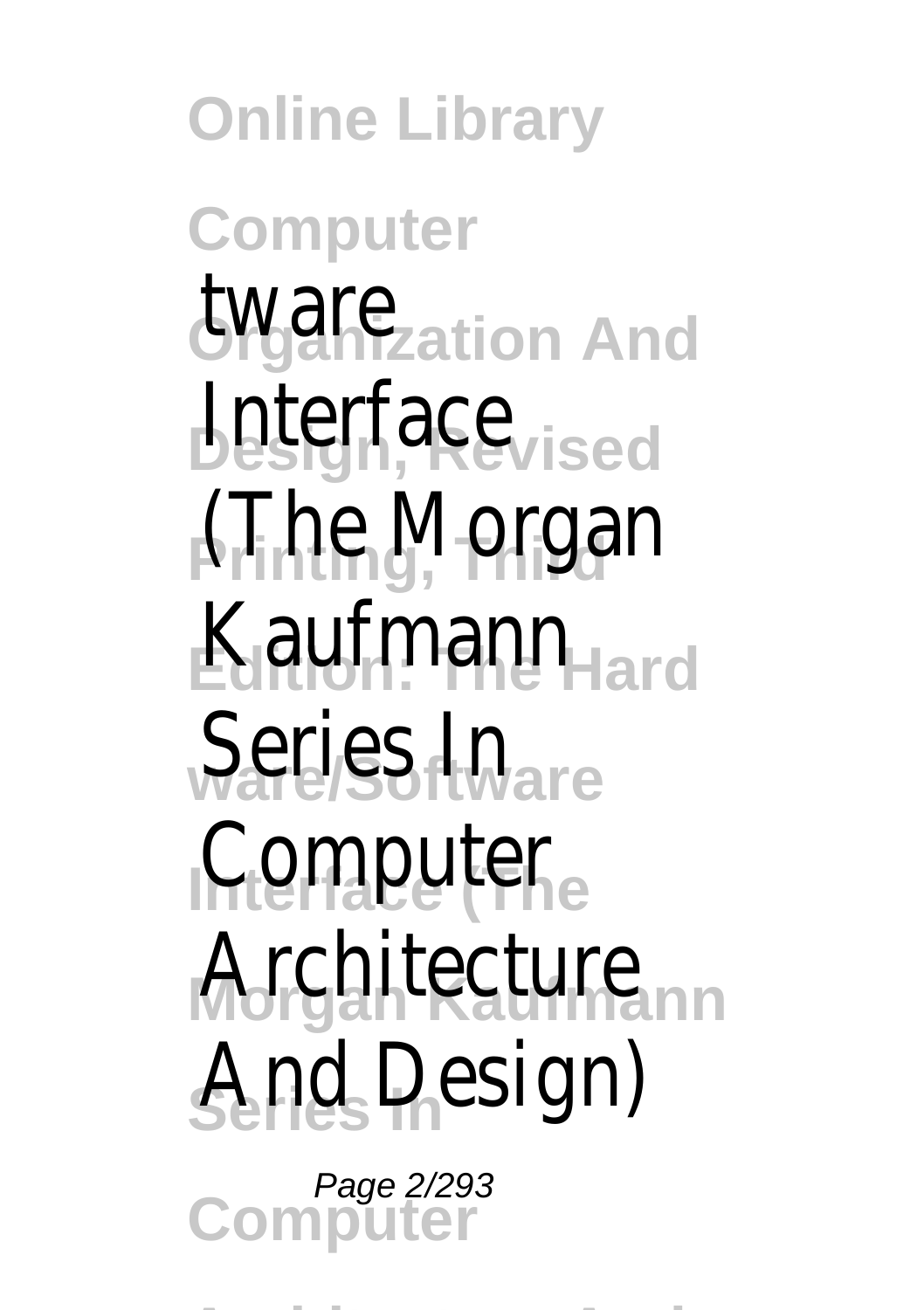tware Interface (The Morgan Kaufmann Series In Computer Architecture And Design)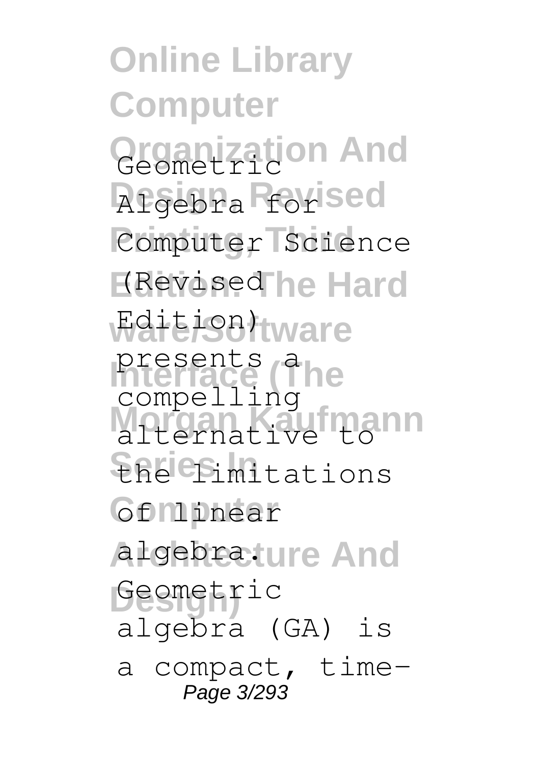Geometric Algebra for Computer Science (Revised Edition) presents a compelling alternative to the limitations of linear algebra. Geometric algebra (GA) is a compact, time-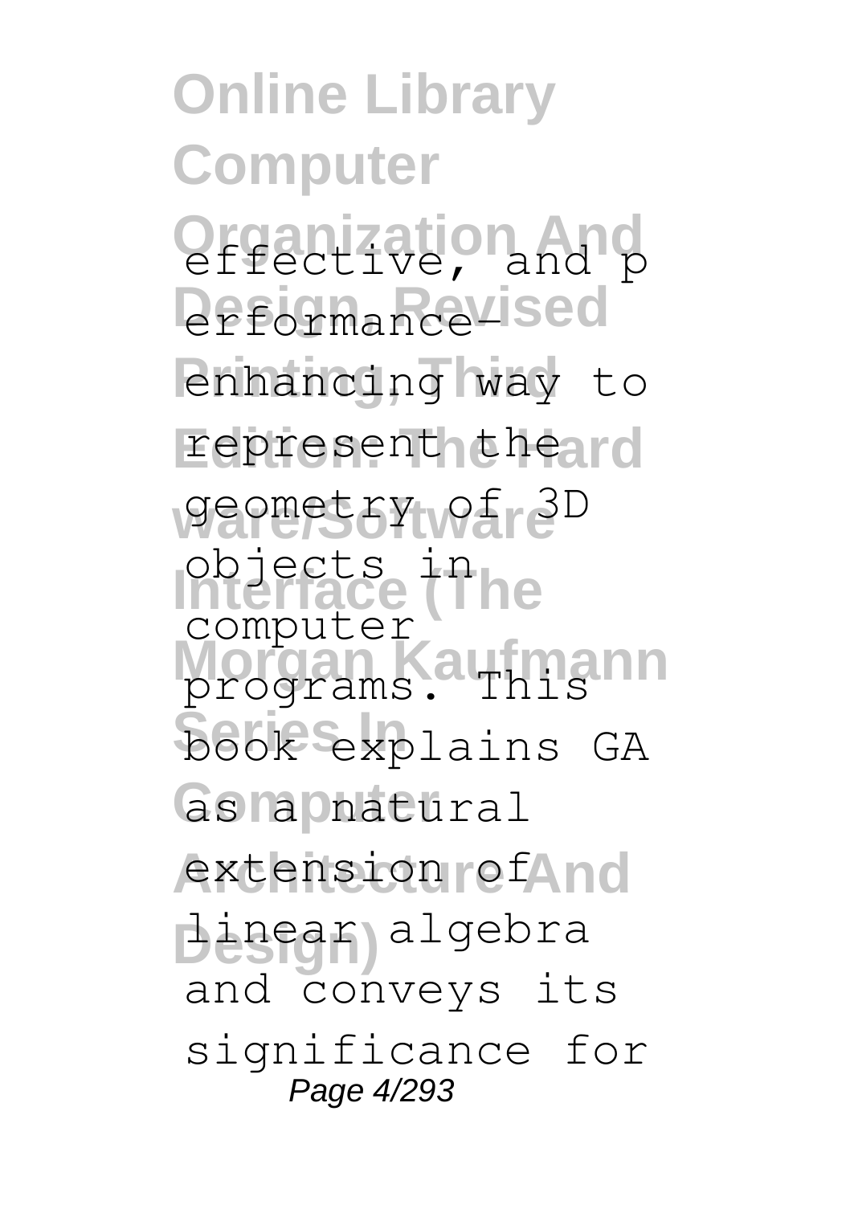effective, and performance-enhancing way to represent the geometry of 3D objects in computer programs. This book explains GA as a natural extension of linear algebra and conveys its significance for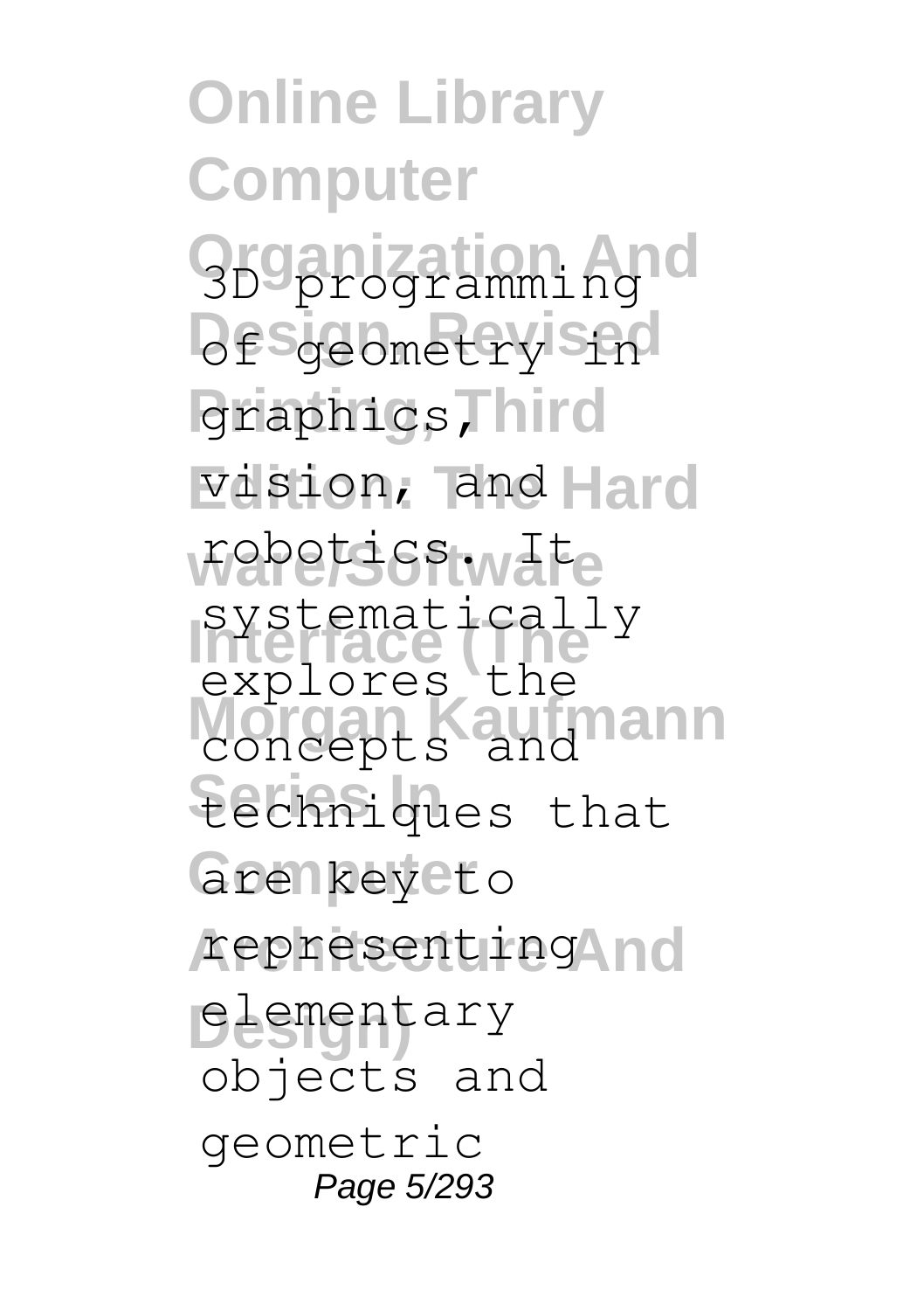3D programming of geometry in graphics, vision, and robotics. It systematically explores the concepts and techniques that are key to representing elementary objects and geometric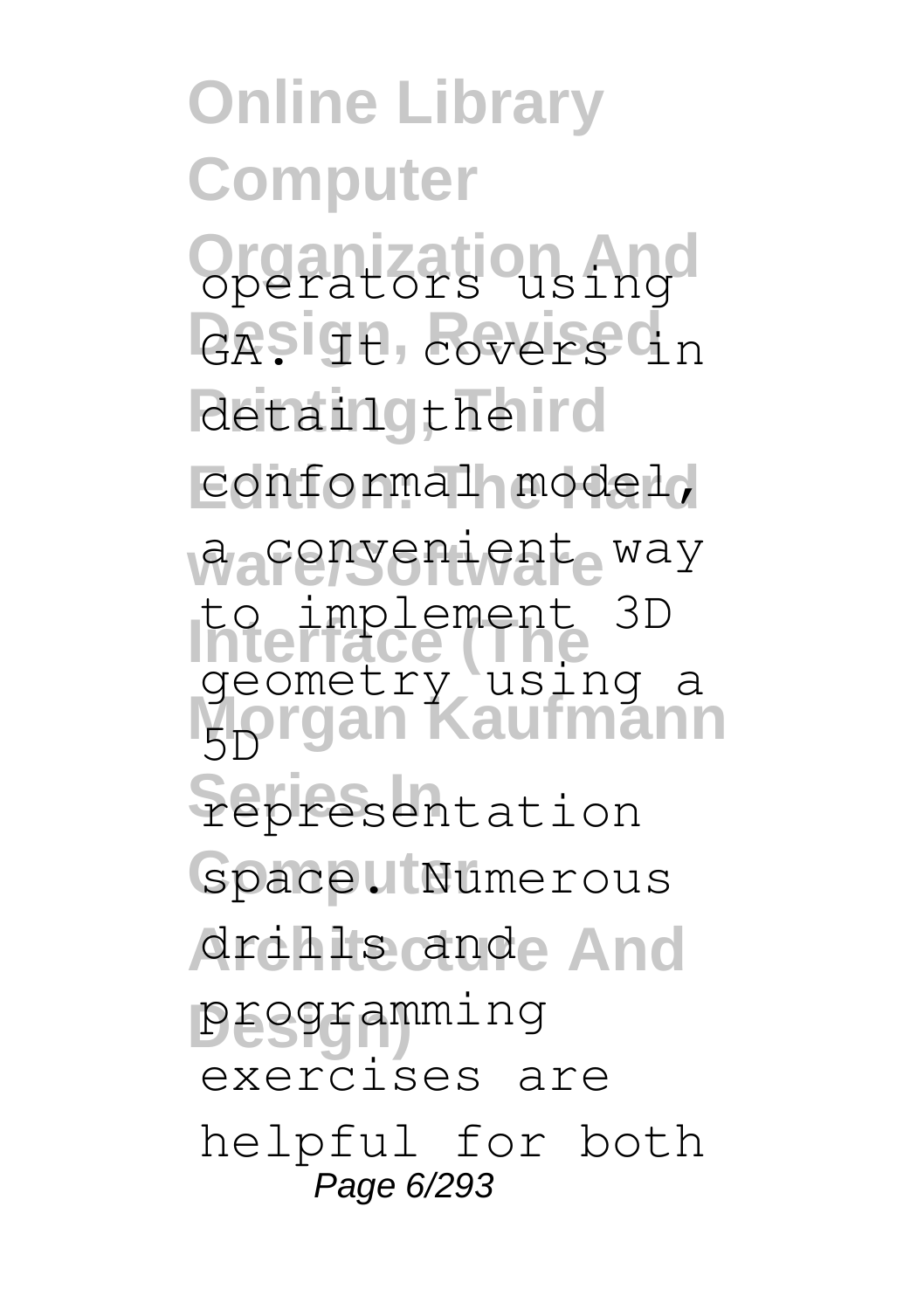operators using GA. It covers in detail the conformal model, a convenient way to implement 3D geometry using a 5D representation space. Numerous drills and programming exercises are helpful for both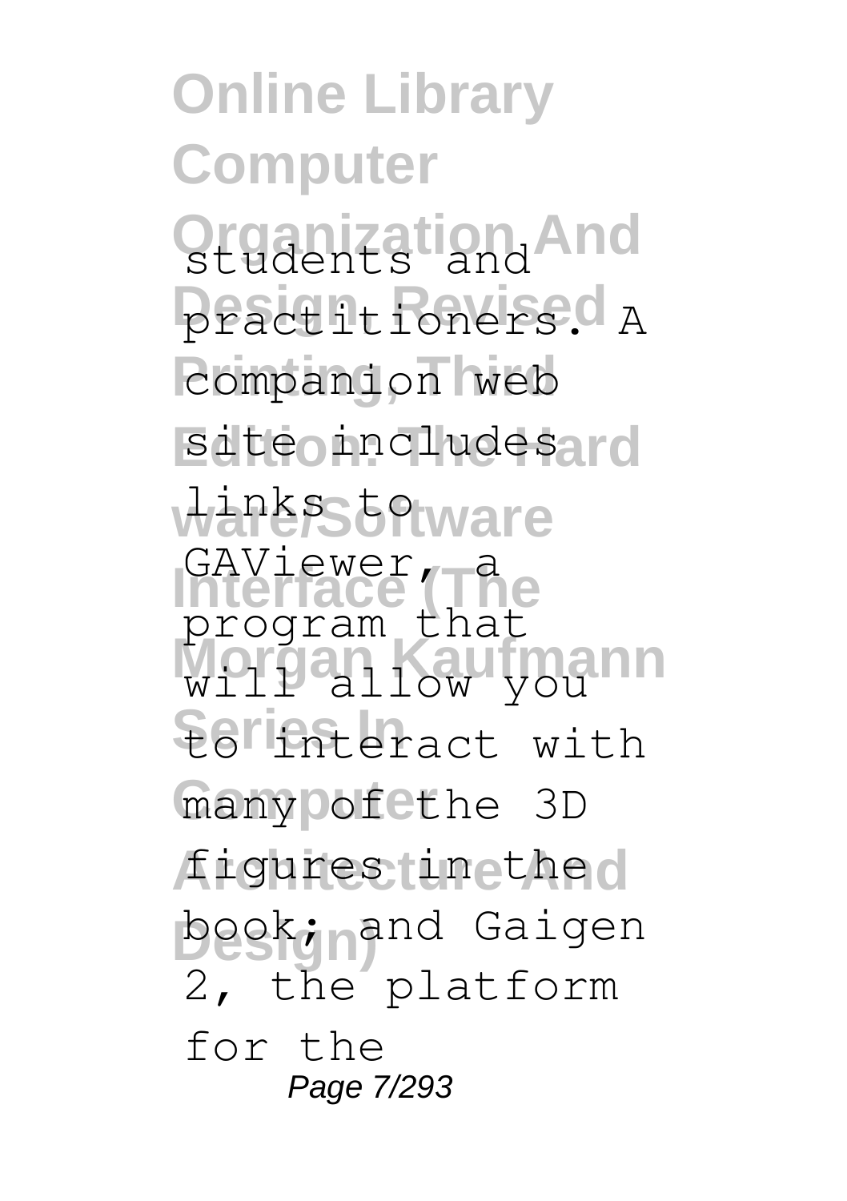students and practitioners. A companion web site includes links to GAViewer, a program that will allow you to interact with many of the 3D figures in the book; and Gaigen 2, the platform for the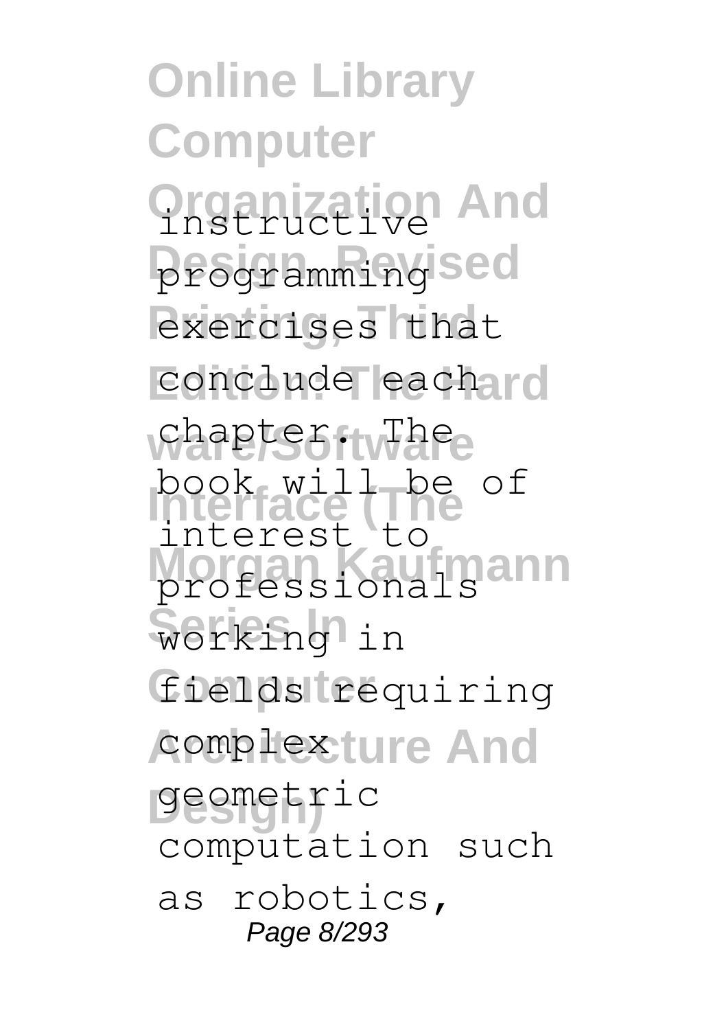instructive programming exercises that conclude each chapter. The book will be of interest to professionals working in fields requiring complex geometric computation such as robotics,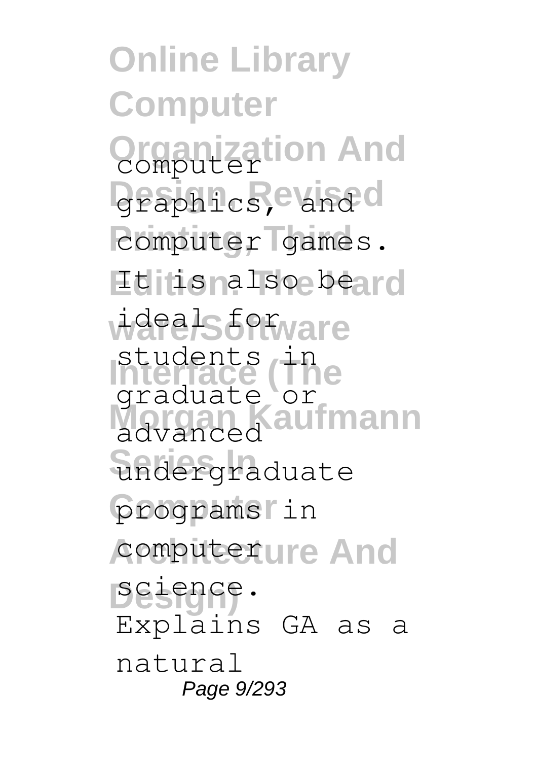computer graphics, and computer games. It is also ideal for students in graduate or advanced undergraduate programs in computer science.
Explains GA as a natural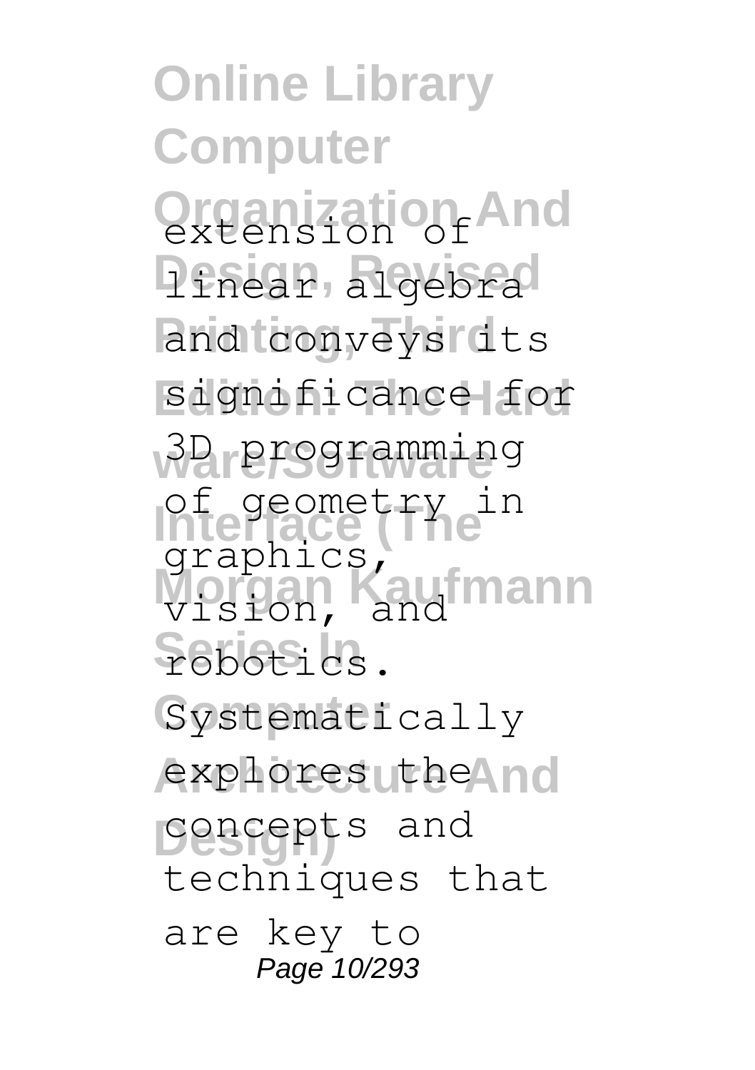extension of linear algebra and conveys its significance for 3D programming of geometry in graphics, vision, and robotics. Systematically explores the concepts and techniques that are key to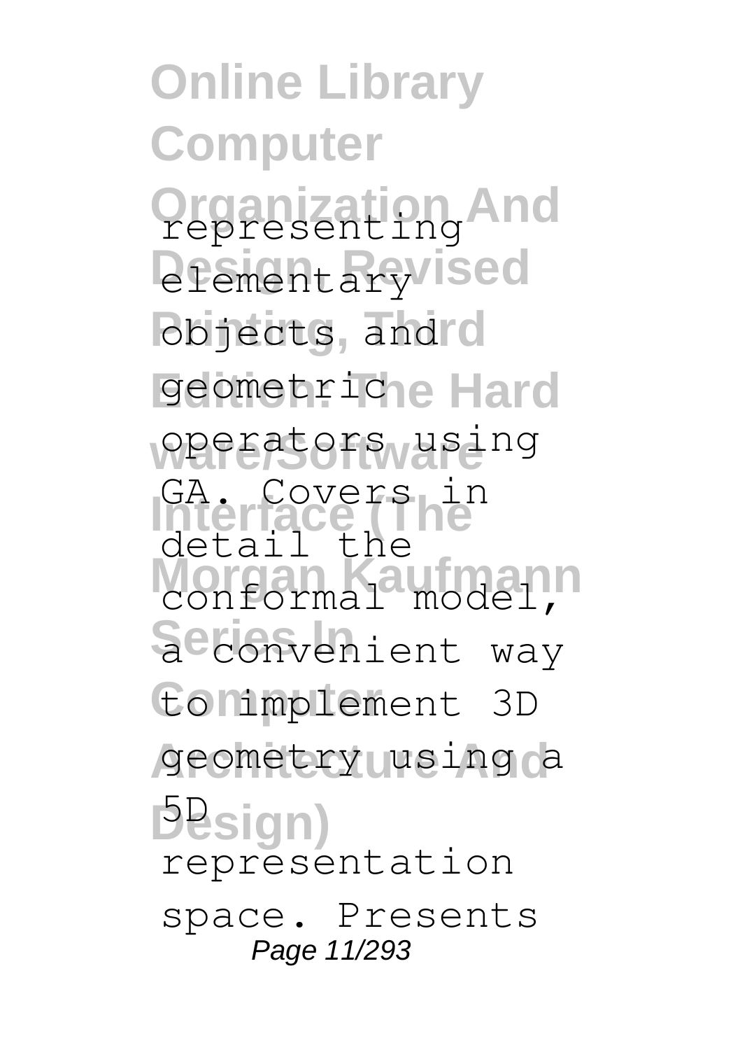representing elementary objects and geometric operators using GA. Covers in detail the conformal model, a convenient way to implement 3D geometry using a 5D representation space. Presents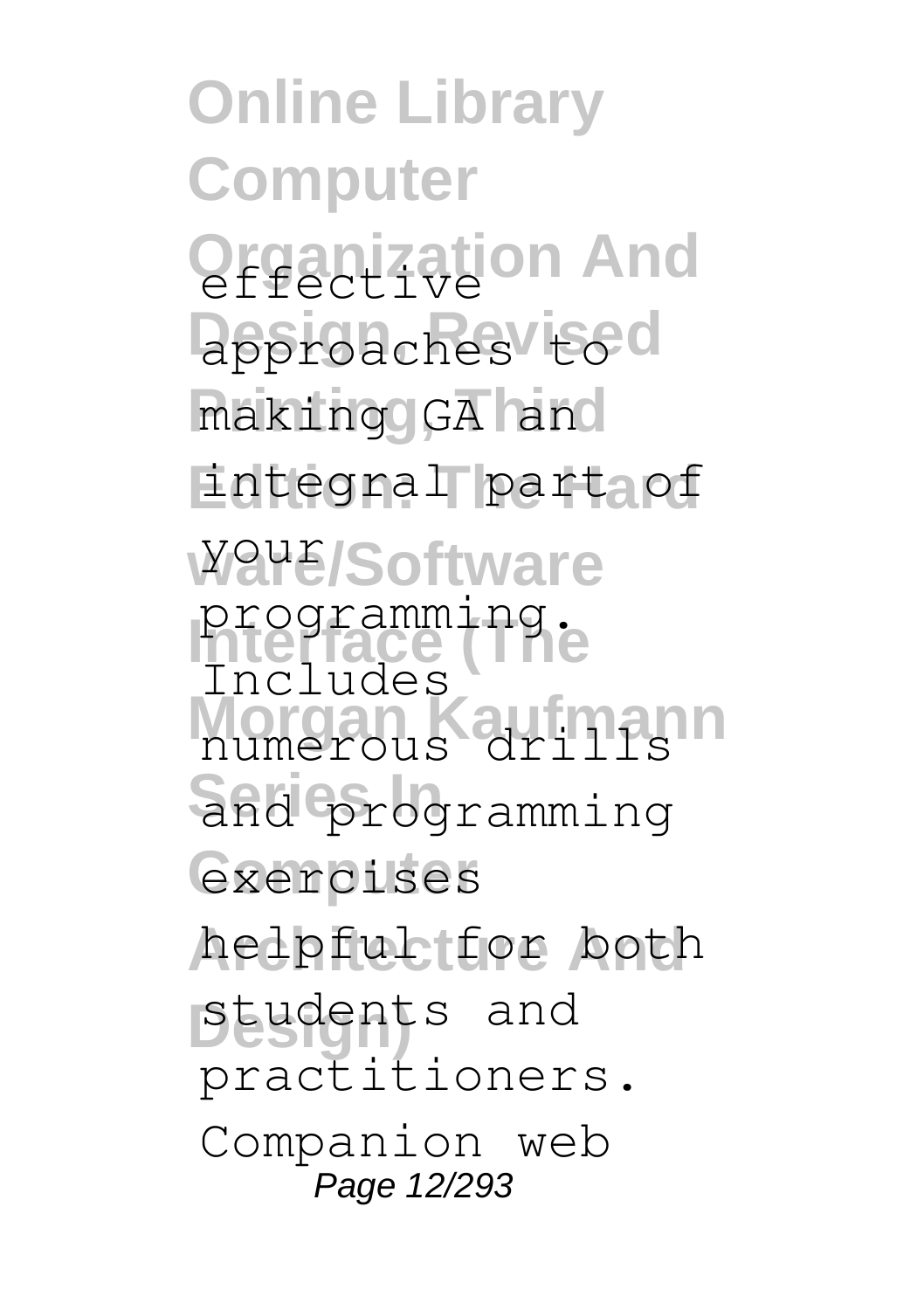effective approaches to making GA an integral part of your programming. Includes numerous drills and programming exercises helpful for both students and practitioners. Companion web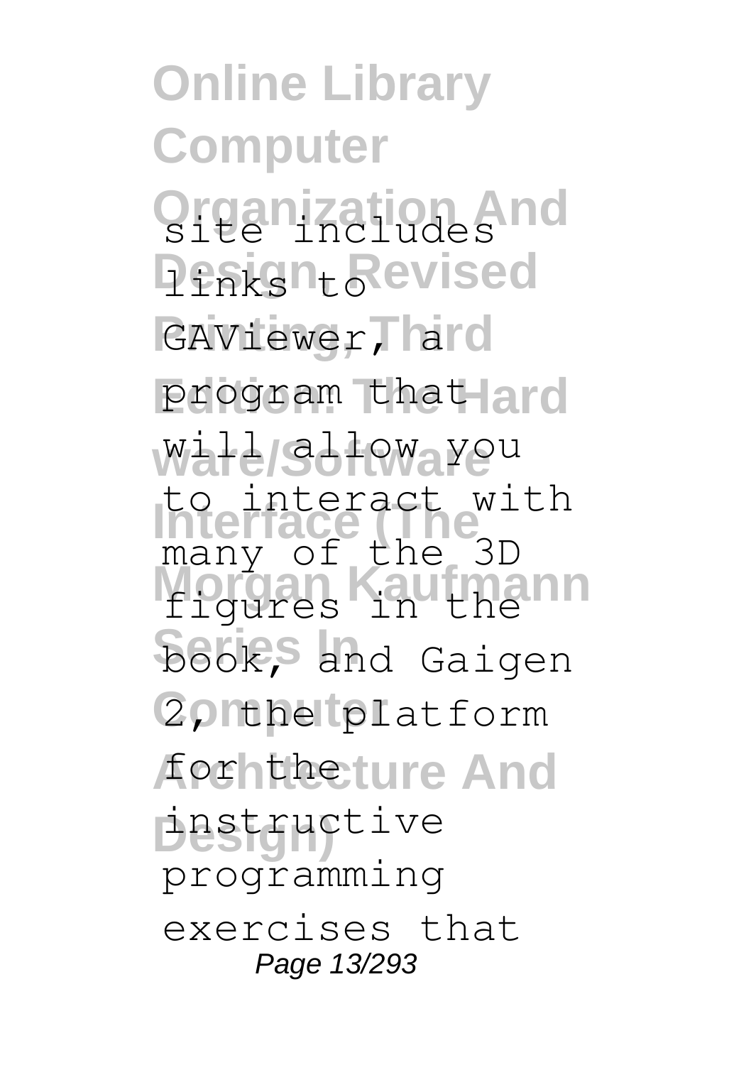site includes links to GAViewer, a program that will allow you to interact with many of the 3D figures in the book, and Gaigen 2, the platform for the instructive programming exercises that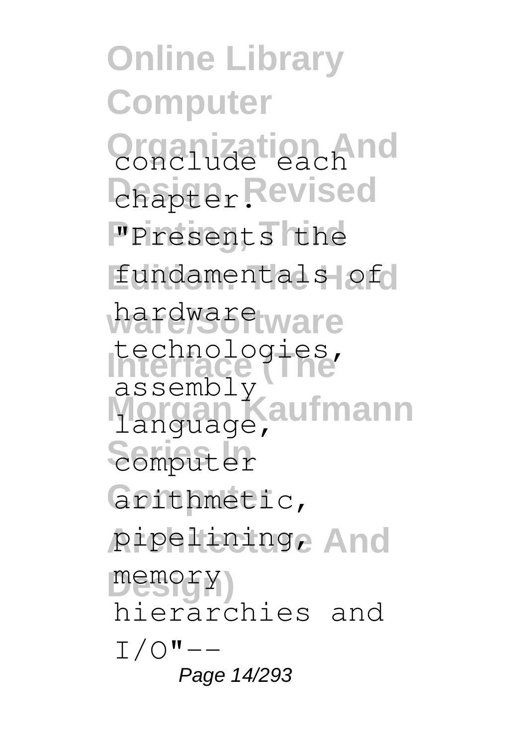conclude each chapter.

"Presents the fundamentals of hardware technologies, assembly language, computer arithmetic, pipelining, memory hierarchies and I/O"--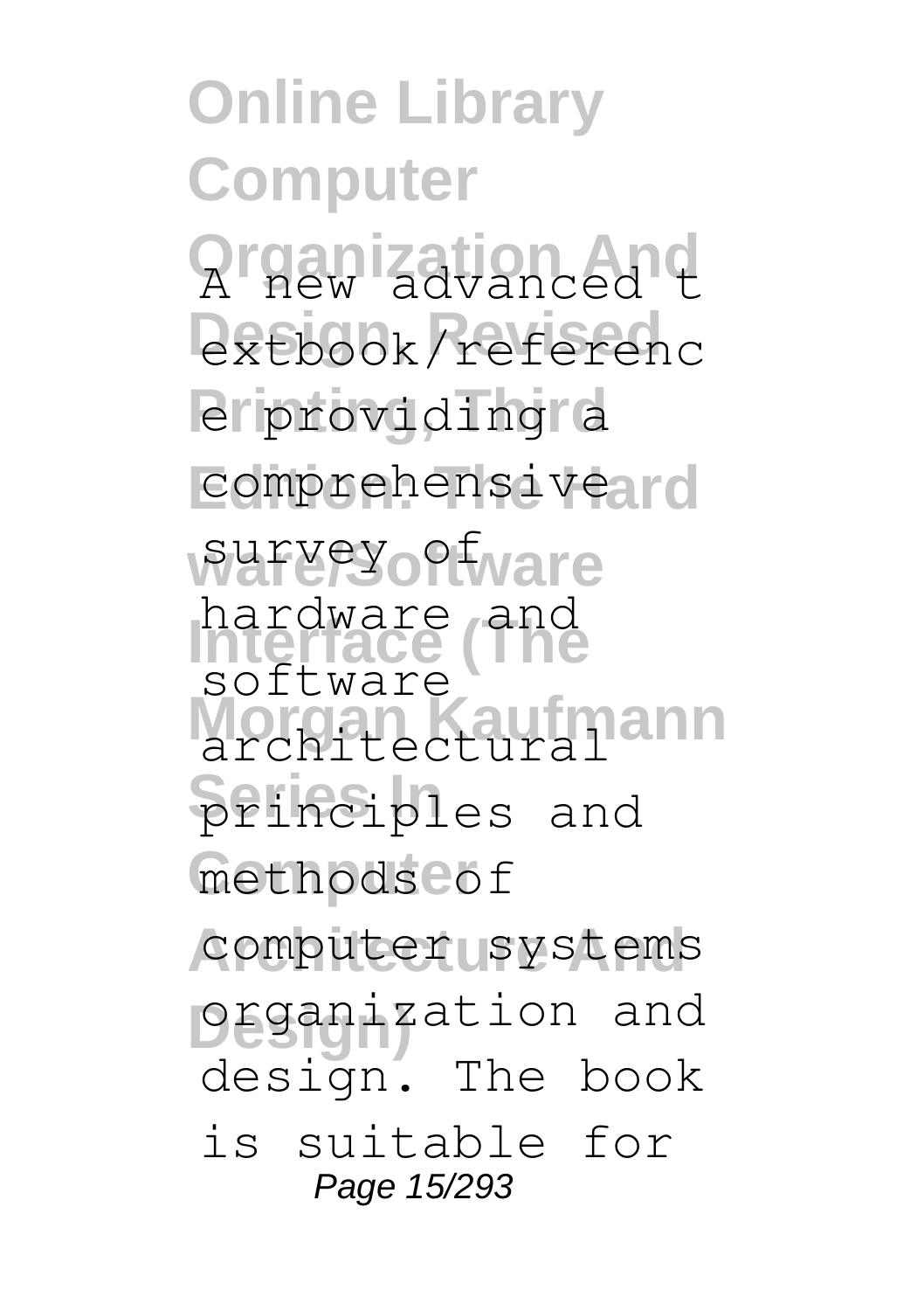A new advanced textbook/reference providing a comprehensive survey of hardware and software architectural principles and methods of computer systems organization and design. The book is suitable for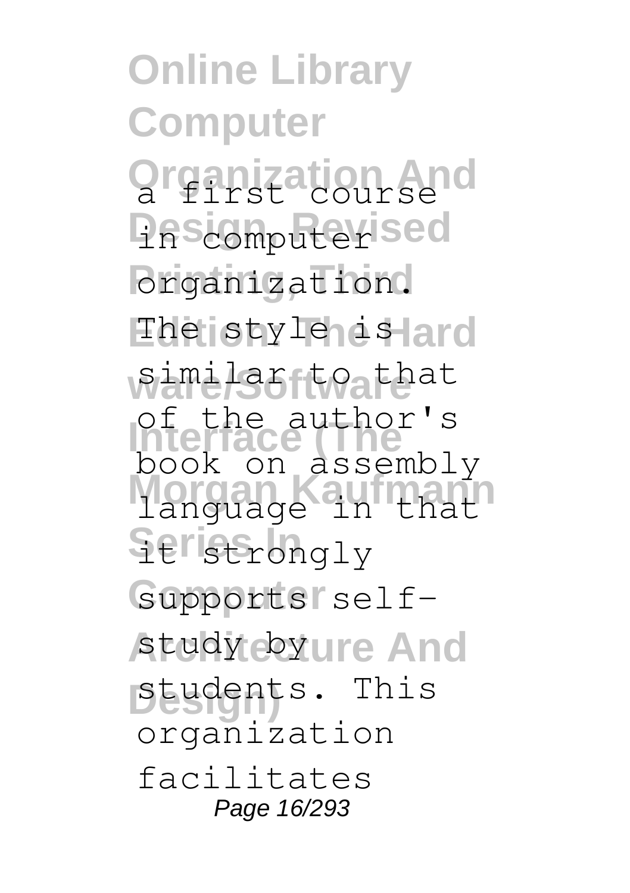a first course in computer organization. The style is similar to that of the author's book on assembly language in that it strongly supports self-study by students. This organization facilitates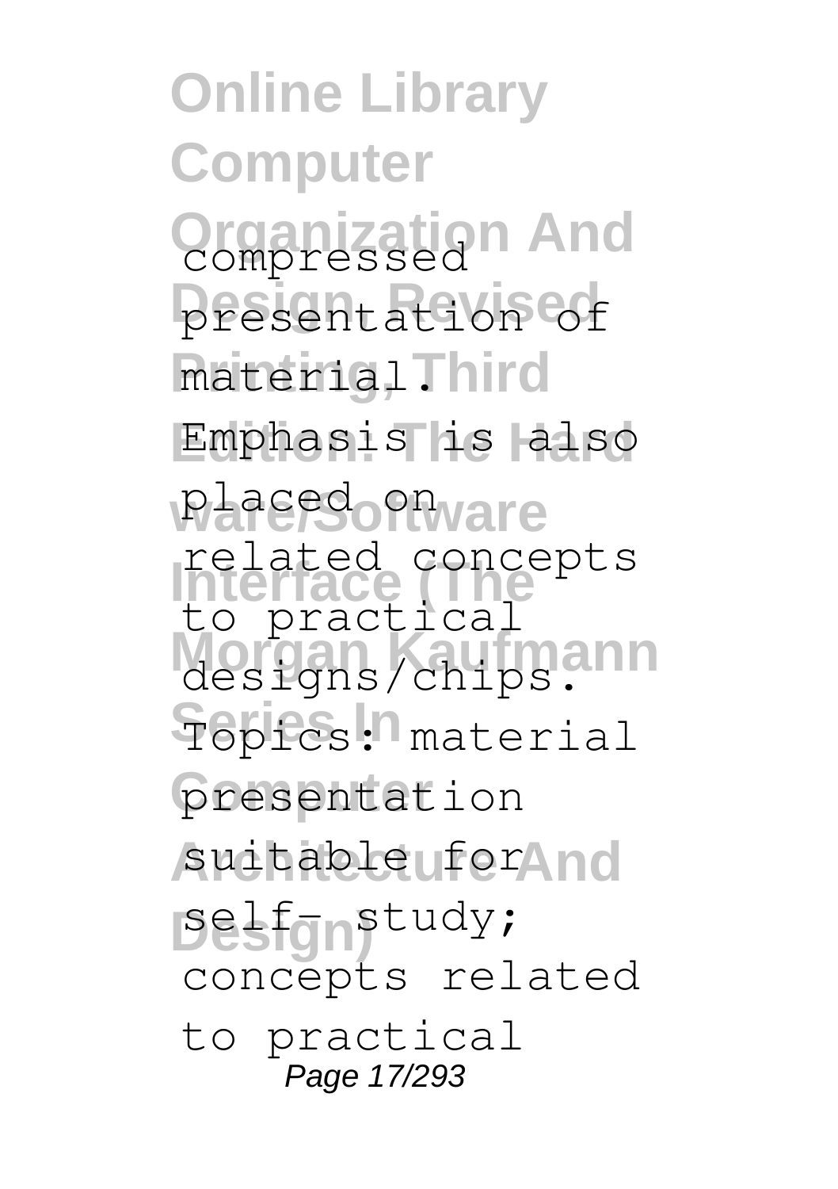compressed presentation of material. Emphasis is also placed on related concepts to practical designs/chips. Topics: material presentation suitable for self- study; concepts related to practical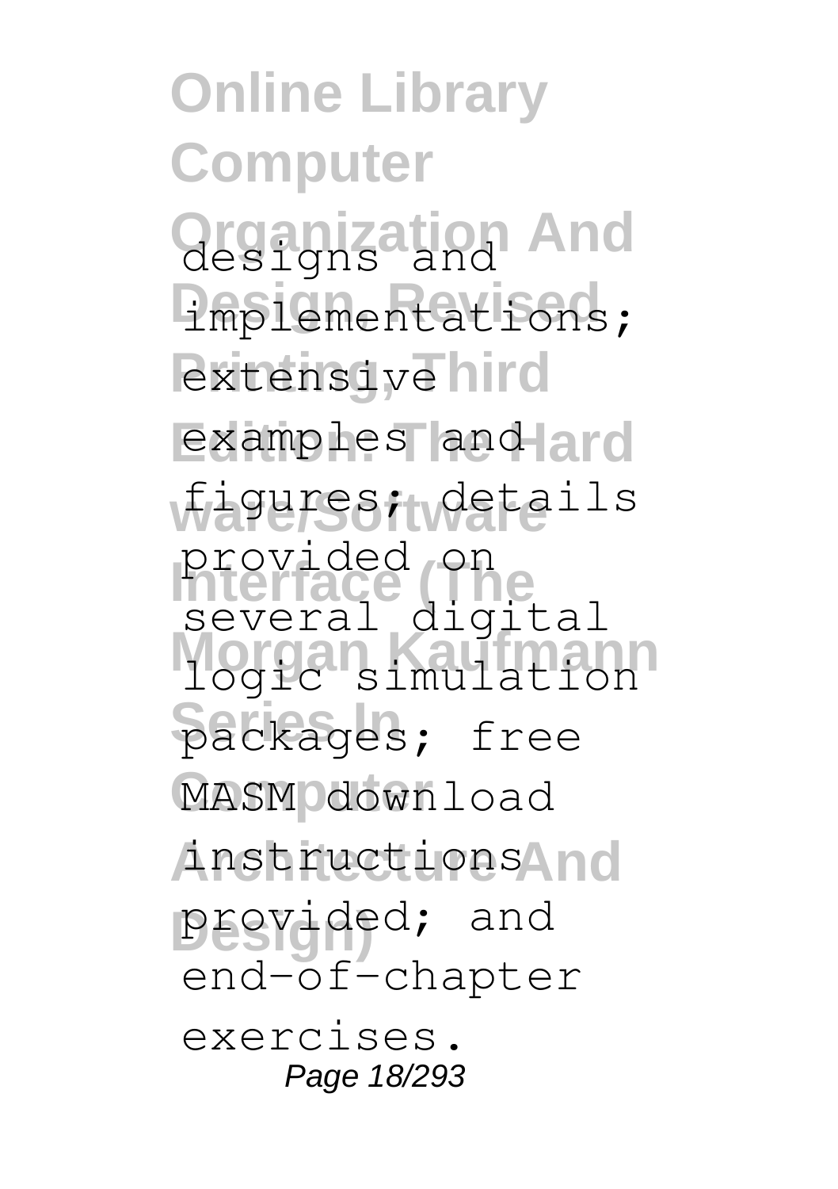designs and implementations; extensive examples and figures; details provided on several digital logic simulation packages; free MASM download instructions provided; and end-of-chapter exercises.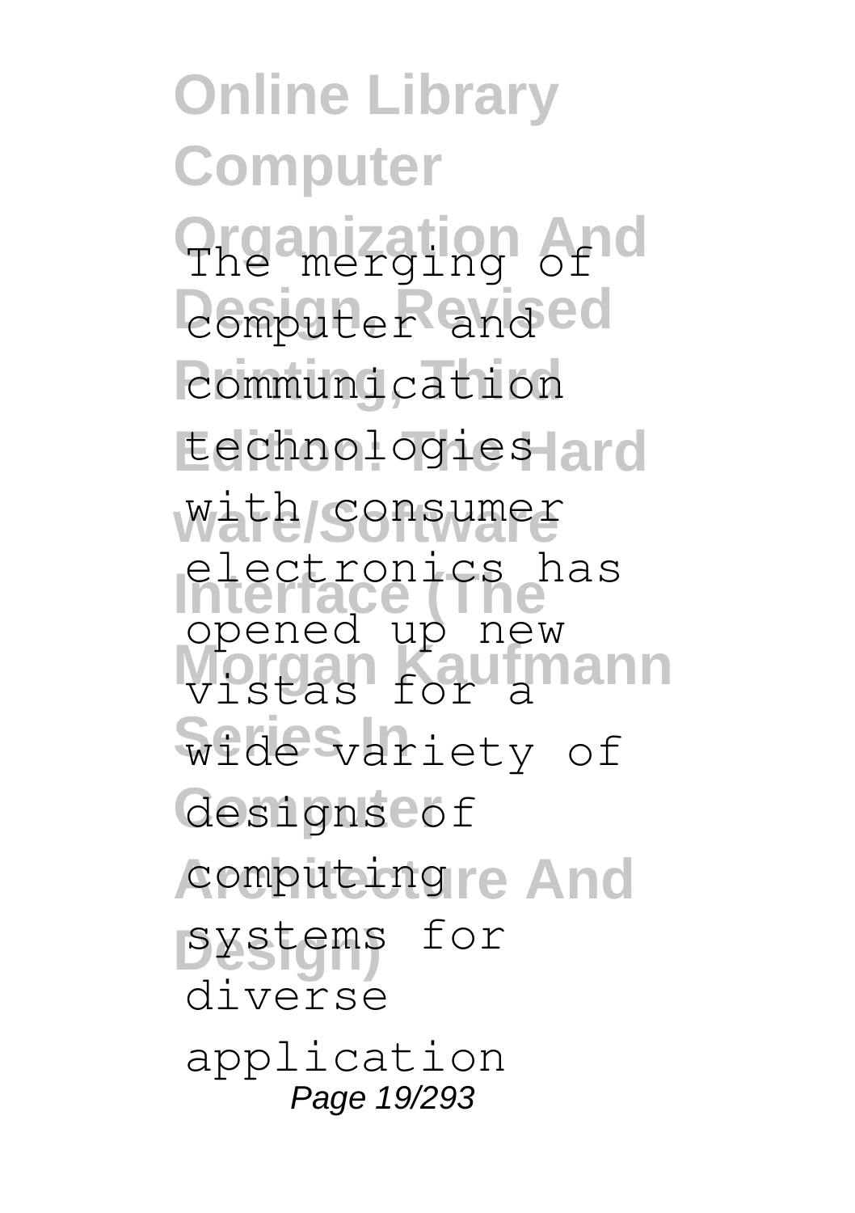The merging of computer and communication technologies with consumer electronics has opened up new vistas for a wide variety of designs of computing systems for diverse application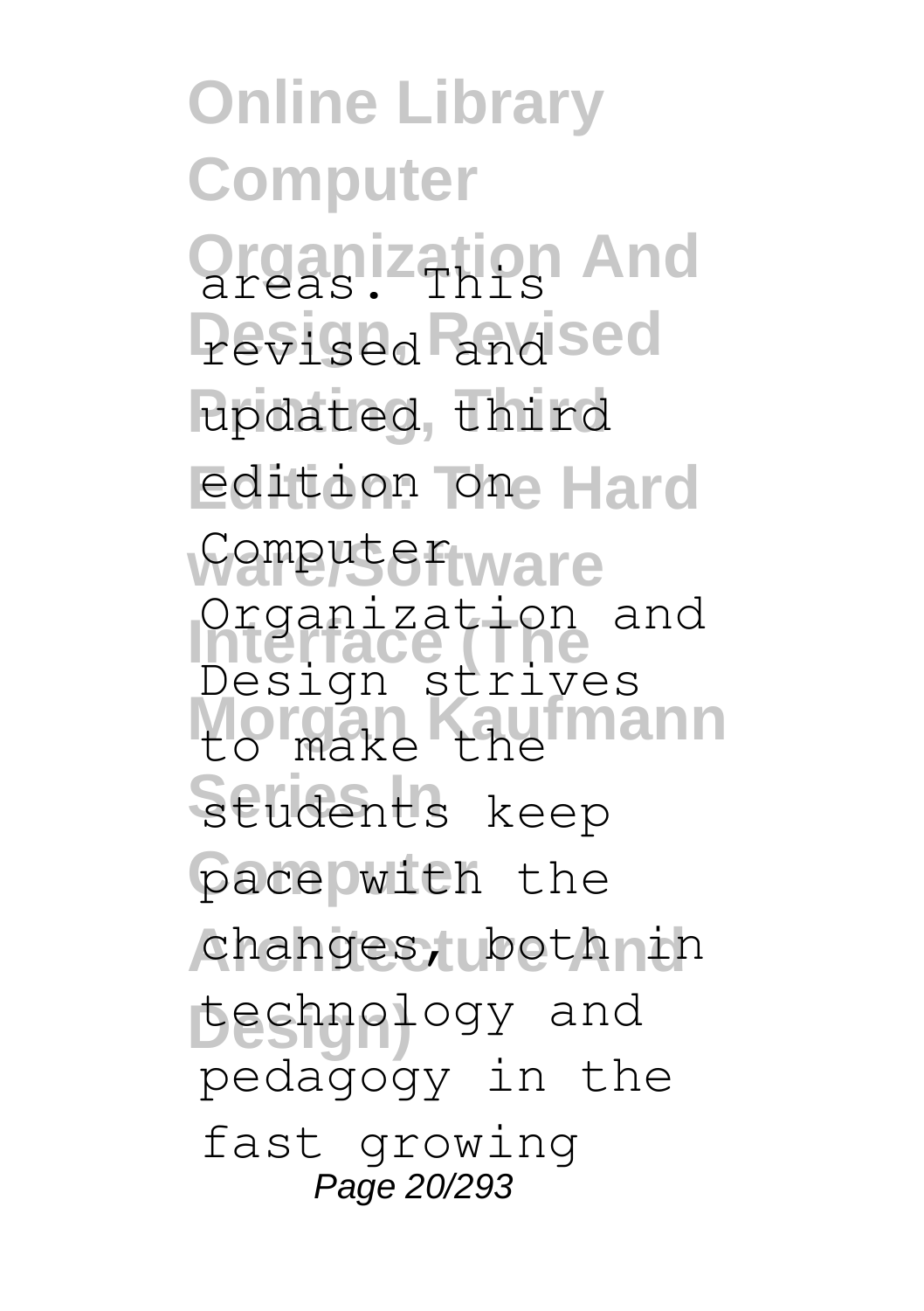areas. This revised and updated third edition on Computer Organization and Design strives to make the students keep pace with the changes, both in technology and pedagogy in the fast growing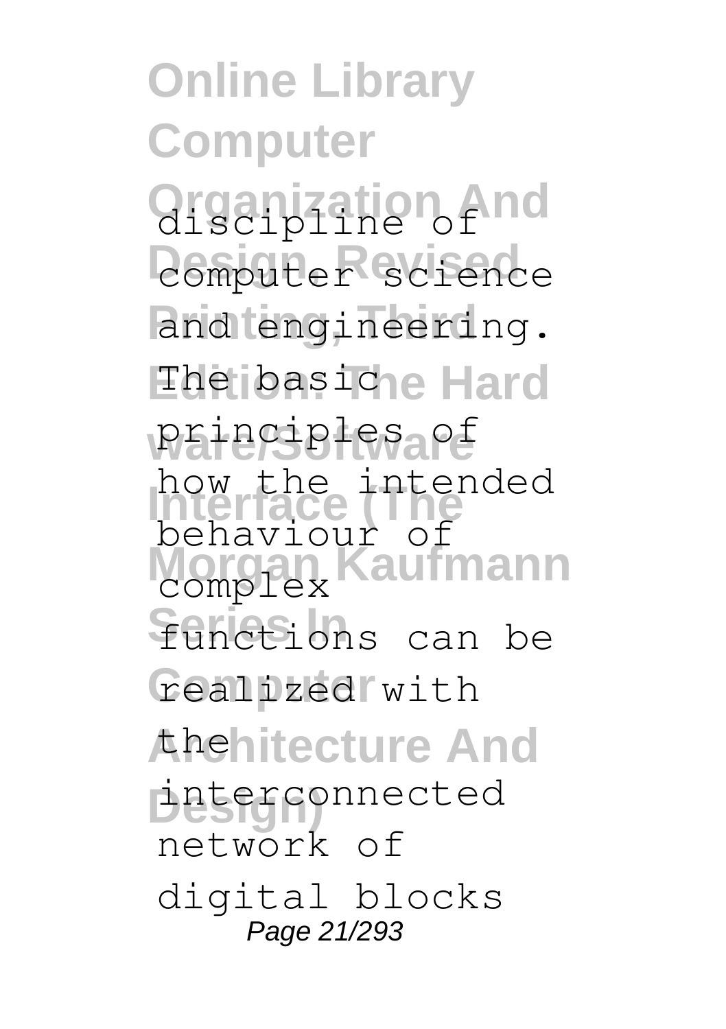discipline of computer science and engineering. The basic principles of how the intended behaviour of complex functions can be realized with the interconnected network of digital blocks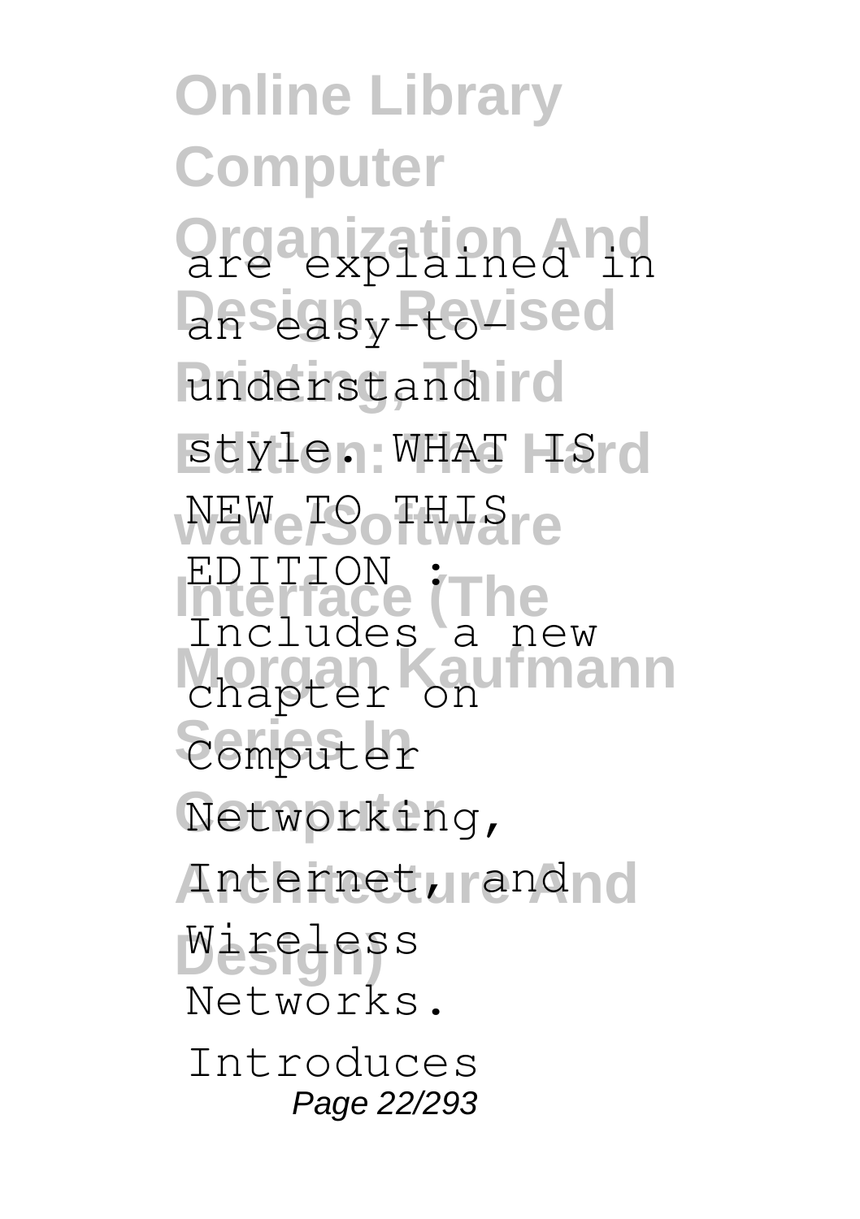are explained in an easy-to-understand style. WHAT IS NEW TO THIS EDITION : Includes a new chapter on Computer Networking, Internet, and Wireless Networks. Introduces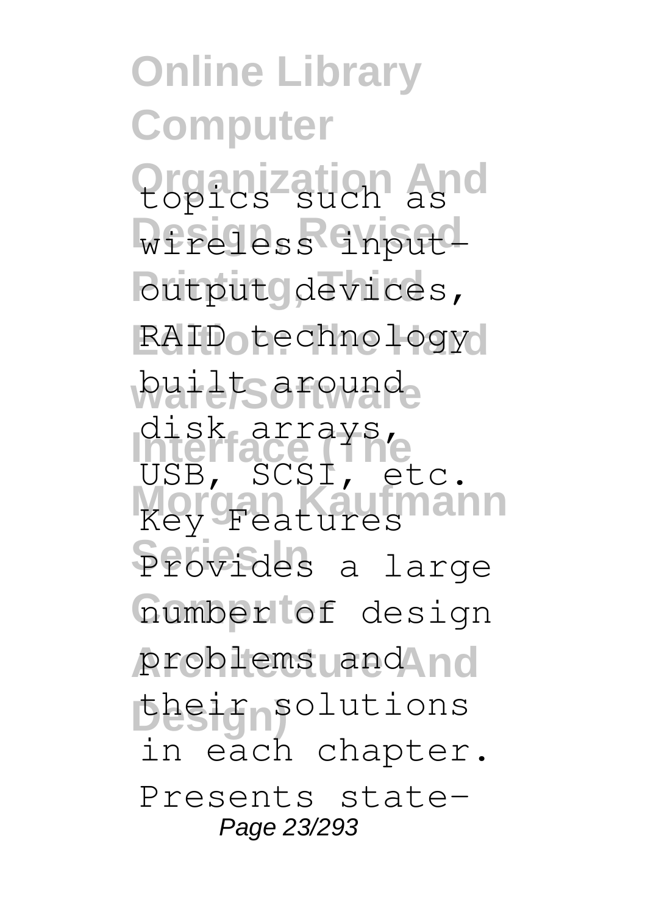topics such as wireless input-output devices, RAID technology built around disk arrays, USB, SCSI, etc. Key Features Provides a large number of design problems and their solutions in each chapter. Presents state-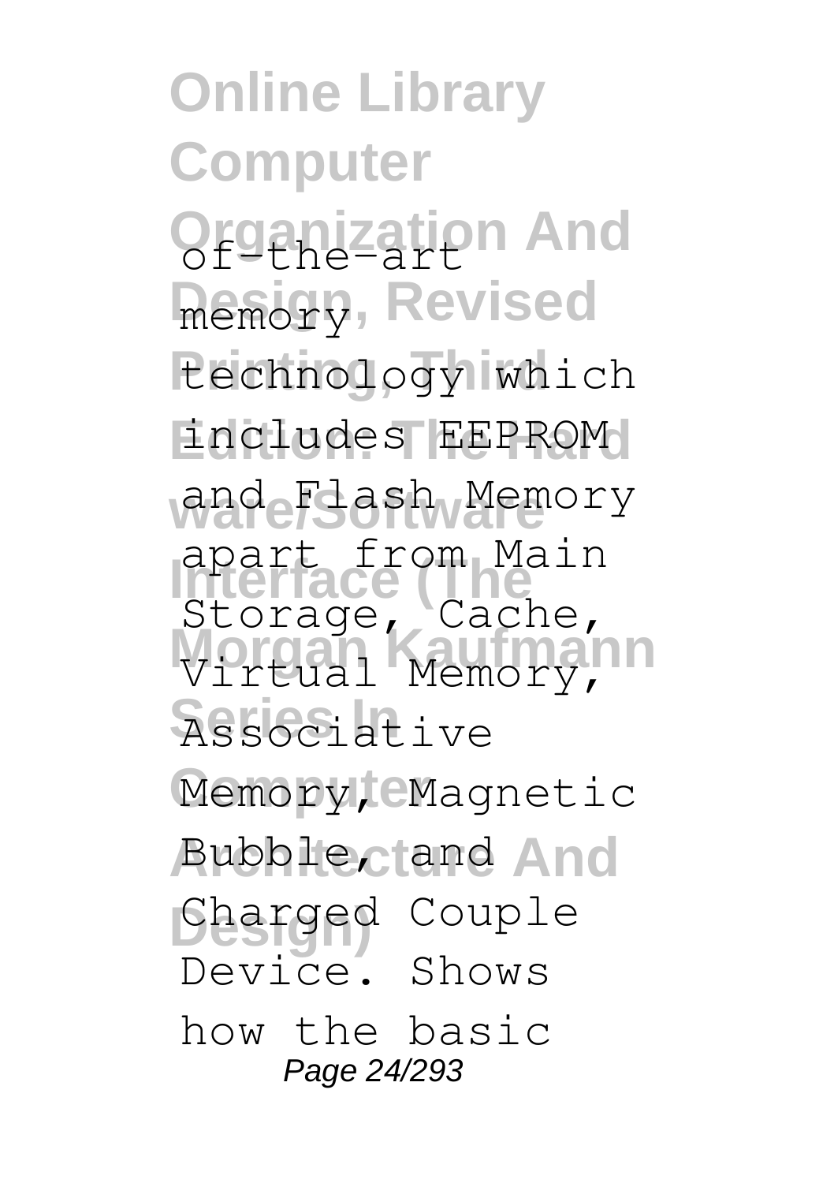of-the-art memory technology which includes EEPROM and Flash Memory apart from Main Storage, Cache, Virtual Memory, Associative Memory, Magnetic Bubble, and Charged Couple Device. Shows how the basic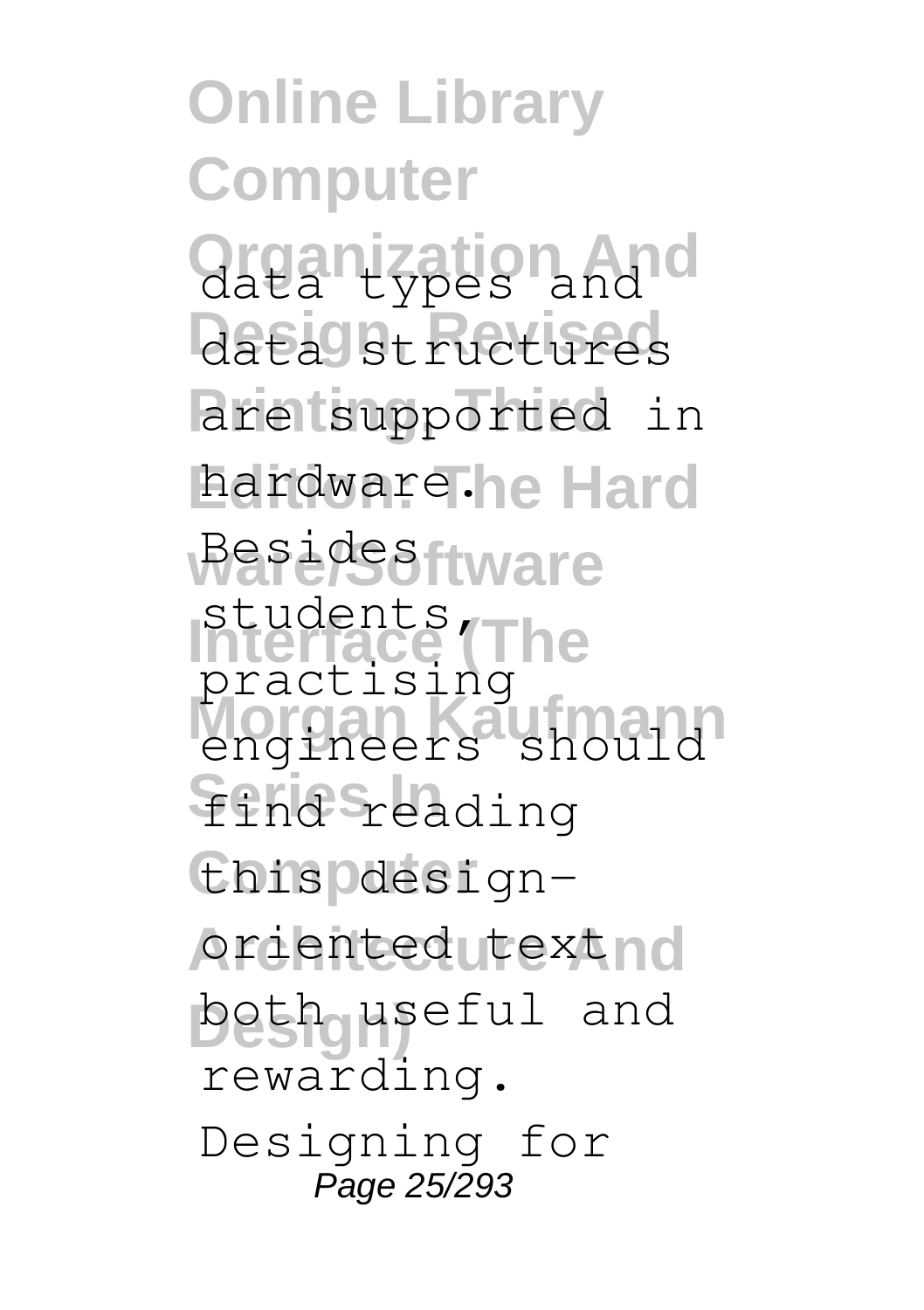data types and data structures are supported in hardware. Besides students, practising engineers should find reading this design-oriented text both useful and rewarding. Designing for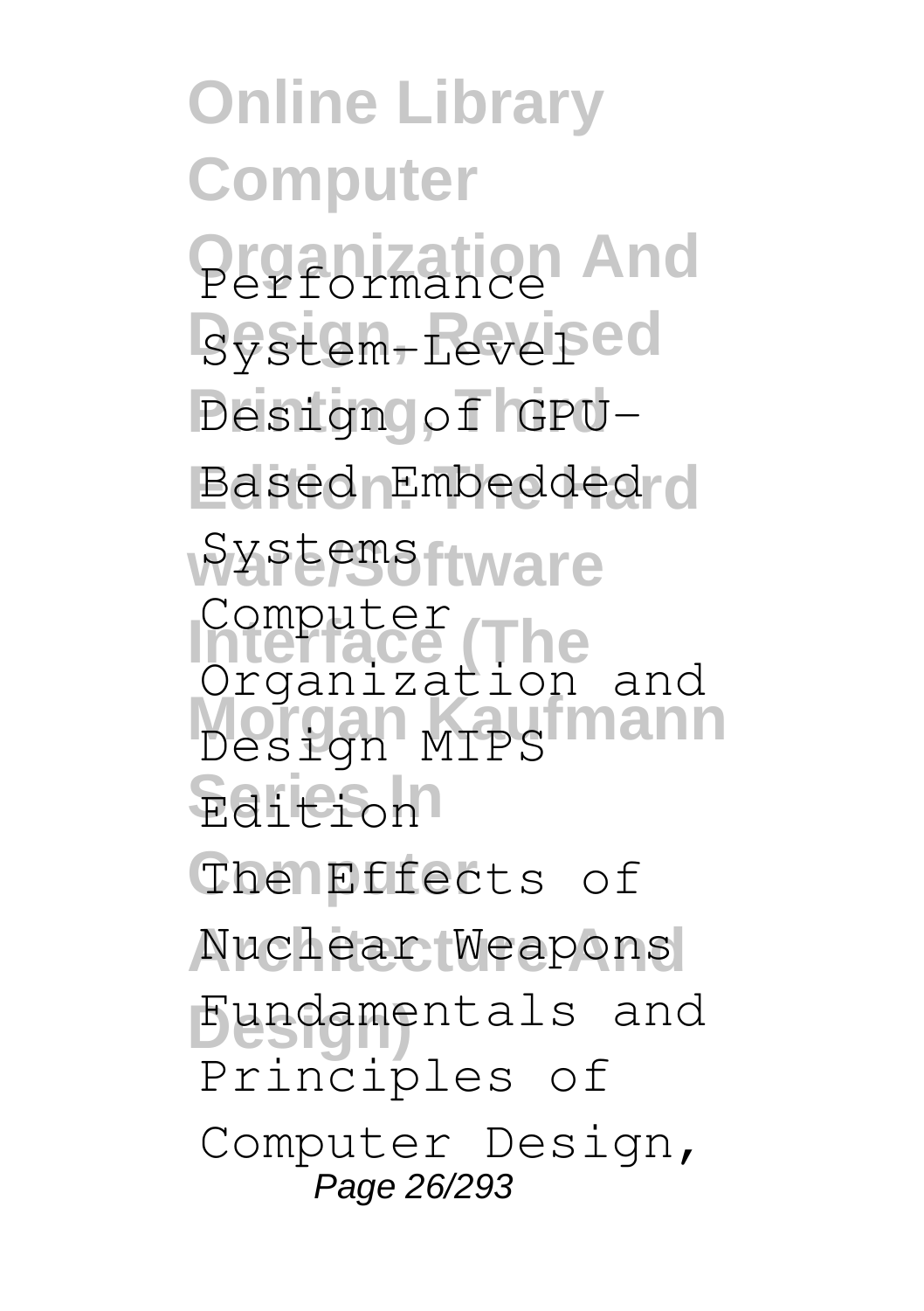Performance System-Level Design of GPU-Based Embedded Systems

Computer Organization and Design MIPS Edition

The Effects of Nuclear Weapons

Fundamentals and Principles of Computer Design,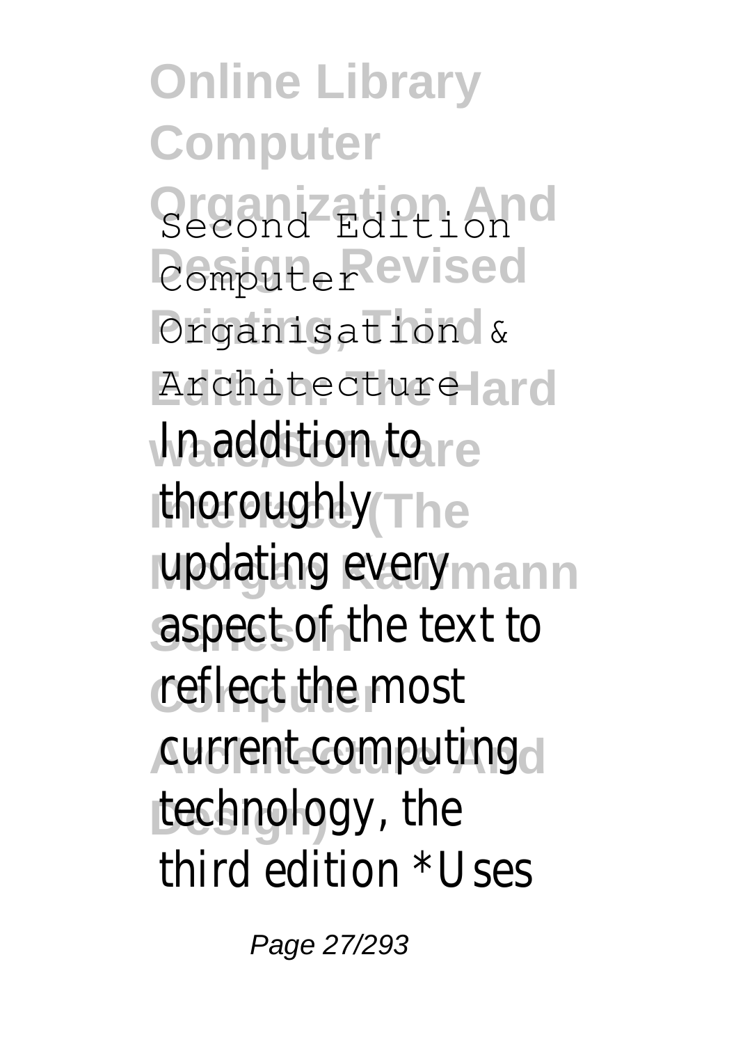Second Edition

Computer

Organisation &

Architecture

In addition to thoroughly updating every aspect of the text to reflect the most current computing technology, the third edition *Uses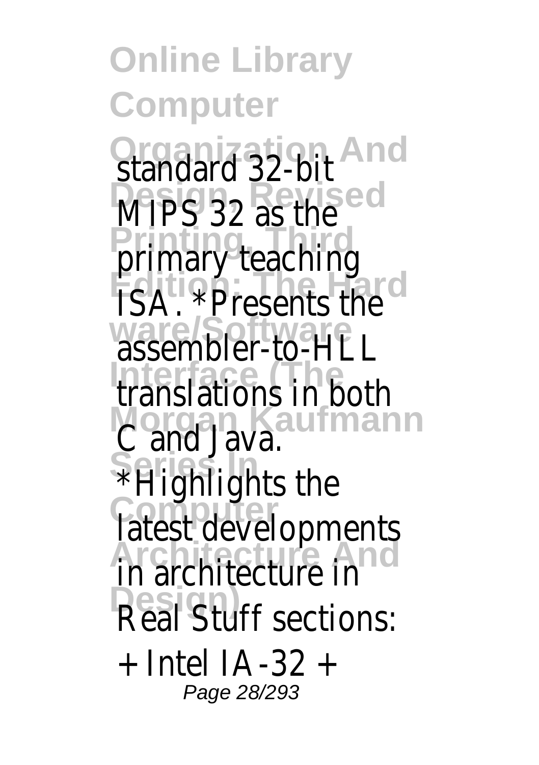standard 32-bit MIPS 32 as the primary teaching ISA. *Presents the assembler-to-HLL translations in both C and Java. *Highlights the latest developments in architecture in Real Stuff sections: + Intel IA-32 +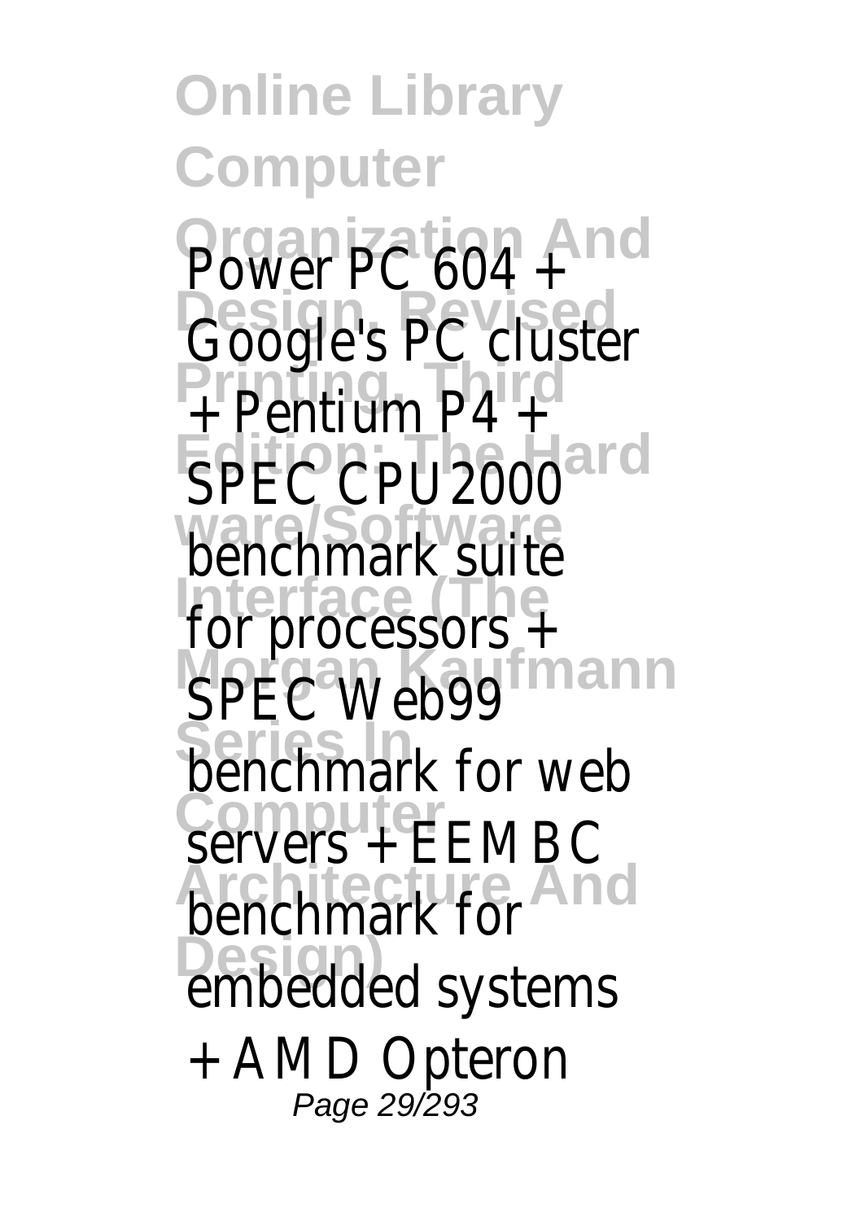Power PC 604 + Google's PC cluster + Pentium P4 + SPEC CPU2000 benchmark suite for processors + SPEC Web99 benchmark for web servers + EEMBC benchmark for embedded systems + AMD Opteron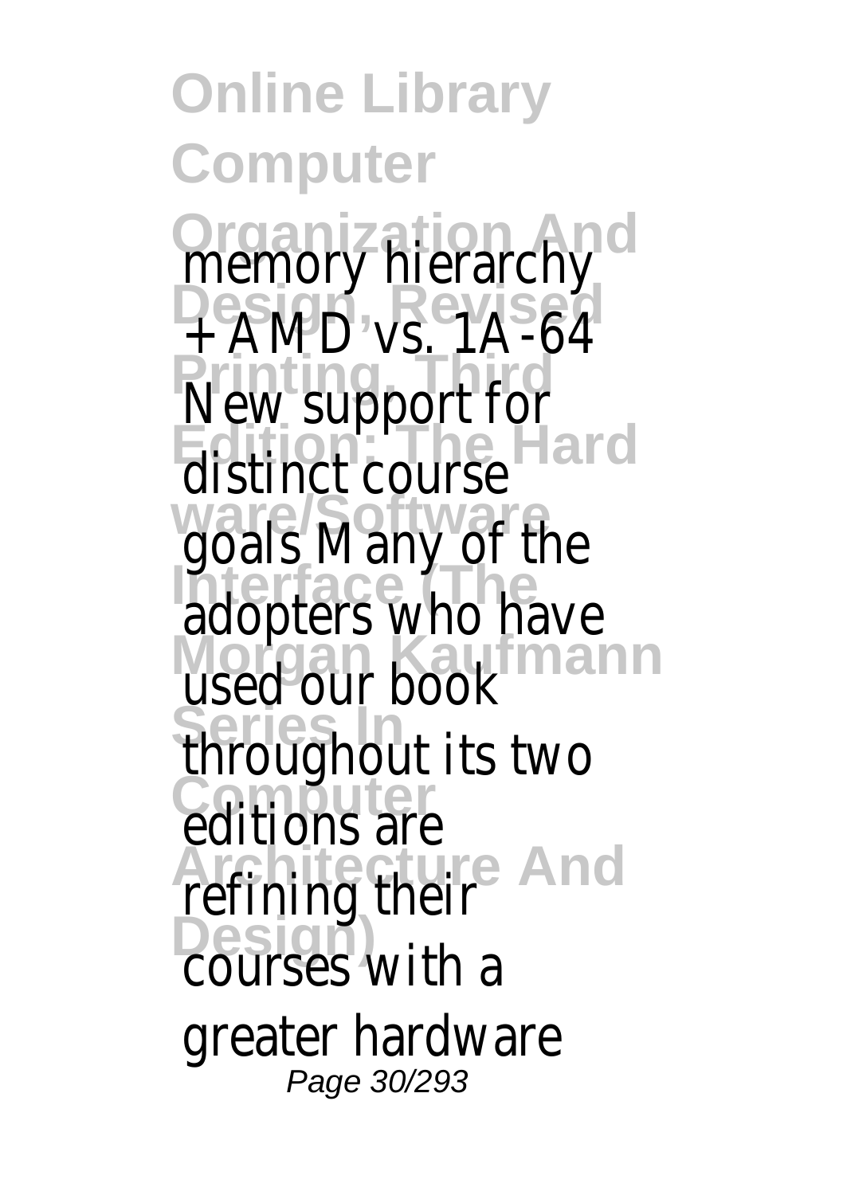memory hierarchy + AMD vs. 1A-64 New support for distinct course goals Many of the adopters who have used our book throughout its two editions are refining their courses with a greater hardware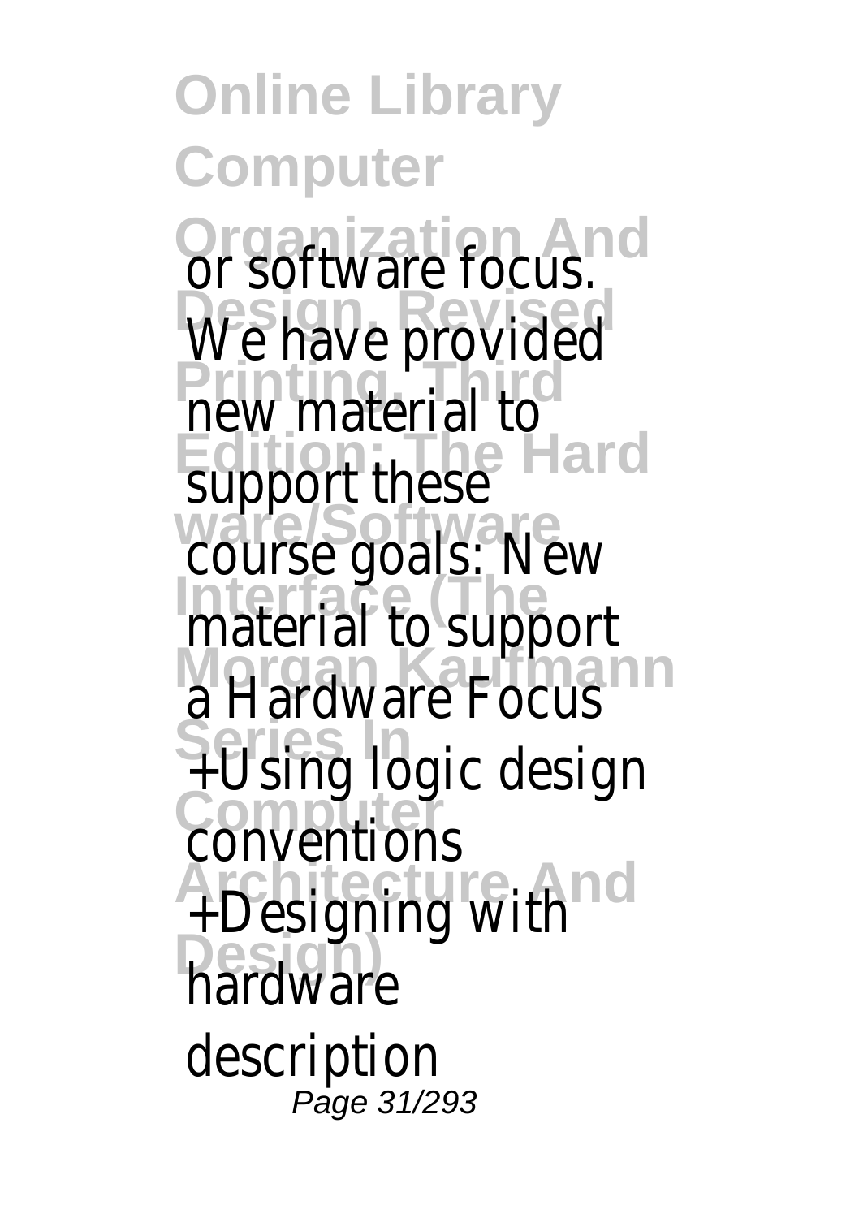or software focus. We have provided new material to support these course goals: New material to support a Hardware Focus
+Using logic design conventions
+Designing with hardware description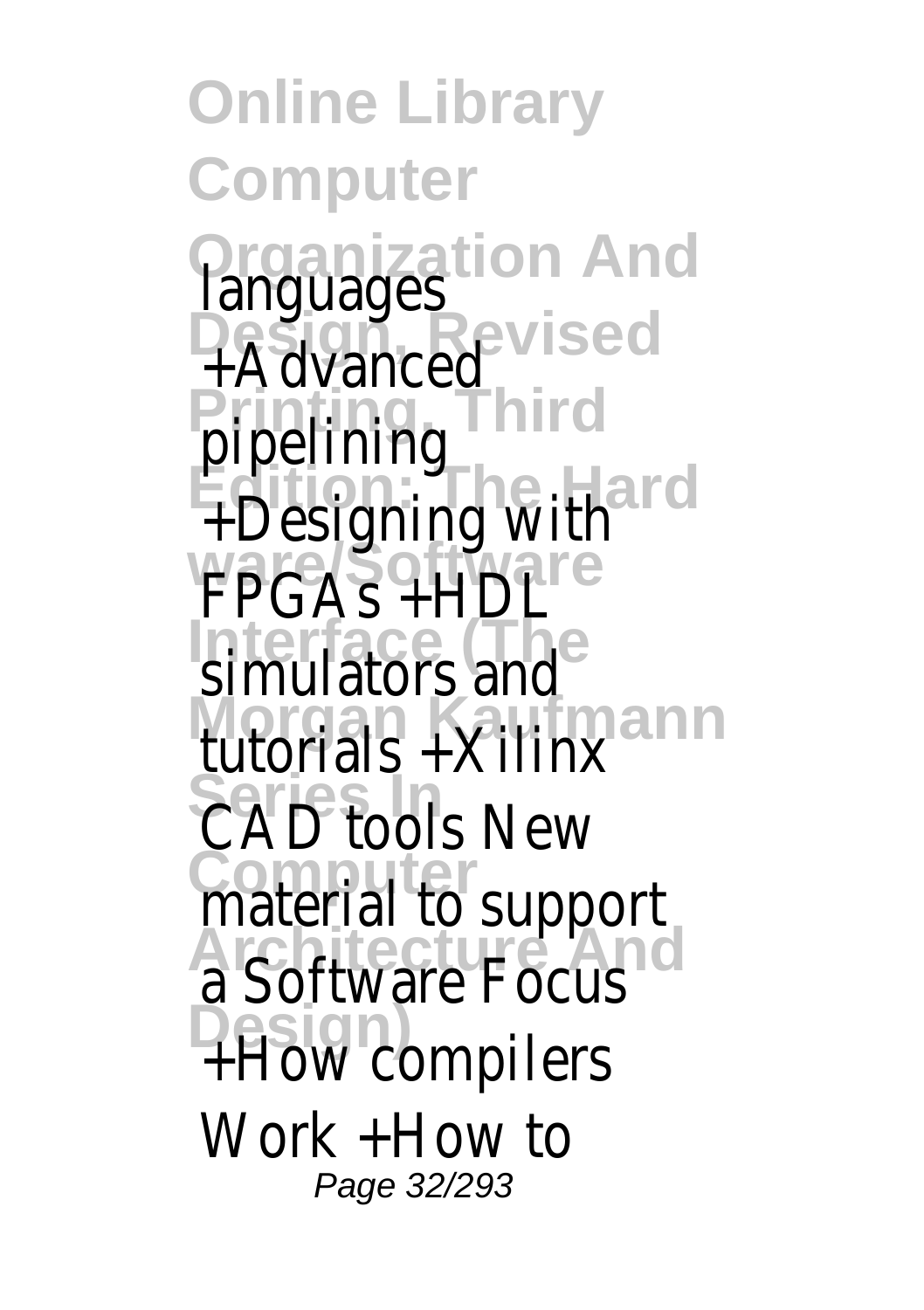languages +Advanced pipelining +Designing with FPGAs +HDL simulators and tutorials +Xilinx CAD tools New material to support a Software Focus +How compilers Work +How to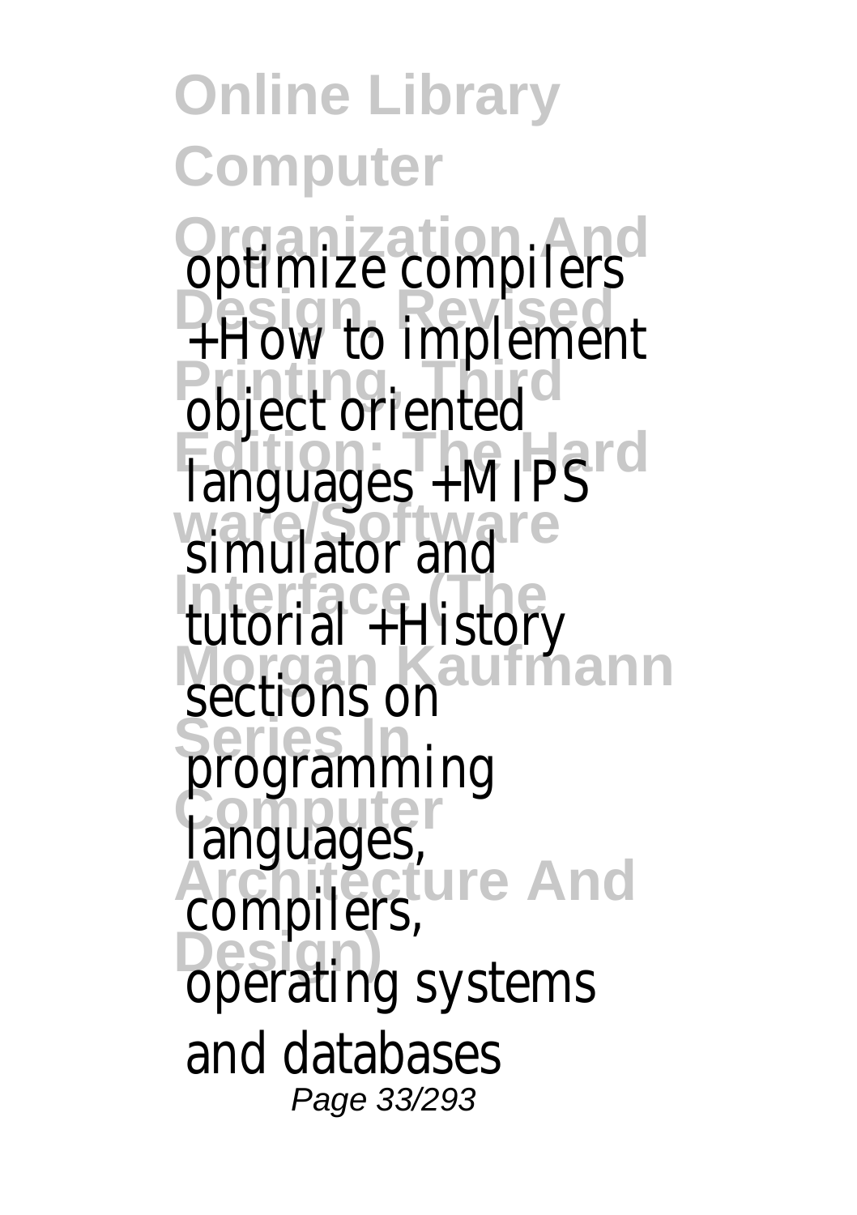optimize compilers +How to implement object oriented languages +MIPS simulator and tutorial +History sections on programming languages, compilers, operating systems and databases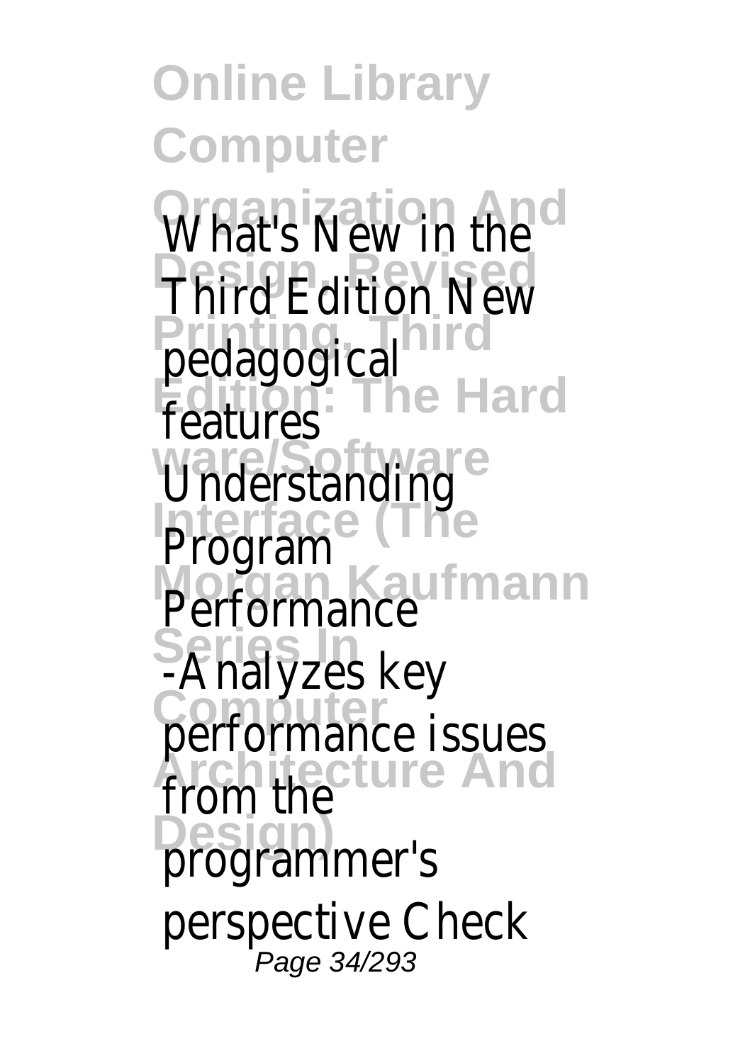What's New in the Third Edition New pedagogical features Understanding Program Performance -Analyzes key performance issues from the programmer's perspective Check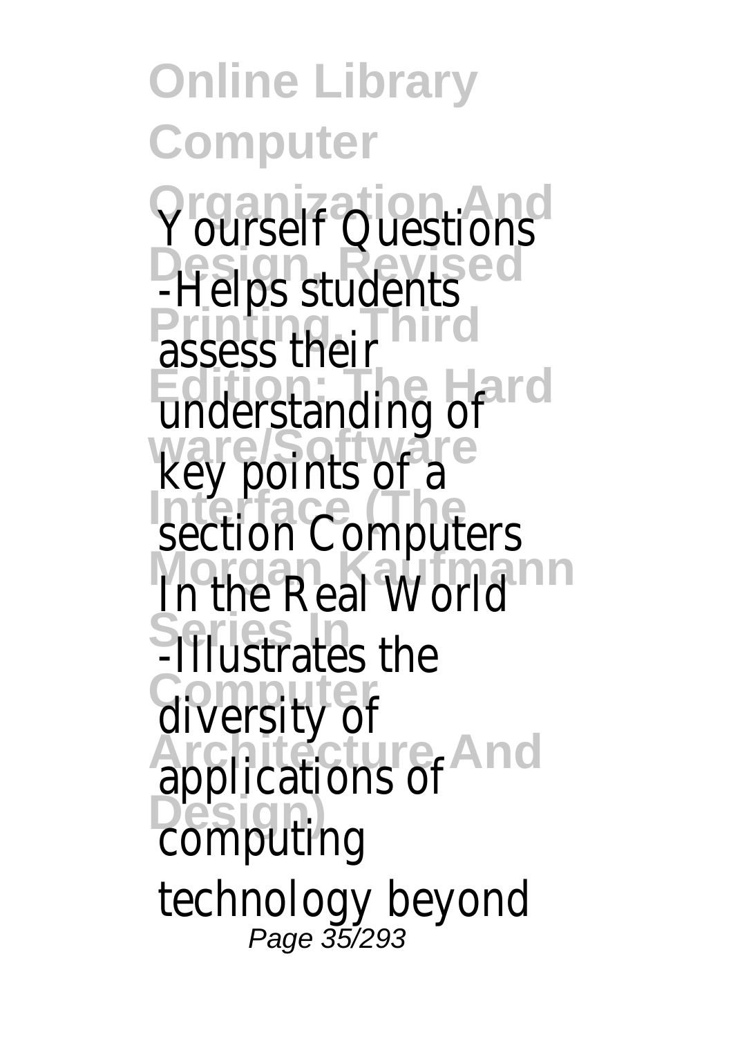Yourself Questions -Helps students assess their understanding of key points of a section Computers In the Real World -Illustrates the diversity of applications of computing technology beyond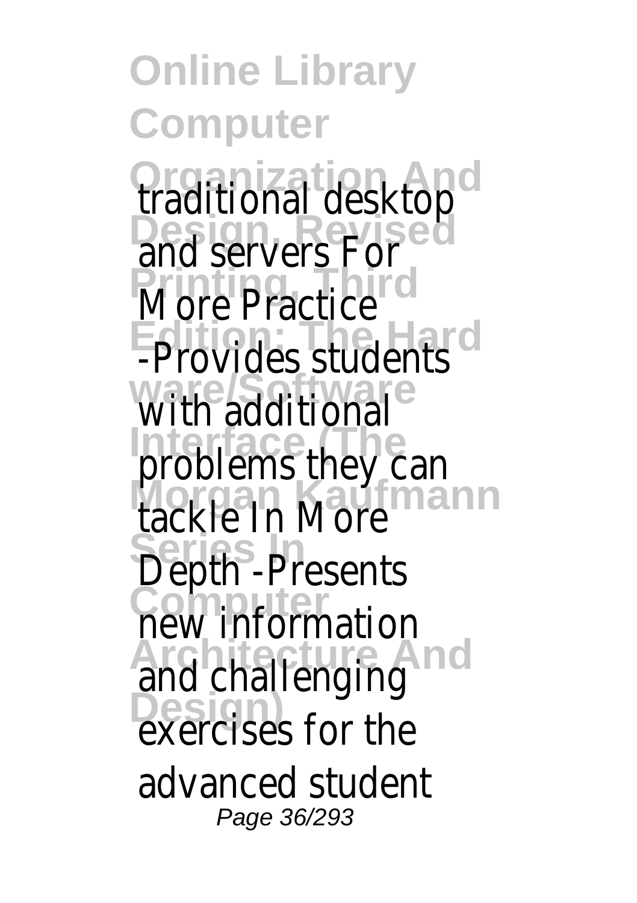traditional desktop and servers For More Practice -Provides students with additional problems they can tackle In More Depth -Presents new information and challenging exercises for the advanced student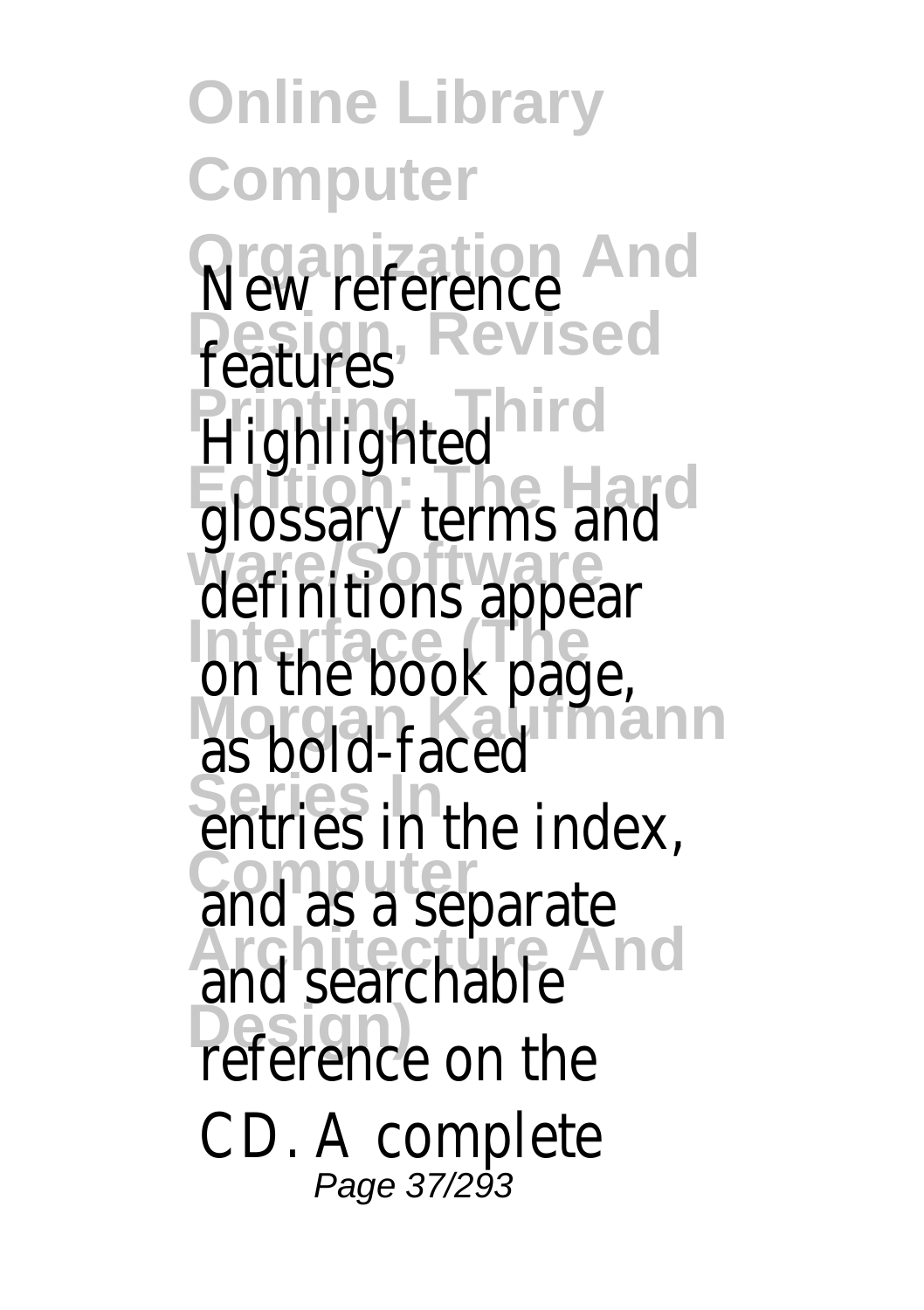New reference features' Highlighted glossary terms and definitions appear on the book page, as bold-faced entries in the index, and as a separate and searchable reference on the CD. A complete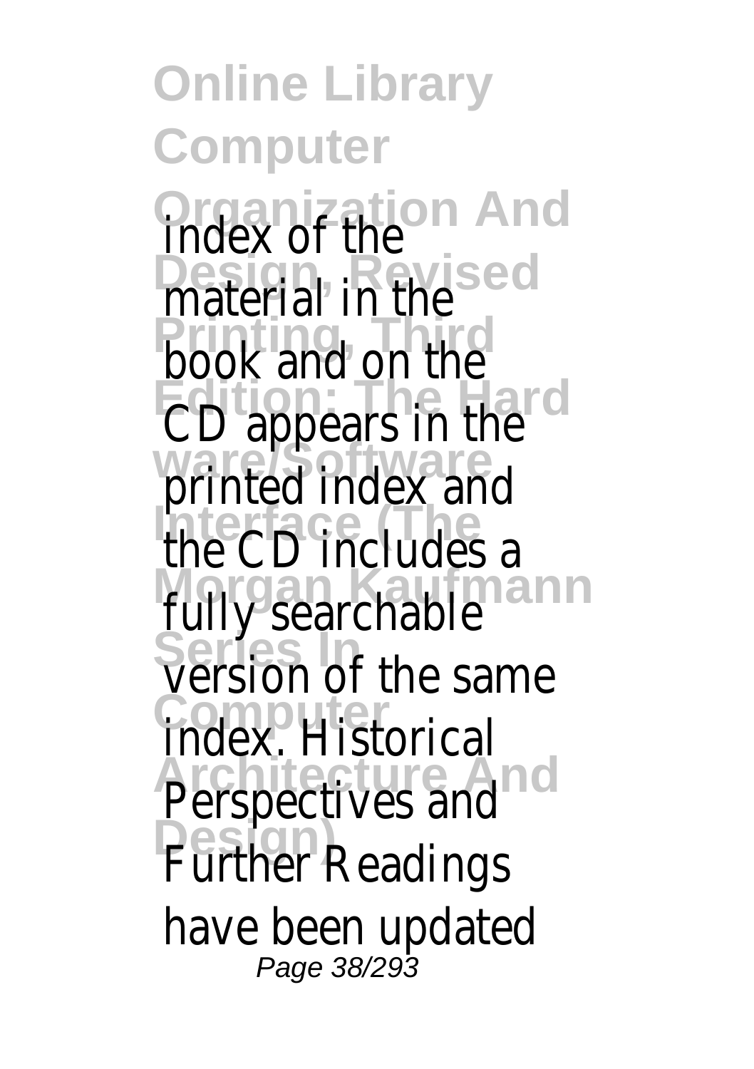index of the material in the book and on the CD appears in the printed index and the CD includes a fully searchable version of the same index. Historical Perspectives and Further Readings have been updated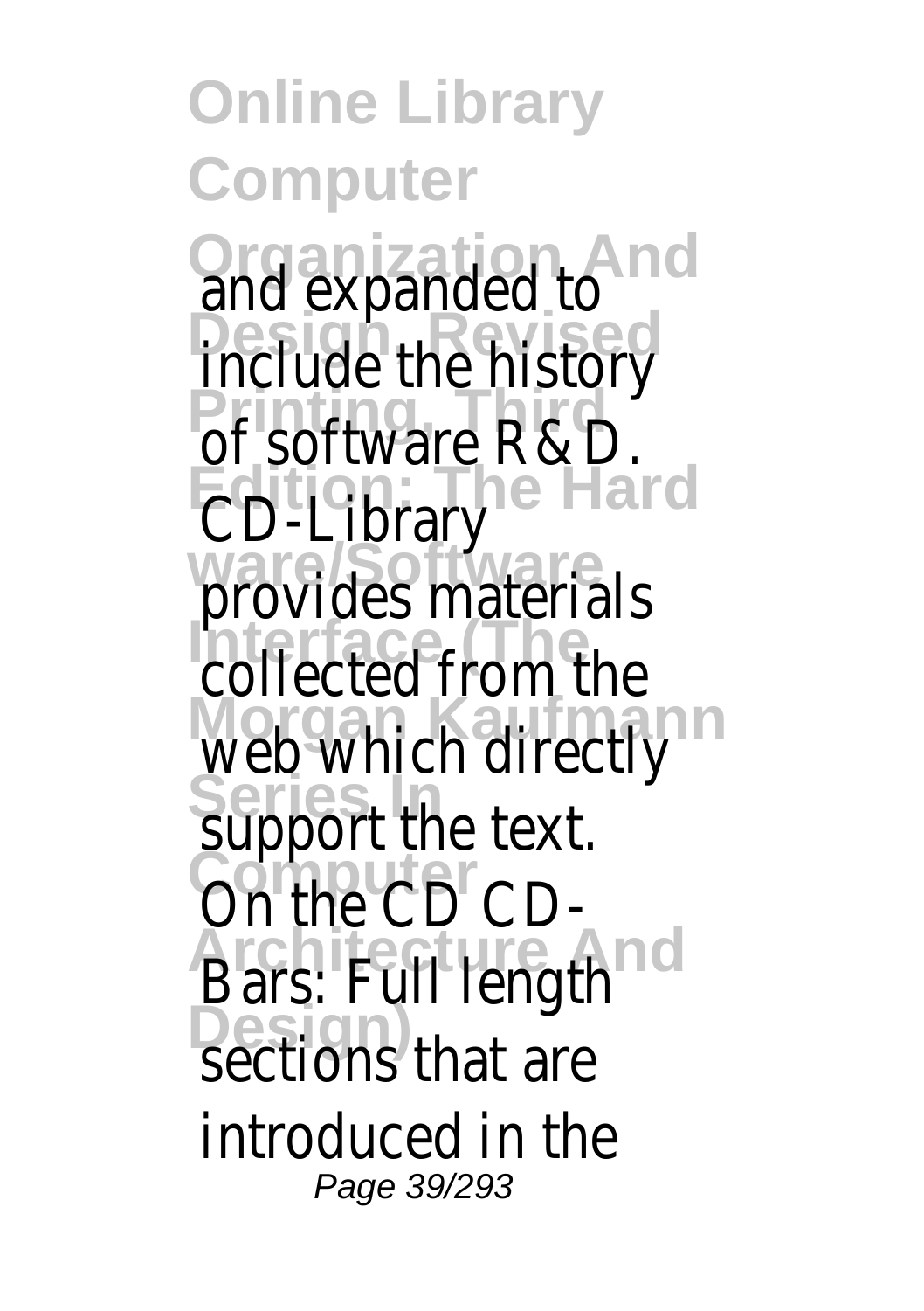and expanded to include the history of software R&D. CD-Library provides materials collected from the web which directly support the text. On the CD CD-Bars: Full length sections that are introduced in the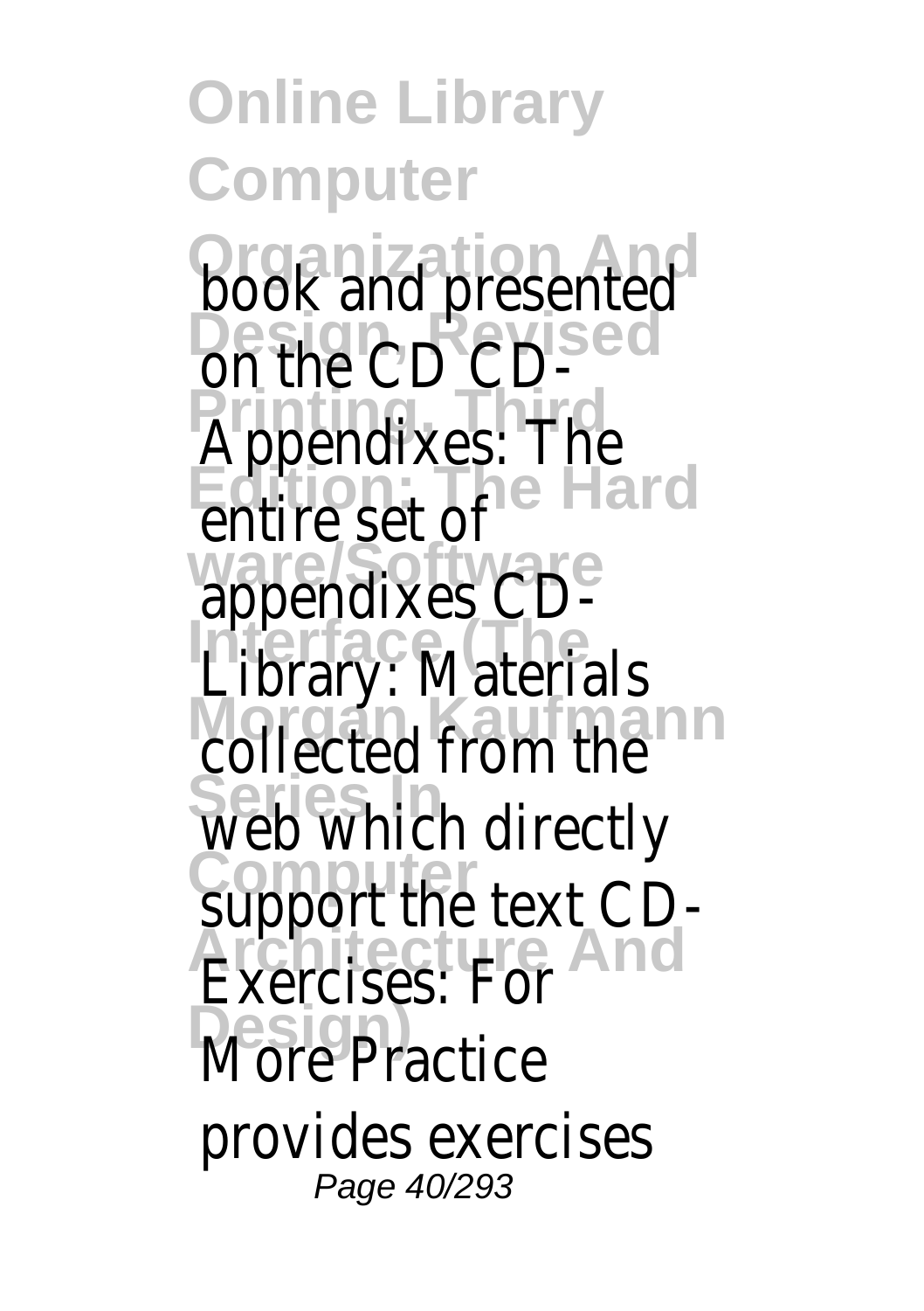book and presented on the CD CD-Appendixes: The entire set of appendixes CD-Library: Materials collected from the web which directly support the text CD-Exercises: For More Practice provides exercises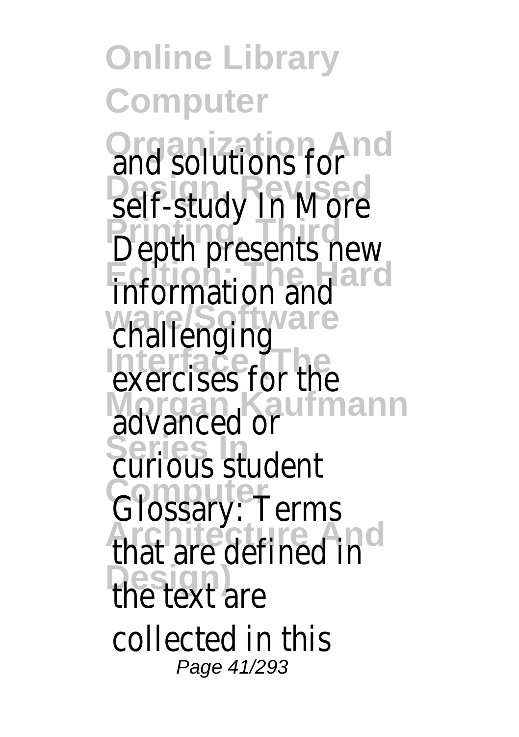and solutions for self-study In More Depth presents new information and challenging exercises for the advanced or curious student Glossary: Terms that are defined in the text are collected in this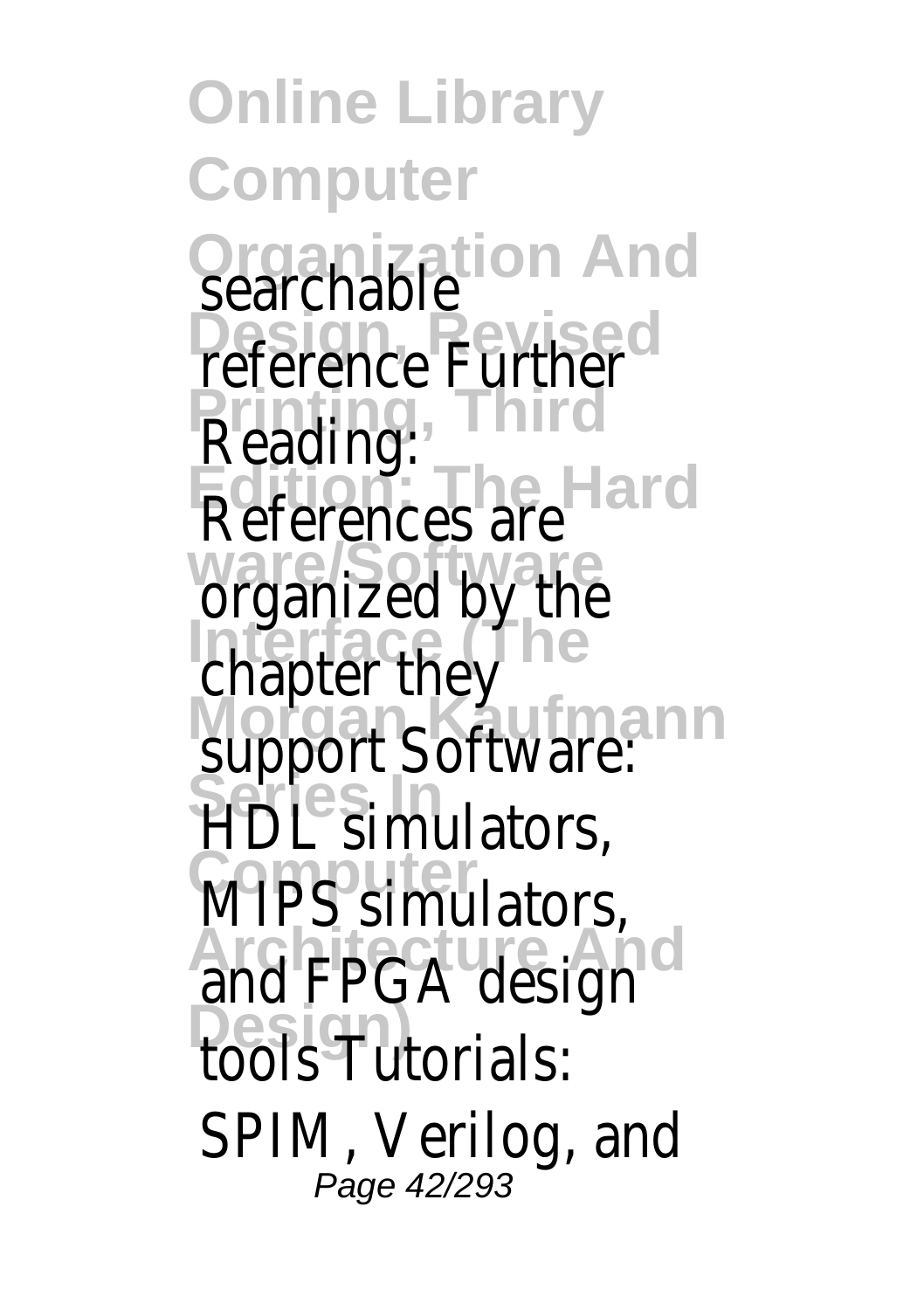searchable reference Further Reading: References are organized by the chapter they support Software: HDL simulators, MIPS simulators, and FPGA design tools Tutorials: SPIM, Verilog, and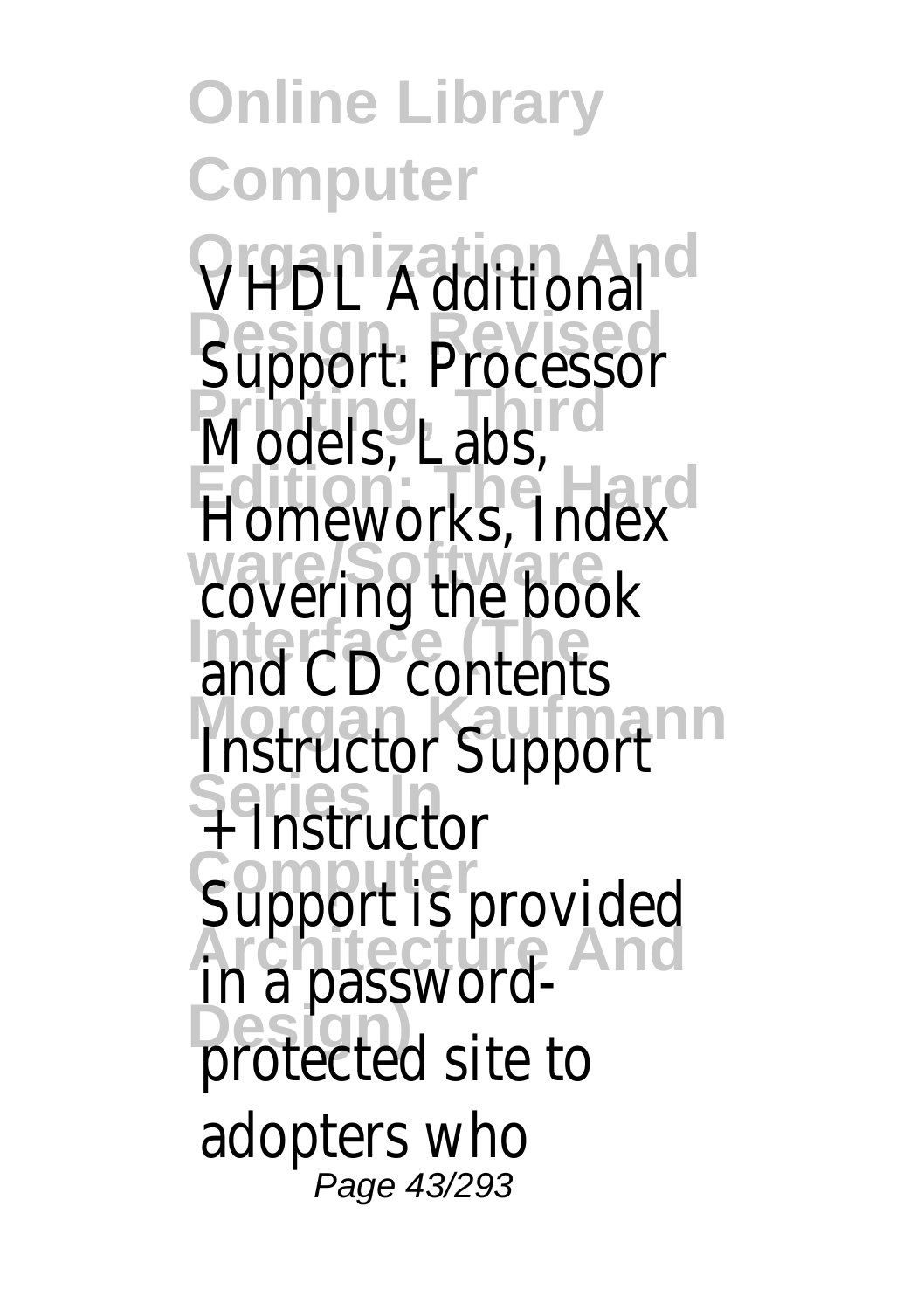VHDL Additional Support: Processor Models, Labs, Homeworks, Index covering the book and CD contents Instructor Support + Instructor Support is provided in a password-protected site to adopters who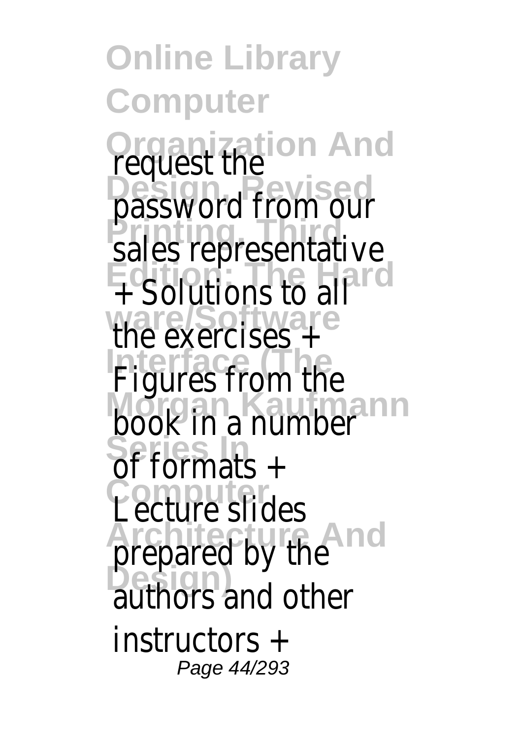request the password from our sales representative + Solutions to all the exercises + Figures from the book in a number of formats + Lecture slides prepared by the authors and other instructors +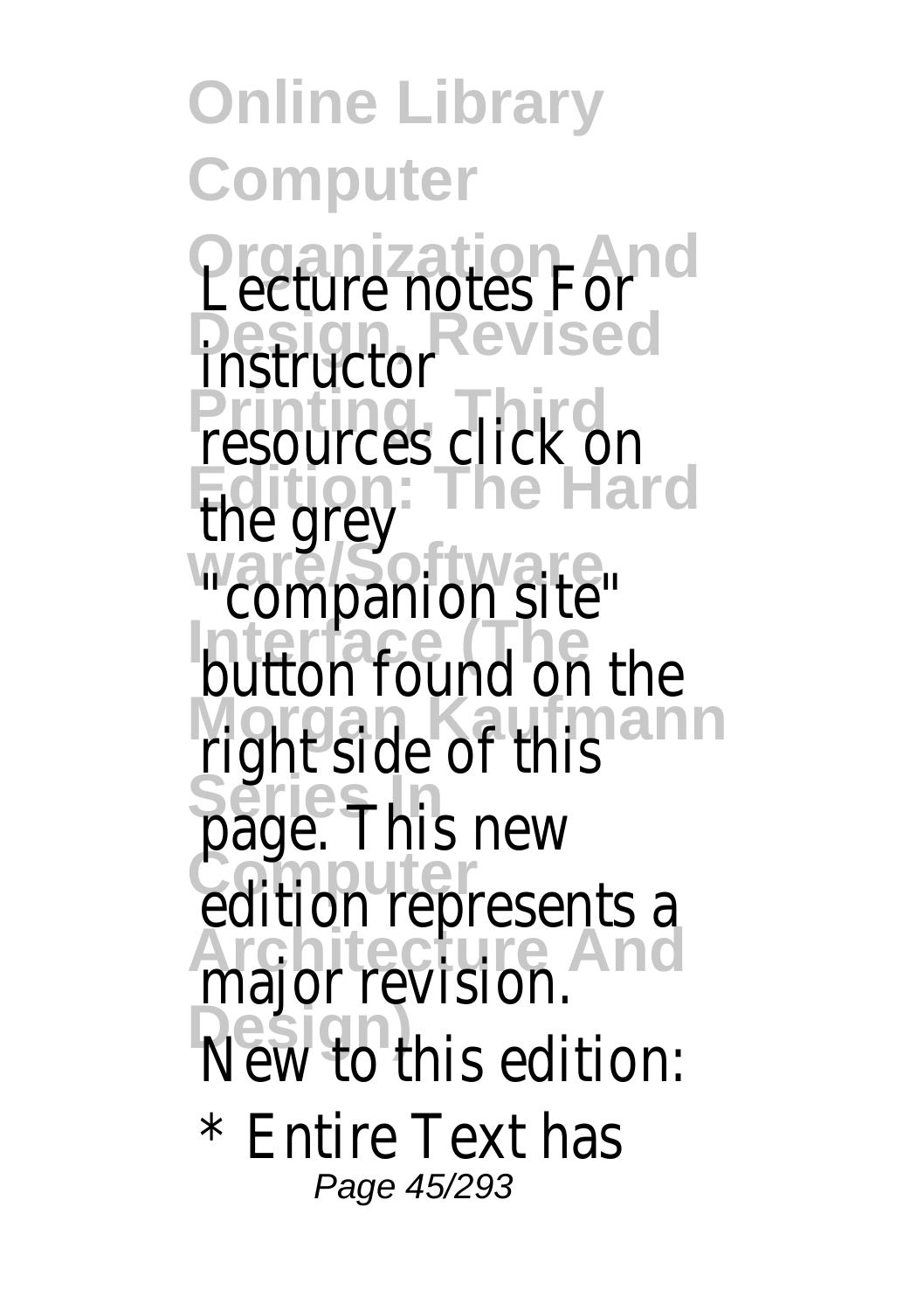Lecture notes For instructor resources click on the grey "companion site" button found on the right side of this page. This new edition represents a major revision. New to this edition: * Entire Text has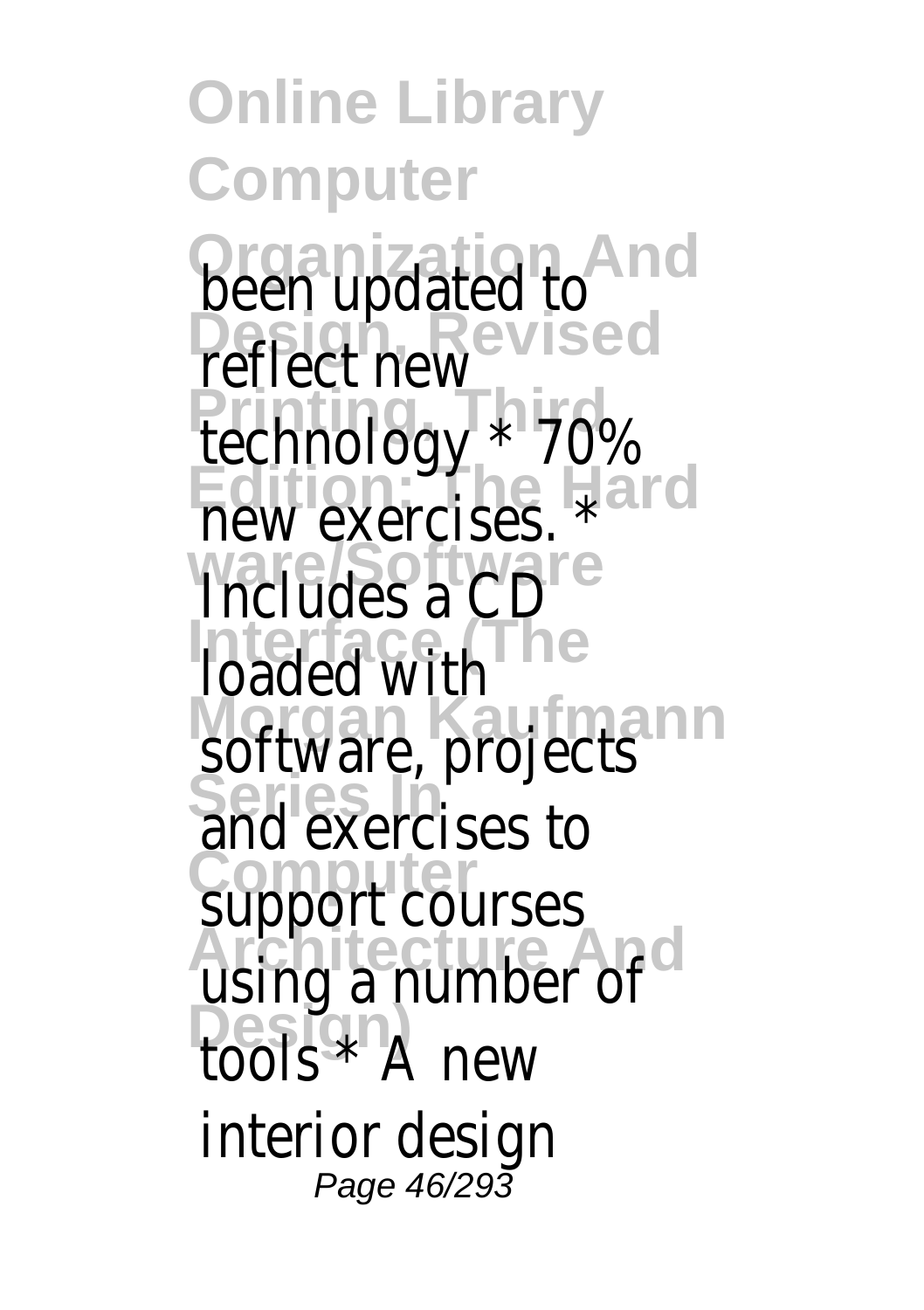been updated to reflect new technology * 70% new exercises. * Includes a CD loaded with software, projects and exercises to support courses using a number of tools * A new interior design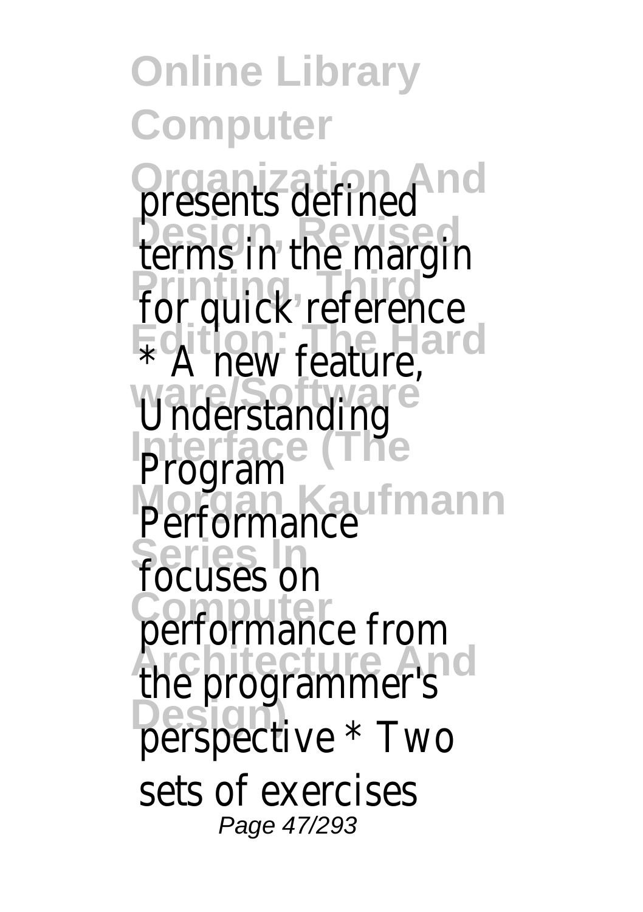presents defined terms in the margin for quick reference * A new feature, Understanding Program Performance focuses on performance from the programmer's perspective * Two sets of exercises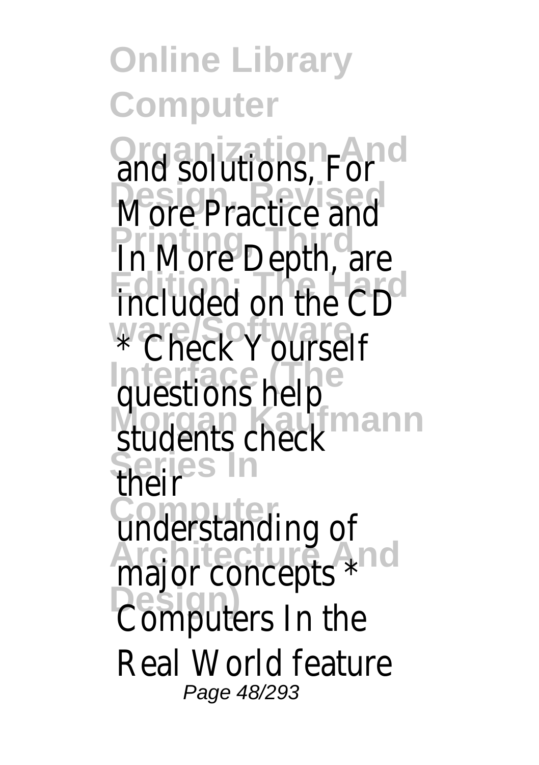and solutions, For More Practice and In More Depth, are included on the CD * Check Yourself questions help students check their understanding of major concepts * Computers In the Real World feature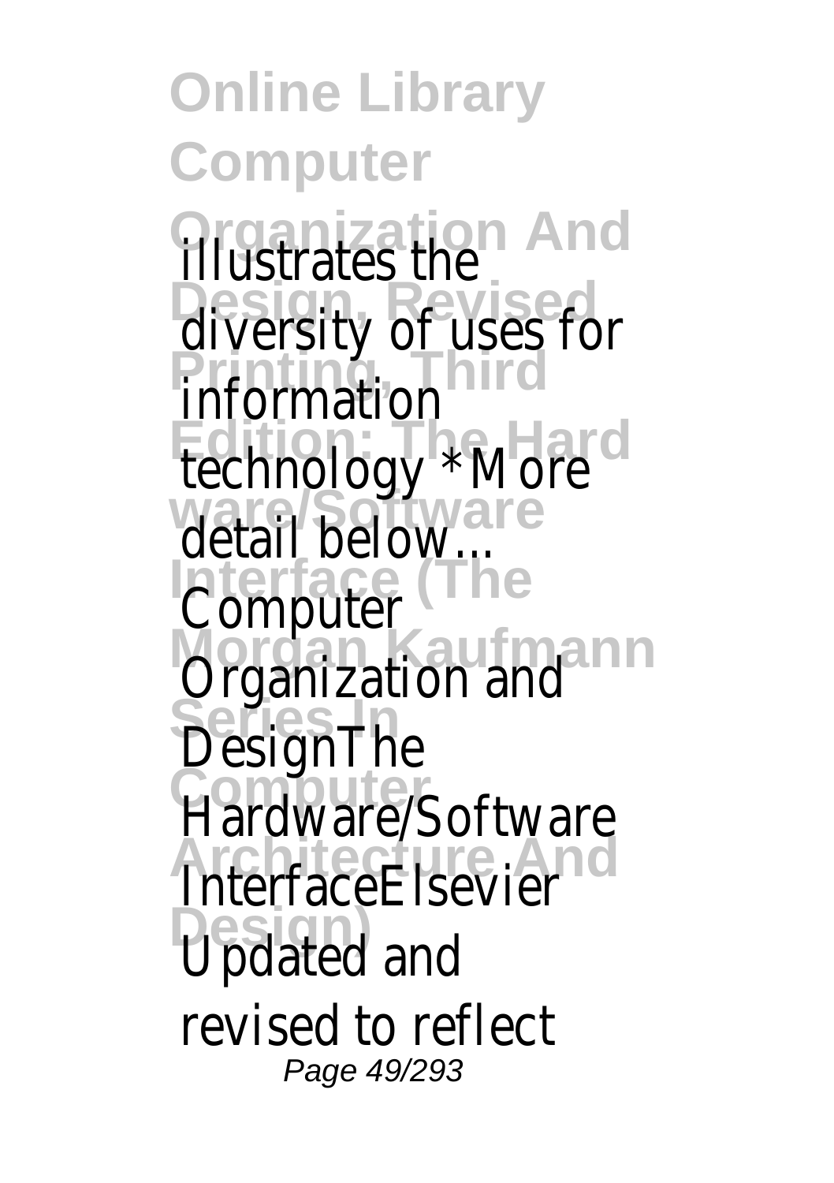illustrates the diversity of uses for information technology *More detail below... Computer Organization and DesignThe Hardware/Software InterfaceElsevier Updated and revised to reflect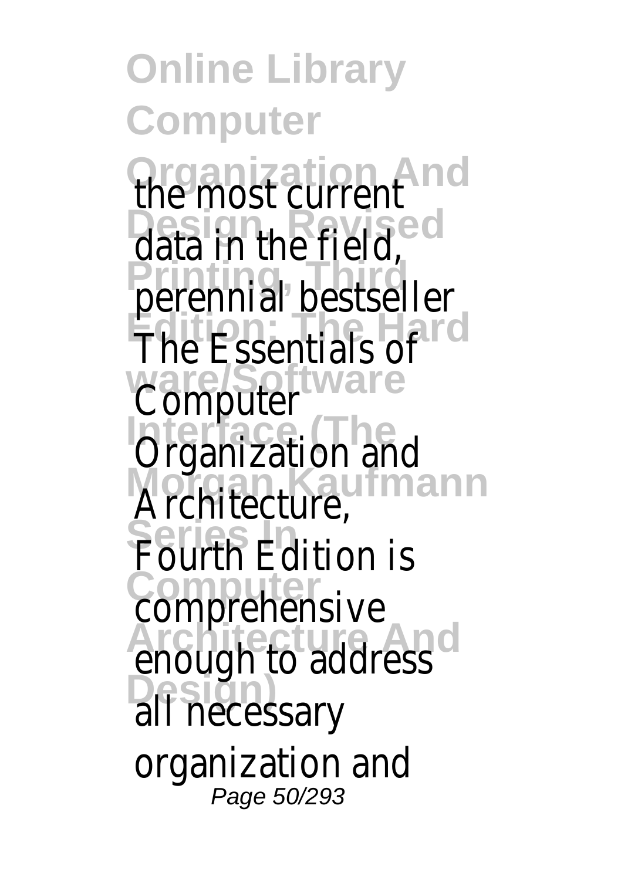the most current data in the field, perennial bestseller The Essentials of Computer Organization and Architecture, Fourth Edition is comprehensive enough to address all necessary organization and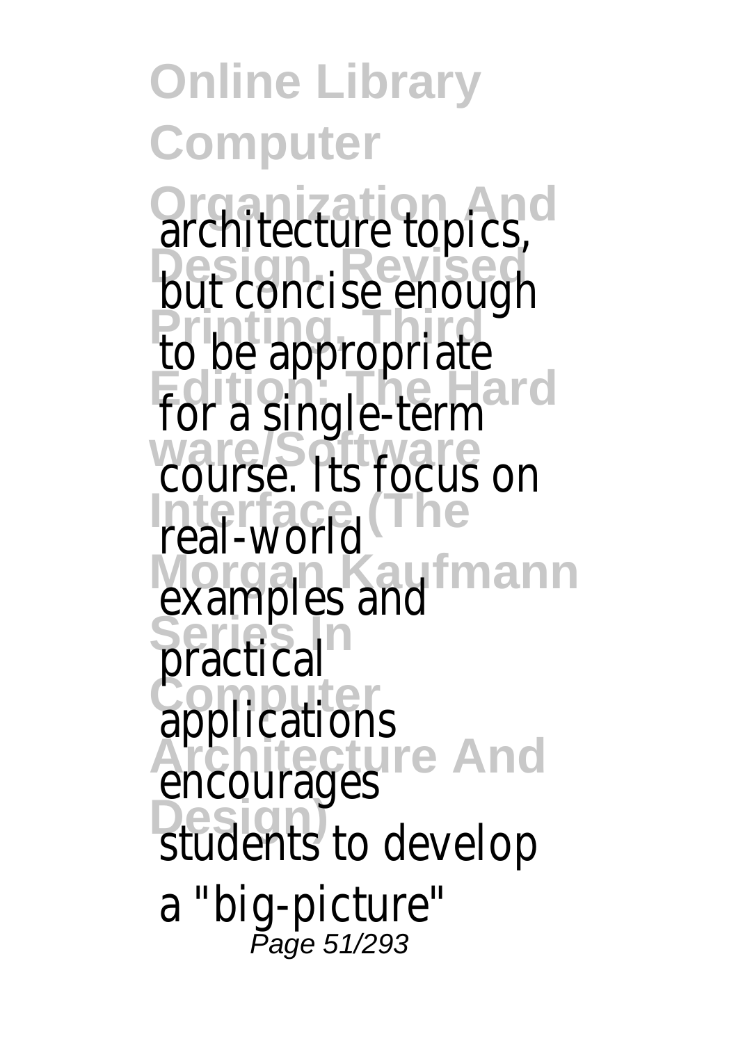architecture topics, but concise enough to be appropriate for a single-term course. Its focus on real-world examples and practical applications encourages students to develop a "big-picture"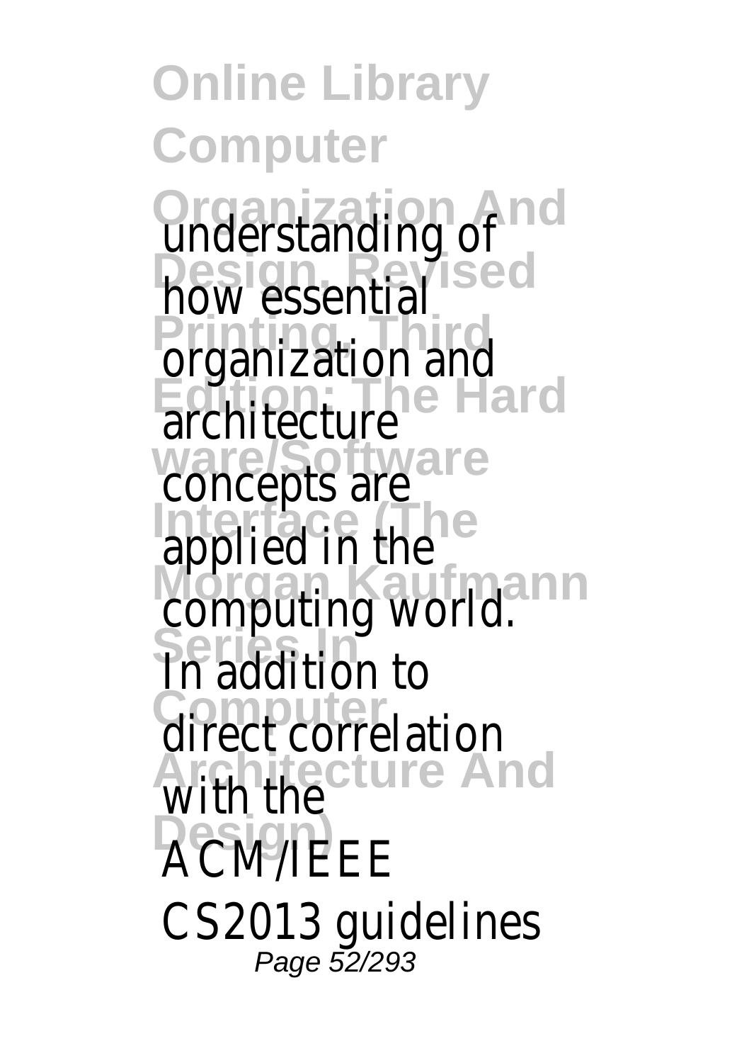understanding of how essential organization and architecture concepts are applied in the computing world. In addition to direct correlation with the ACM/IEEE CS2013 guidelines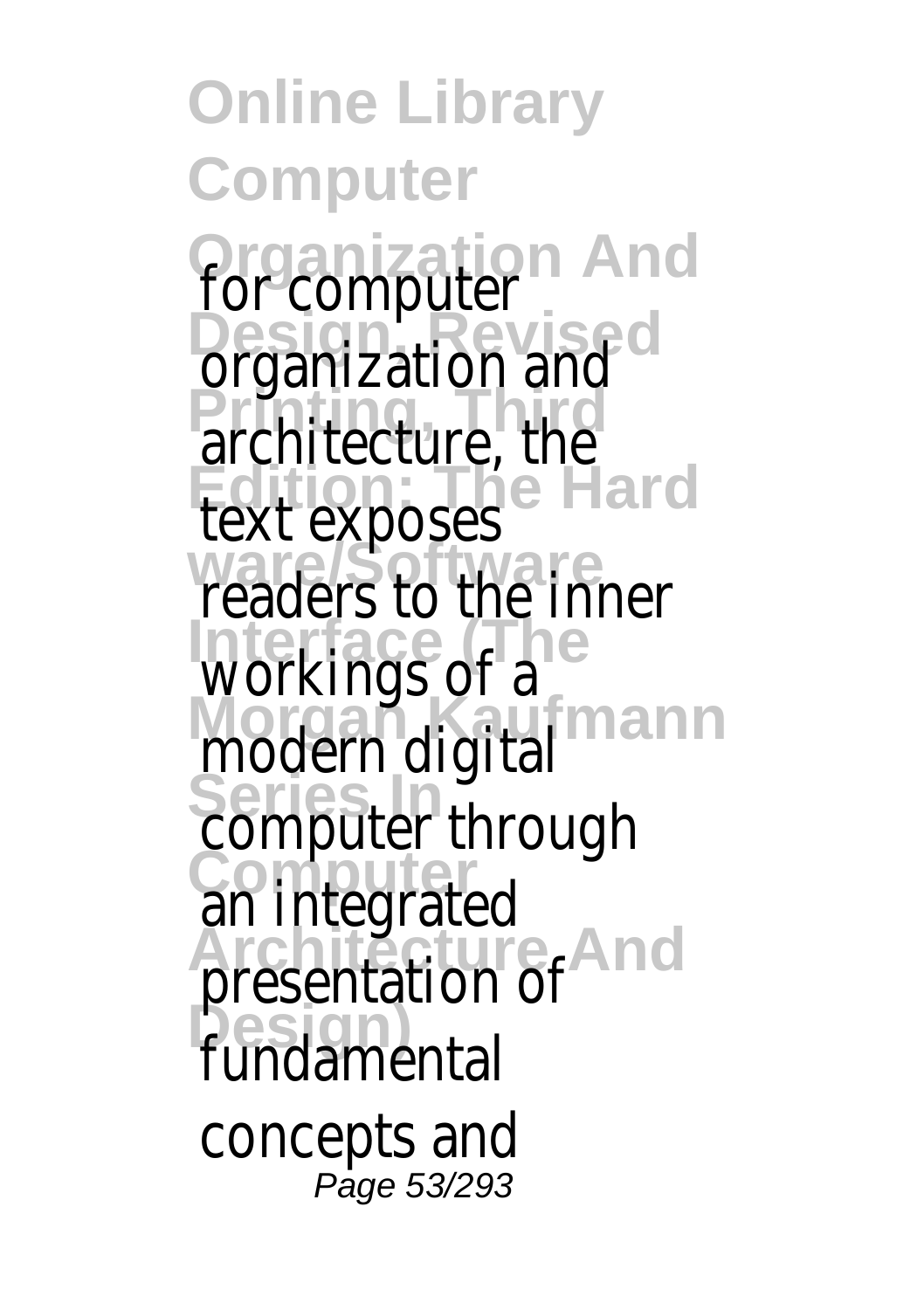for computer organization and architecture, the text exposes readers to the inner workings of a modern digital computer through an integrated presentation of fundamental concepts and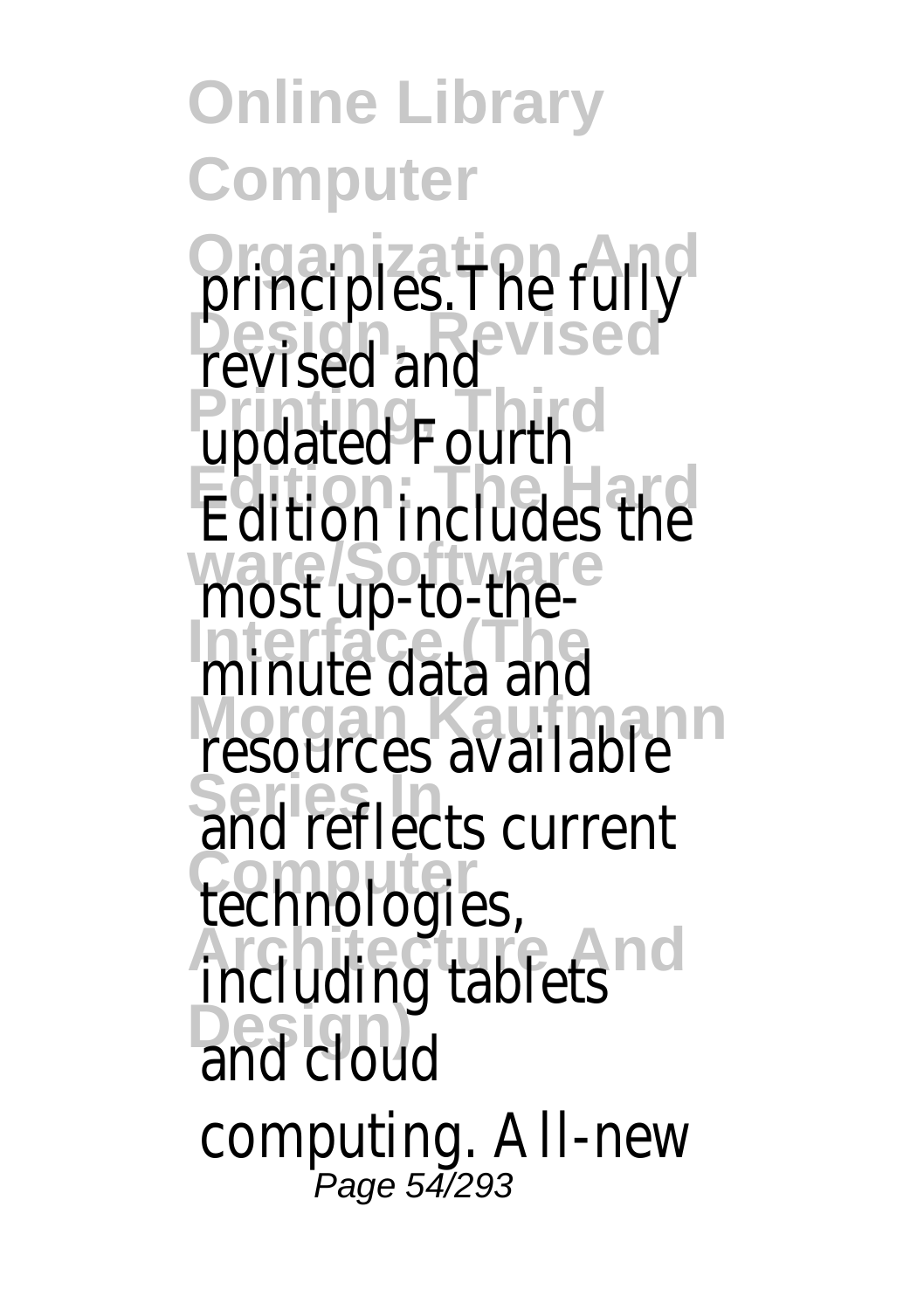principles.The fully revised and updated Fourth Edition includes the most up-to-the-minute data and resources available and reflects current technologies, including tablets and cloud computing. All-new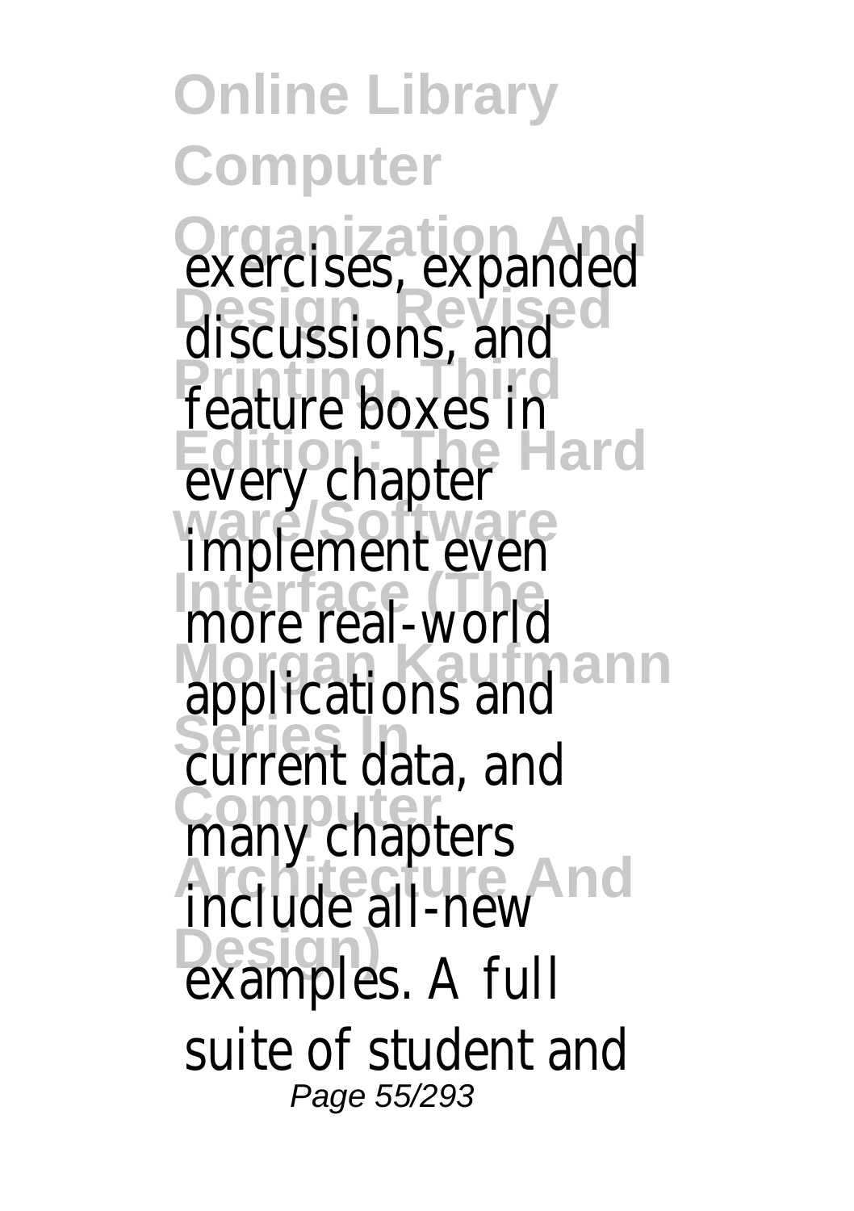exercises, expanded discussions, and feature boxes in every chapter implement even more real-world applications and current data, and many chapters include all-new examples. A full suite of student and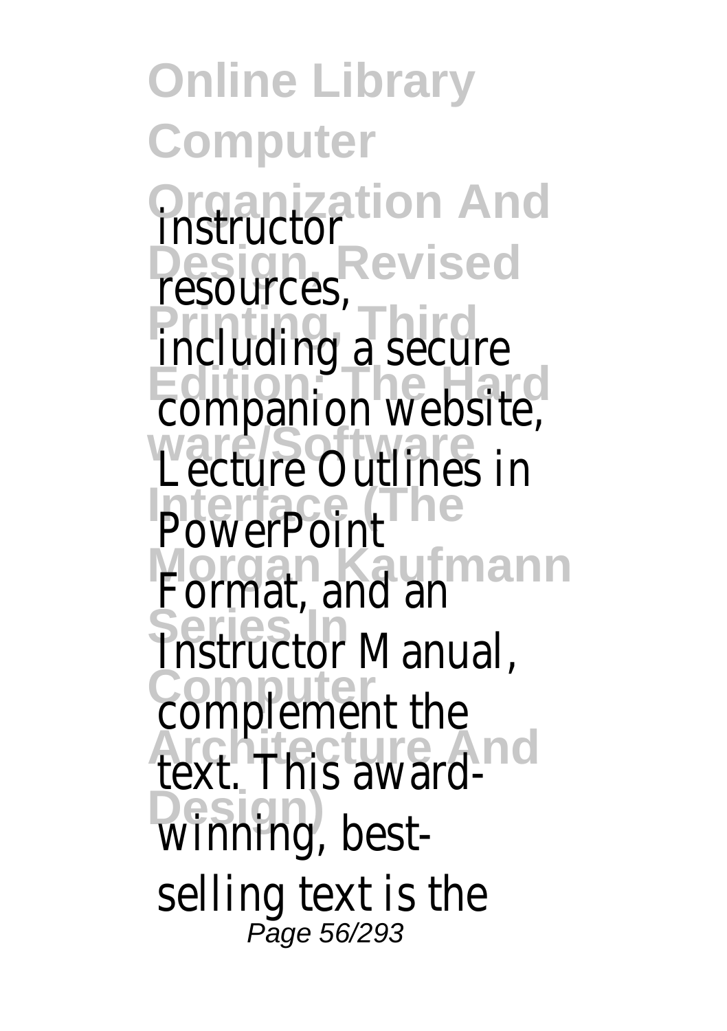instructor resources, including a secure companion website, Lecture Outlines in PowerPoint Format, and an Instructor Manual, complement the text. This award-winning, best-selling text is the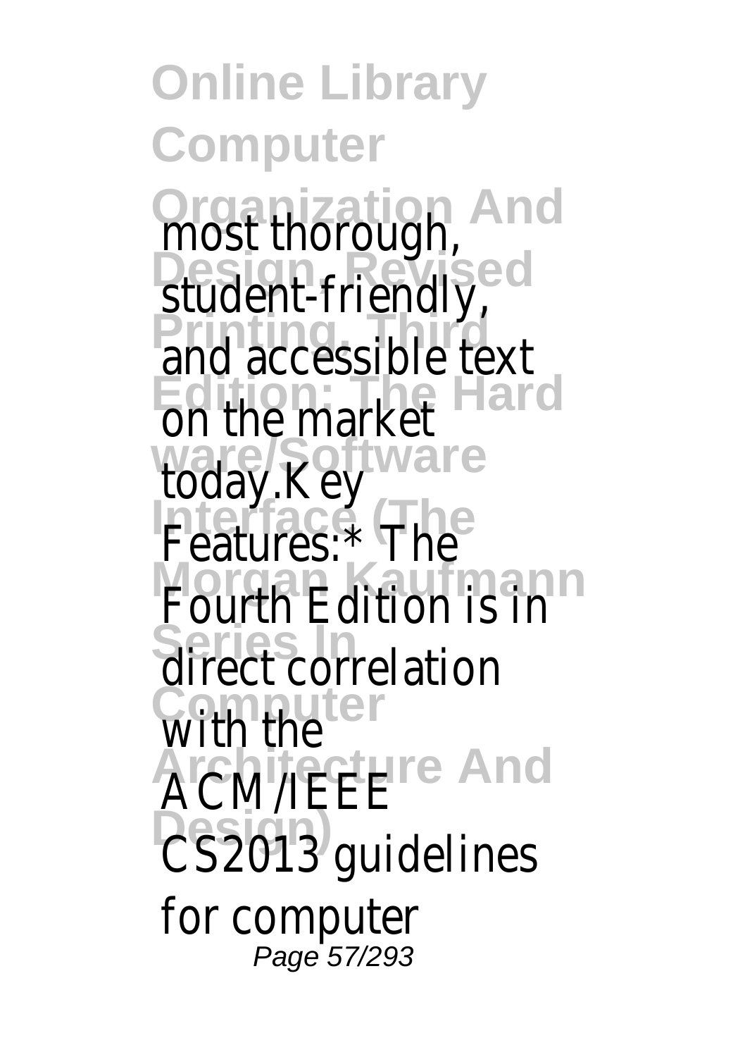most thorough, student-friendly, and accessible text on the market today.Key Features:* The Fourth Edition is in direct correlation with the ACM/IEEE CS2013 guidelines for computer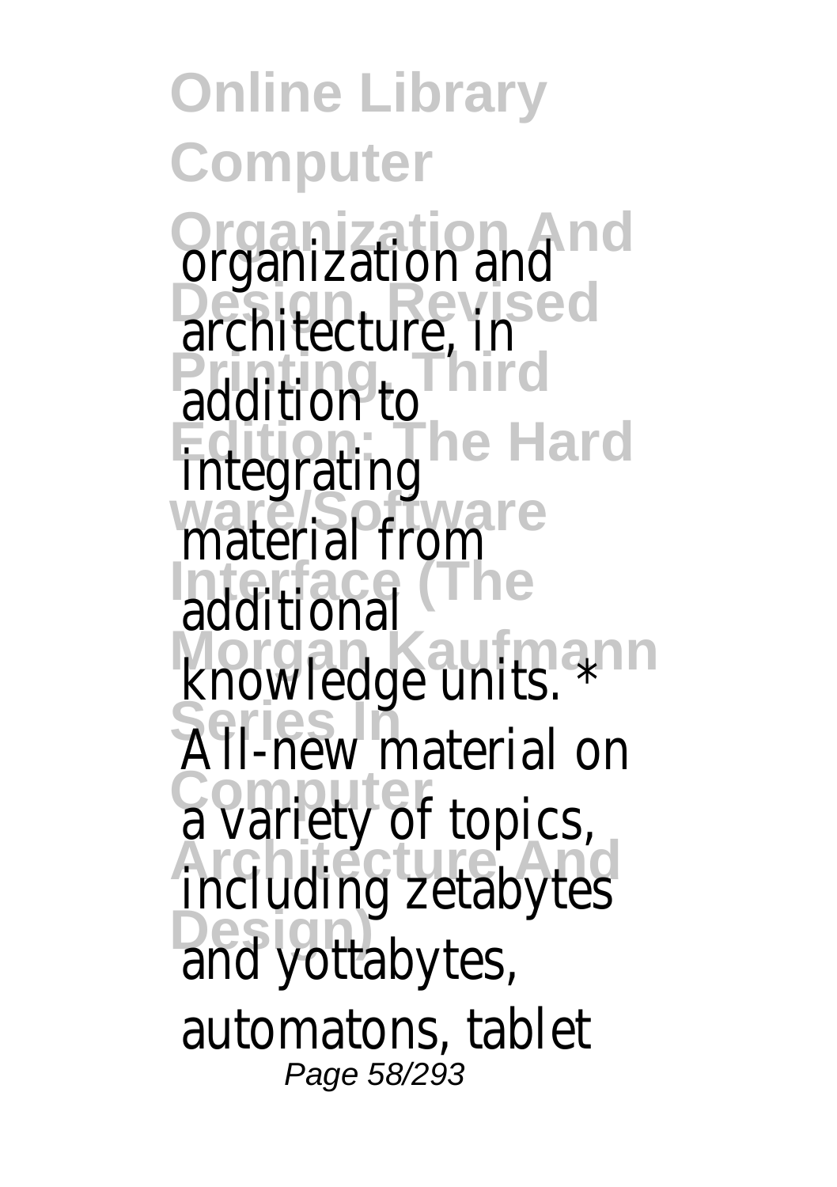organization and architecture, in addition to integrating material from additional knowledge units. * All-new material on a variety of topics, including zetabytes and yottabytes, automatons, tablet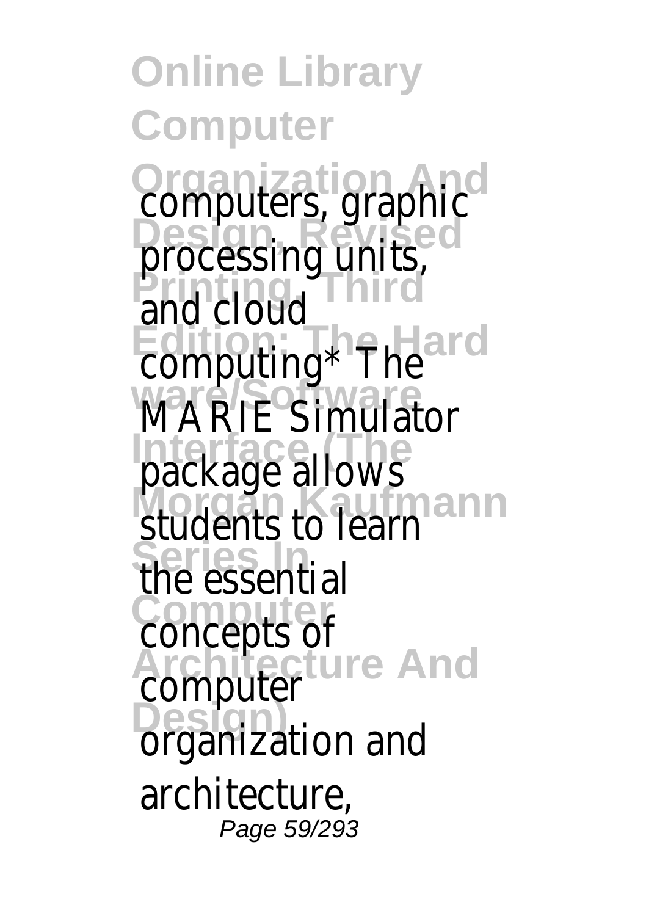computers, graphic processing units, and cloud computing* The MARIE Simulator package allows students to learn the essential concepts of computer organization and architecture,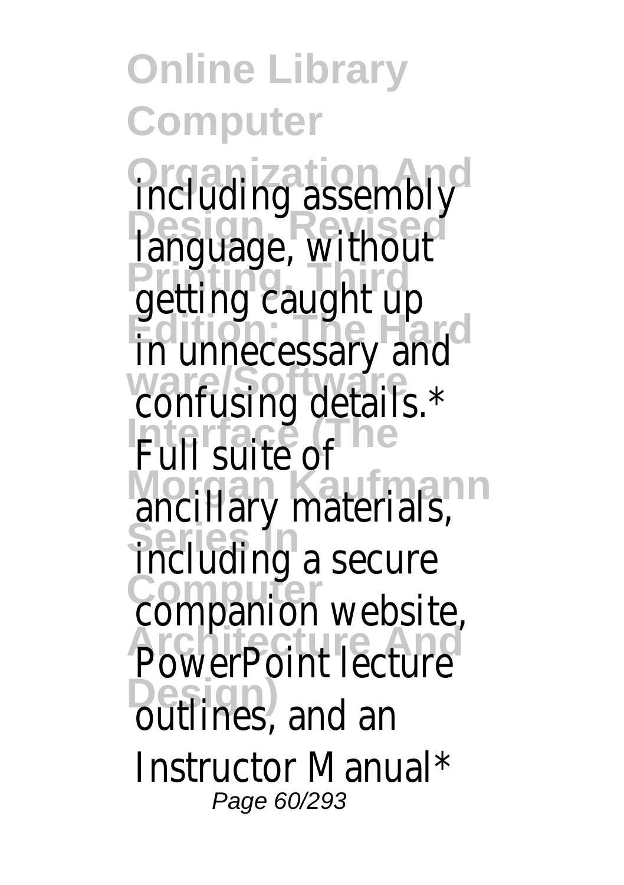including assembly language, without getting caught up in unnecessary and confusing details.* Full suite of ancillary materials, including a secure companion website, PowerPoint lecture outlines, and an Instructor Manual*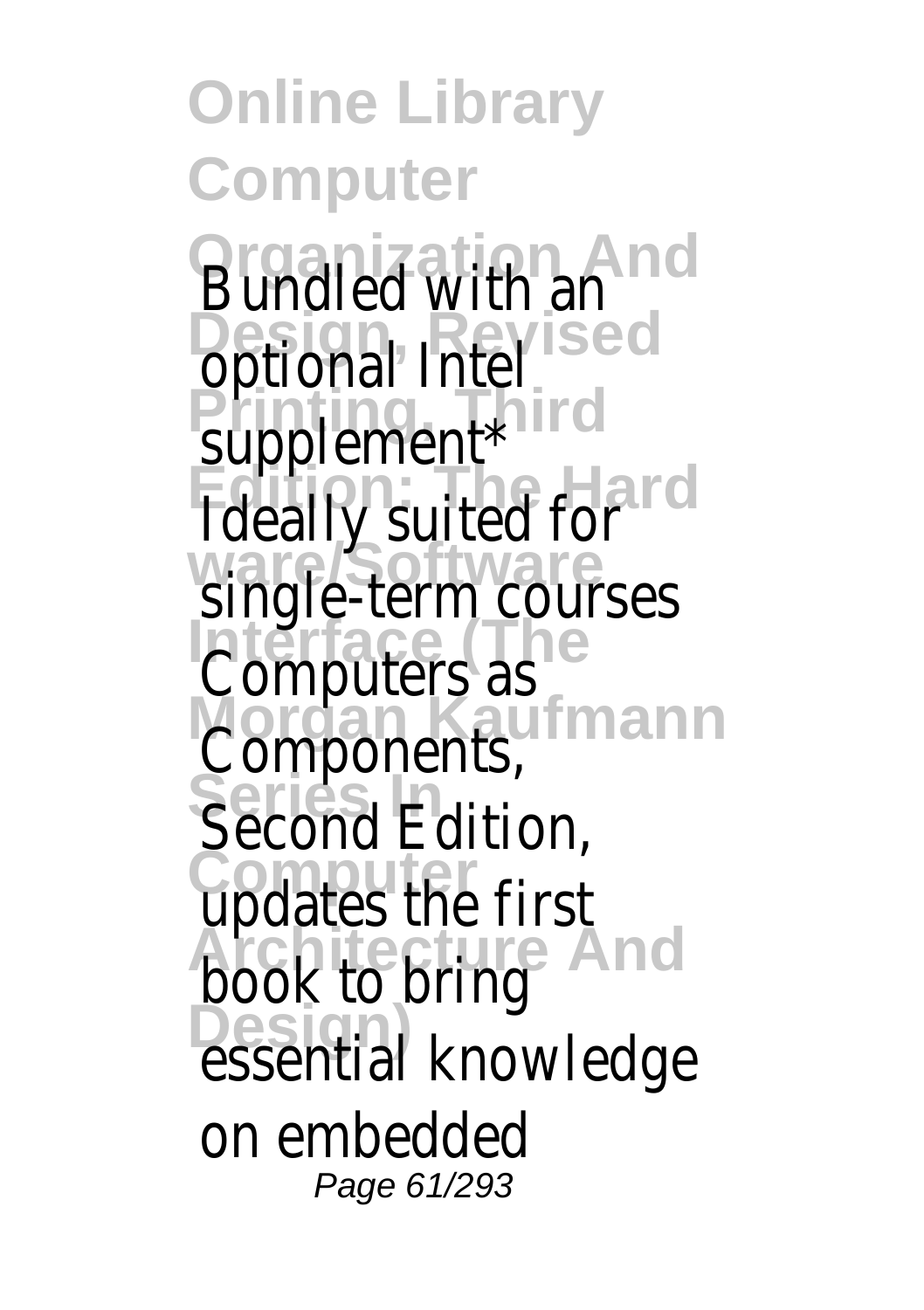Bundled with an optional Intel supplement* Ideally suited for single-term courses Computers as Components, Second Edition, updates the first book to bring essential knowledge on embedded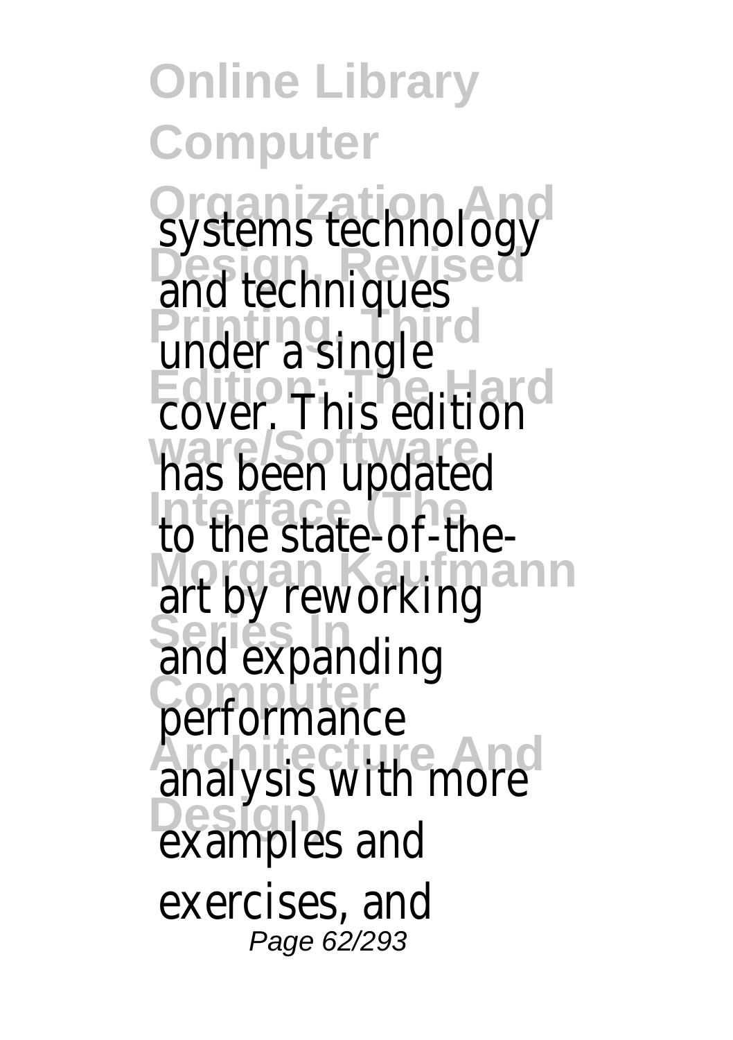systems technology and techniques under a single cover. This edition has been updated to the state-of-the-art by reworking and expanding performance analysis with more examples and exercises, and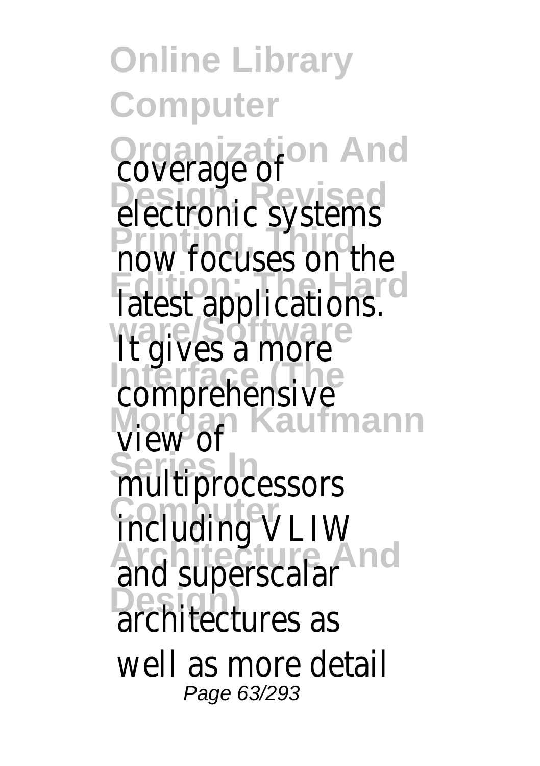coverage of electronic systems now focuses on the latest applications. It gives a more comprehensive view of multiprocessors including VLIW and superscalar architectures as well as more detail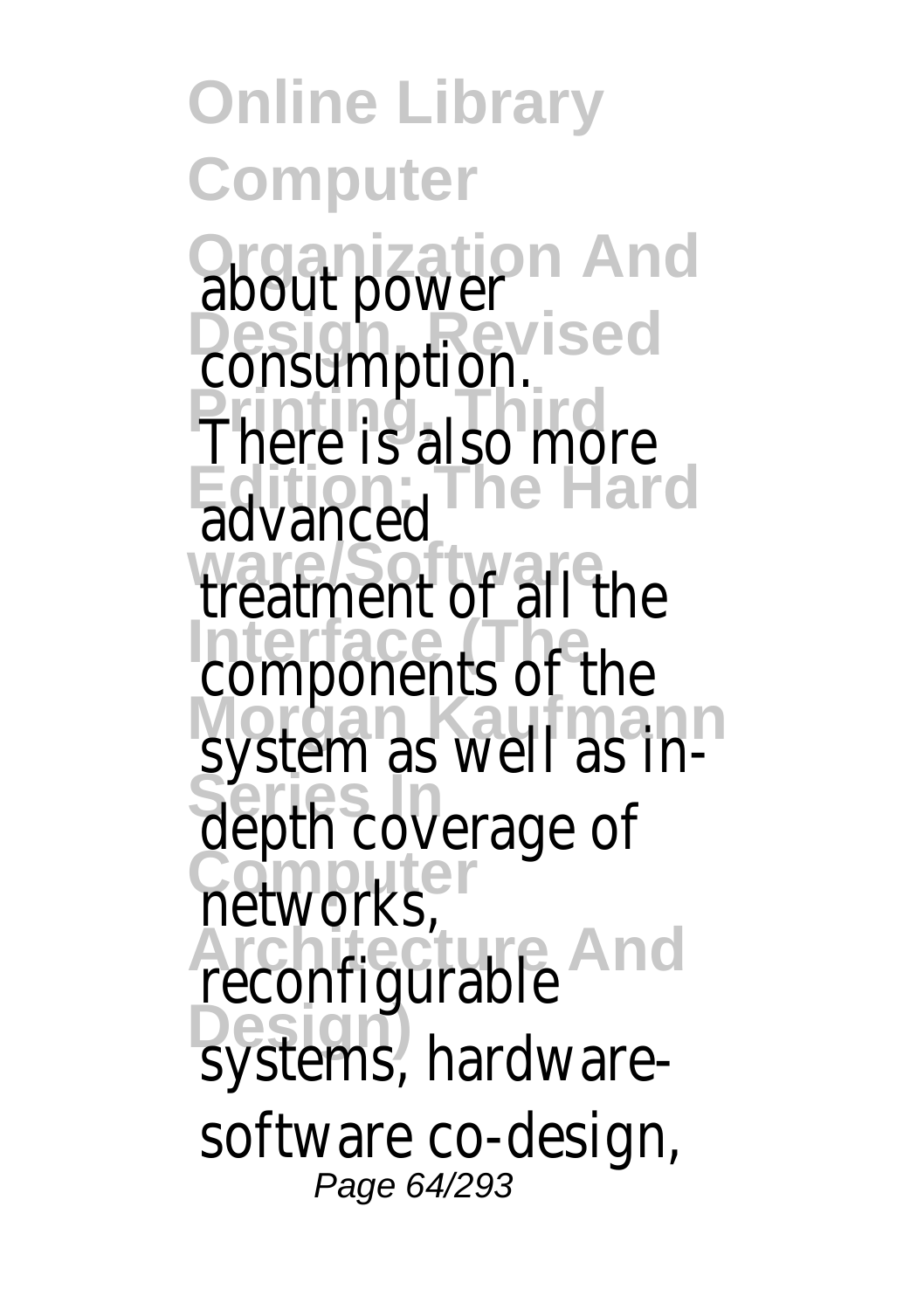about power consumption. There is also more advanced treatment of all the components of the system as well as in-depth coverage of networks, reconfigurable systems, hardware-software co-design,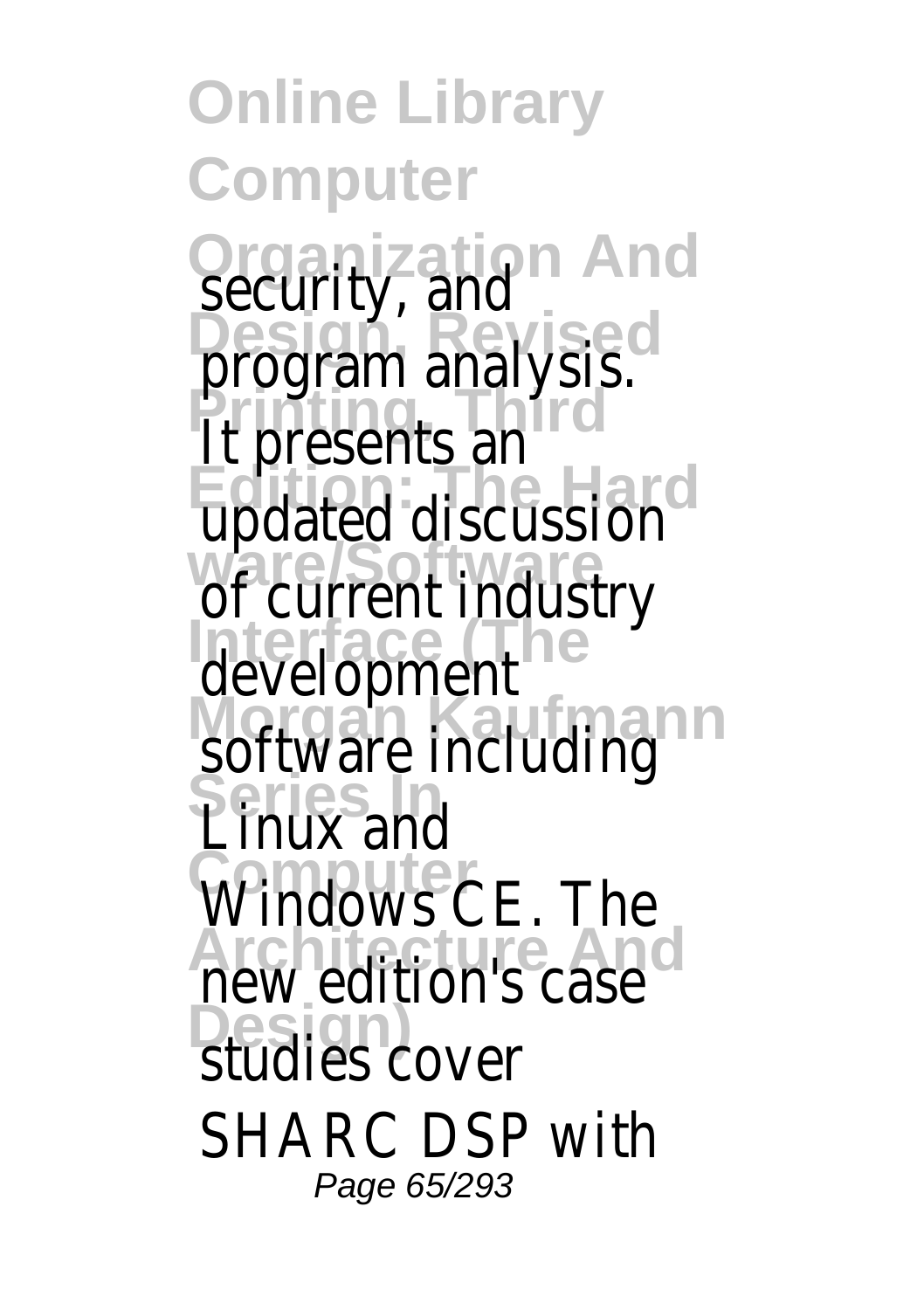security, and program analysis. It presents an updated discussion of current industry development software including Linux and Windows CE. The new edition's case studies cover SHARC DSP with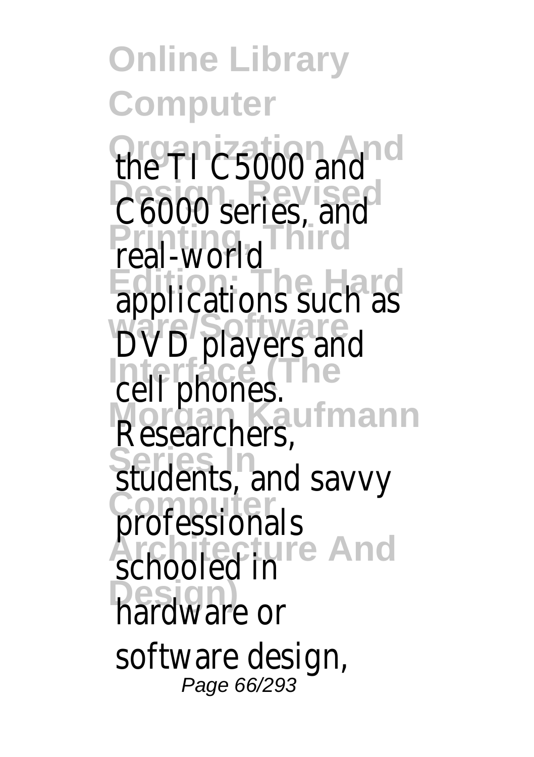the TI C5000 and C6000 series, and real-world applications such as DVD players and cell phones. Researchers, students, and savvy professionals schooled in hardware or software design,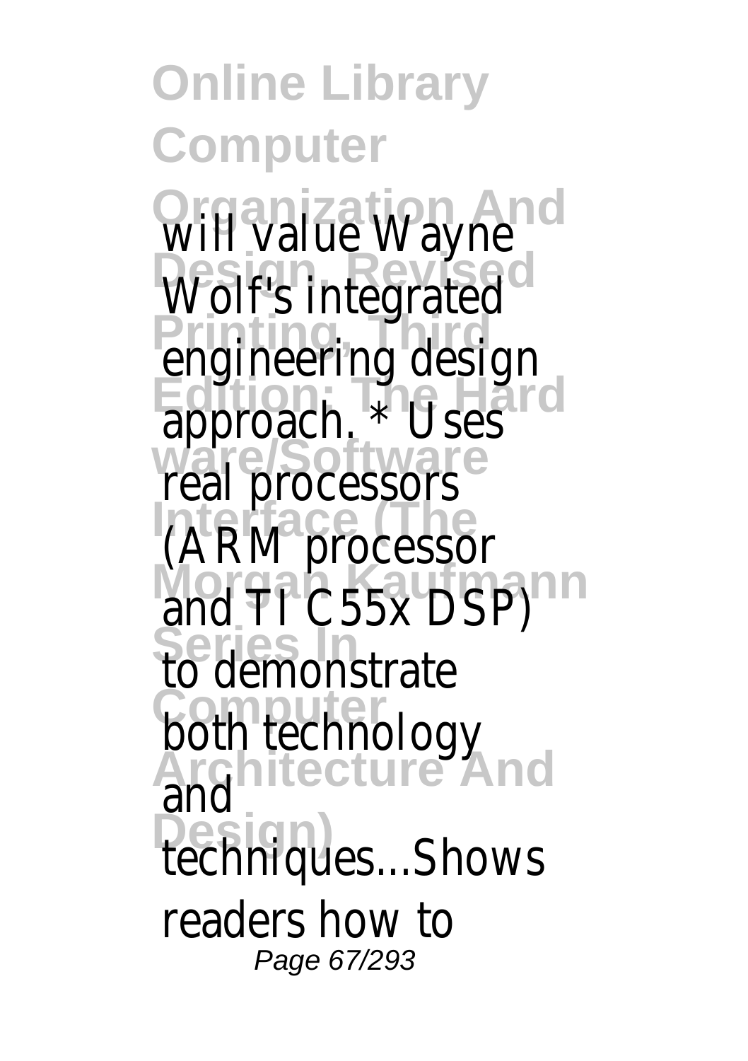will value Wayne Wolf's integrated engineering design approach. * Uses real processors (ARM processor and TI C55x DSP) to demonstrate both technology and techniques...Shows readers how to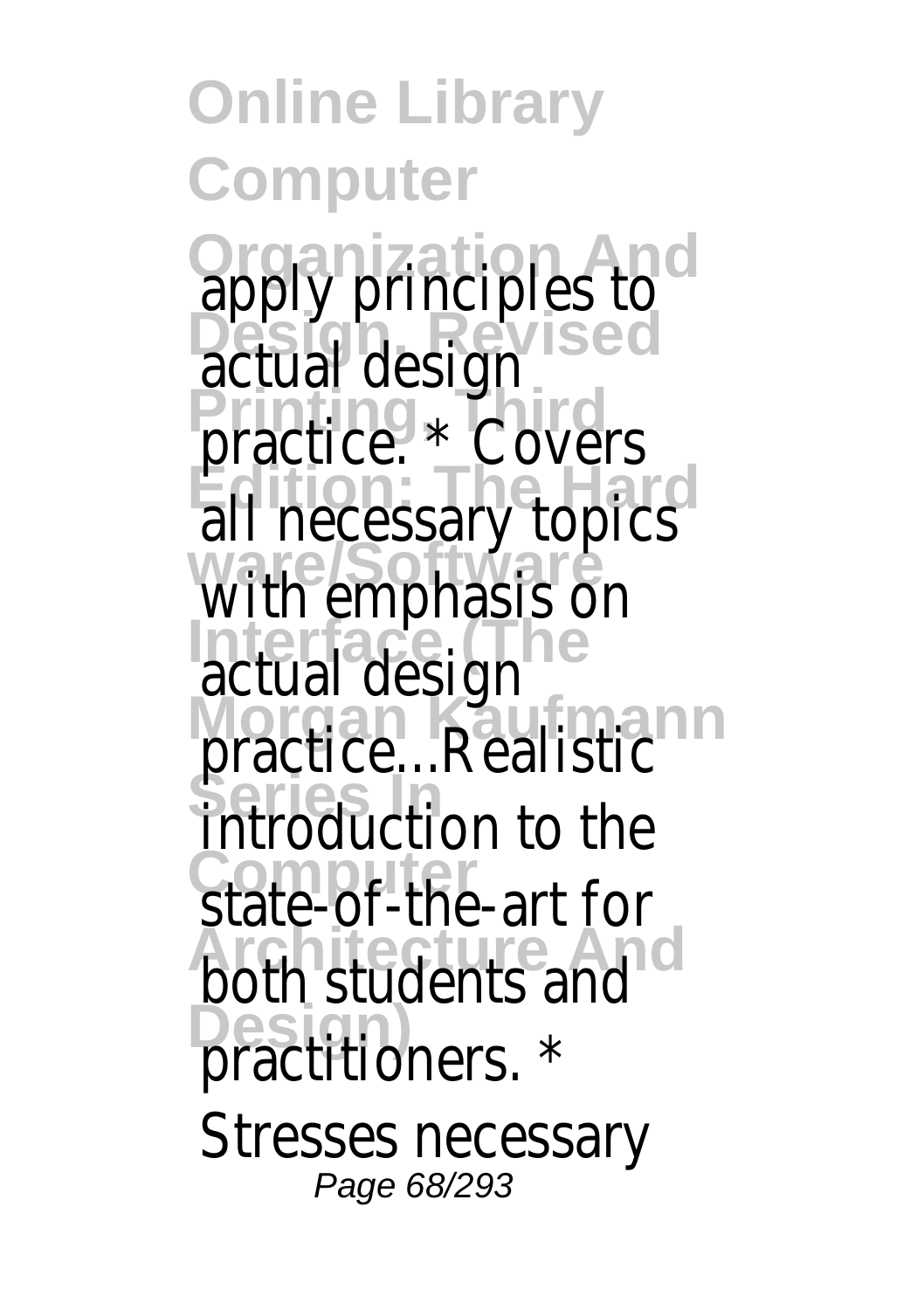apply principles to actual design practice. * Covers all necessary topics with emphasis on actual design practice...Realistic introduction to the state-of-the-art for both students and practitioners. * Stresses necessary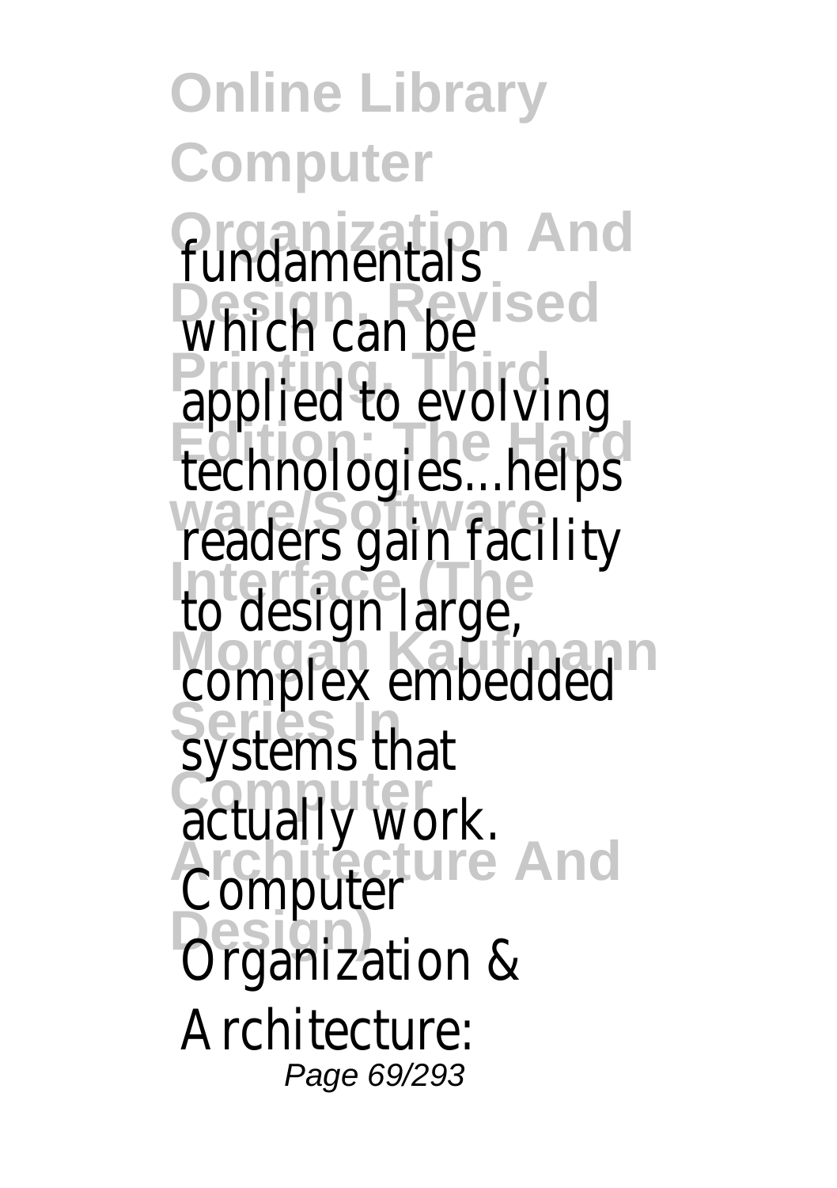fundamentals which can be applied to evolving technologies...helps readers gain facility to design large, complex embedded systems that actually work. Computer Organization & Architecture: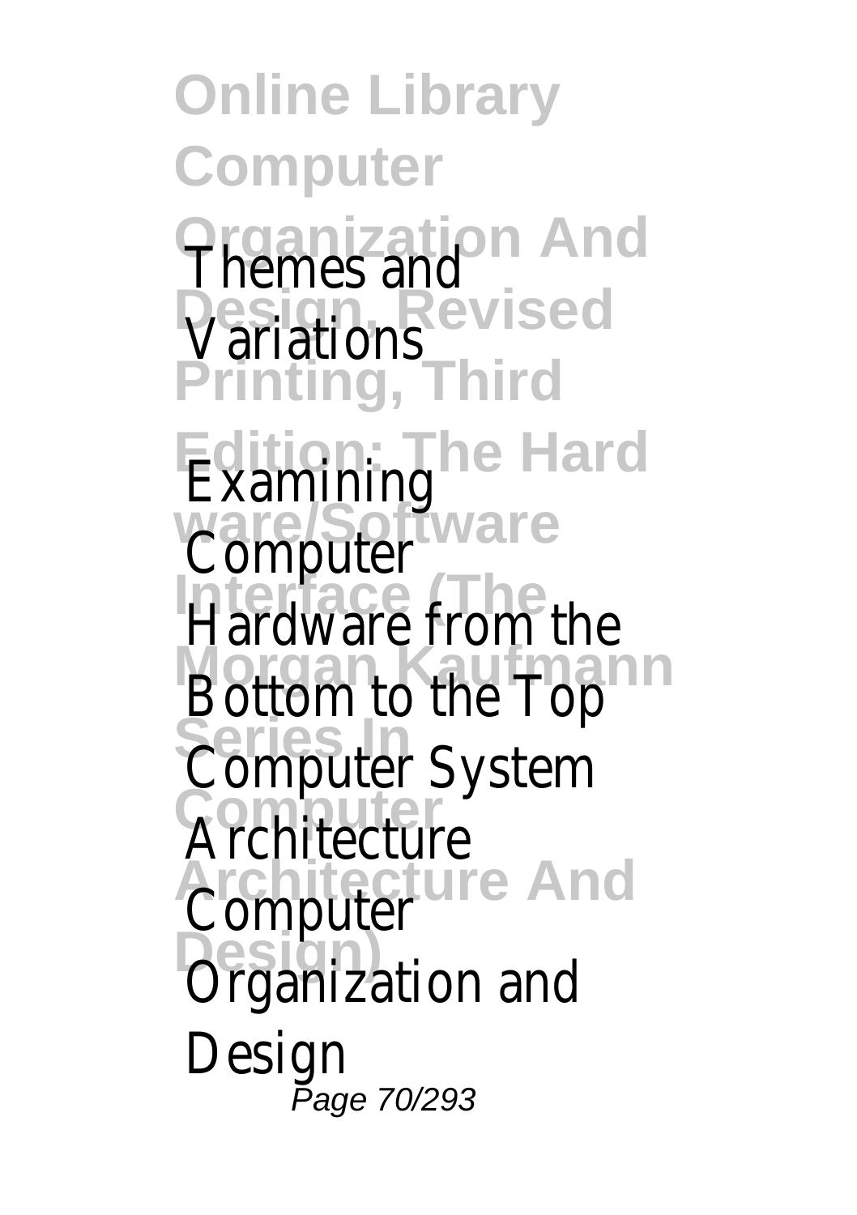Themes and Variations

Examining Computer Hardware from the Bottom to the Top

Computer System Architecture

Computer Organization and Design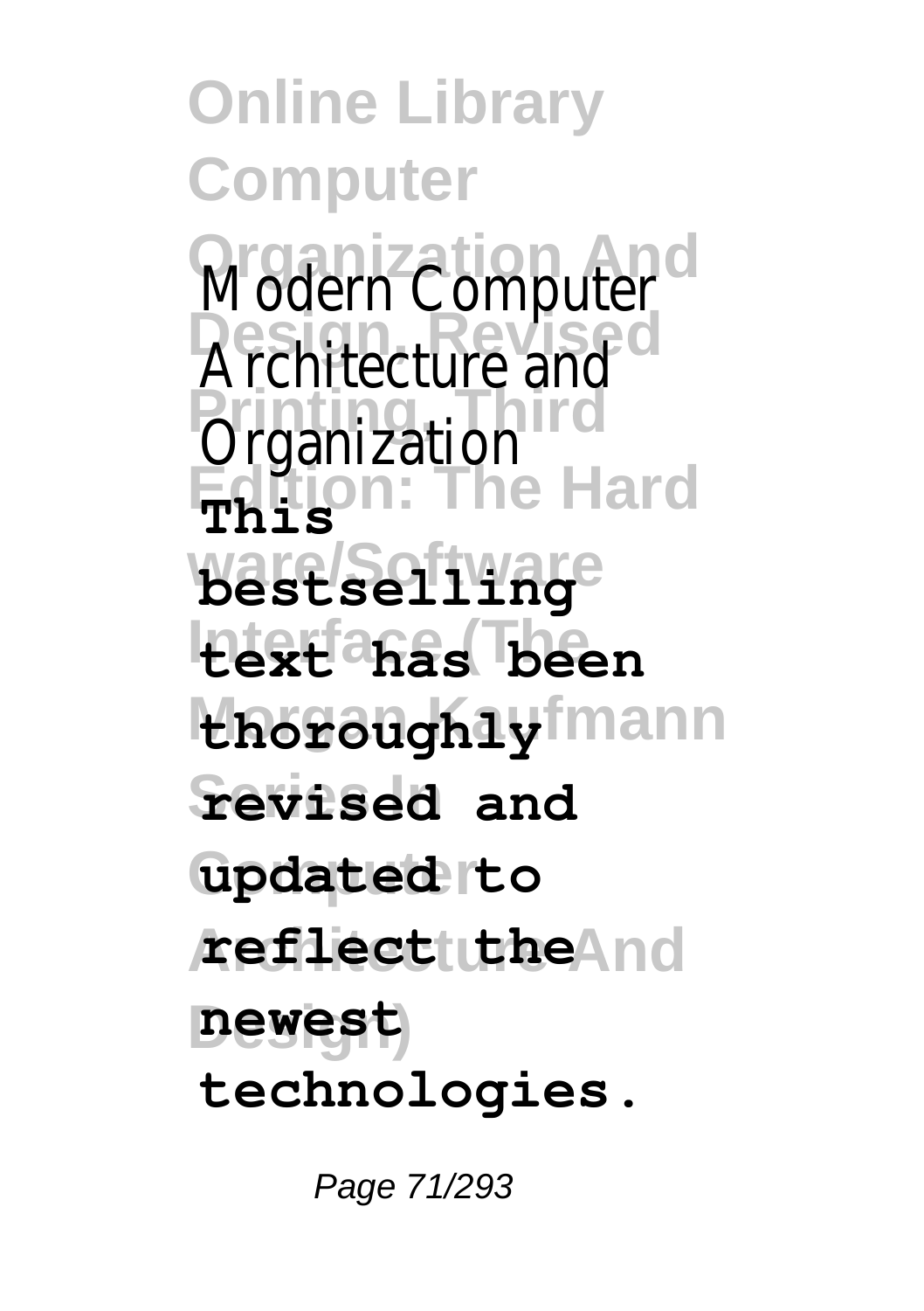Modern Computer Architecture and Organization

**This bestselling text has been thoroughly revised and updated to reflect the newest technologies.**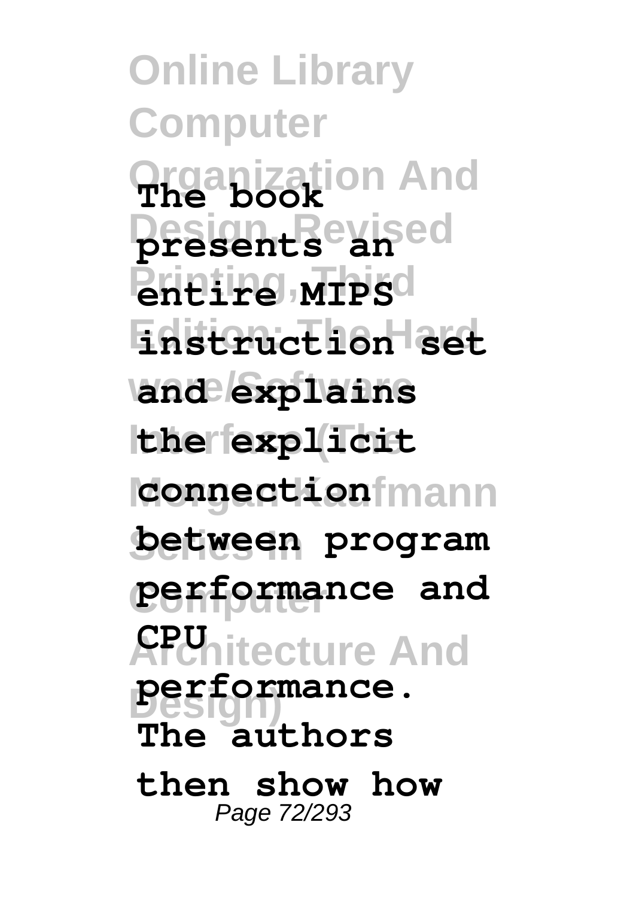**The book presents an entire MIPS instruction set and explains the explicit connection between program performance and CPU performance. The authors then show how**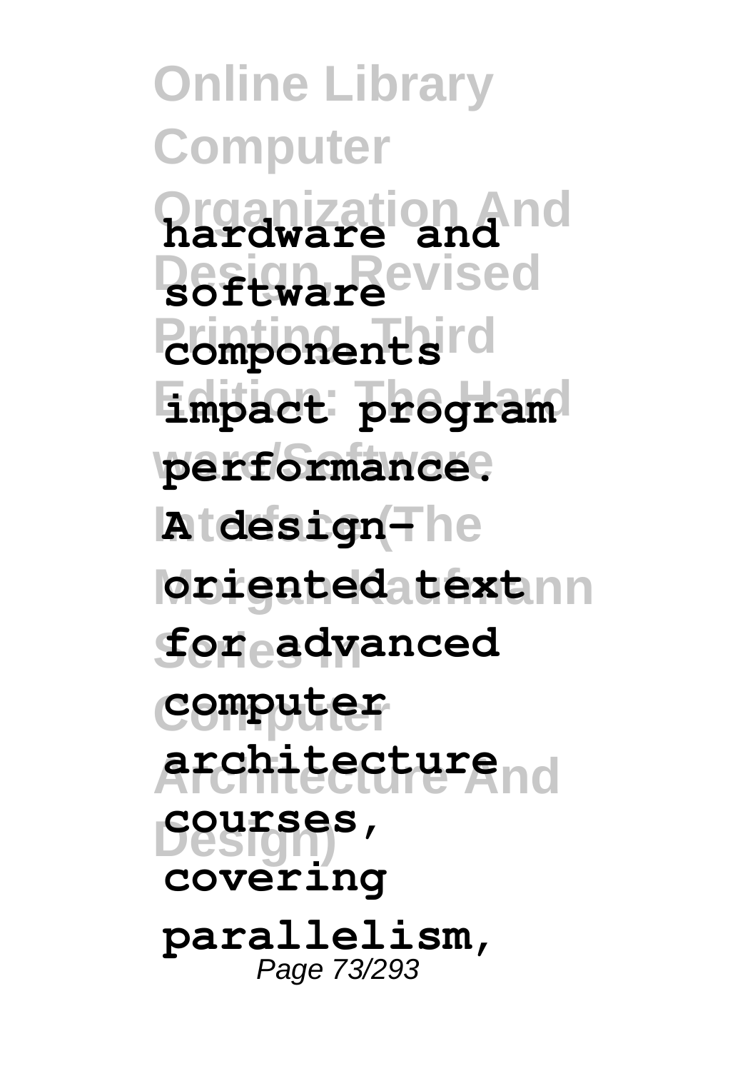**hardware and software components impact program performance. A design-oriented text for advanced computer architecture courses, covering parallelism,**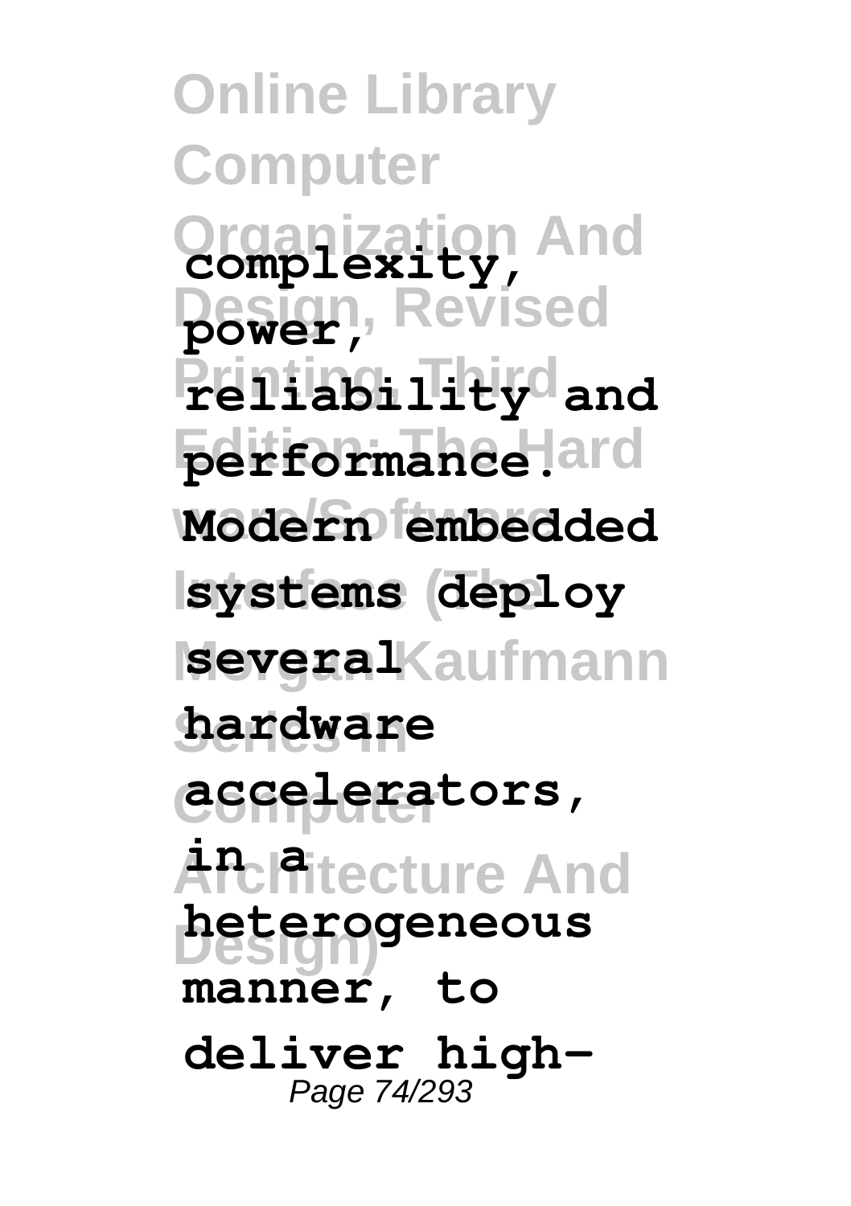**complexity, power, reliability and performance. Modern embedded systems deploy several hardware accelerators, in a heterogeneous manner, to deliver high-**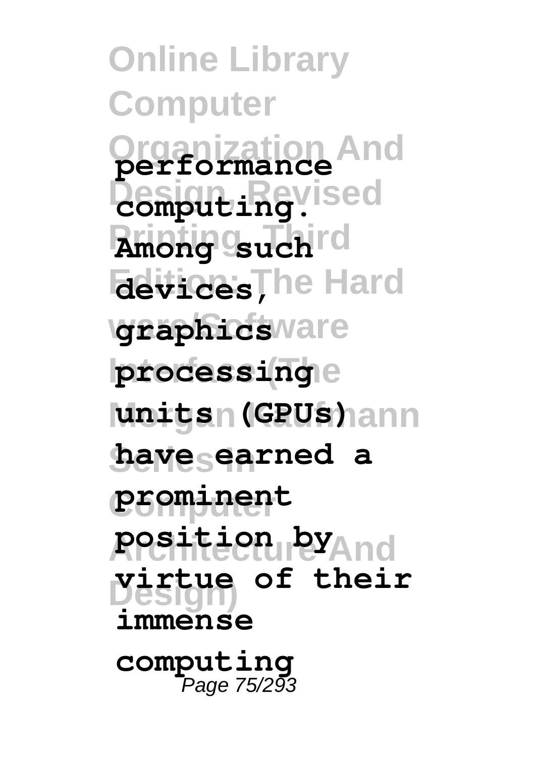**performance computing. Among such devices, graphics processing units (GPUs) have earned a prominent position by virtue of their immense computing**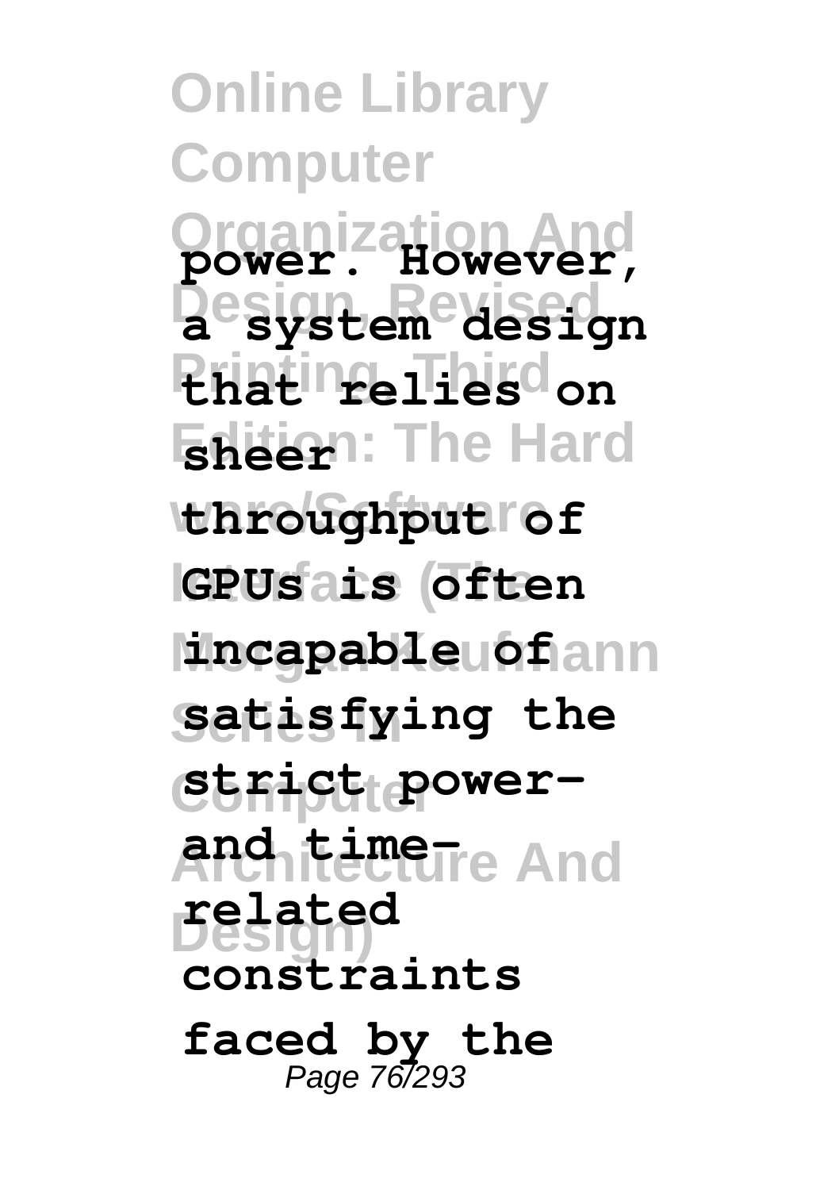**power. However, a system design that relies on sheer throughput of GPUs is often incapable of satisfying the strict power- and time-related constraints faced by the**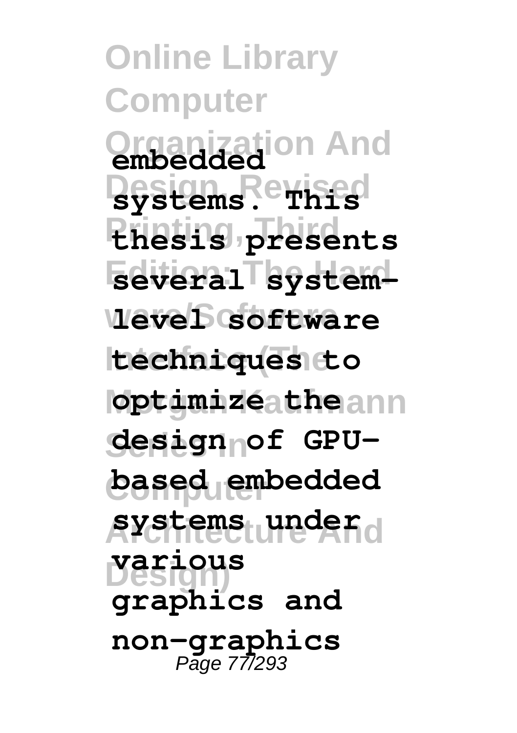**embedded systems. This thesis presents several system-level software techniques to optimize the design of GPU-based embedded systems under various graphics and non-graphics**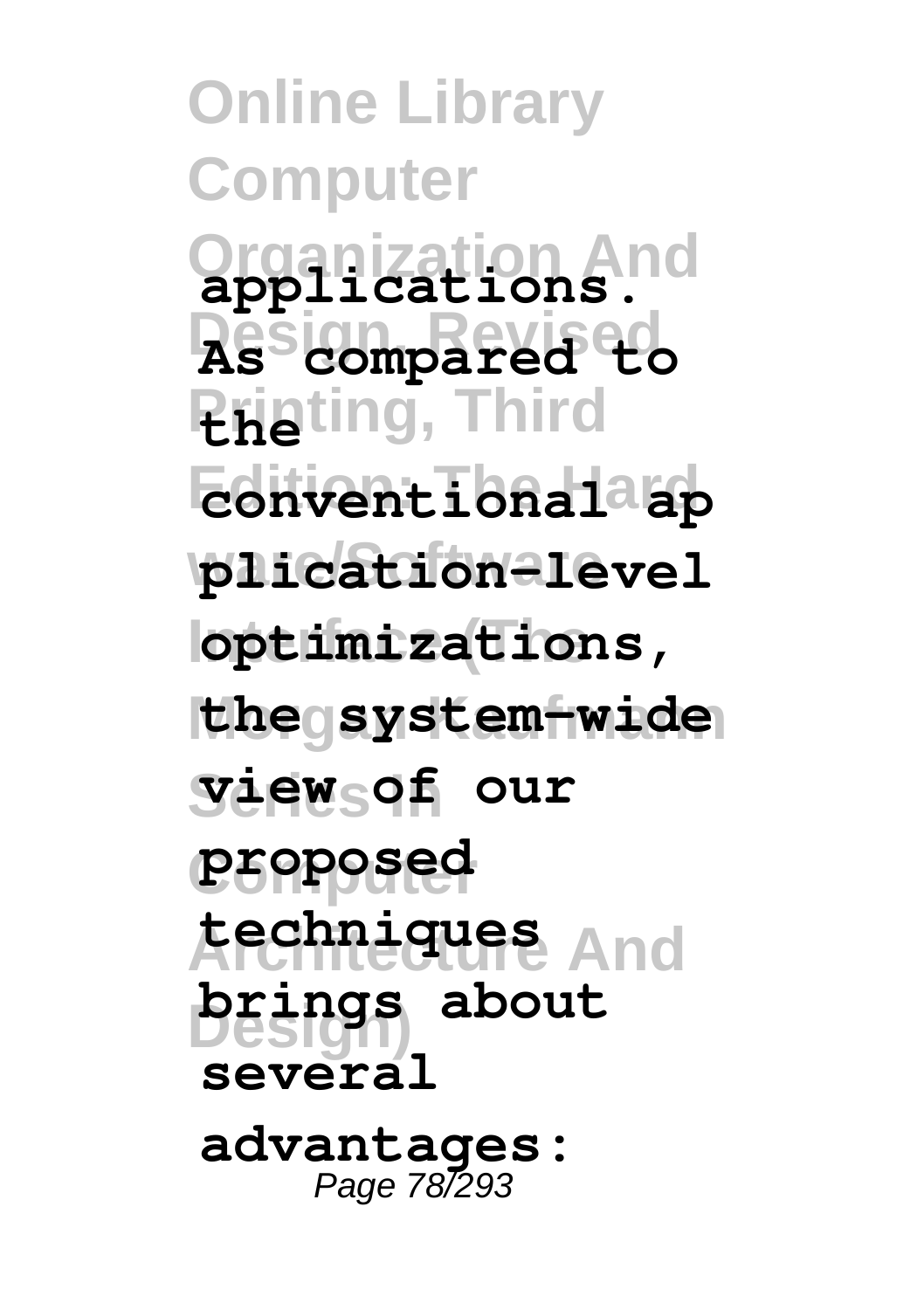**applications. As compared to the conventional application-level optimizations, the system-wide view of our proposed techniques brings about several advantages:**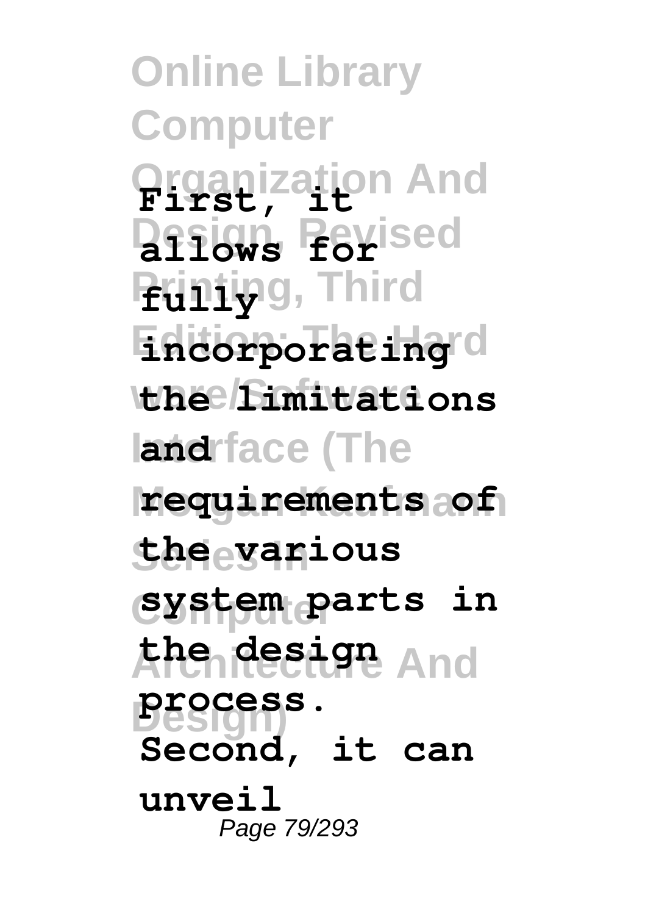**First, it allows for fully incorporating the limitations and requirements of the various system parts in the design process. Second, it can unveil**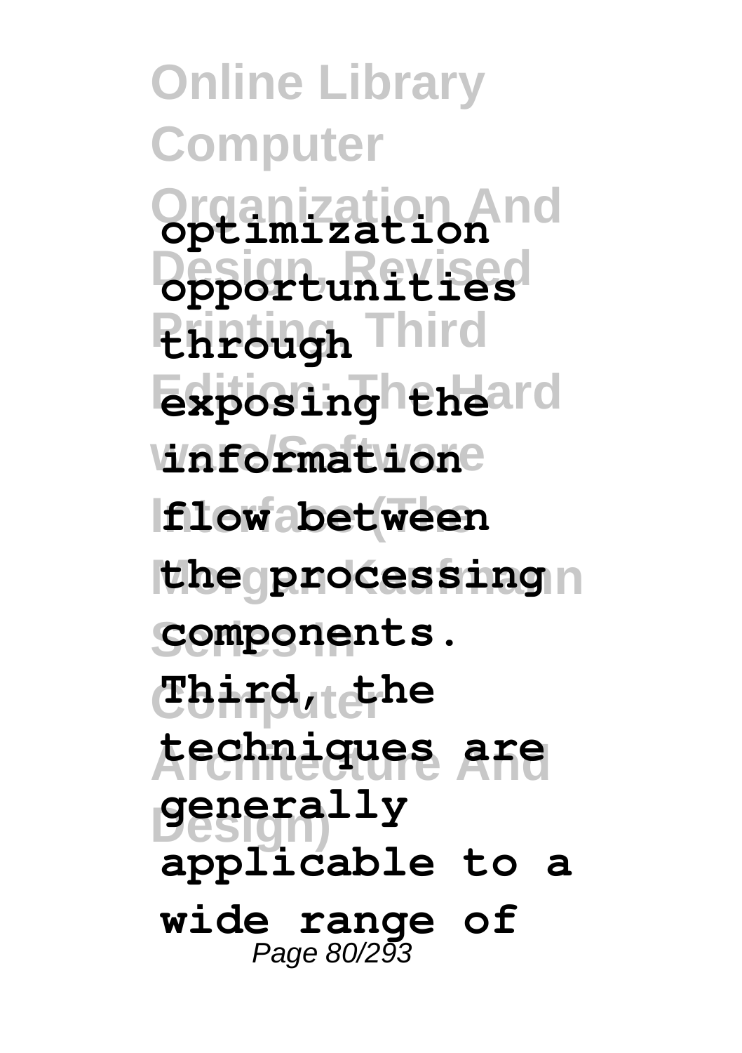**optimization opportunities through exposing the information flow between the processing components. Third, the techniques are generally applicable to a wide range of**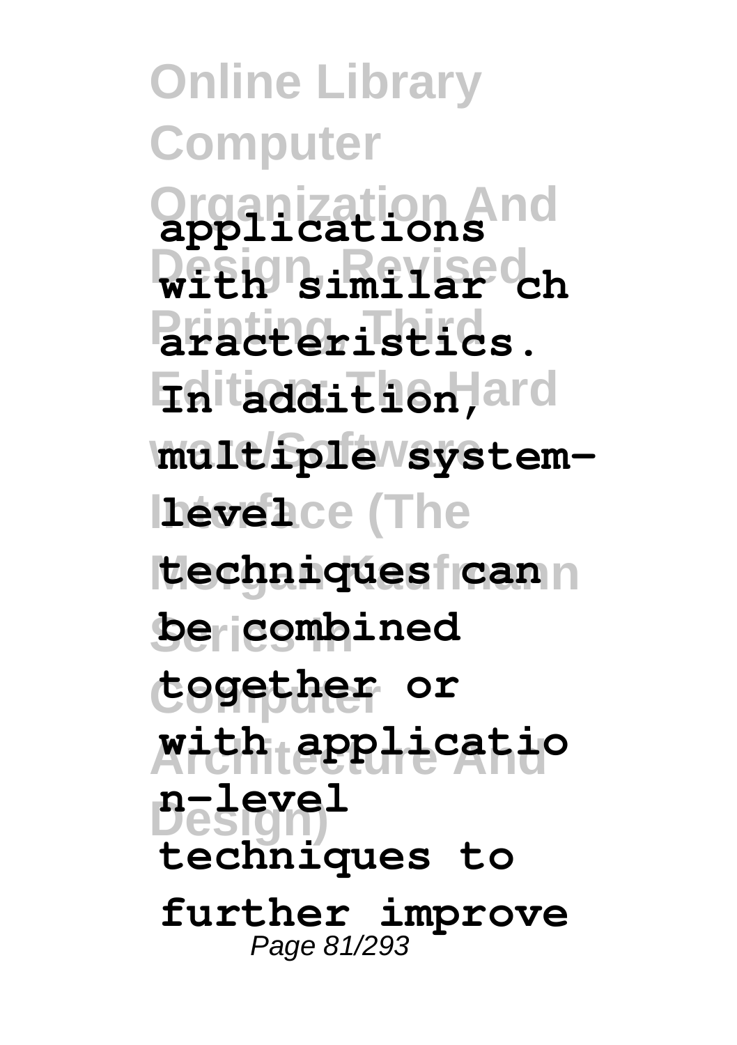applications with similar characteristics. In addition, multiple system-level techniques can be combined together or with application-level techniques to further improve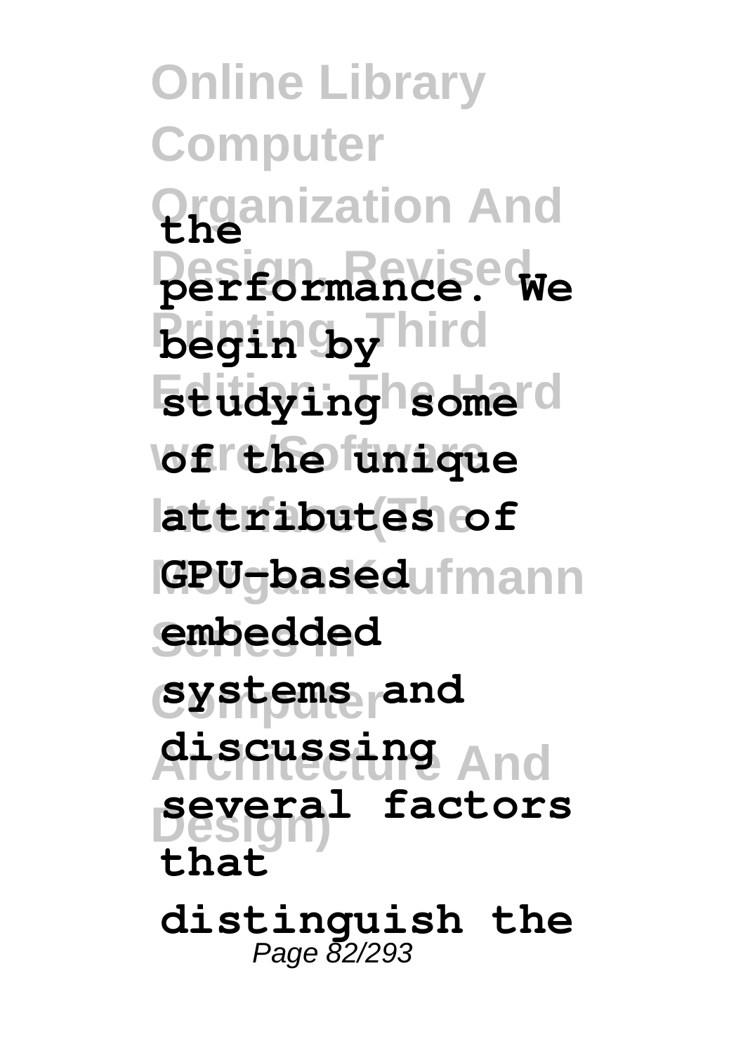**the performance. We begin by studying some of the unique attributes of GPU-based embedded systems and discussing several factors that distinguish the**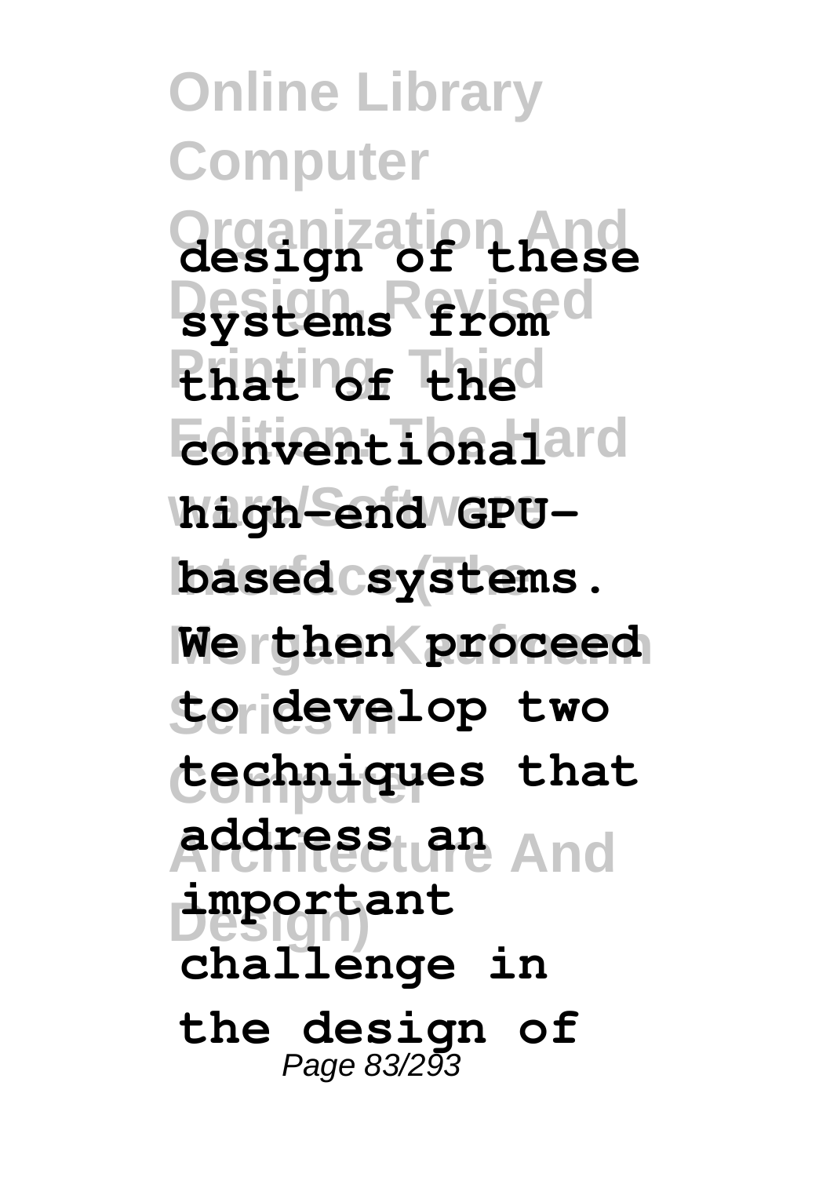**design of these systems from that of the conventional high-end GPU-based systems. We then proceed to develop two techniques that address an important challenge in the design of**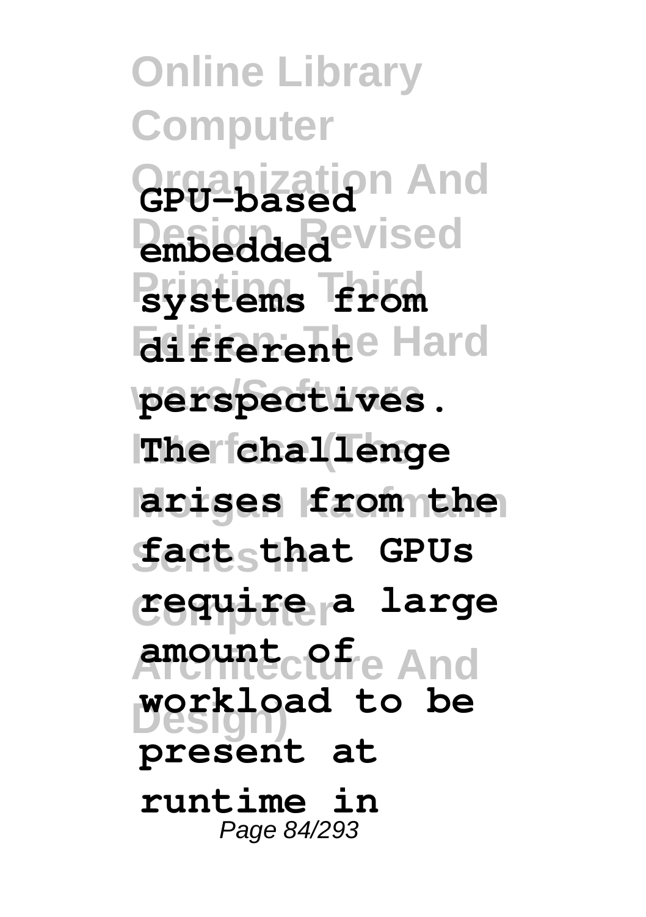**GPU-based embedded systems from different perspectives. The challenge arises from the fact that GPUs require a large amount of workload to be present at runtime in**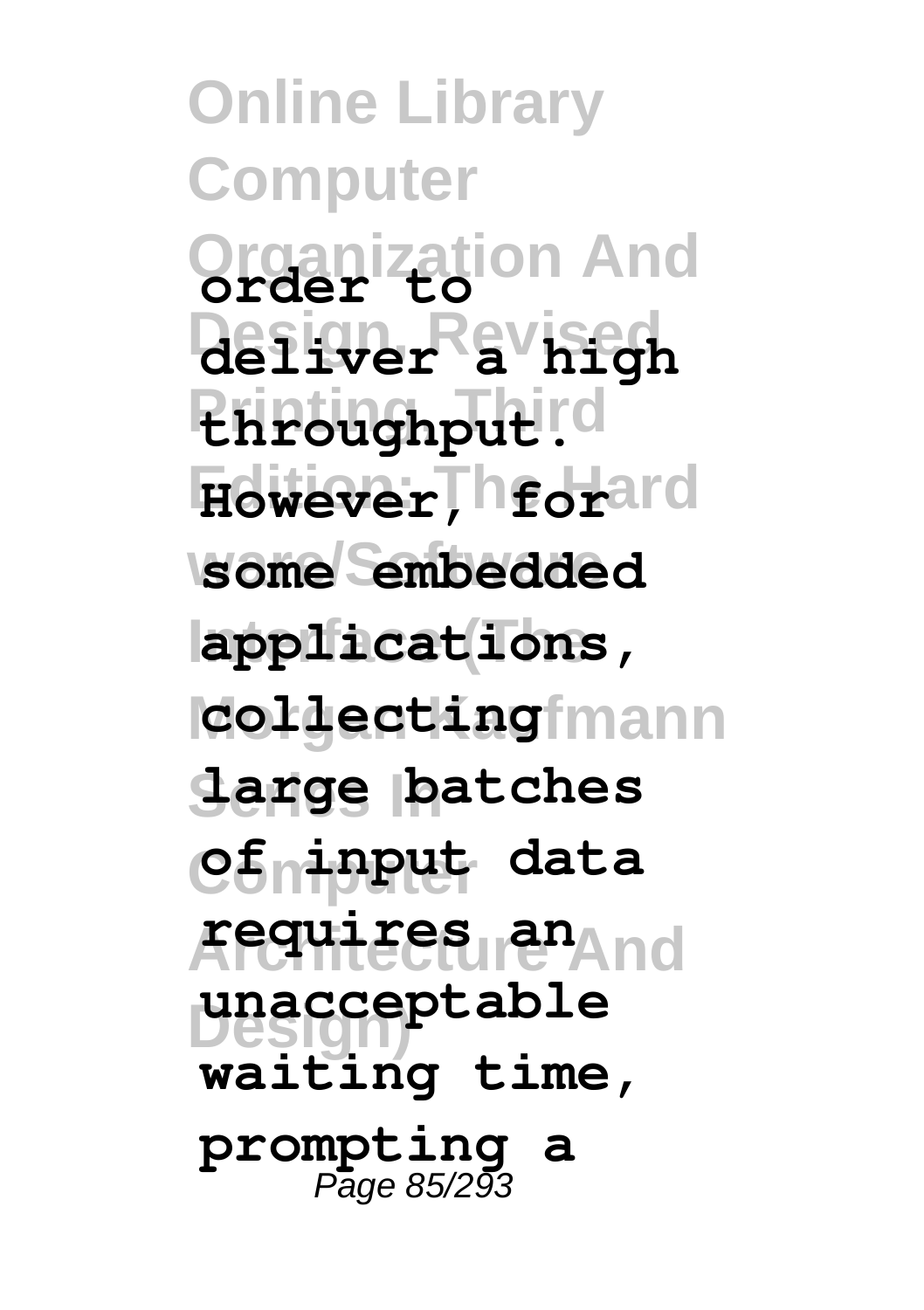**order to deliver a high throughput. However, for some embedded applications, collecting large batches of input data requires an unacceptable waiting time, prompting a**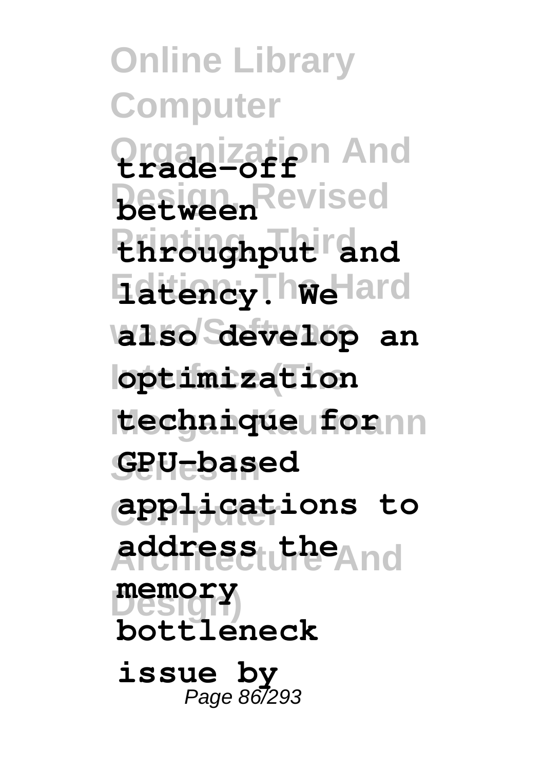trade-off between throughput and latency. We also develop an optimization technique for GPU-based applications to address the memory bottleneck issue by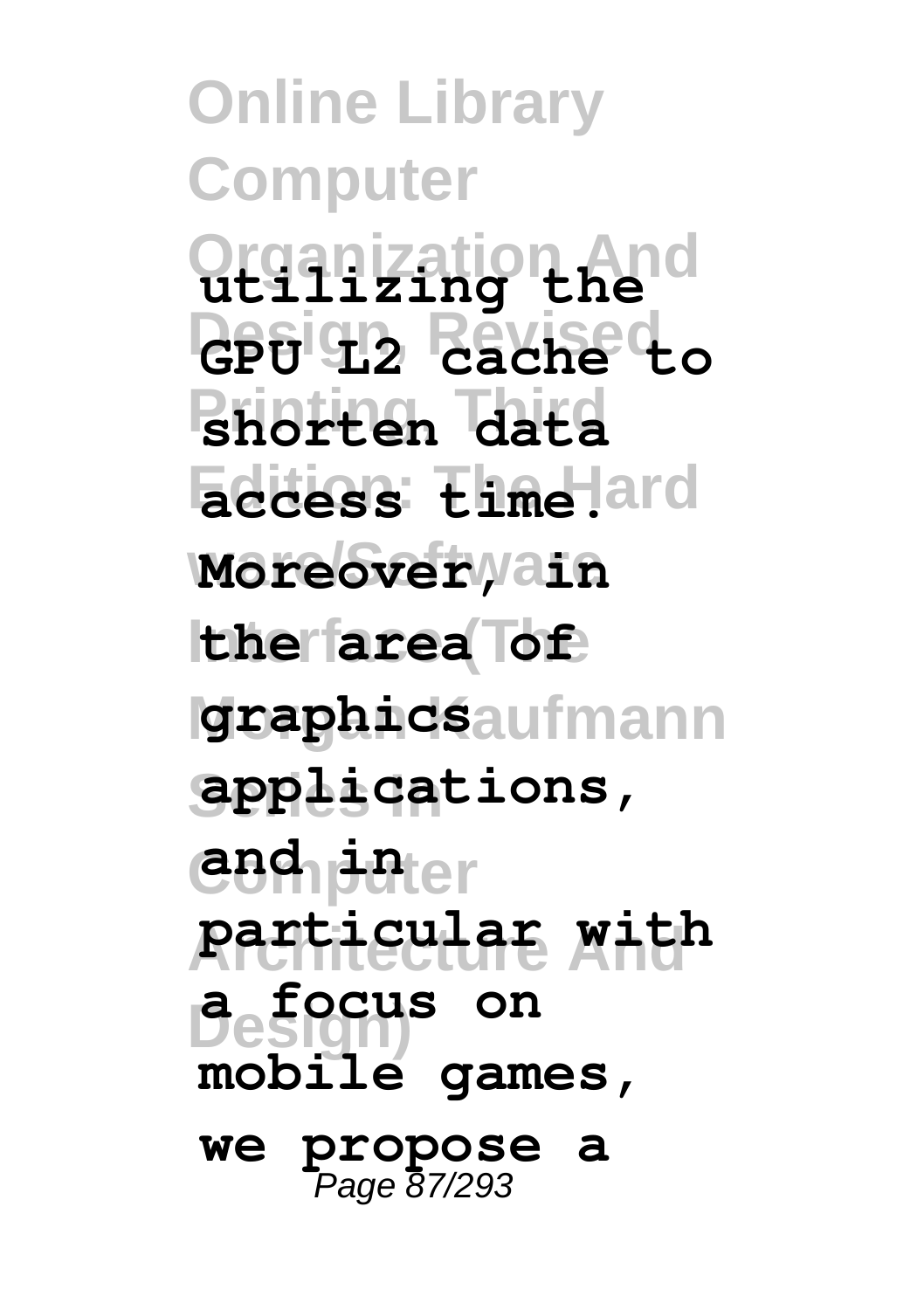**utilizing the GPU L2 cache to shorten data access time. Moreover, in the area of graphics applications, and in particular with a focus on mobile games, we propose a**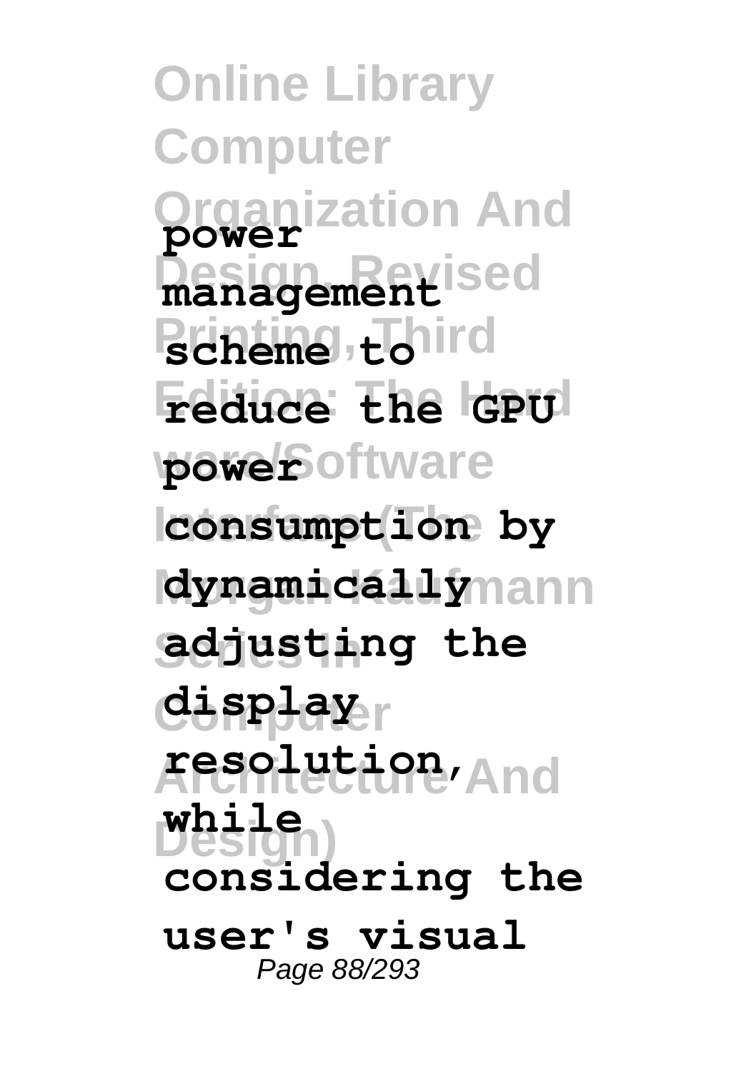**power management scheme to reduce the GPU power consumption by dynamically adjusting the display resolution, while considering the user's visual**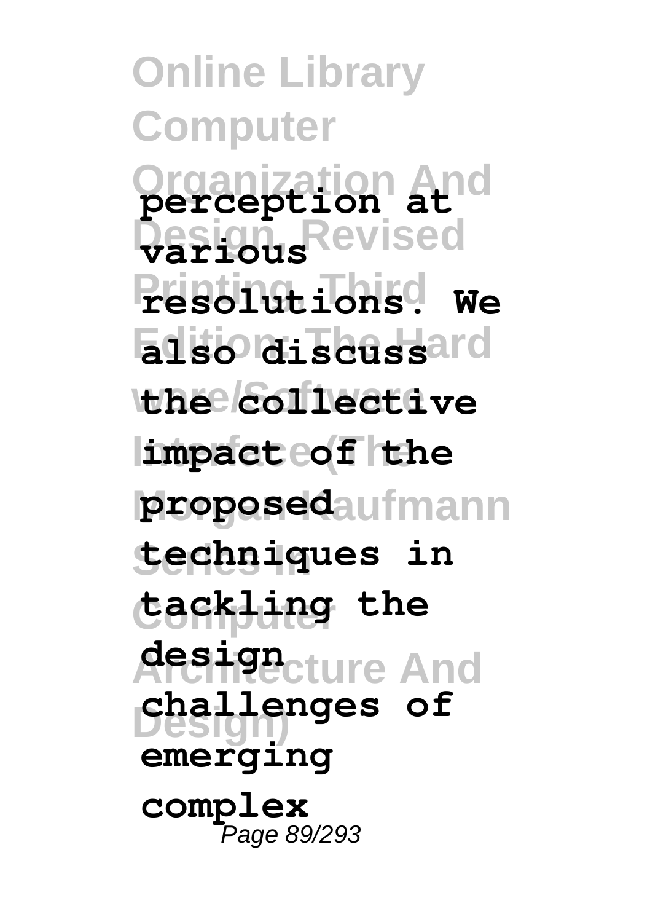**perception at various resolutions. We also discuss the collective impact of the proposed techniques in tackling the design challenges of emerging complex**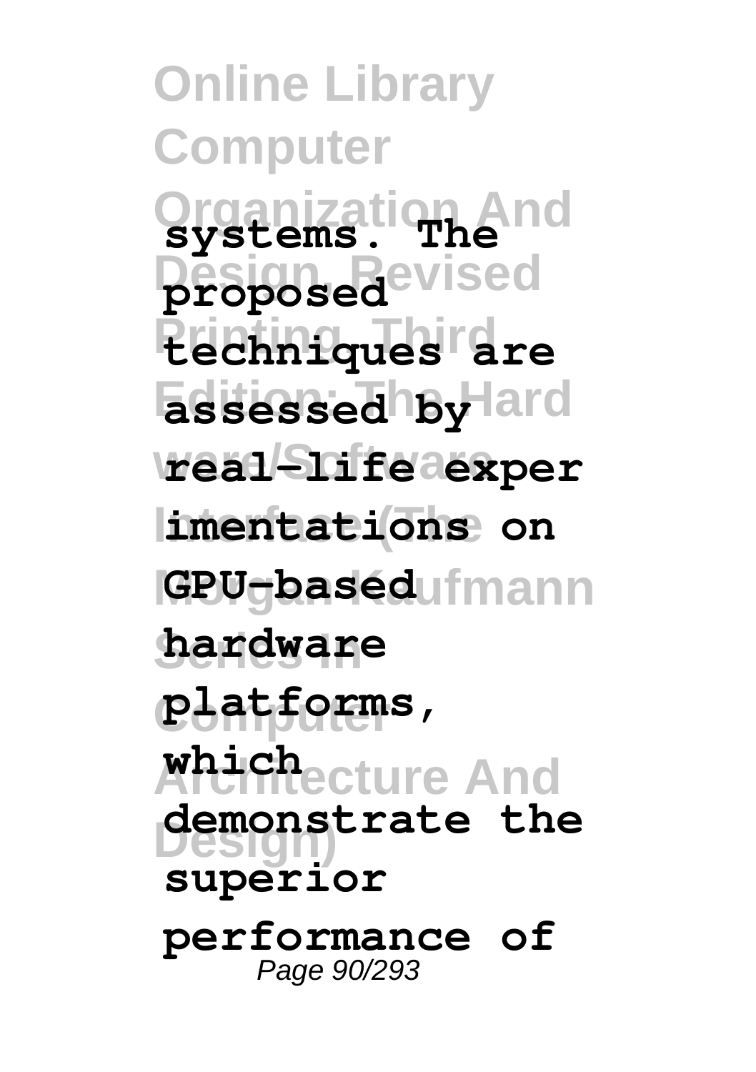**systems. The proposed techniques are assessed by real-life experimentations on GPU-based hardware platforms, which demonstrate the superior performance of**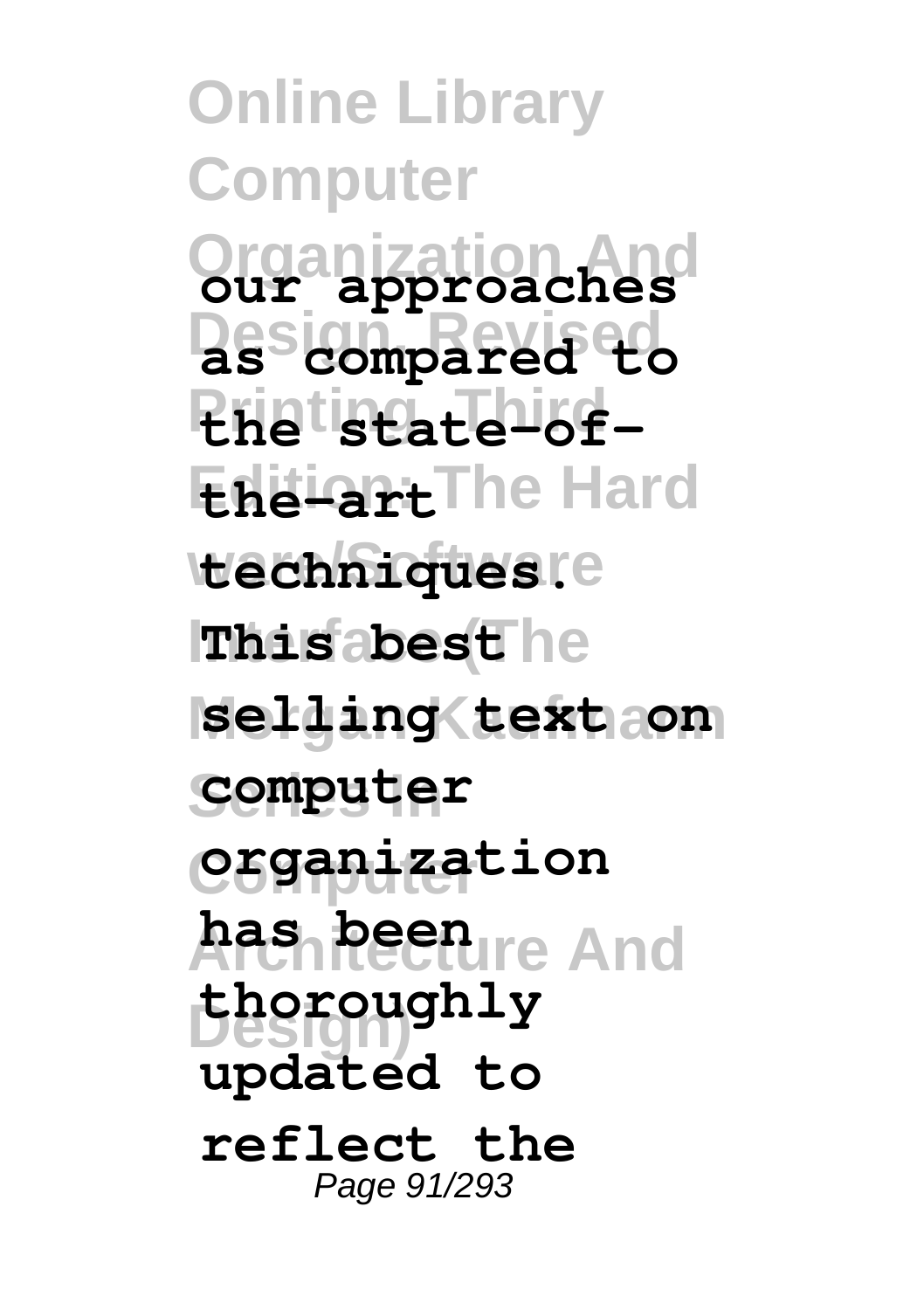our approaches as compared to the state-of-the-art techniques. This best selling text on computer organization has been thoroughly updated to reflect the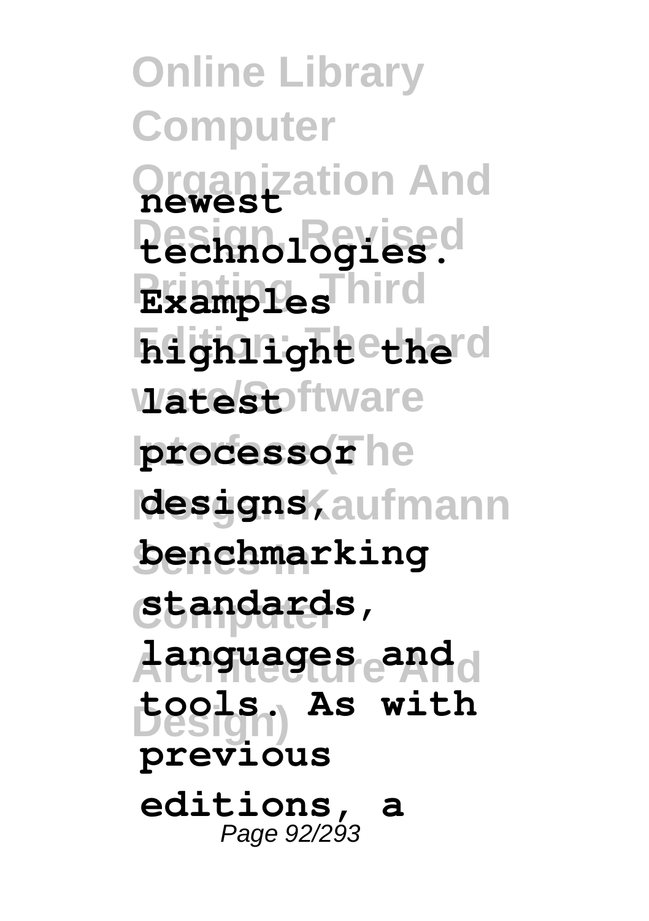**newest technologies. Examples highlight the latest processor designs, benchmarking standards, languages and tools. As with previous editions, a**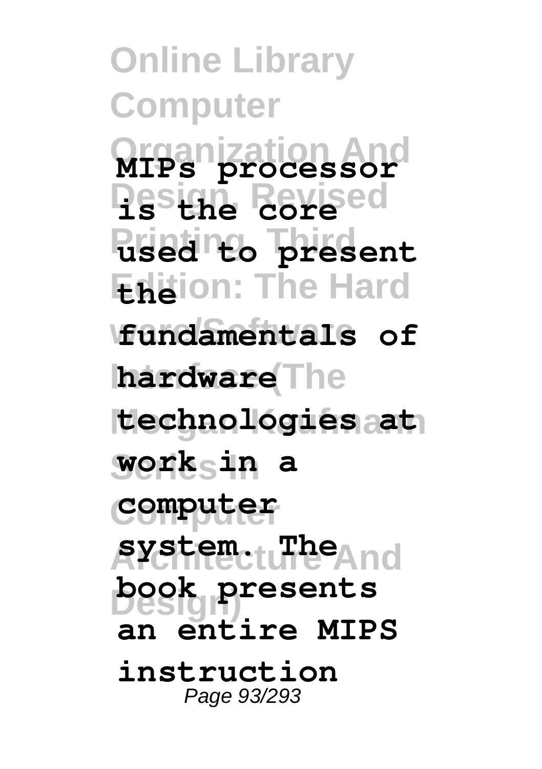**MIPs processor is the core used to present the fundamentals of hardware technologies at work in a computer system. The book presents an entire MIPS instruction**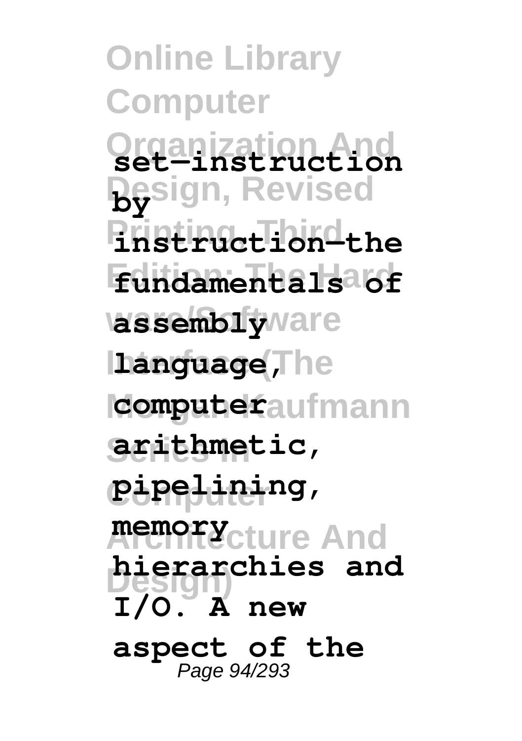**set—instruction by instruction—the fundamentals of assembly language, computer arithmetic, pipelining, memory hierarchies and I/O. A new aspect of the**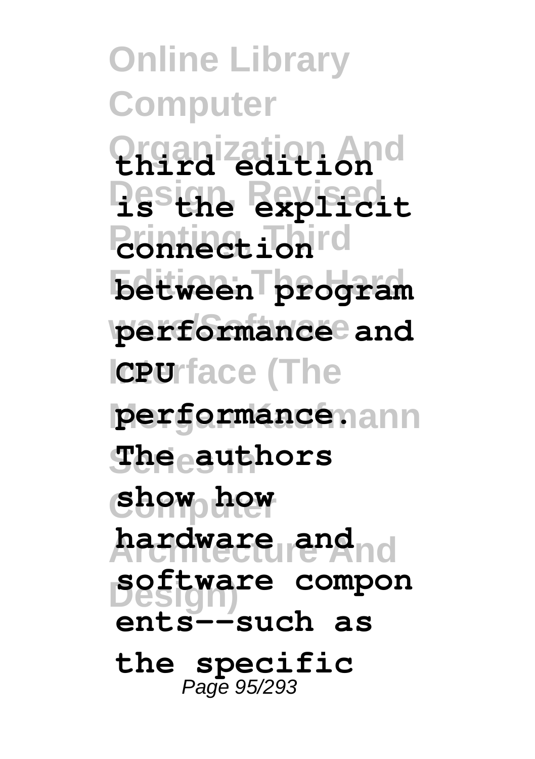**third edition is the explicit connection between program performance and CPU performance. The authors show how hardware and software compon ents--such as the specific**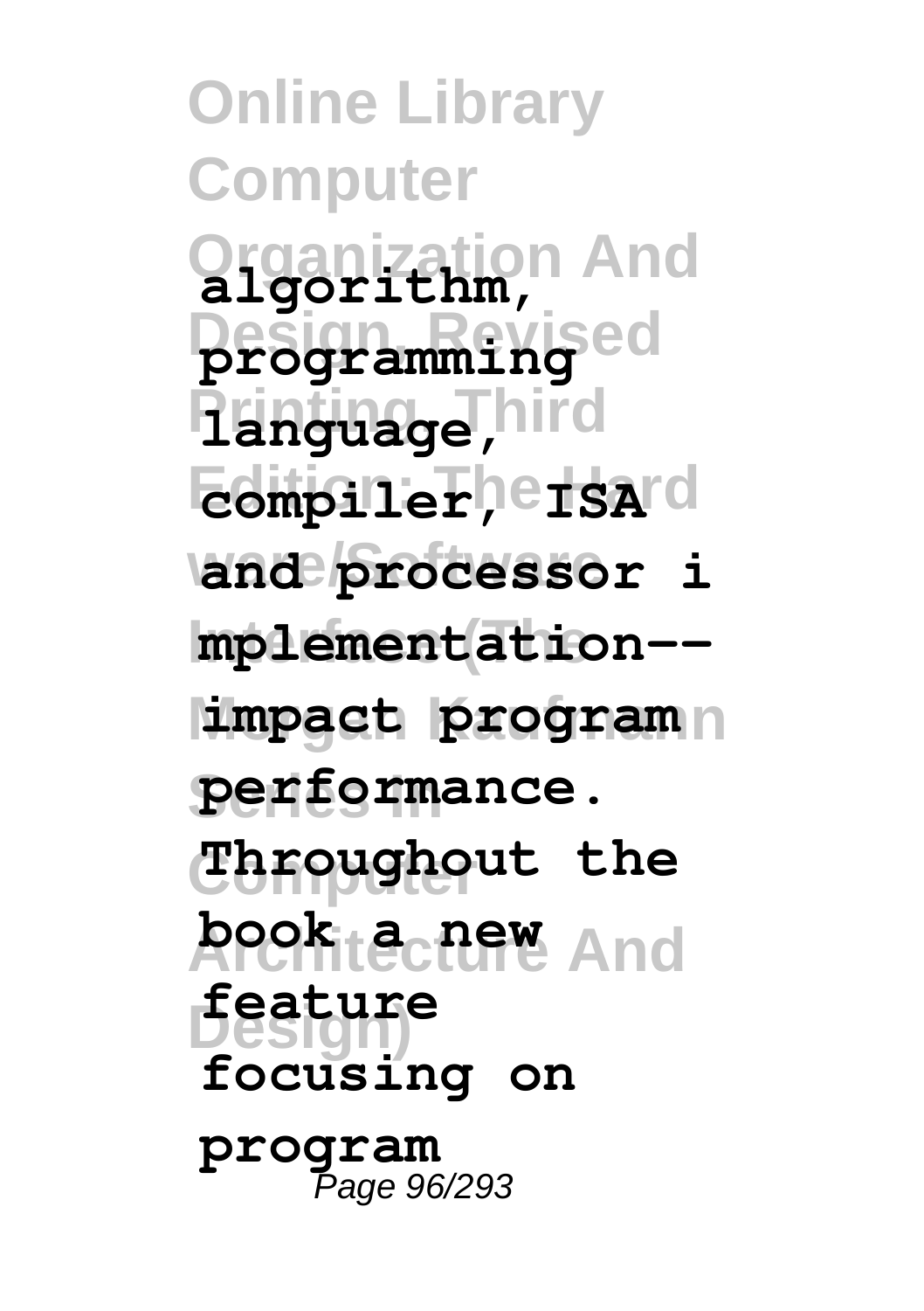**algorithm, programming language, compiler, ISA and processor implementation--impact program performance. Throughout the book a new feature focusing on program**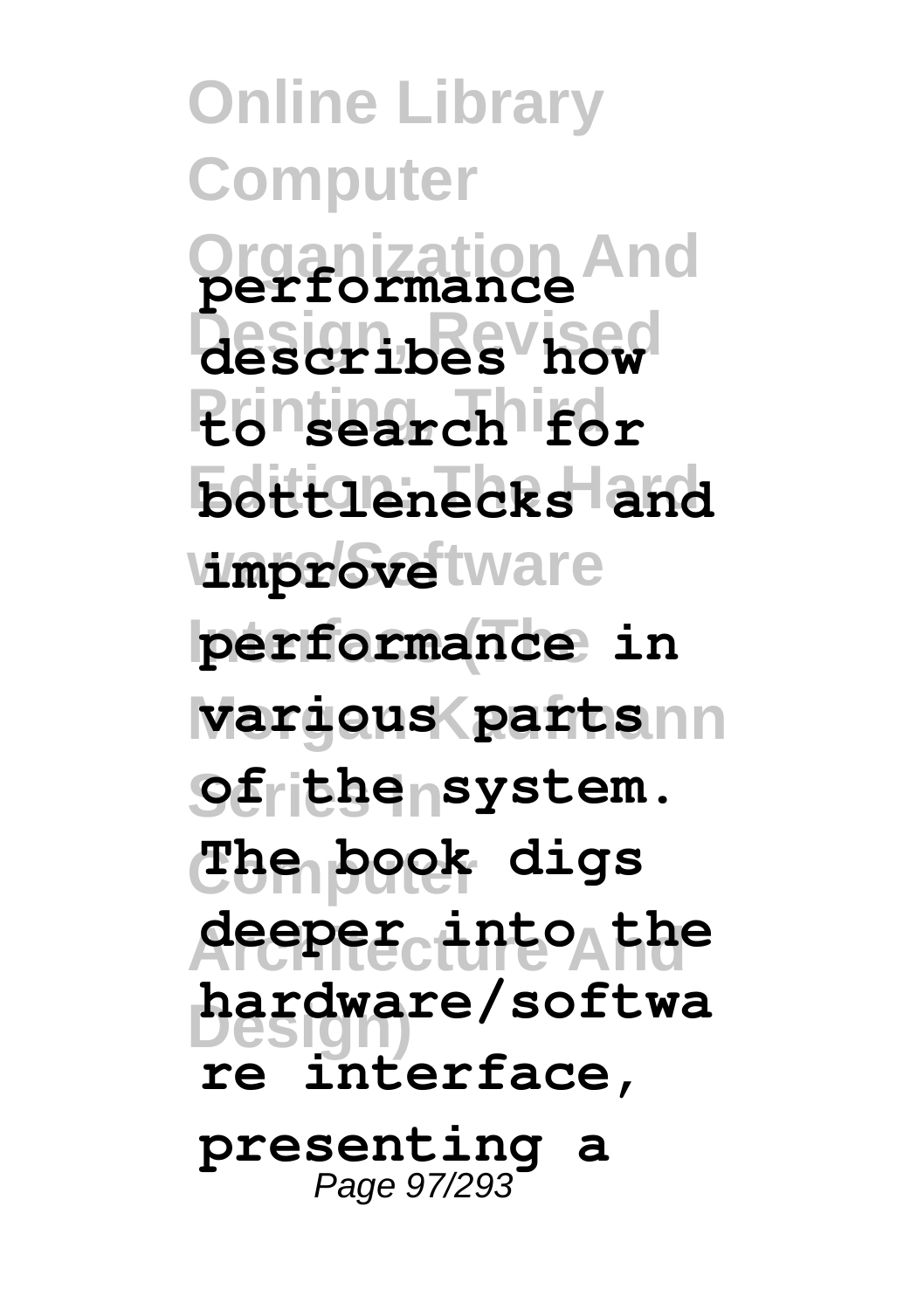**performance describes how to search for bottlenecks and improve performance in various parts of the system. The book digs deeper into the hardware/software interface, presenting a**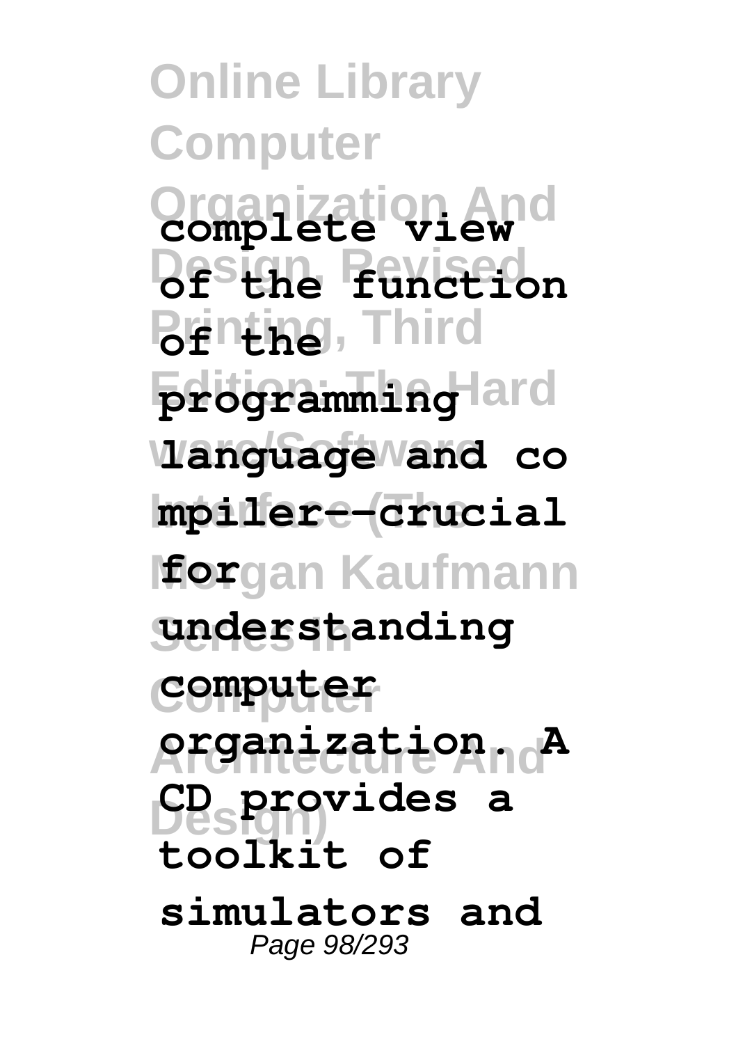**complete view of the function of the programming language and co mpiler--crucial for understanding computer organization. A CD provides a toolkit of simulators and**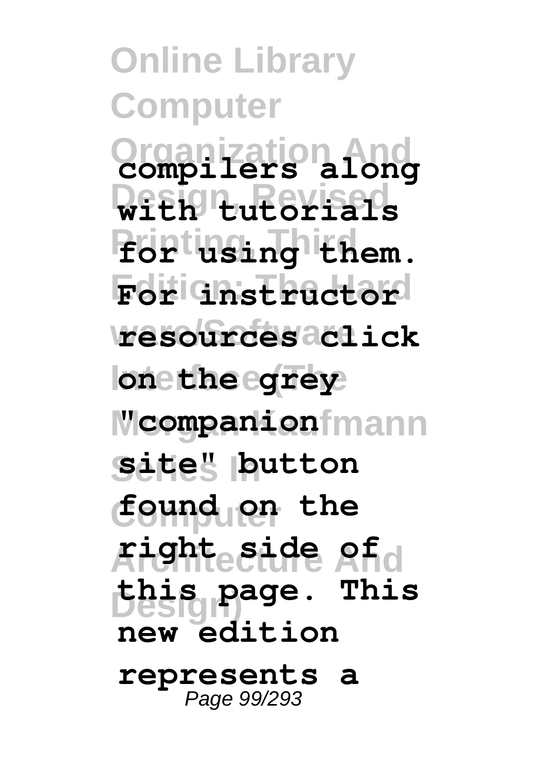compilers along with tutorials for using them. For instructor resources click on the grey "companion site" button found on the right side of this page. This new edition represents a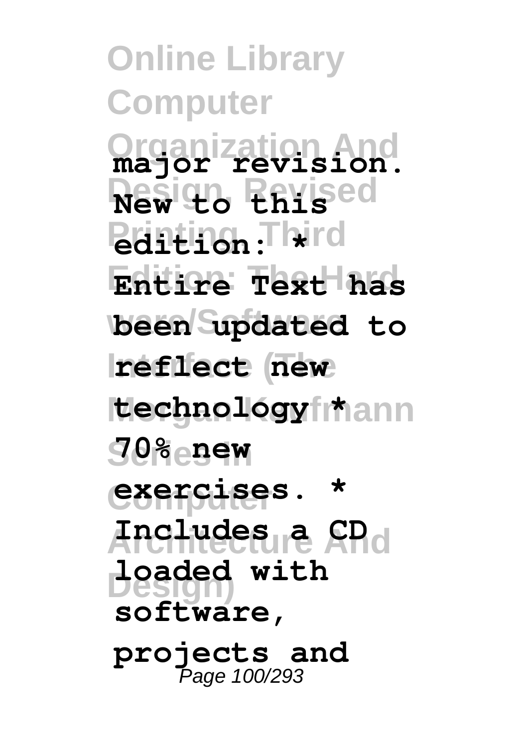**major revision. New to this edition: * Entire Text has been updated to reflect new technology * 70% new exercises. * Includes a CD loaded with software, projects and**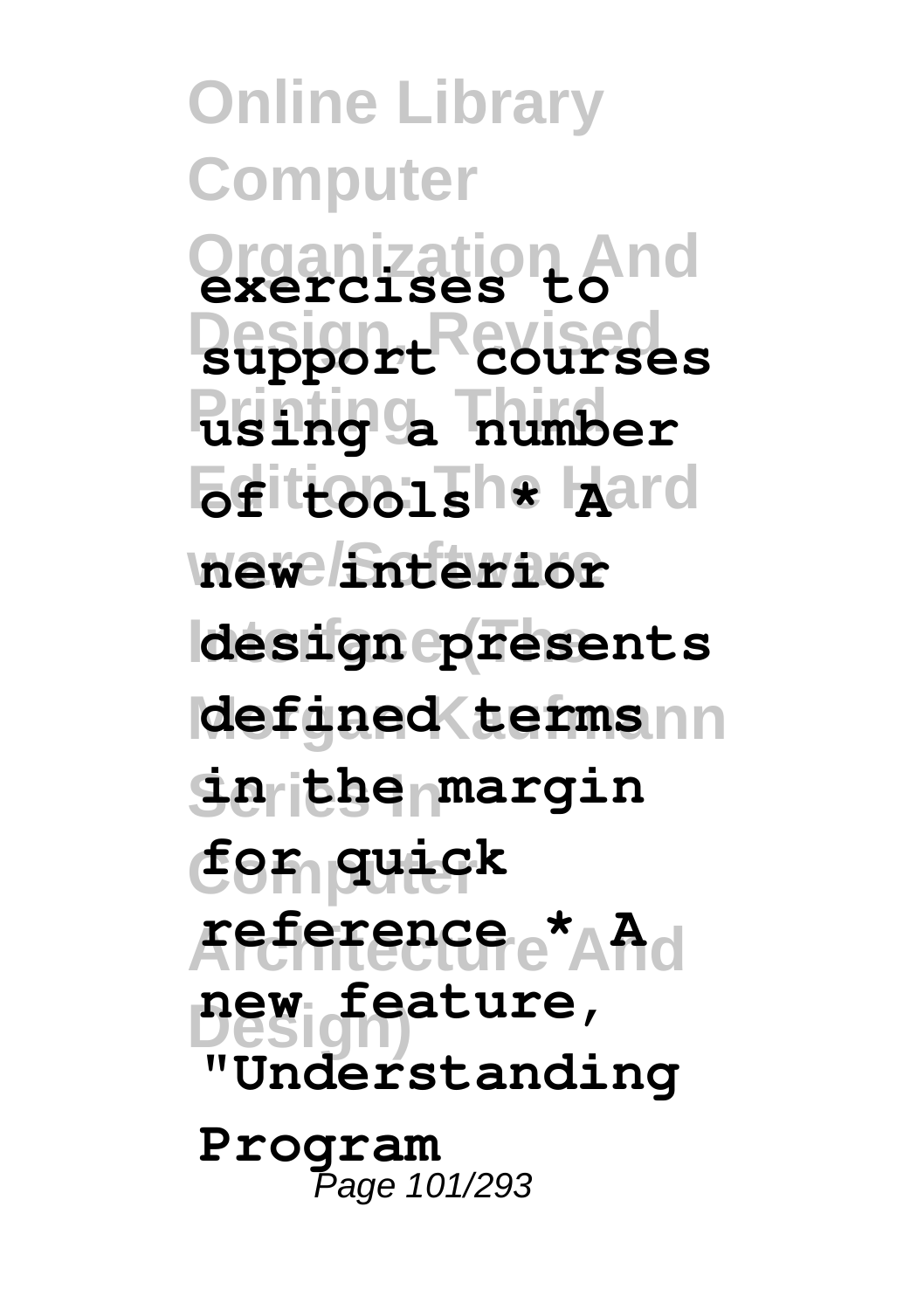exercises to support courses using a number of tools * A new interior design presents defined terms in the margin for quick reference * A new feature, "Understanding Program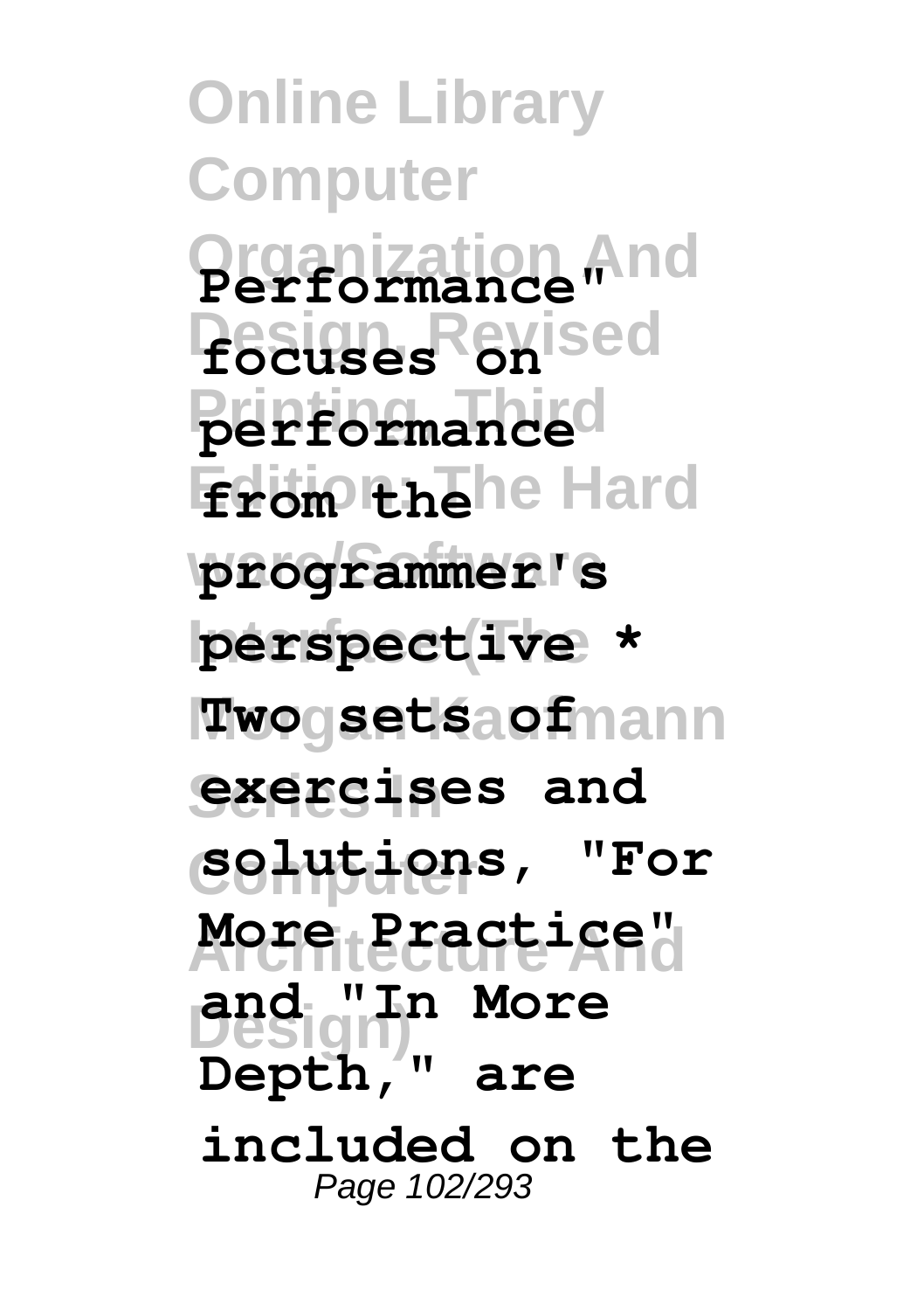Performance" focuses on performance from the programmer's perspective * Two sets of exercises and solutions, "For More Practice" and "In More Depth," are included on the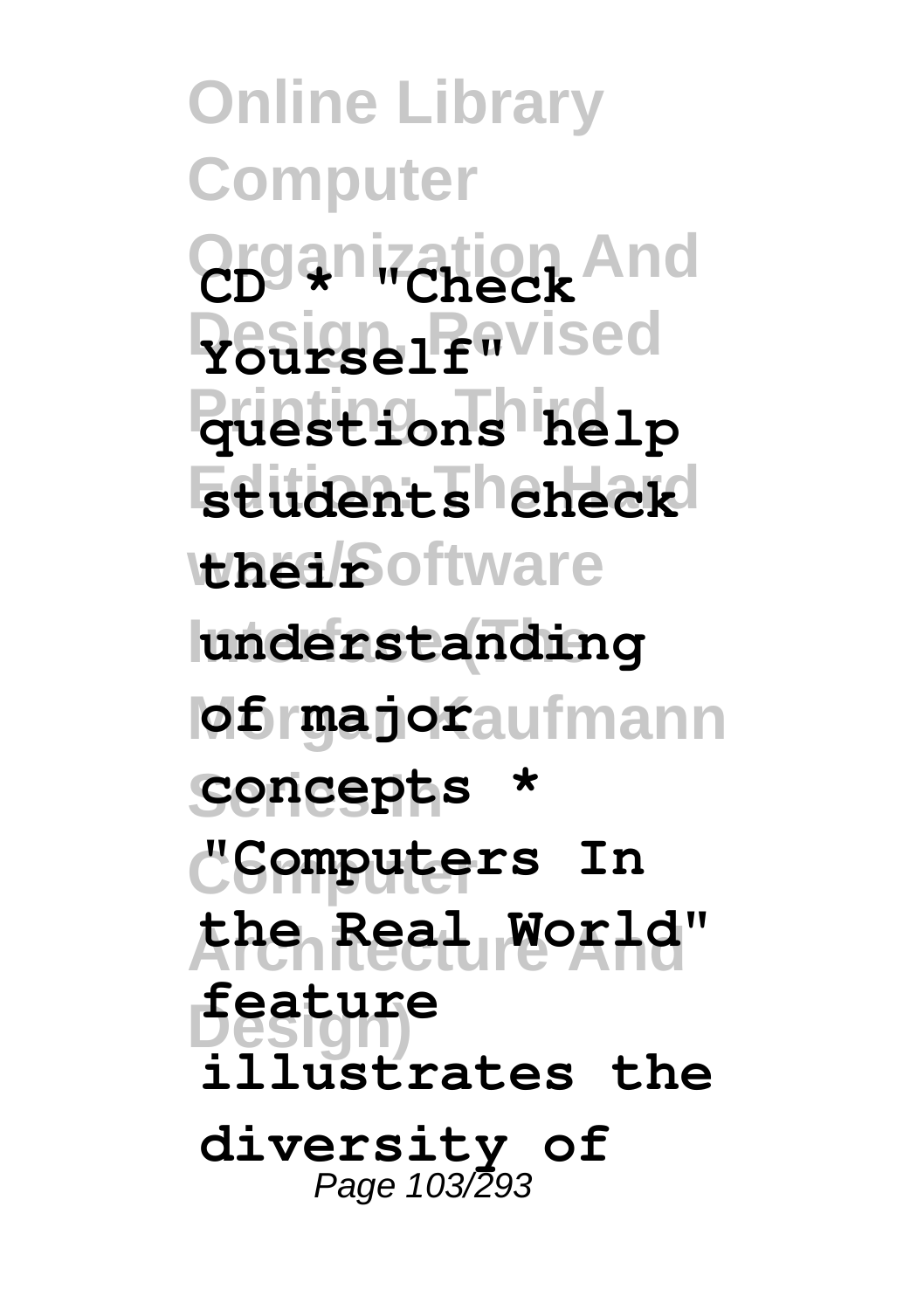CD * "Check Yourself" questions help students check their understanding of major concepts * "Computers In the Real World" feature illustrates the diversity of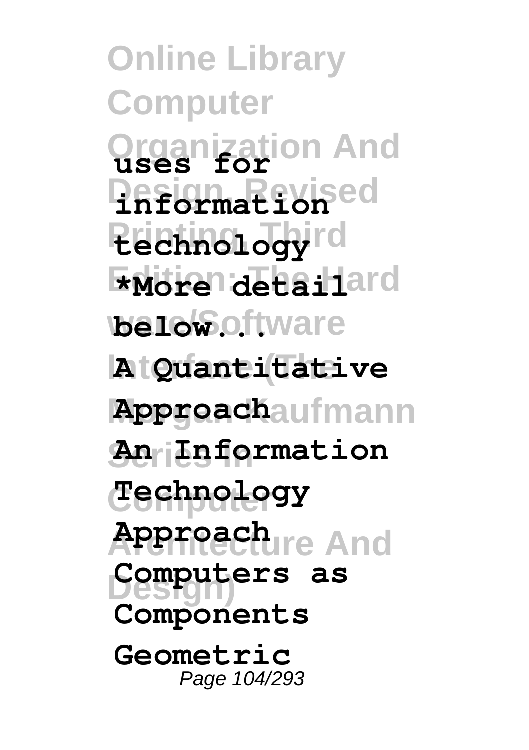**uses for information technology \*More detail below...**

**A Quantitative Approach**

**An Information Technology Approach**

**Computers as Components**

**Geometric**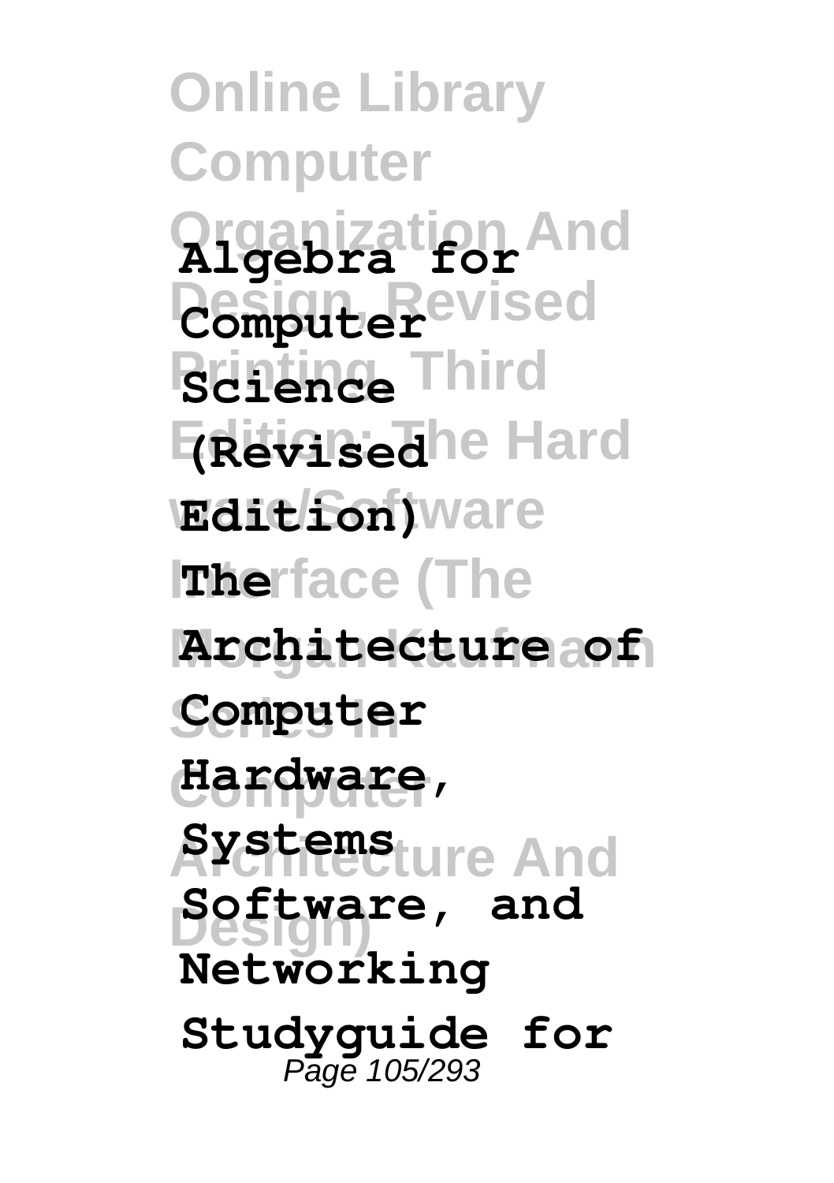**Algebra for Computer Science (Revised Edition)**

**The Architecture of Computer Hardware, Systems Software, and Networking**

**Studyguide for**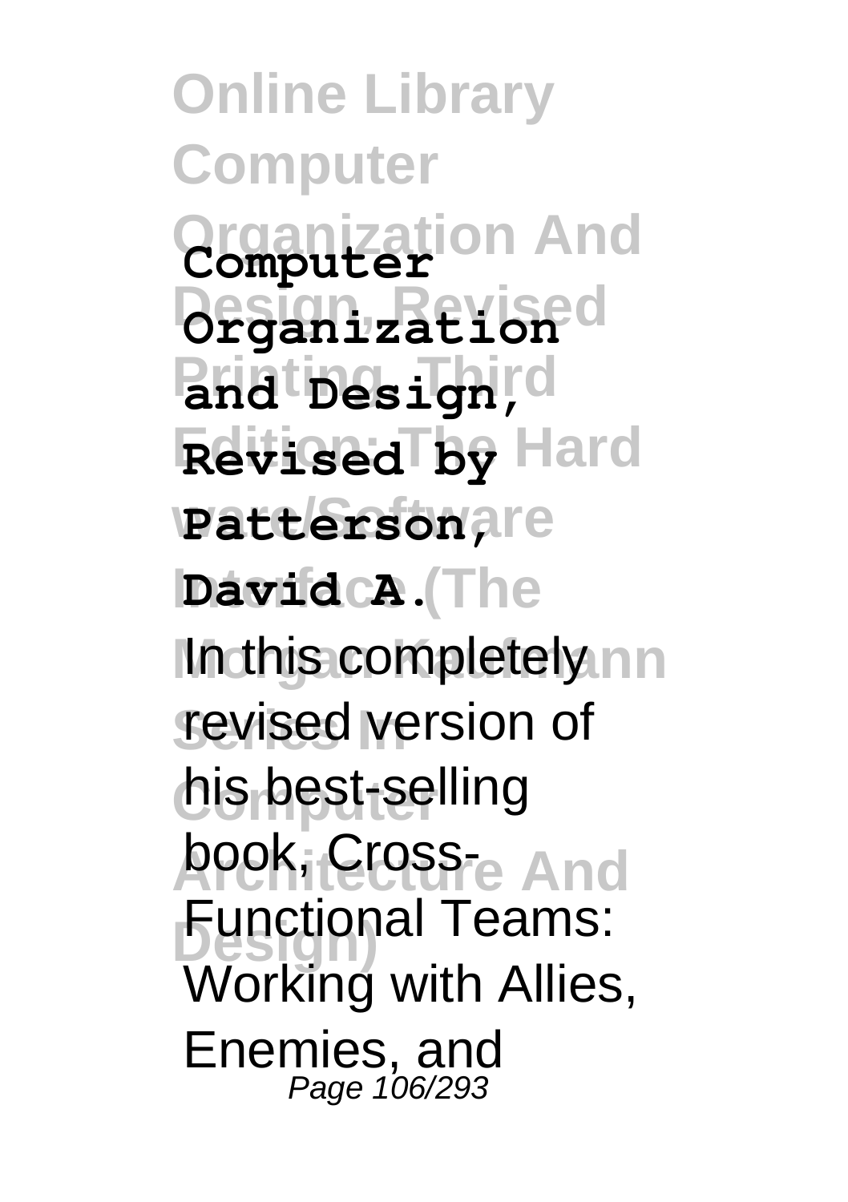**Computer Organization and Design, Revised by Patterson, David A.**

In this completely revised version of his best-selling book, Cross-Functional Teams: Working with Allies, Enemies, and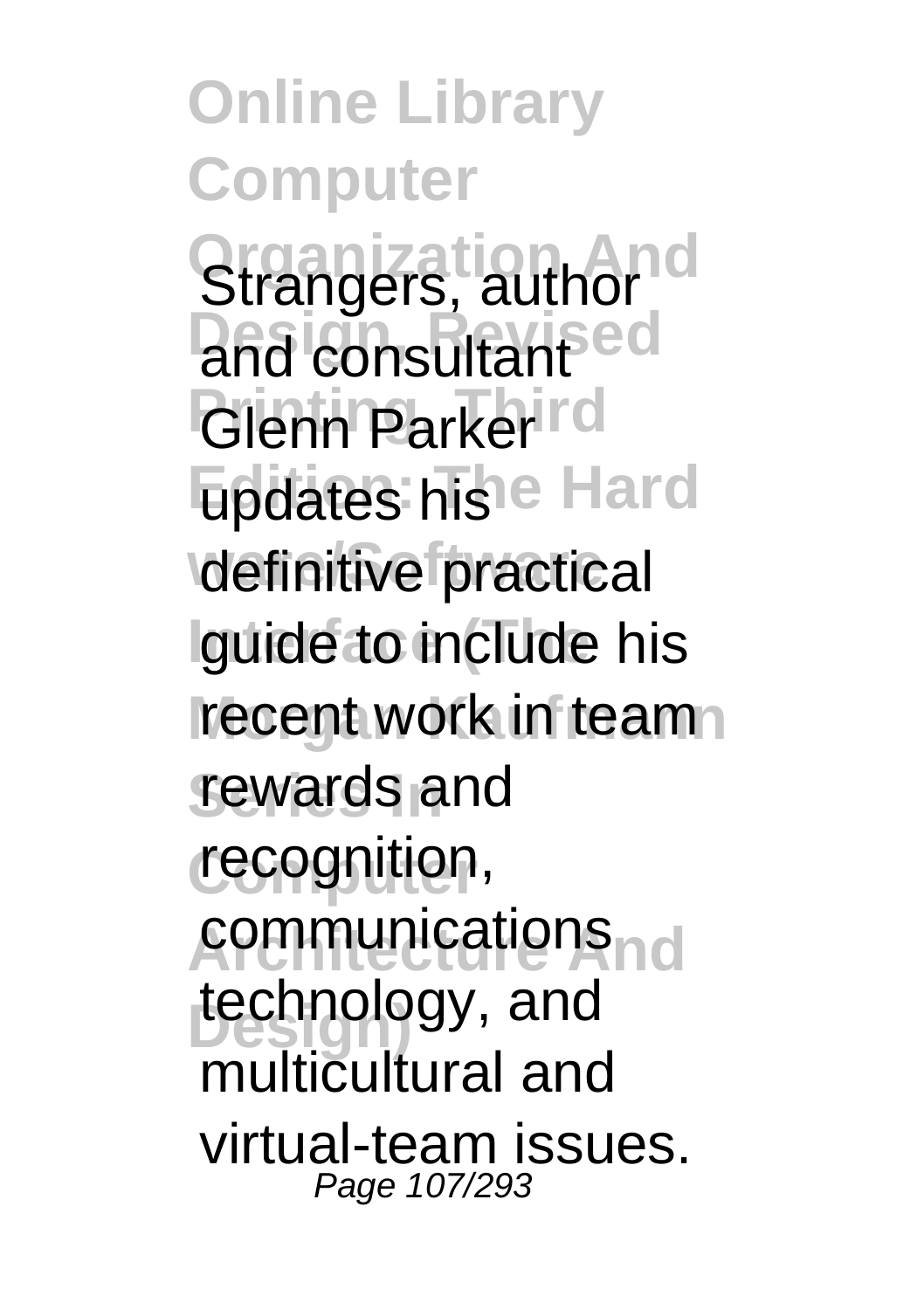Strangers, author and consultant Glenn Parker updates his definitive practical guide to include his recent work in team rewards and recognition, communications technology, and multicultural and virtual-team issues.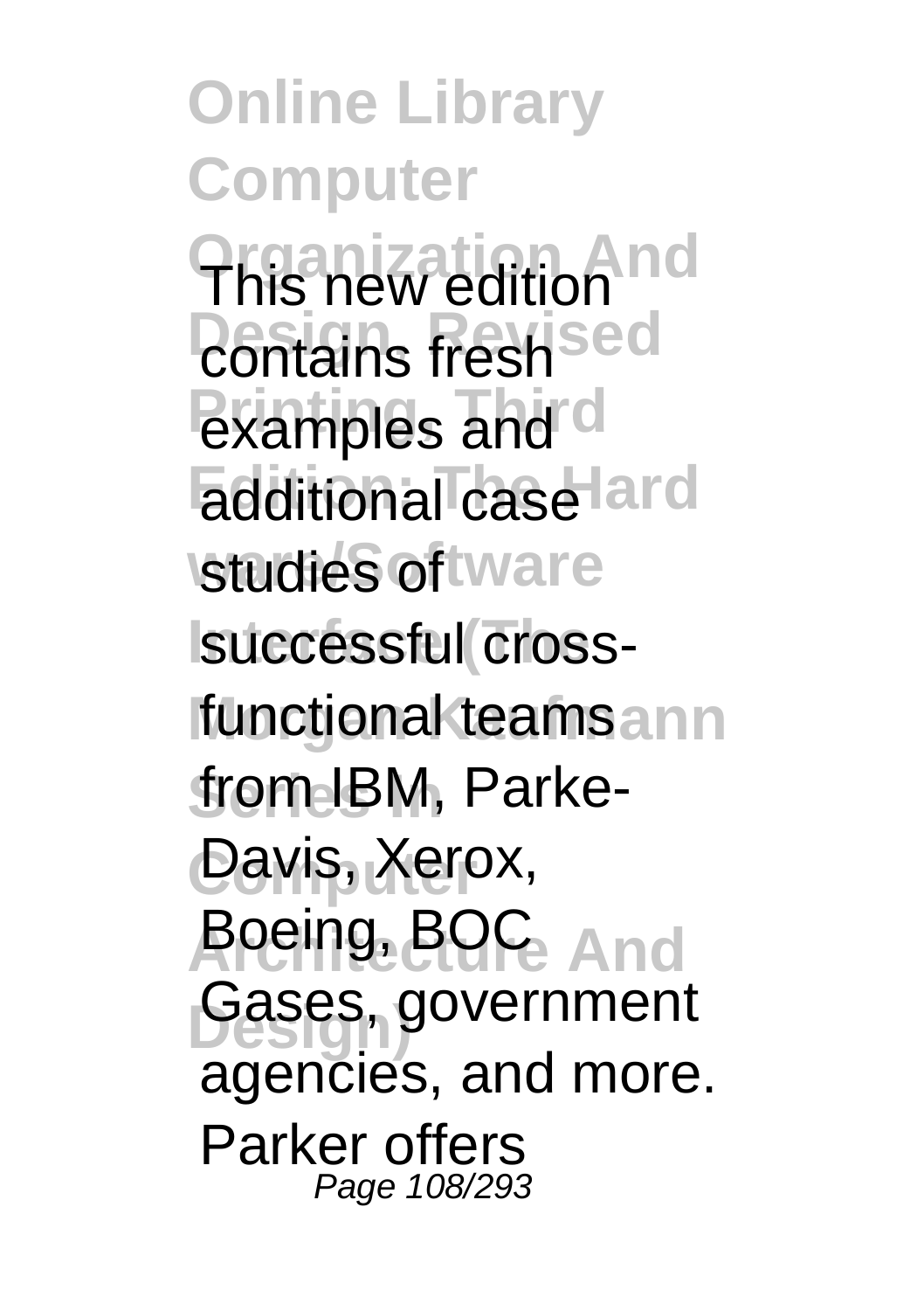This new edition contains fresh examples and additional case studies of successful cross-functional teams from IBM, Parke-Davis, Xerox, Boeing, BOC Gases, government agencies, and more. Parker offers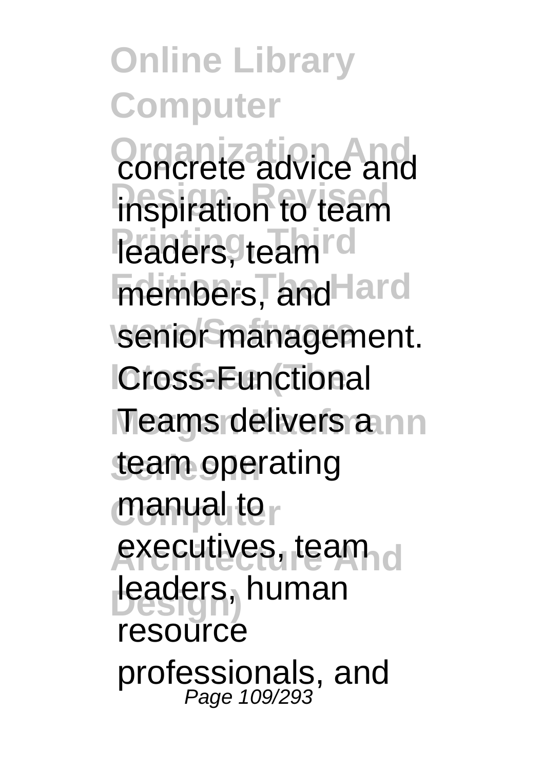concrete advice and inspiration to team leaders, team members, and senior management. Cross-Functional Teams delivers a team operating manual to executives, team leaders, human resource professionals, and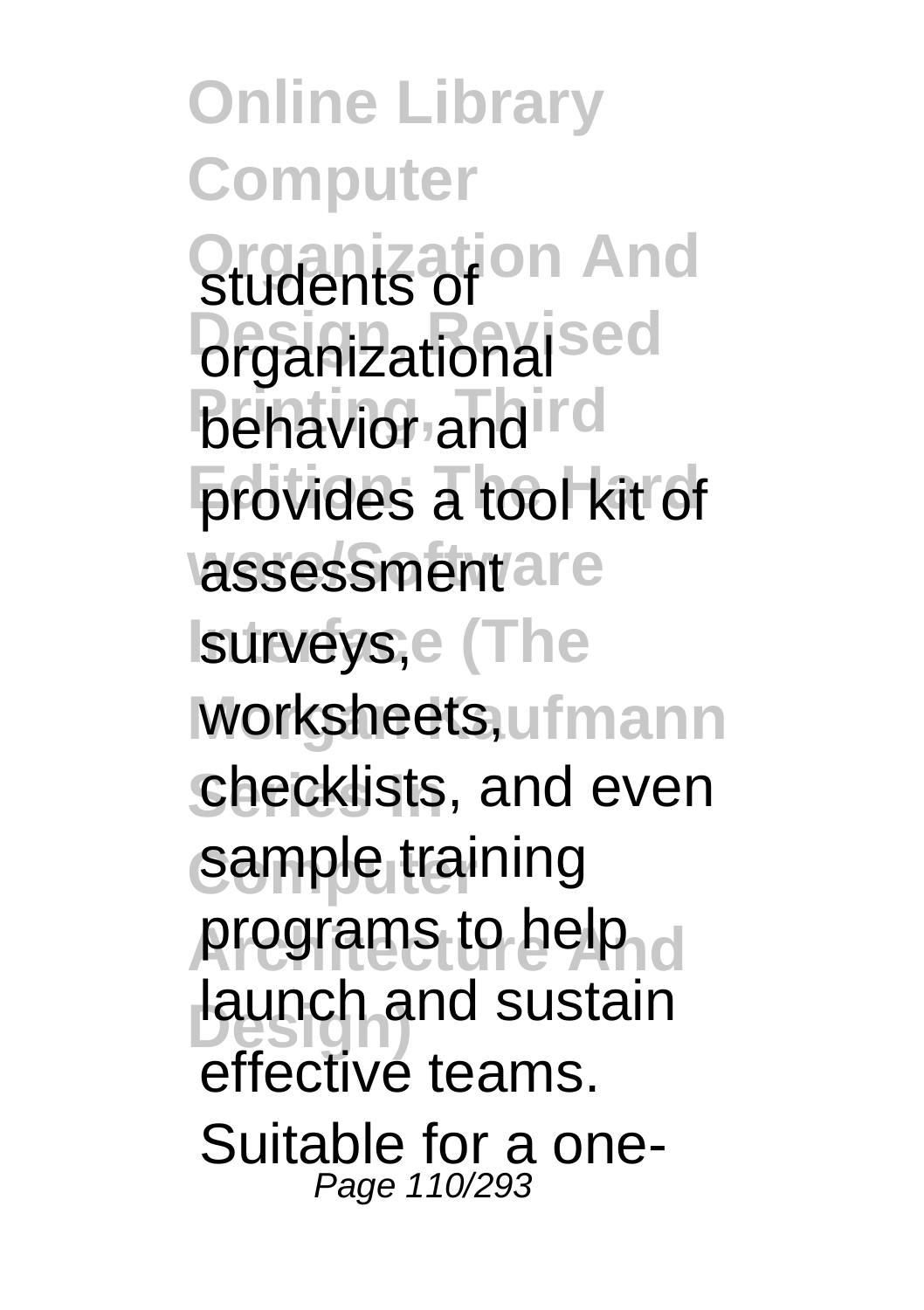students of organizational behavior and provides a tool kit of assessment surveys, worksheets, checklists, and even sample training programs to help launch and sustain effective teams. Suitable for a one-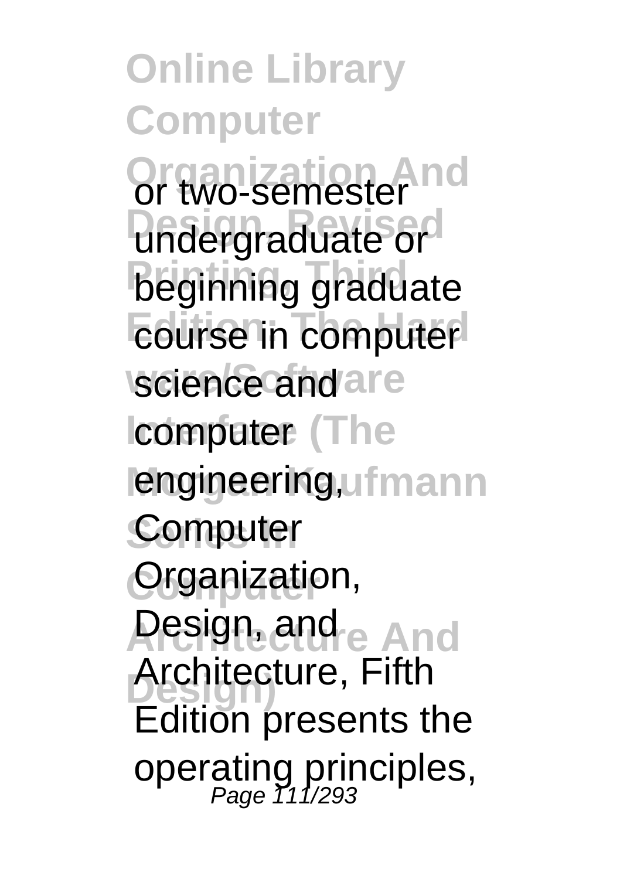or two-semester undergraduate or beginning graduate course in computer science and computer engineering, Computer Organization, Design, and Architecture, Fifth Edition presents the operating principles,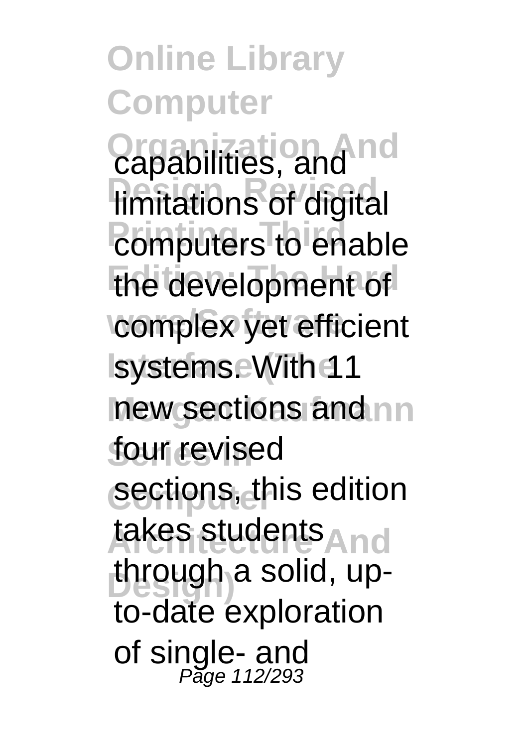capabilities, and limitations of digital computers to enable the development of complex yet efficient systems. With 11 new sections and four revised sections, this edition takes students through a solid, up-to-date exploration of single- and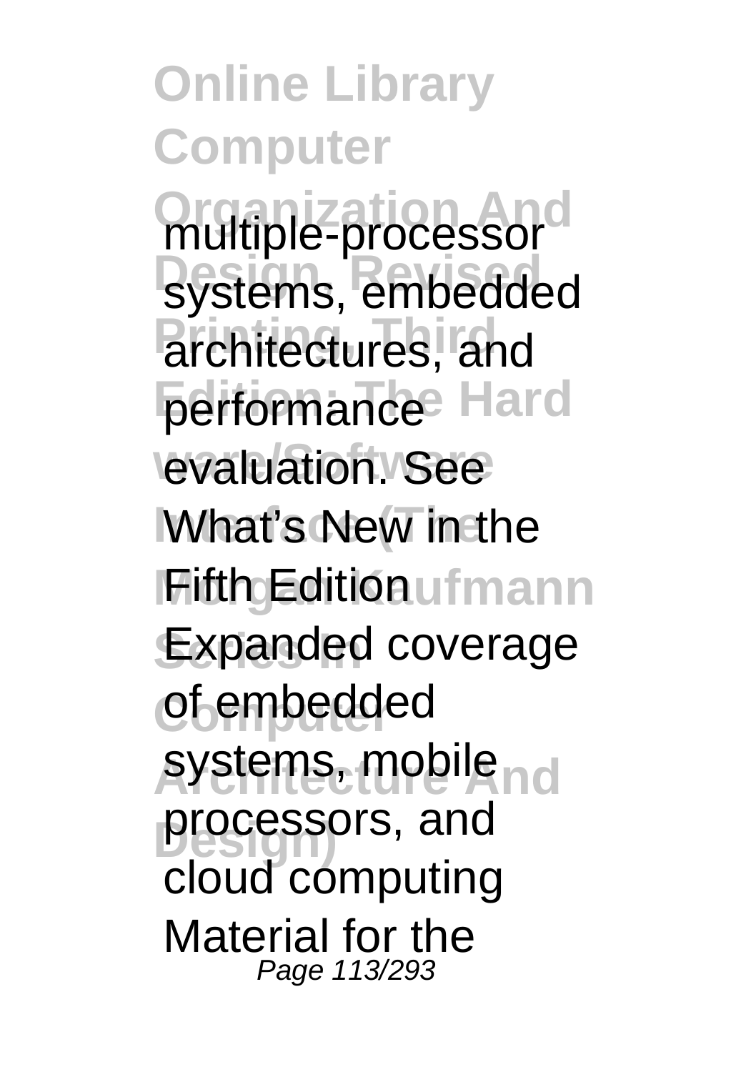multiple-processor systems, embedded architectures, and performance evaluation. See What's New in the Fifth Edition Expanded coverage of embedded systems, mobile processors, and cloud computing Material for the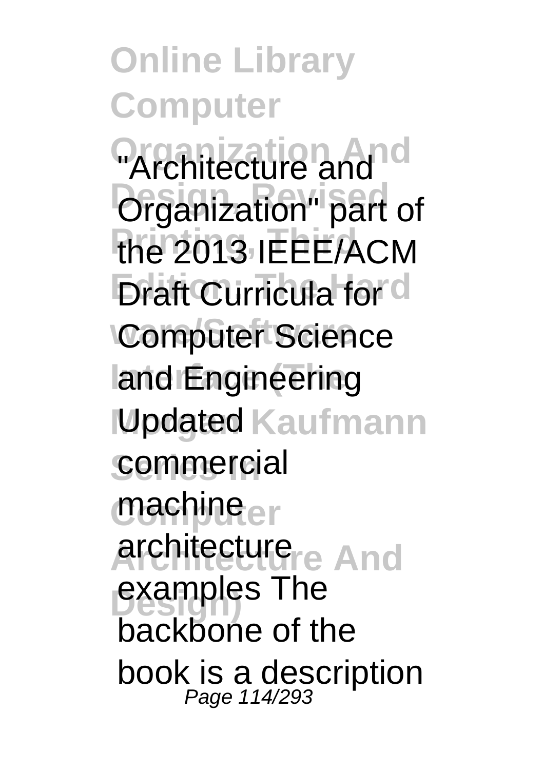"Architecture and Organization" part of the 2013 IEEE/ACM Draft Curricula for Computer Science and Engineering Updated commercial machine architecture examples The backbone of the book is a description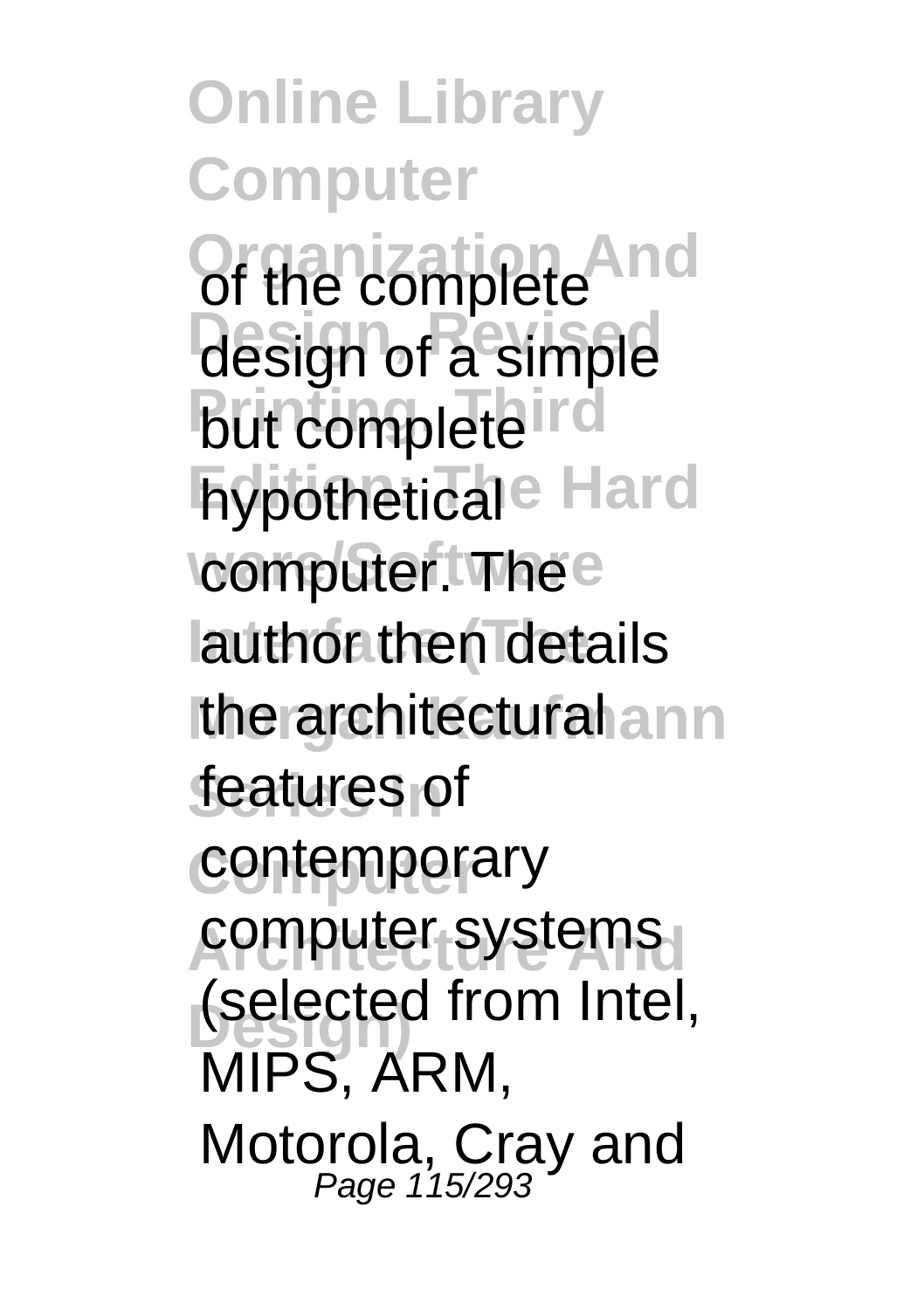of the complete design of a simple but complete hypothetical computer. The author then details the architectural features of contemporary computer systems (selected from Intel, MIPS, ARM, Motorola, Cray and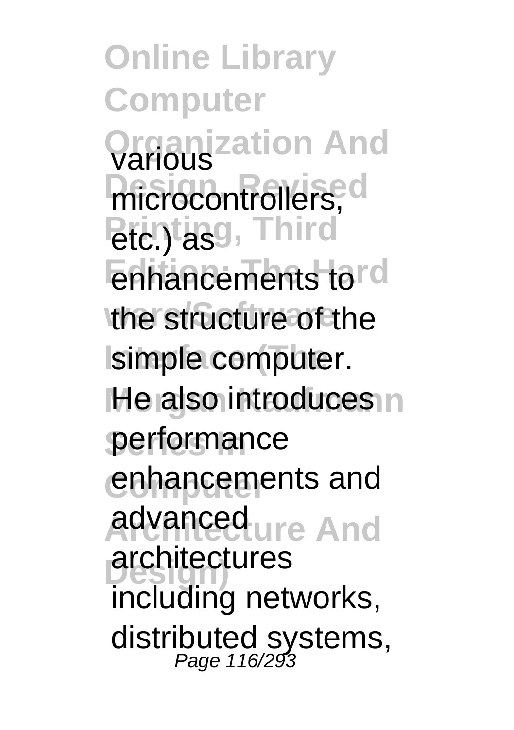various microcontrollers, etc.) as enhancements to the structure of the simple computer. He also introduces performance enhancements and advanced architectures including networks, distributed systems,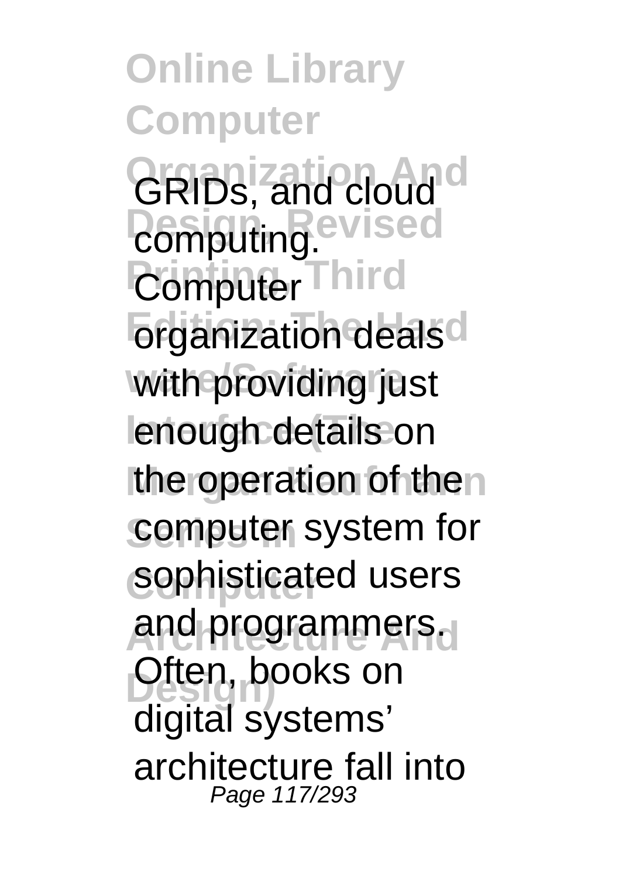GRIDs, and cloud computing.

Computer organization deals with providing just enough details on the operation of the computer system for sophisticated users and programmers. Often, books on digital systems' architecture fall into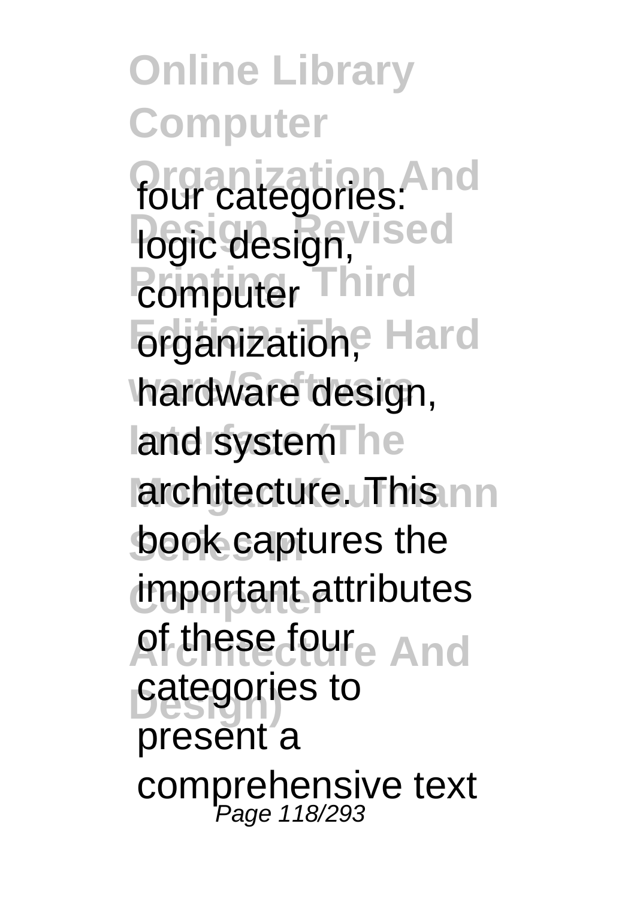four categories: logic design, computer organization, hardware design, and system architecture. This book captures the important attributes of these four categories to present a comprehensive text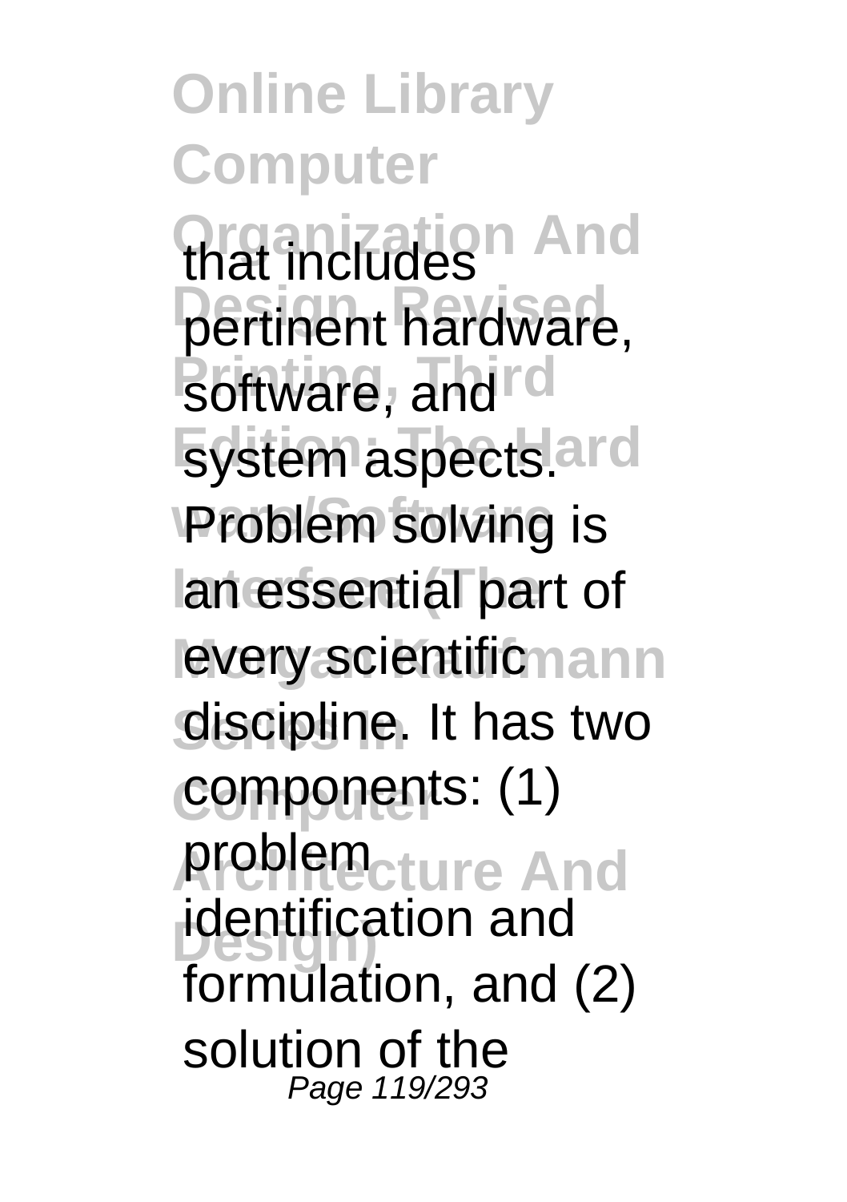that includes pertinent hardware, software, and system aspects. Problem solving is an essential part of every scientific discipline. It has two components: (1) problem identification and formulation, and (2) solution of the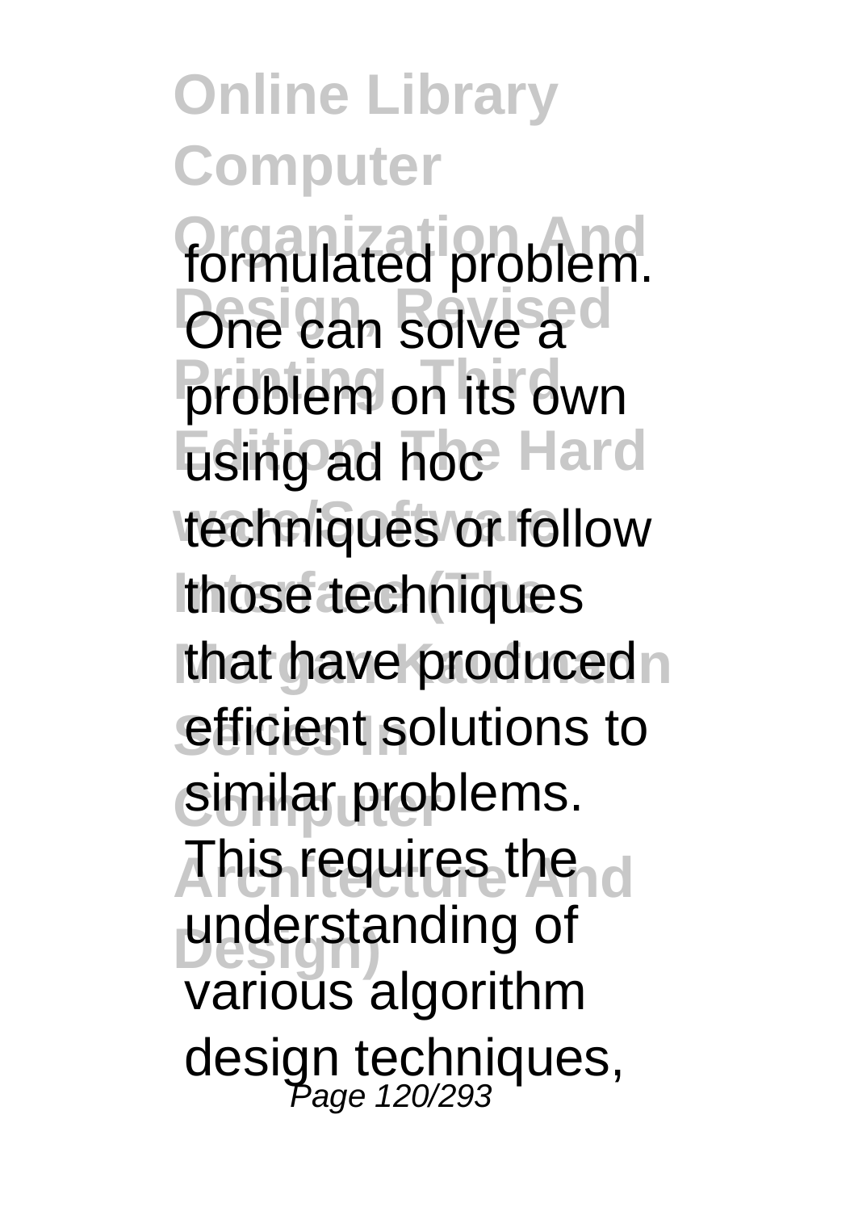formulated problem. One can solve a problem on its own using ad hoc techniques or follow those techniques that have produced efficient solutions to similar problems. This requires the understanding of various algorithm design techniques,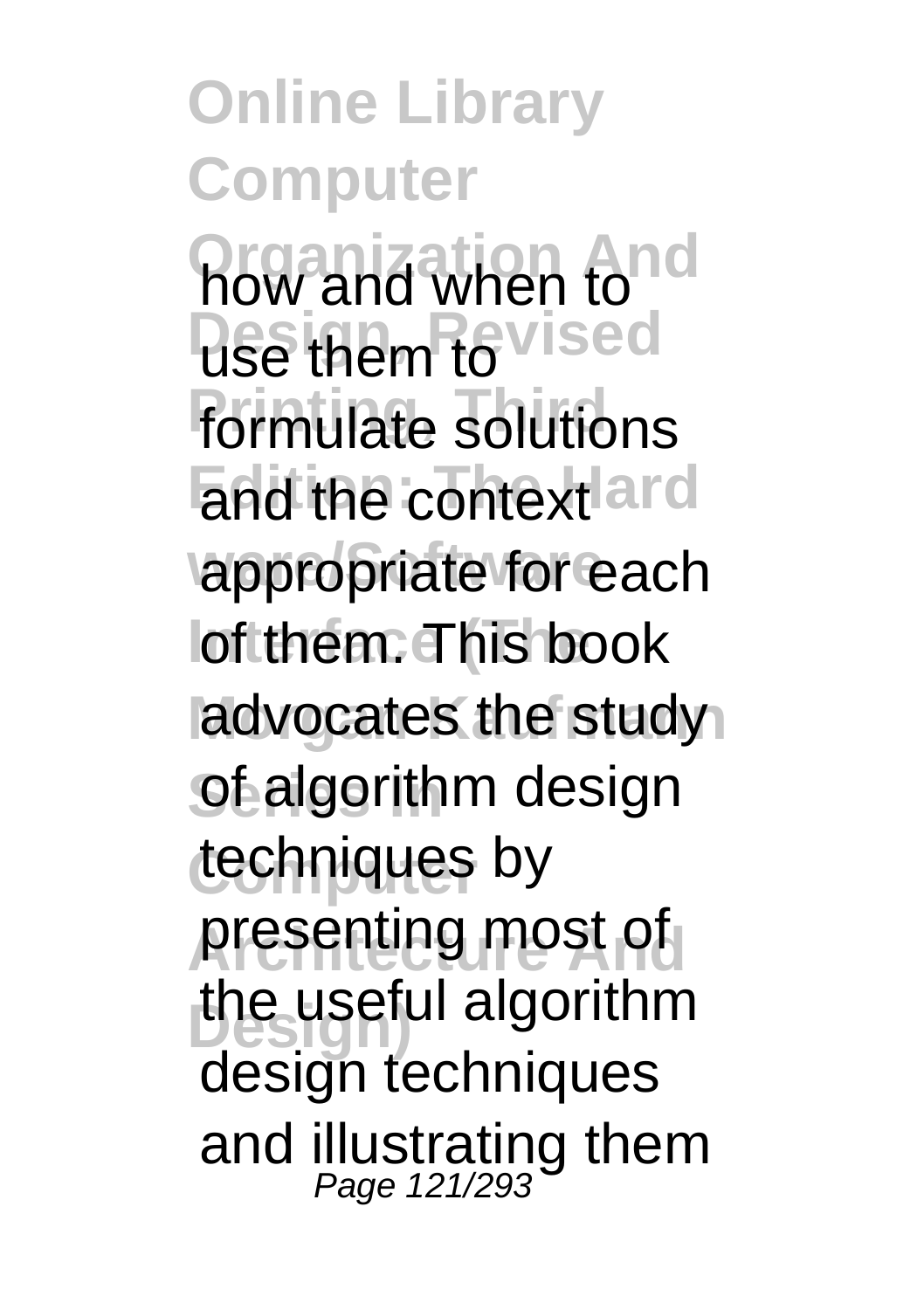how and when to use them to formulate solutions and the context appropriate for each of them. This book advocates the study of algorithm design techniques by presenting most of the useful algorithm design techniques and illustrating them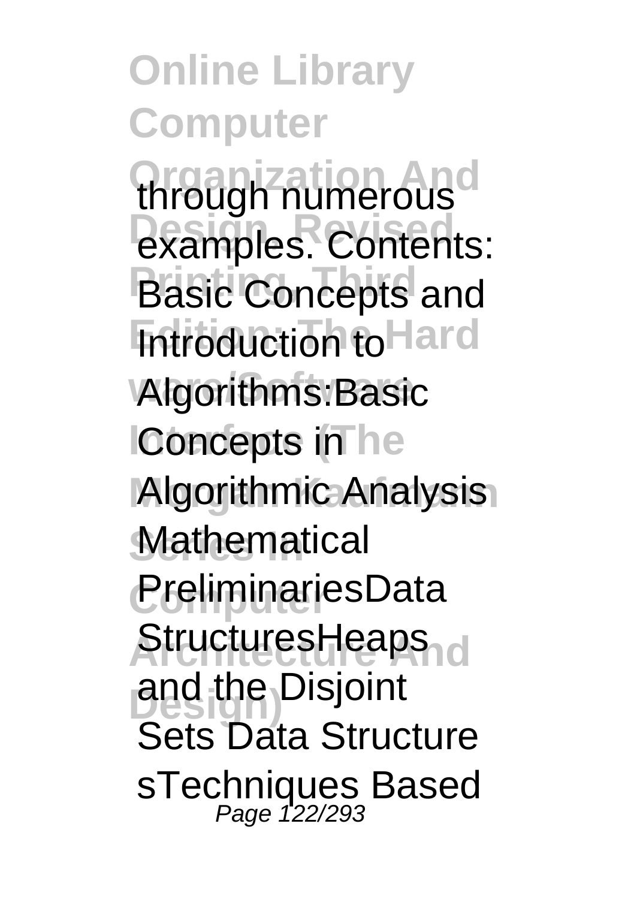through numerous examples. Contents: Basic Concepts and Introduction to Algorithms:Basic Concepts in Algorithmic Analysis Mathematical PreliminariesData StructuresHeaps and the Disjoint Sets Data Structure sTechniques Based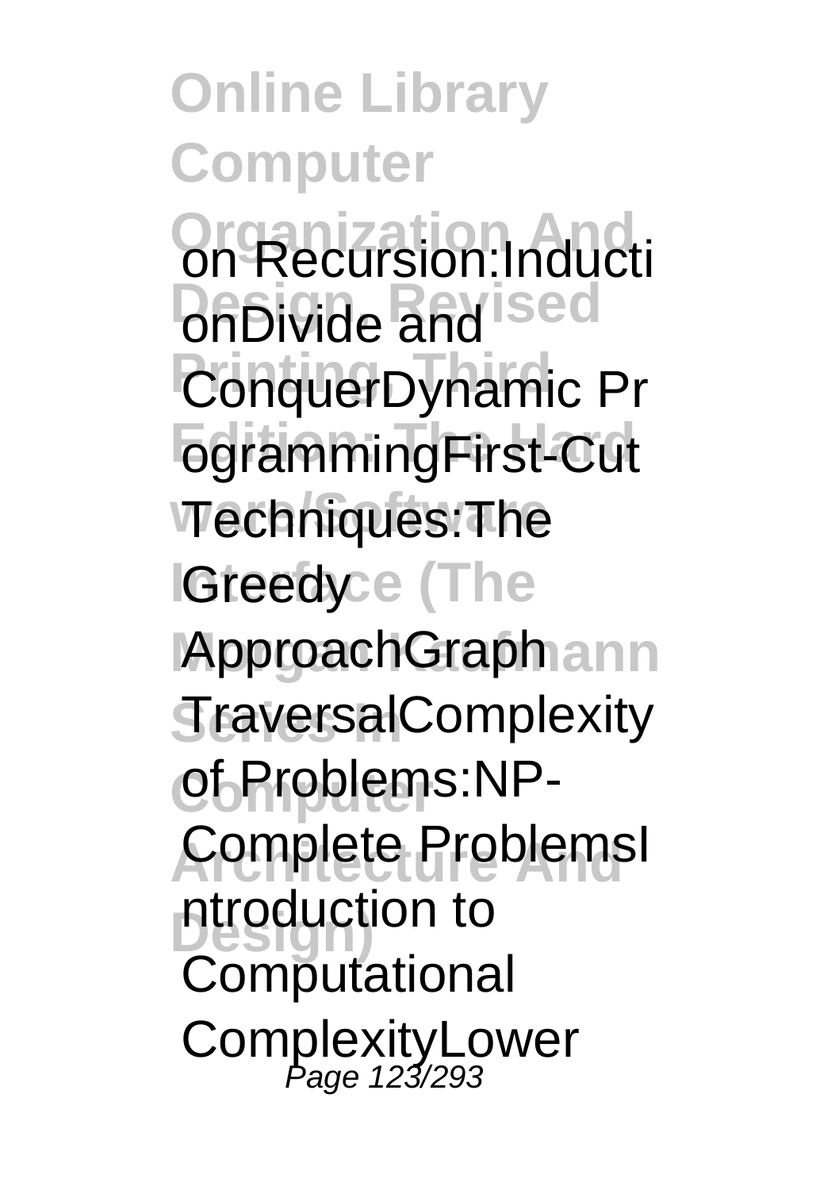on Recursion:InductionDivide and ConquerDynamic ProgrammingFirst-Cut Techniques:The Greedy ApproachGraph TraversalComplexity of Problems:NP-Complete ProblemsIntroduction to Computational ComplexityLower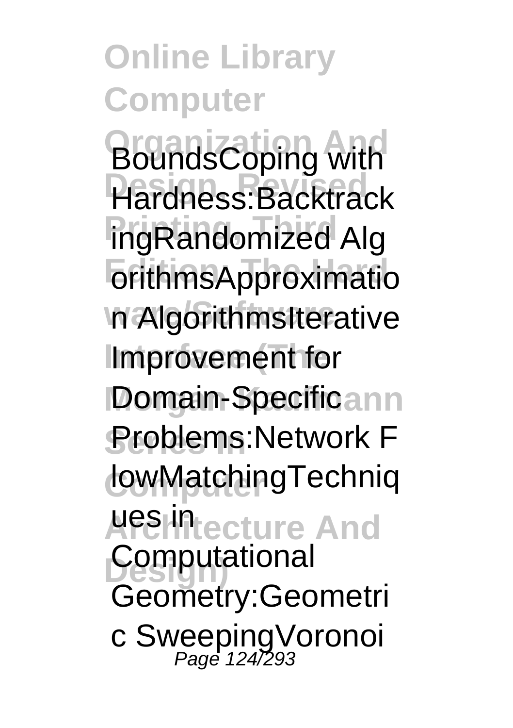BoundsCoping with Hardness:BacktrackingRandomized AlgorithmsApproximation AlgorithmsIterative Improvement for Domain-Specific Problems:Network FlowMatchingTechniques in Computational Geometry:Geometric SweepingVoronoi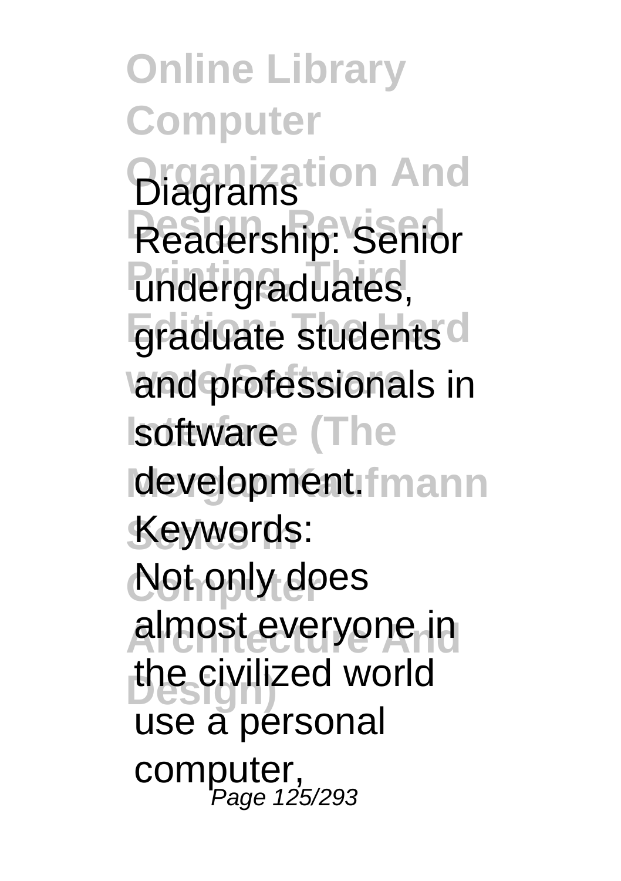Diagrams
Readership: Senior undergraduates, graduate students and professionals in software development.
Keywords:
Not only does almost everyone in the civilized world use a personal computer,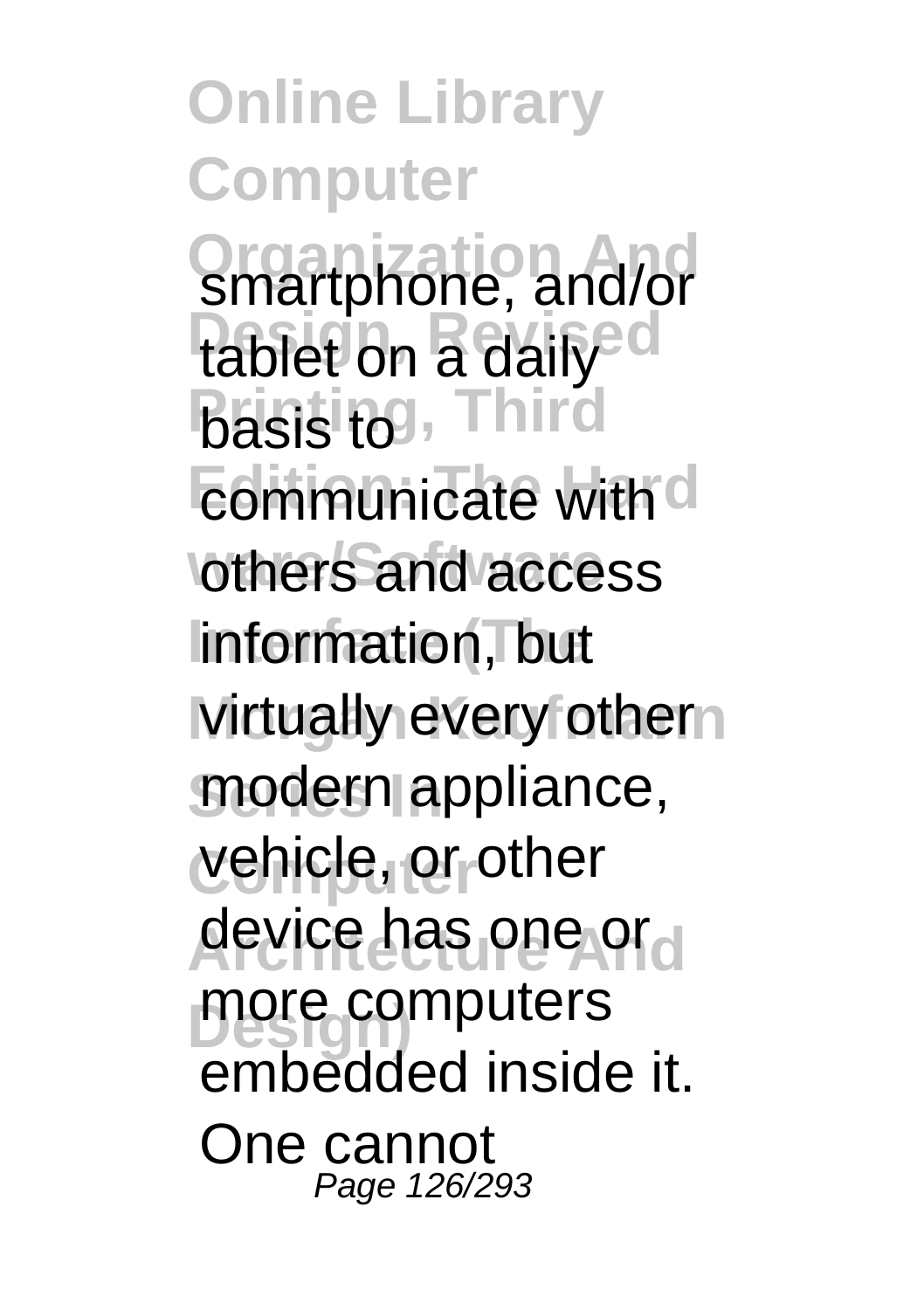smartphone, and/or tablet on a daily basis to communicate with others and access information, but virtually every other modern appliance, vehicle, or other device has one or more computers embedded inside it. One cannot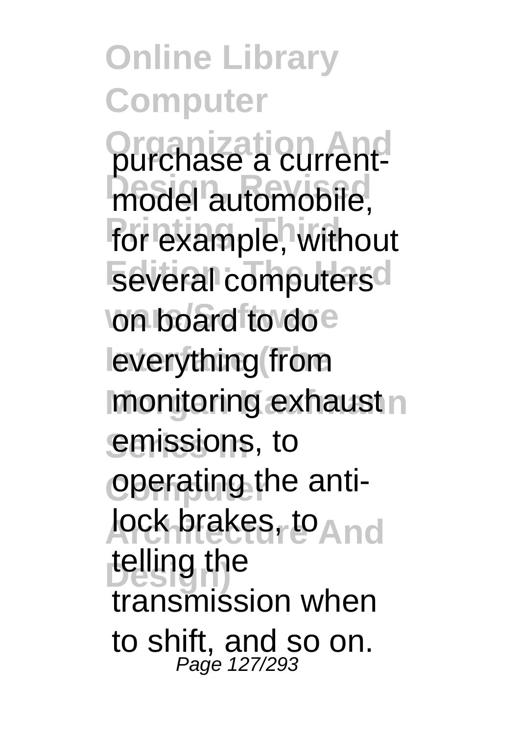purchase a current-model automobile, for example, without several computers on board to do everything from monitoring exhaust emissions, to operating the anti-lock brakes, to telling the transmission when to shift, and so on.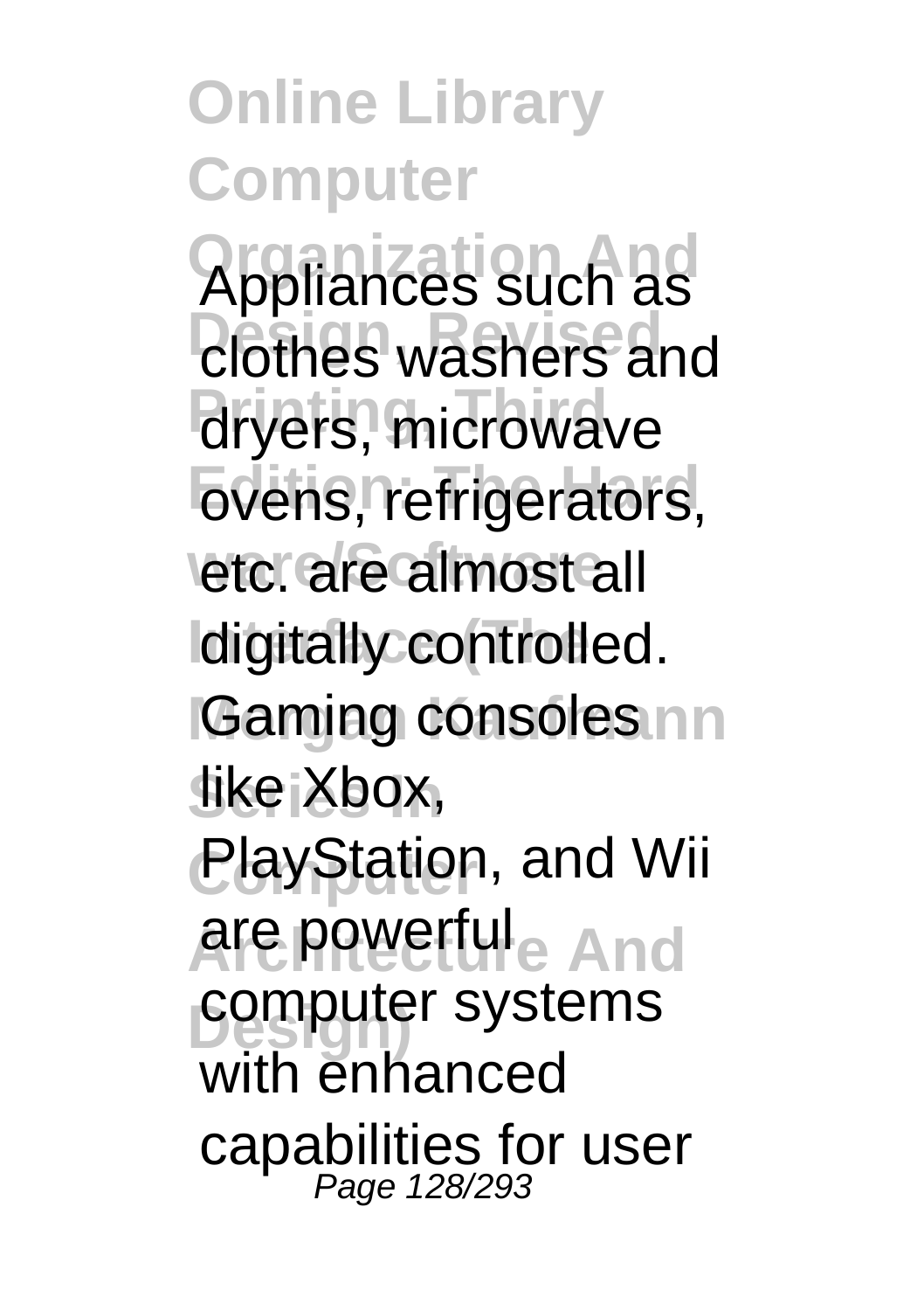Appliances such as clothes washers and dryers, microwave ovens, refrigerators, etc. are almost all digitally controlled. Gaming consoles like Xbox, PlayStation, and Wii are powerful computer systems with enhanced capabilities for user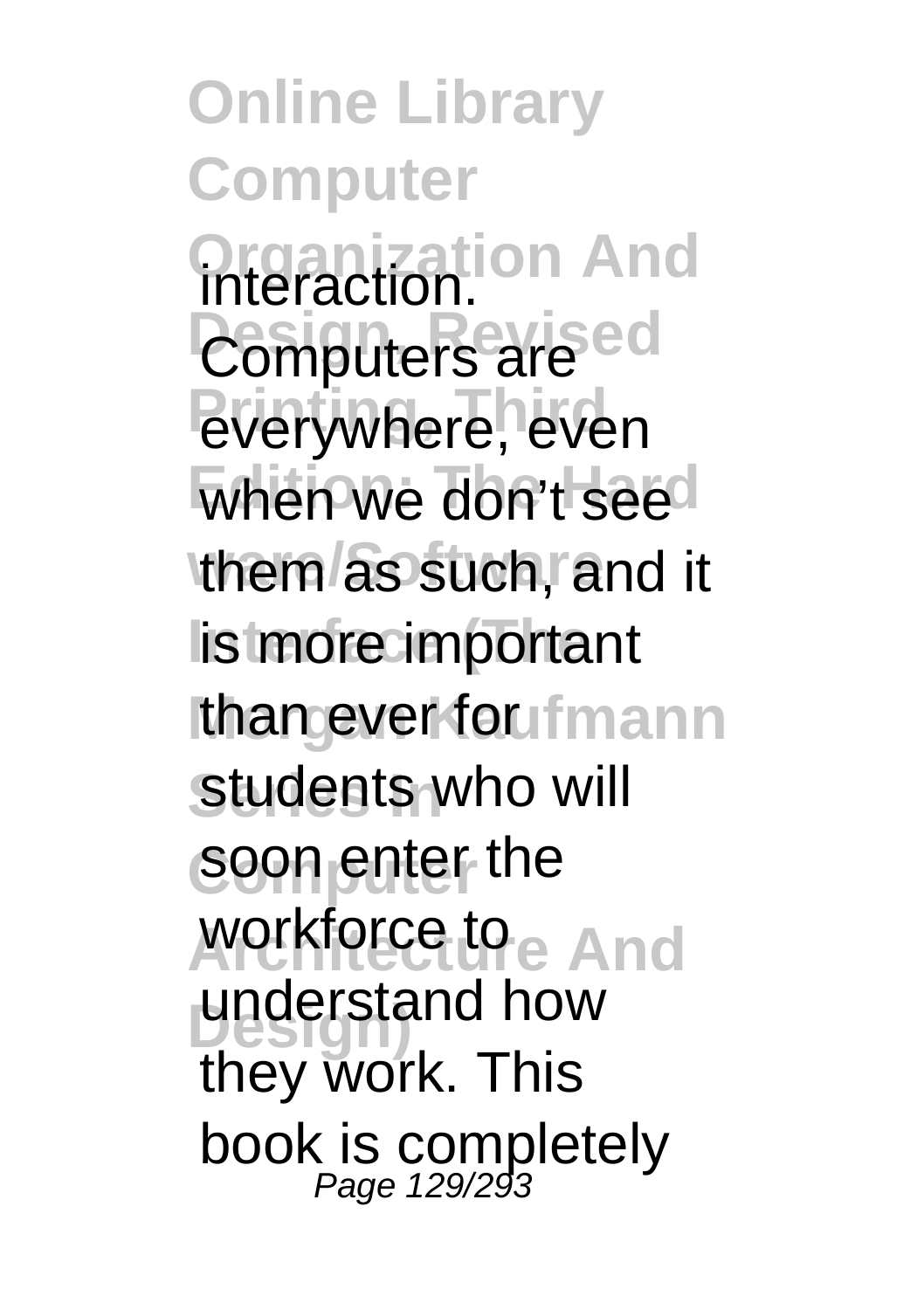interaction. Computers are everywhere, even when we don't see them as such, and it is more important than ever for students who will soon enter the workforce to understand how they work. This book is completely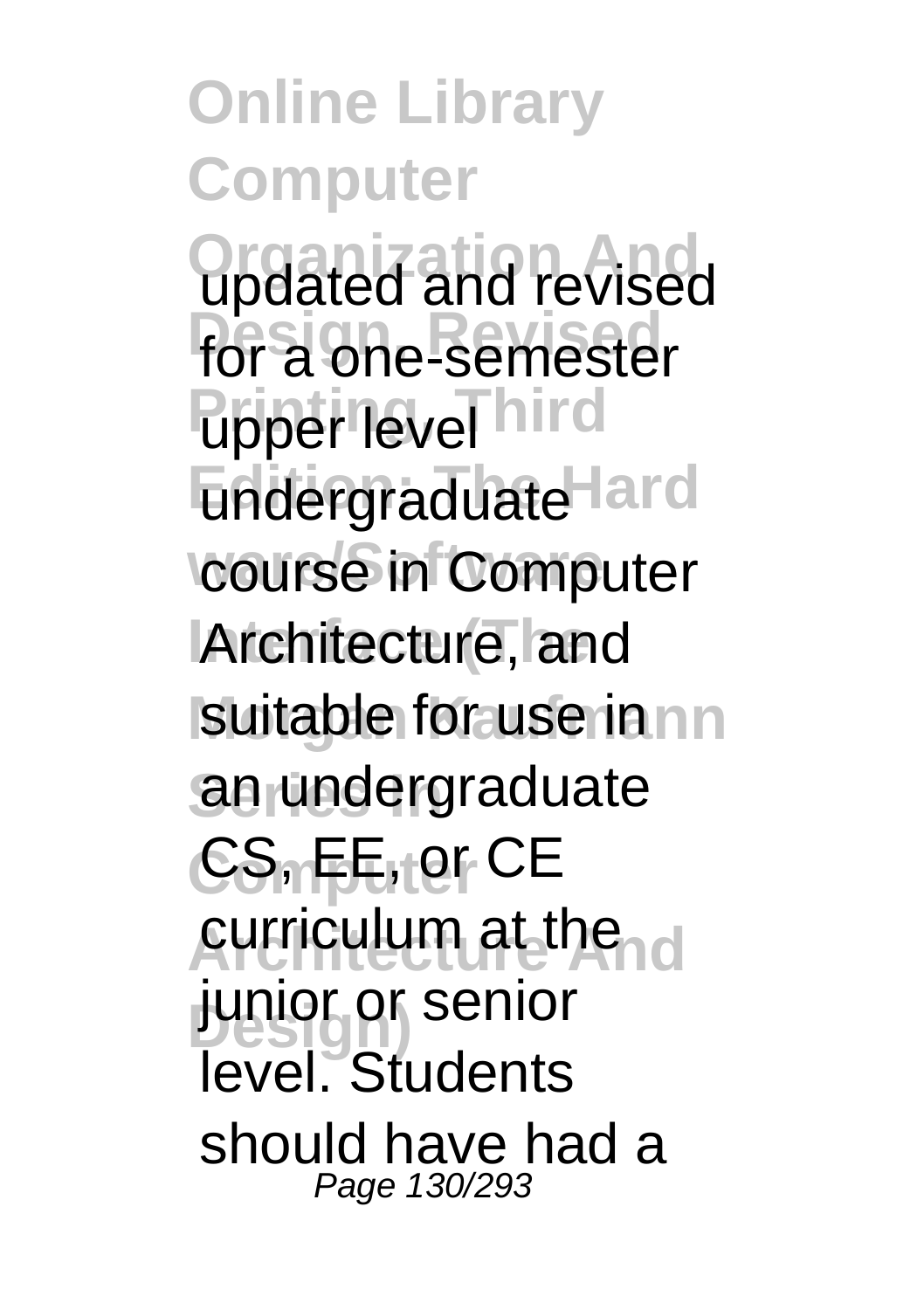updated and revised for a one-semester upper level undergraduate course in Computer Architecture, and suitable for use in an undergraduate CS, EE, or CE curriculum at the junior or senior level. Students should have had a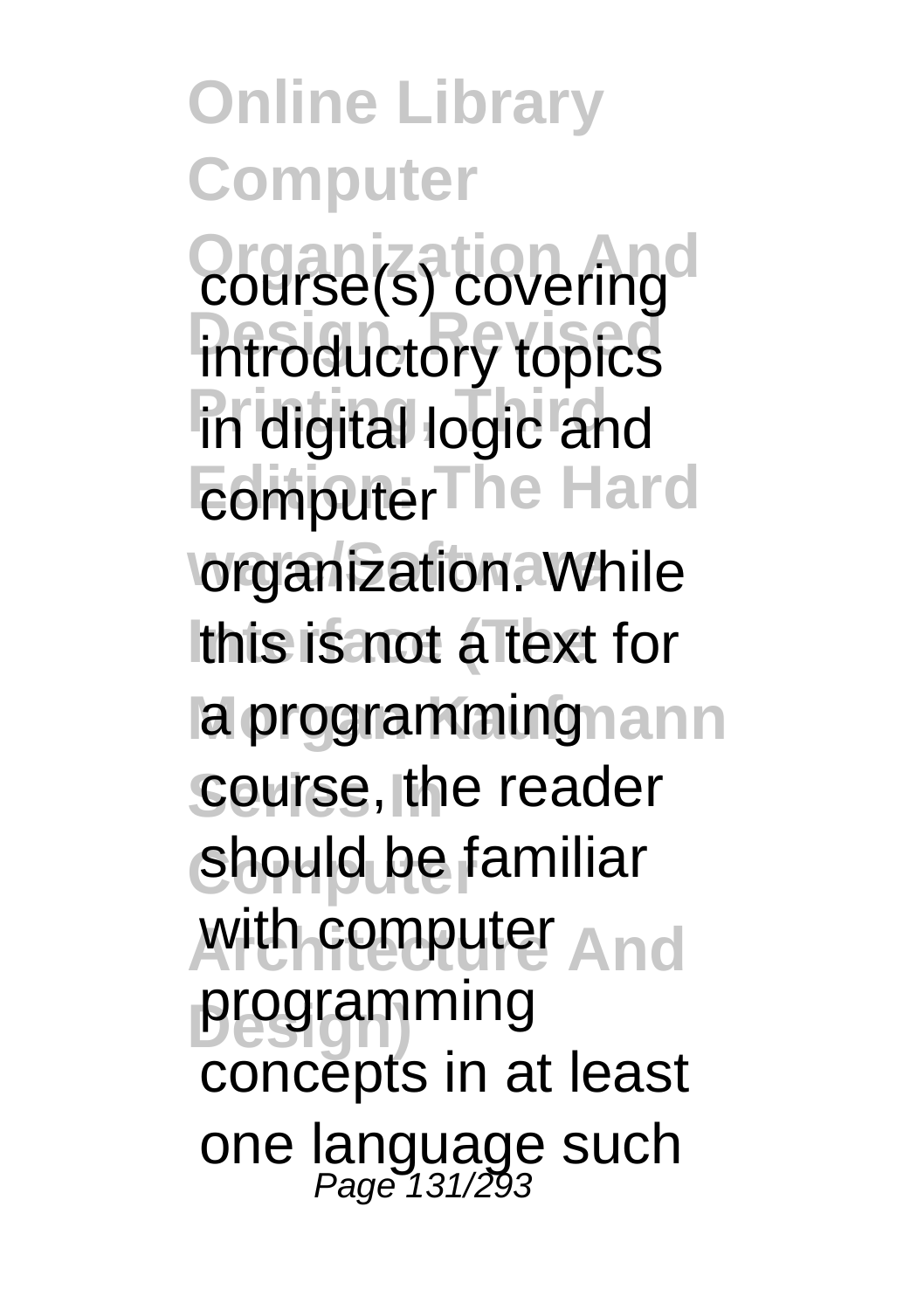course(s) covering introductory topics in digital logic and computer organization. While this is not a text for a programming course, the reader should be familiar with computer programming concepts in at least one language such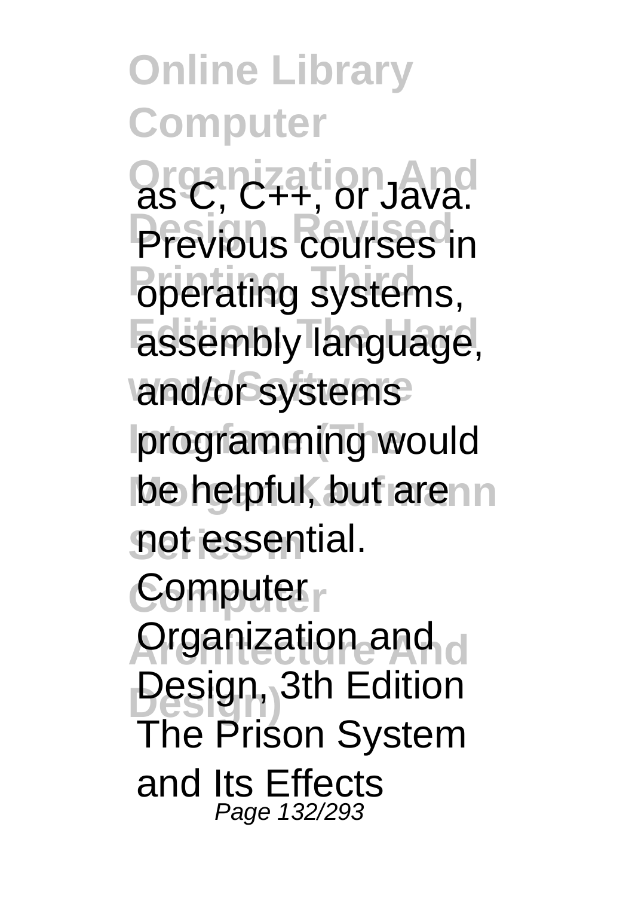as C, C++, or Java. Previous courses in operating systems, assembly language, and/or systems programming would be helpful, but aren't essential.

Computer Organization and Design, 3th Edition

The Prison System and Its Effects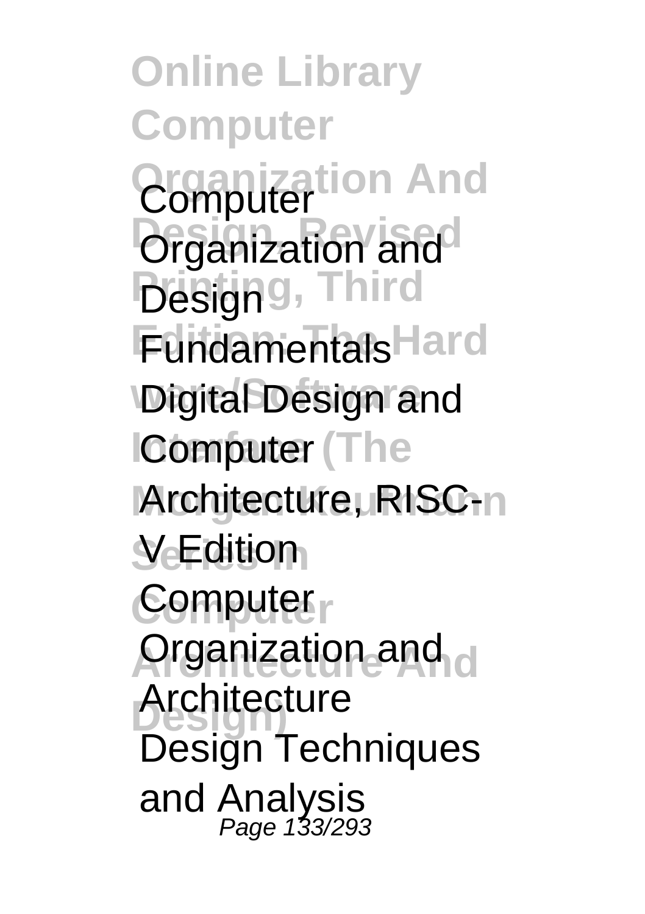Computer Organization and Design Fundamentals

Digital Design and Computer Architecture, RISC-V Edition

Computer Organization and Architecture

Design Techniques and Analysis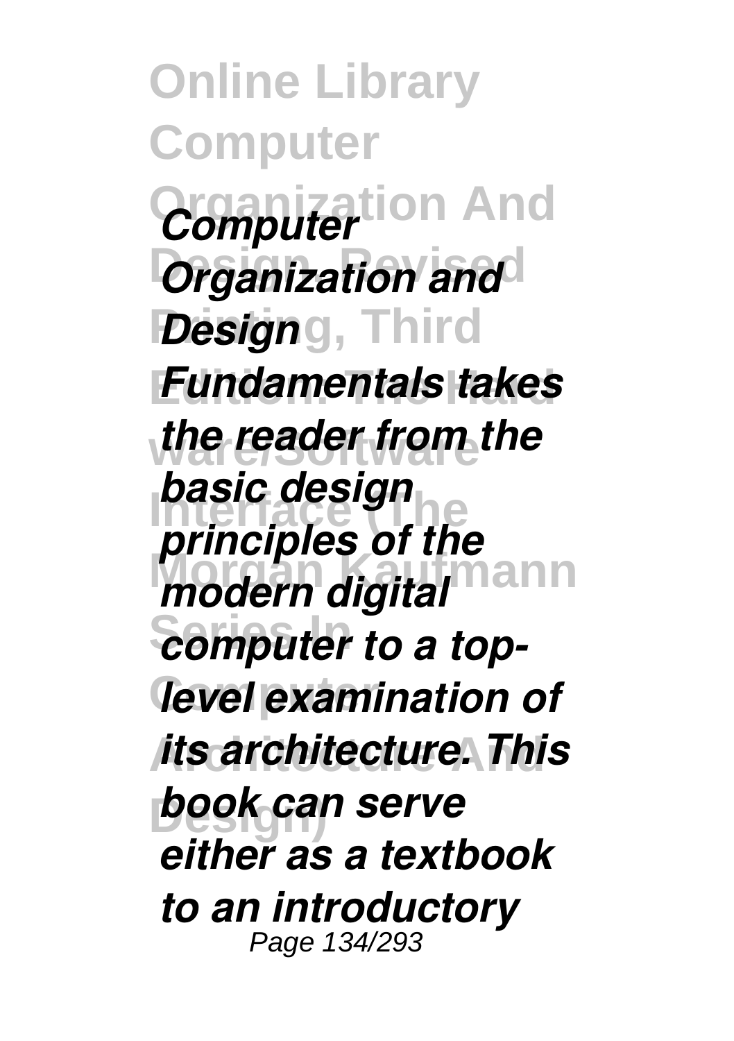*Computer Organization and Design Fundamentals takes the reader from the basic design principles of the modern digital computer to a top-level examination of its architecture. This book can serve either as a textbook to an introductory*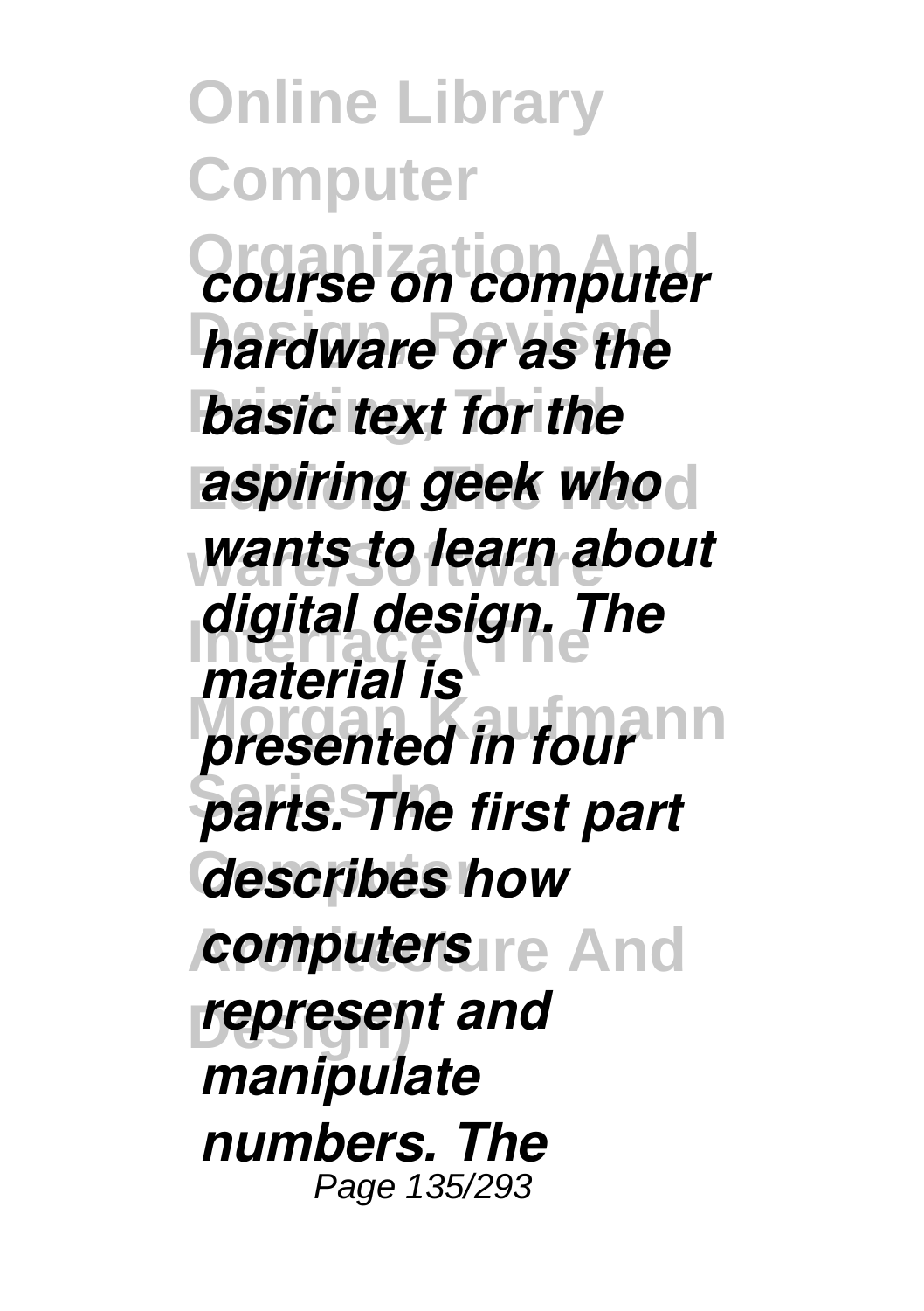*course on computer hardware or as the basic text for the aspiring geek who wants to learn about digital design. The material is presented in four parts. The first part describes how computers represent and manipulate numbers. The*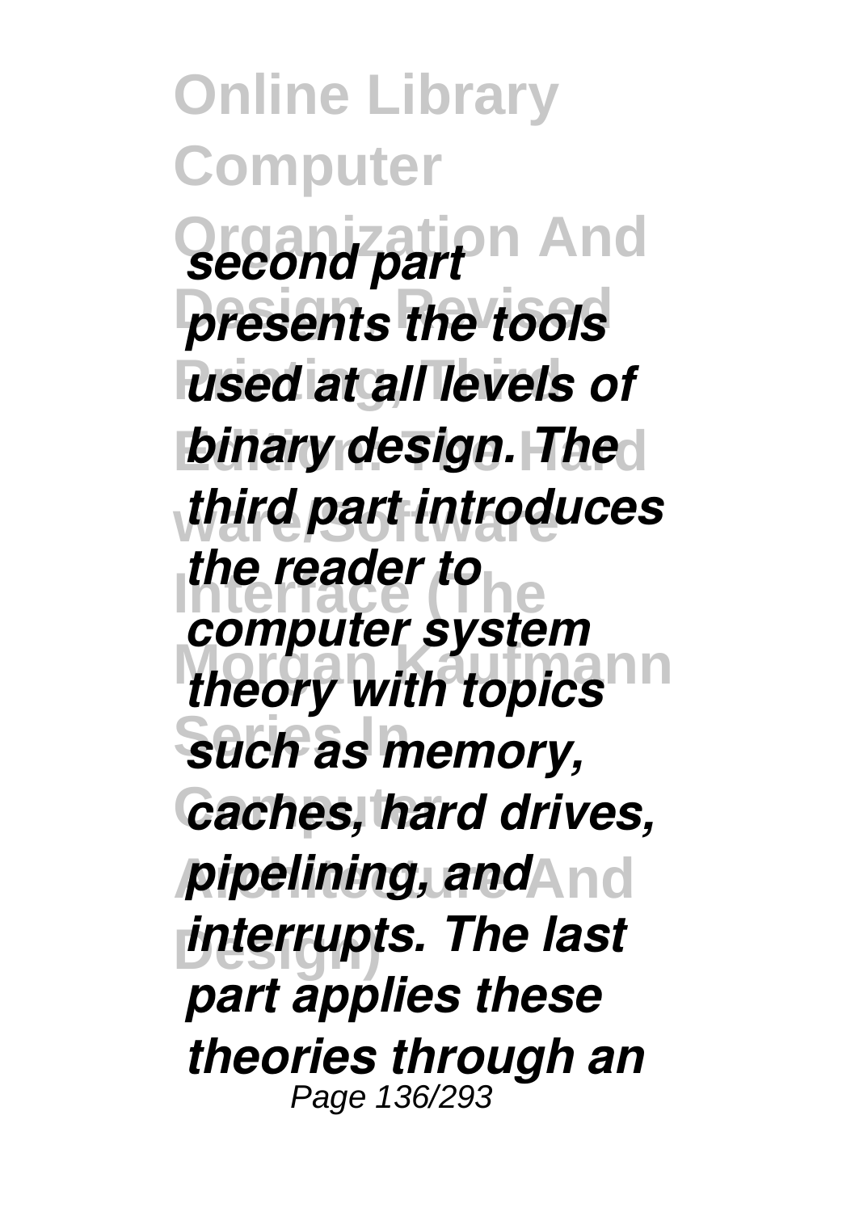*second part presents the tools used at all levels of binary design. The third part introduces the reader to computer system theory with topics such as memory, caches, hard drives, pipelining, and interrupts. The last part applies these theories through an*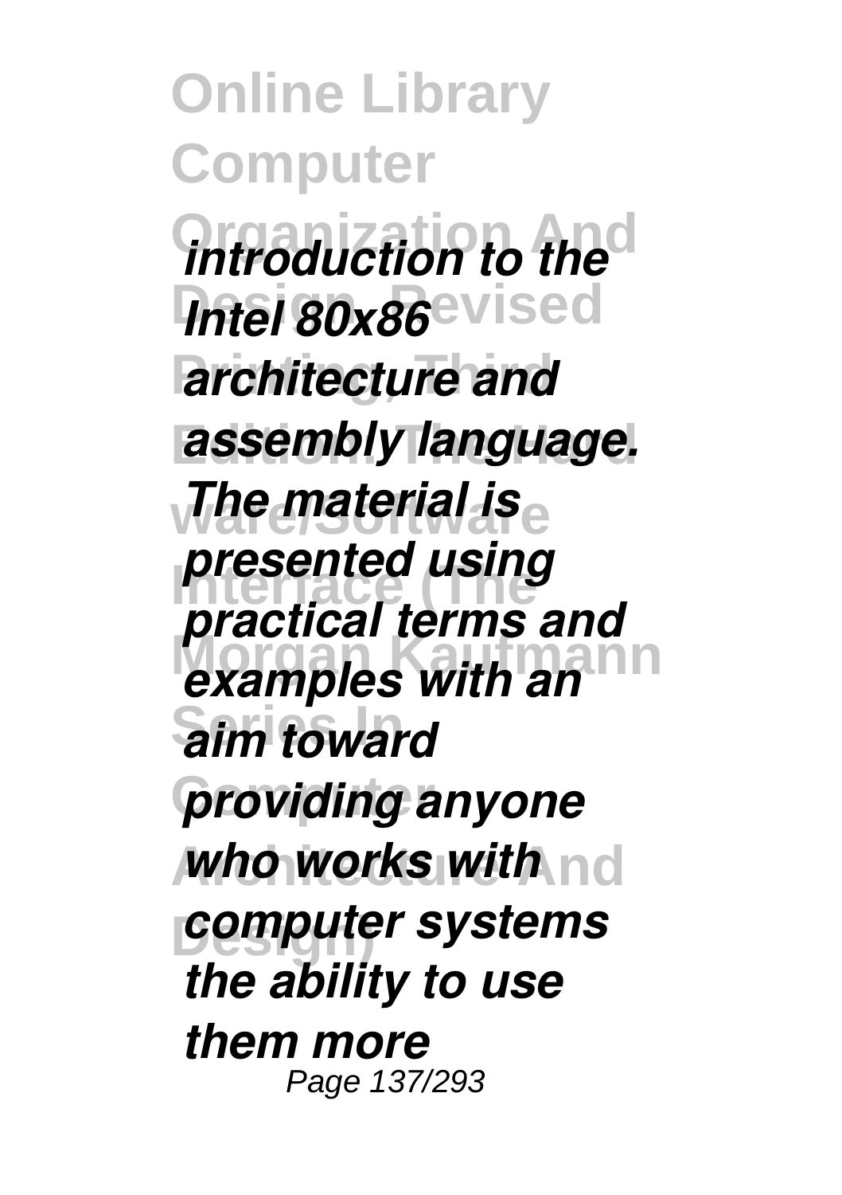*introduction to the Intel 80x86 architecture and assembly language. The material is presented using practical terms and examples with an aim toward providing anyone who works with computer systems the ability to use them more*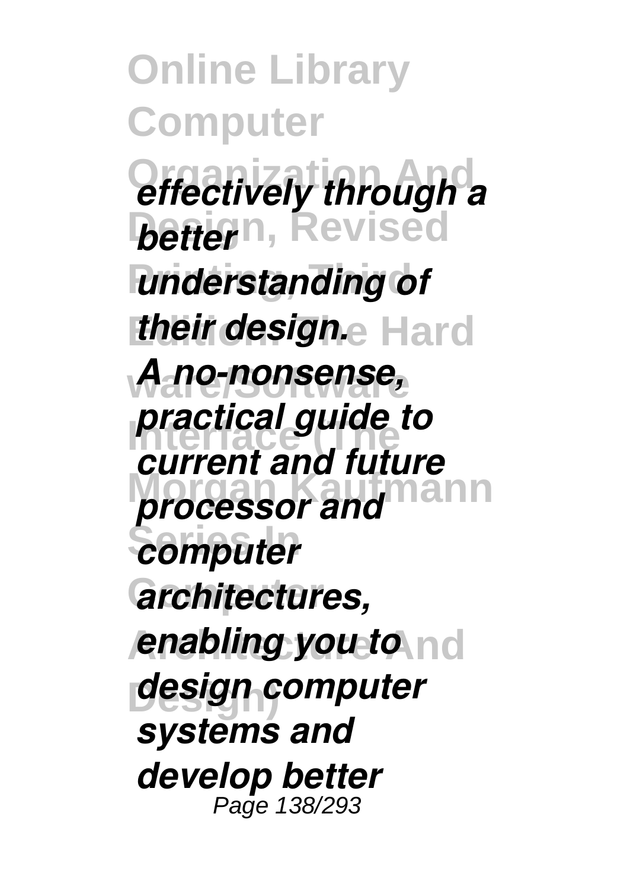*effectively through a better understanding of their design.*

*A no-nonsense, practical guide to current and future processor and computer architectures, enabling you to design computer systems and develop better*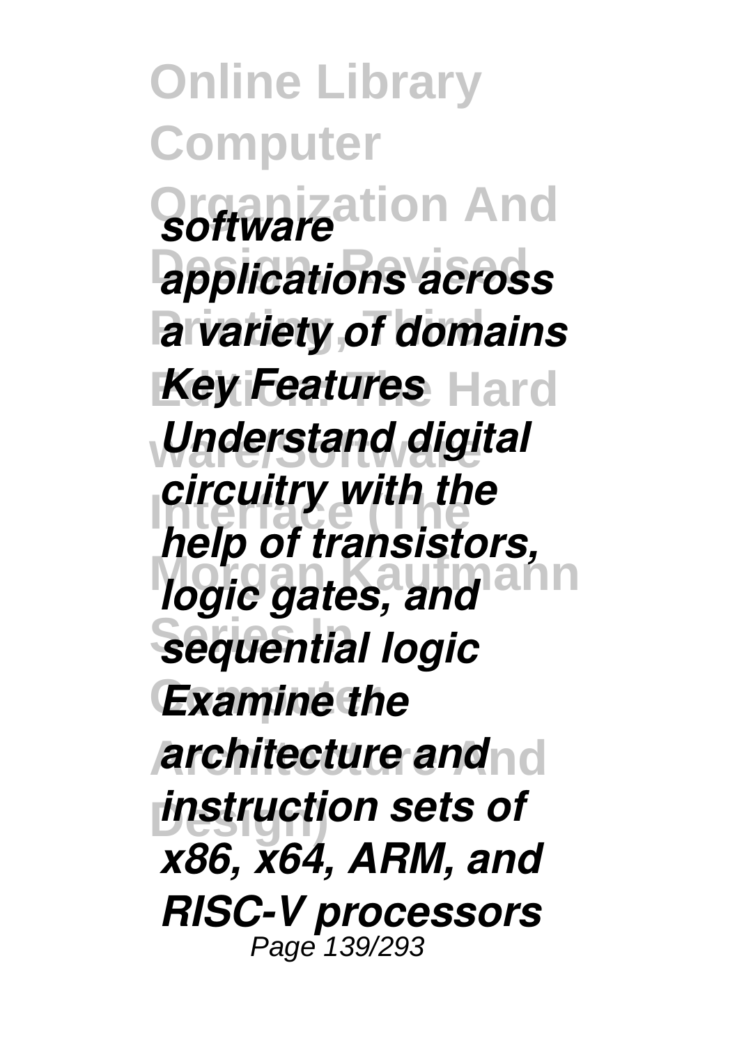*software applications across a variety of domains Key Features Understand digital circuitry with the help of transistors, logic gates, and sequential logic Examine the architecture and instruction sets of x86, x64, ARM, and RISC-V processors*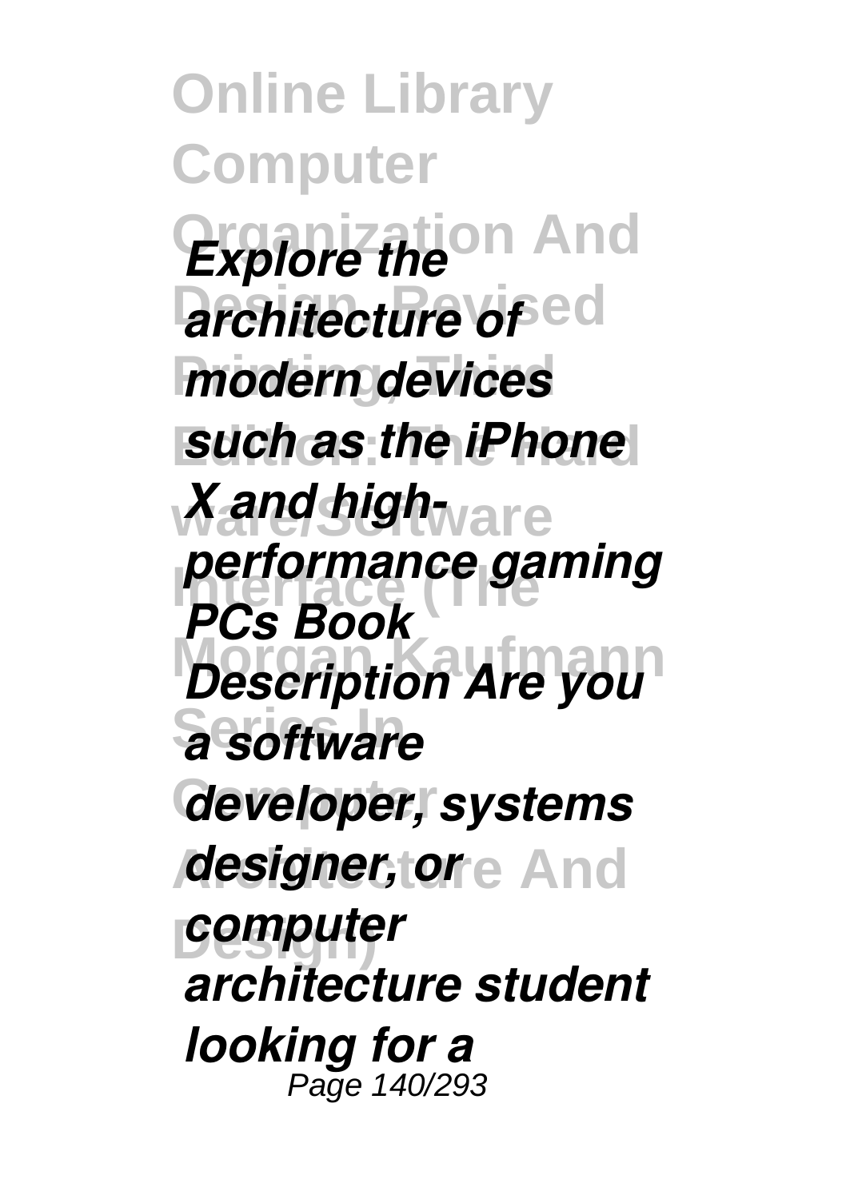*Explore the architecture of modern devices such as the iPhone X and high-performance gaming PCs Book Description Are you a software developer, systems designer, or computer architecture student looking for a*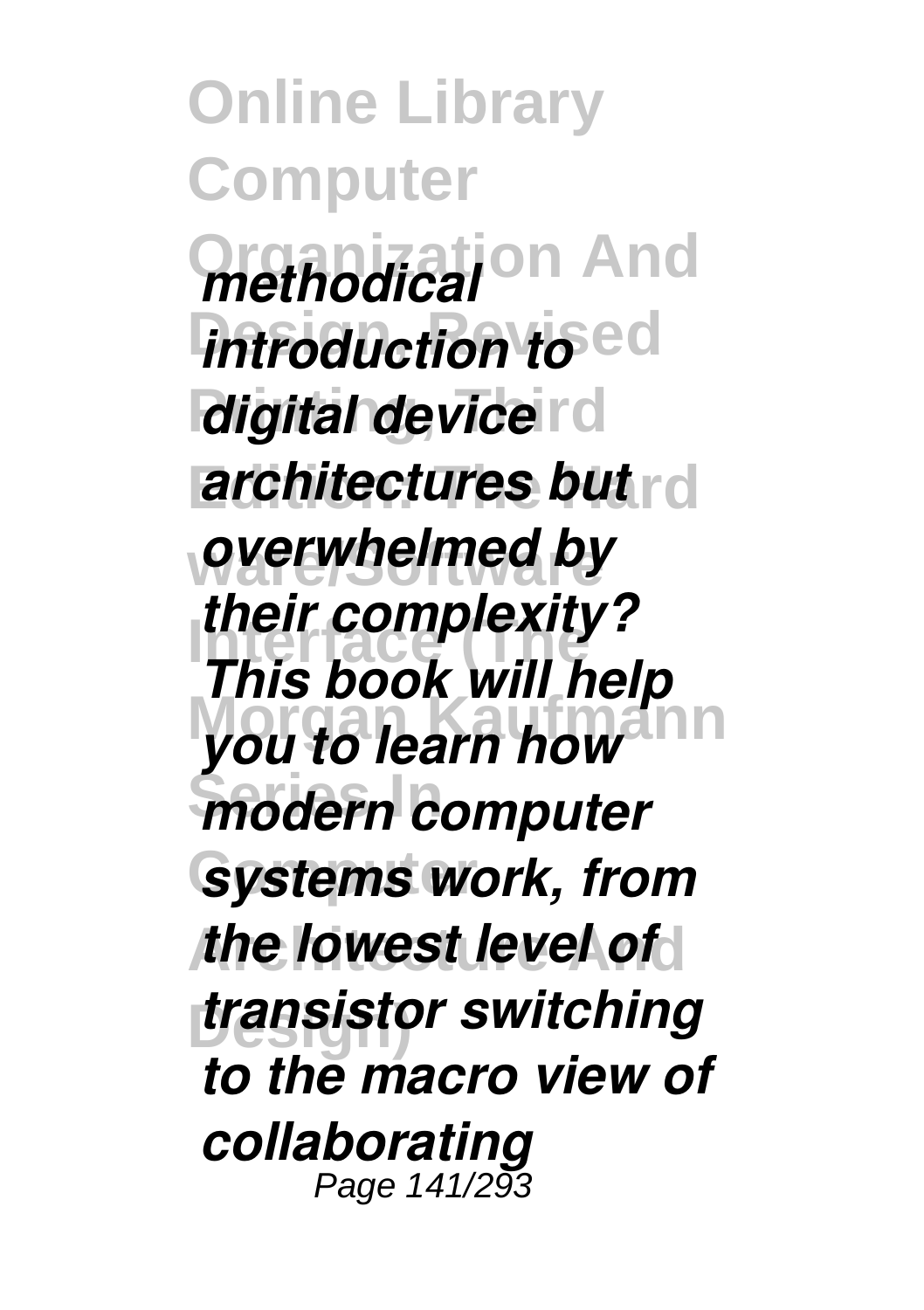*methodical introduction to digital device architectures but overwhelmed by their complexity? This book will help you to learn how modern computer systems work, from the lowest level of transistor switching to the macro view of collaborating*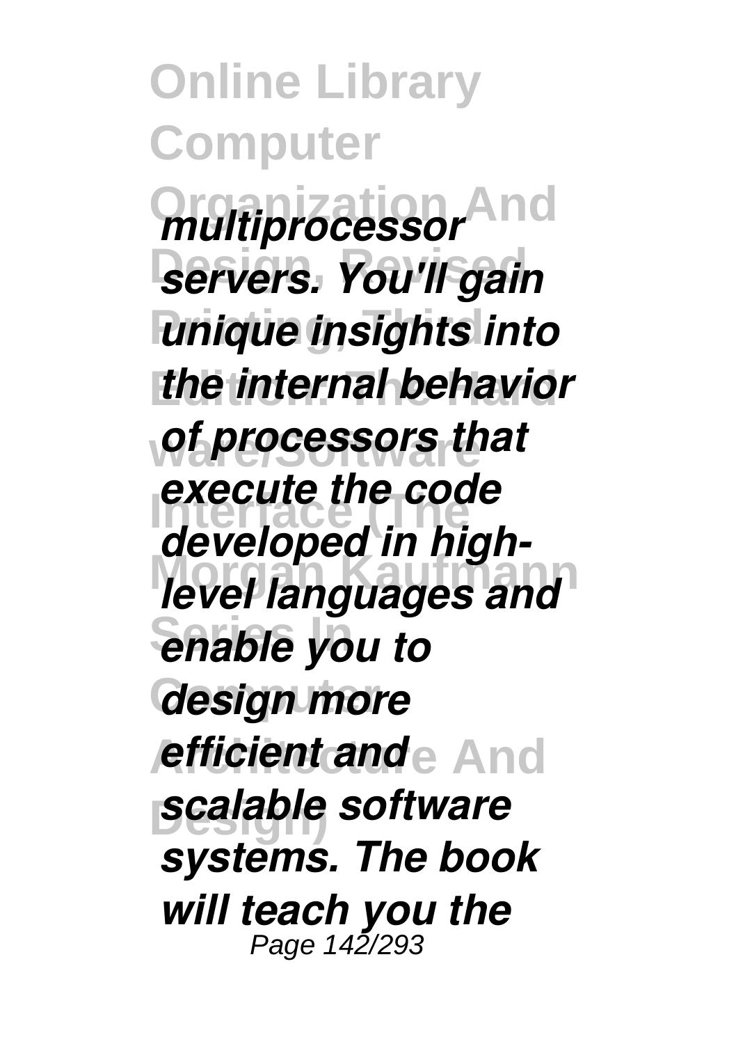*multiprocessor servers. You'll gain unique insights into the internal behavior of processors that execute the code developed in high-level languages and enable you to design more efficient and scalable software systems. The book will teach you the*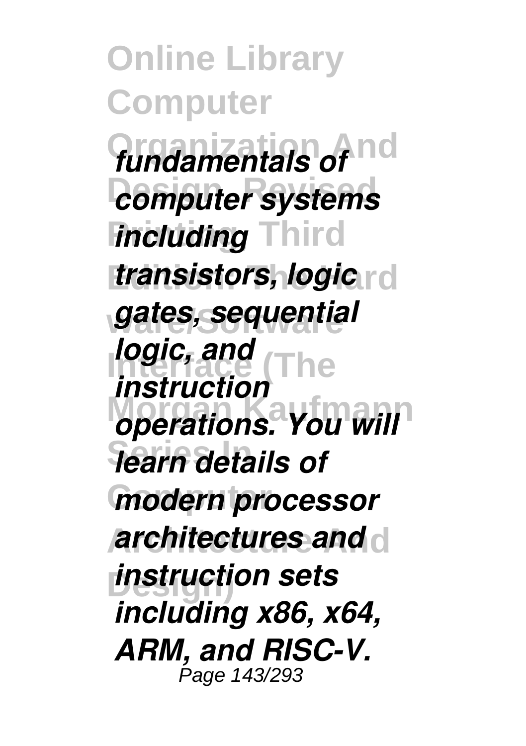*fundamentals of computer systems including transistors, logic gates, sequential logic, and instruction operations. You will learn details of modern processor architectures and instruction sets including x86, x64, ARM, and RISC-V.*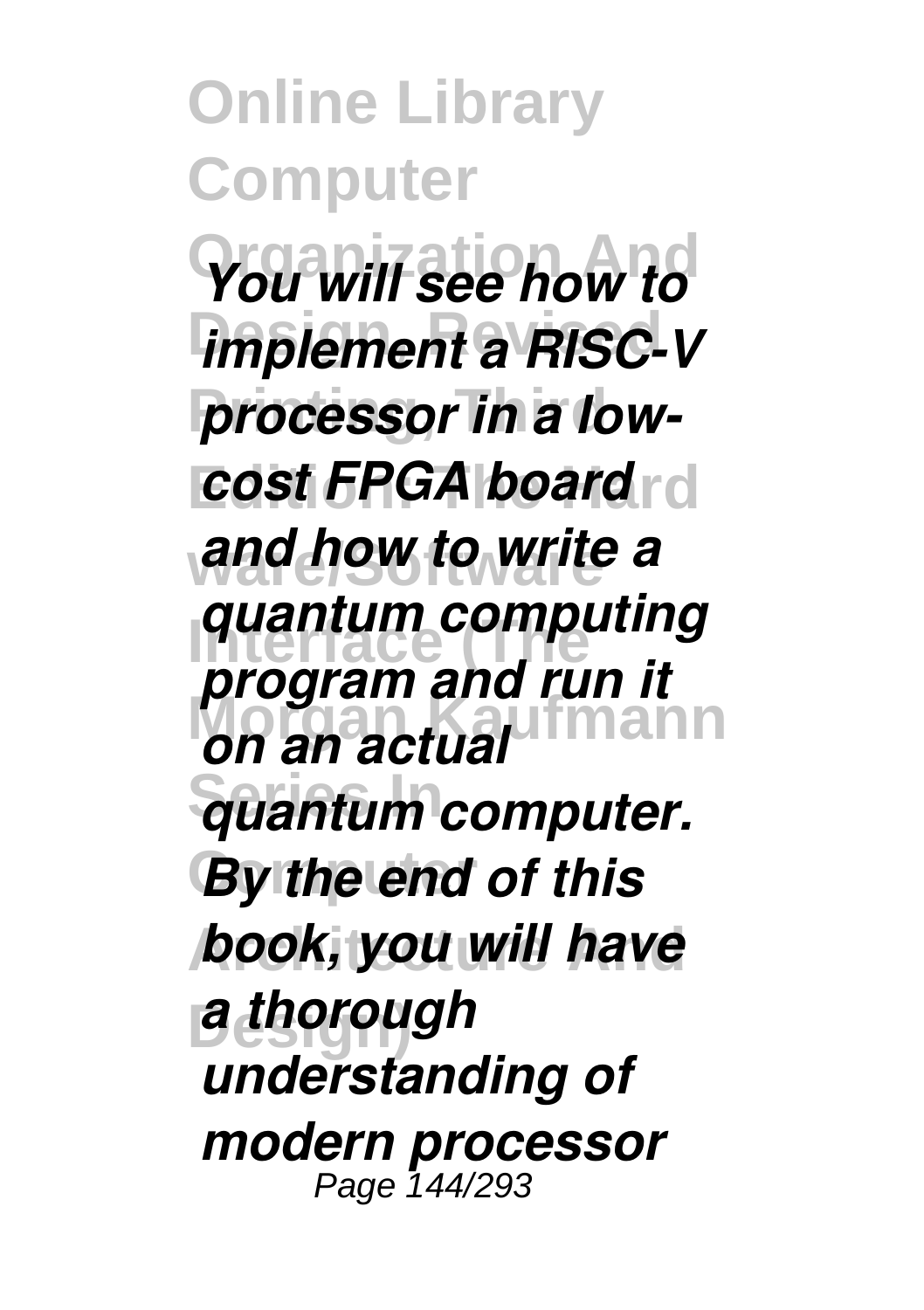*You will see how to implement a RISC-V processor in a low-cost FPGA board and how to write a quantum computing program and run it on an actual quantum computer. By the end of this book, you will have a thorough understanding of modern processor*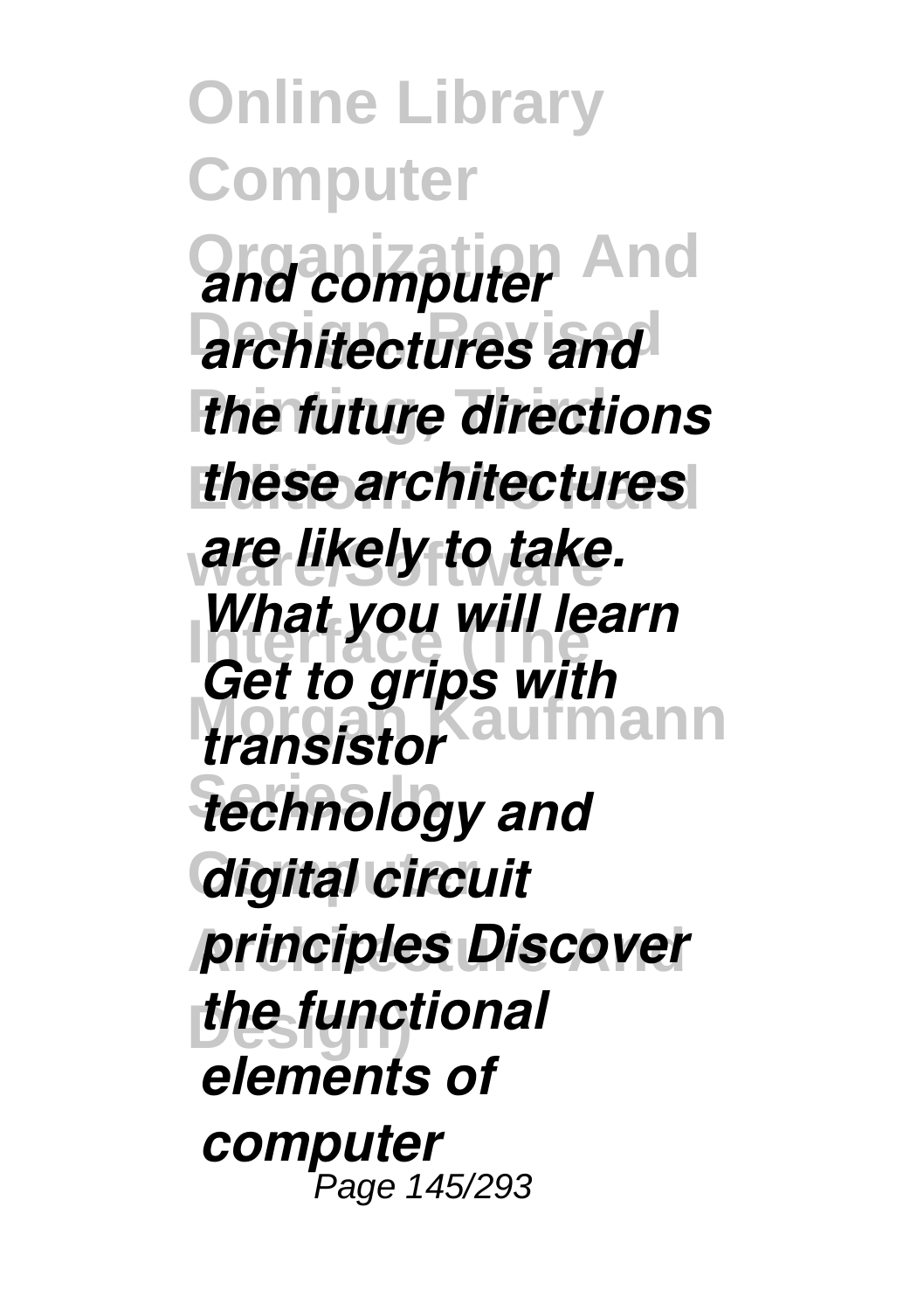*and computer architectures and the future directions these architectures are likely to take. What you will learn Get to grips with transistor technology and digital circuit principles Discover the functional elements of computer*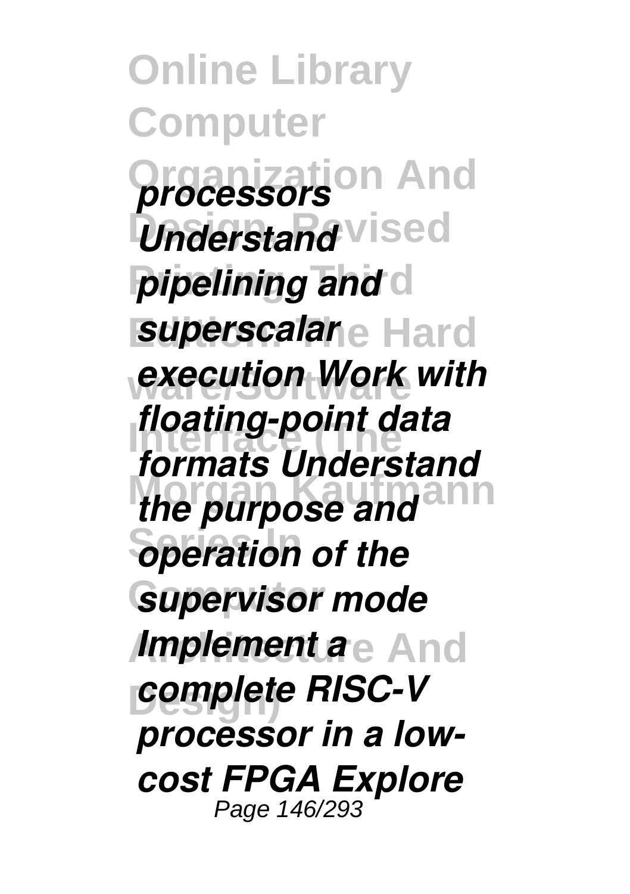*processors Understand pipelining and superscalar execution Work with floating-point data formats Understand the purpose and operation of the supervisor mode Implement a complete RISC-V processor in a low-cost FPGA Explore*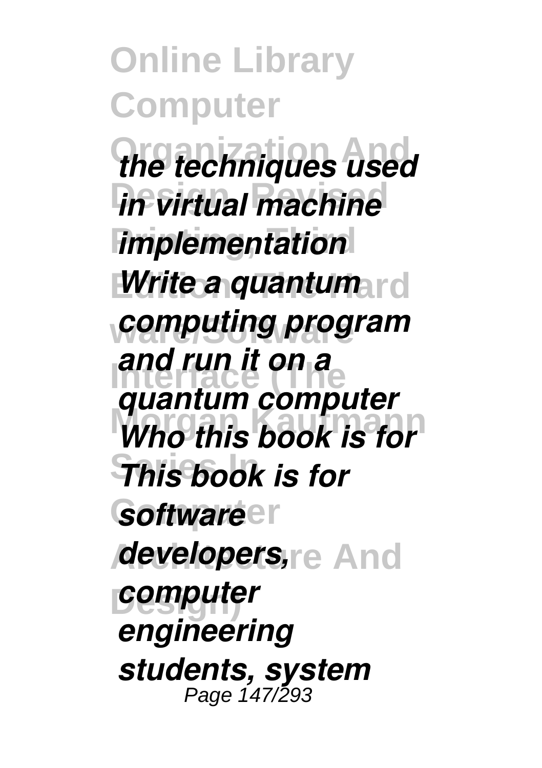*the techniques used in virtual machine implementation Write a quantum computing program and run it on a quantum computer Who this book is for This book is for software developers, computer engineering students, system*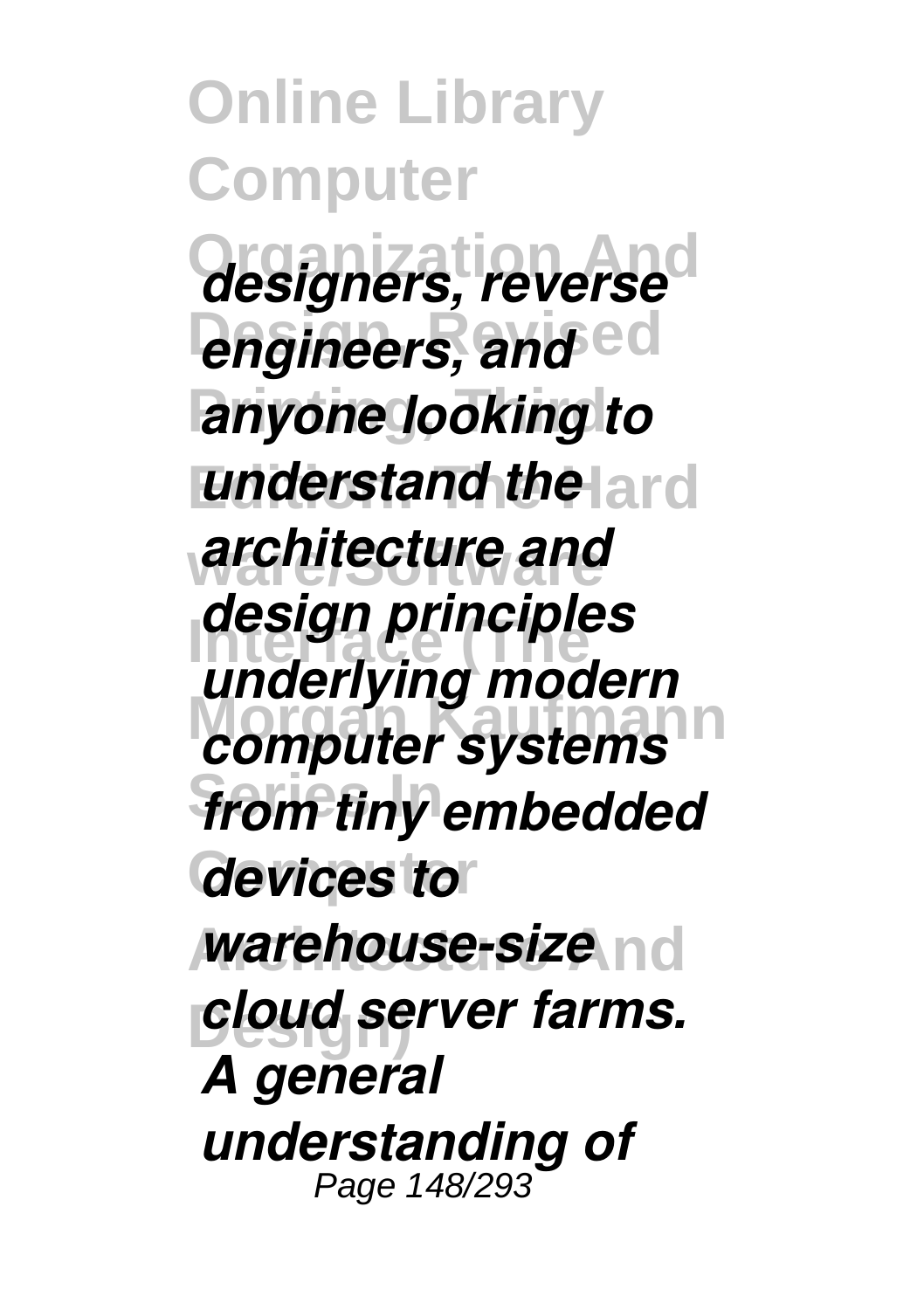*designers, reverse engineers, and anyone looking to understand the architecture and design principles underlying modern computer systems from tiny embedded devices to warehouse-size cloud server farms.*

*A general understanding of*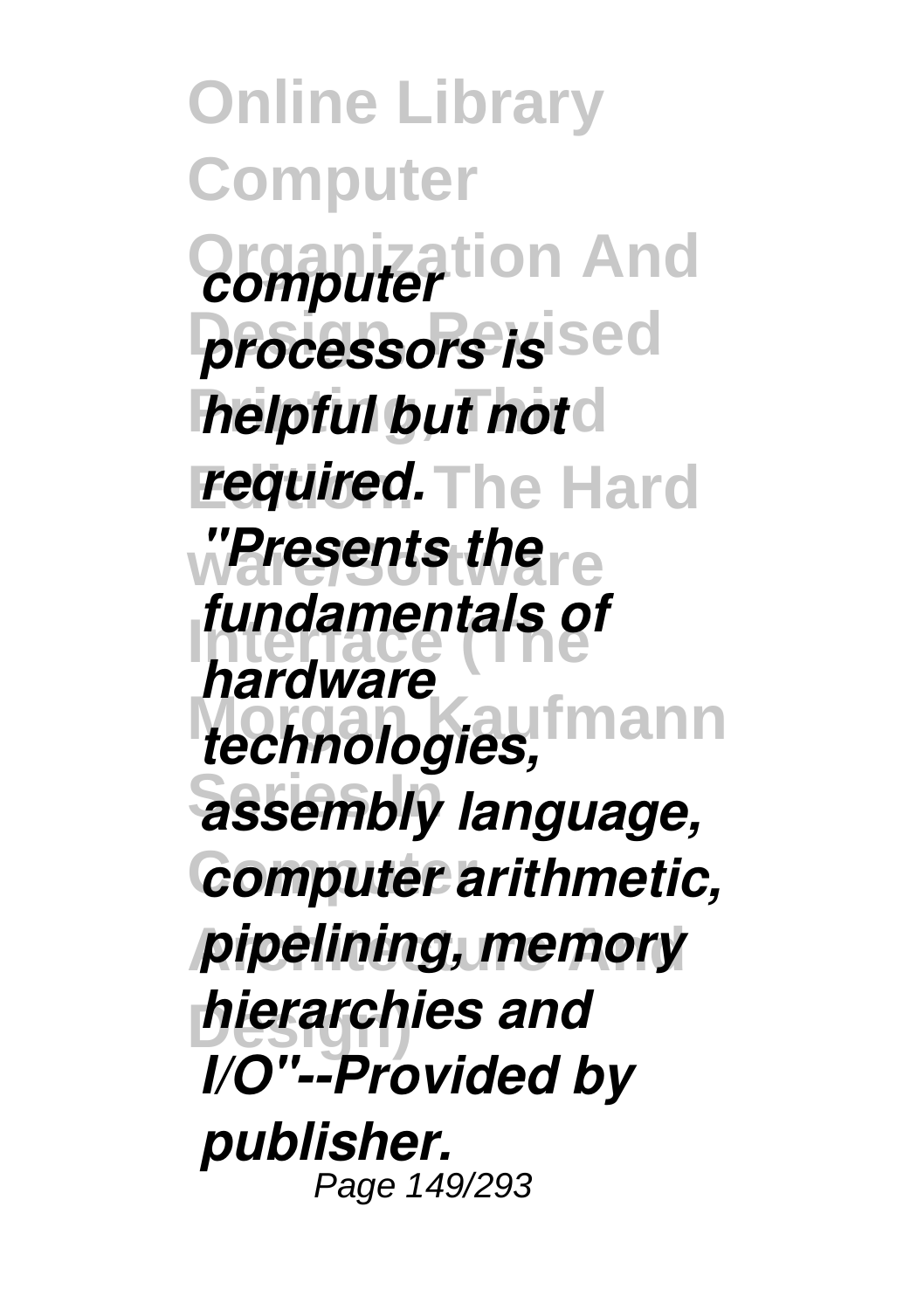*computer processors is helpful but not required. "Presents the fundamentals of hardware technologies, assembly language, computer arithmetic, pipelining, memory hierarchies and I/O"--Provided by publisher.*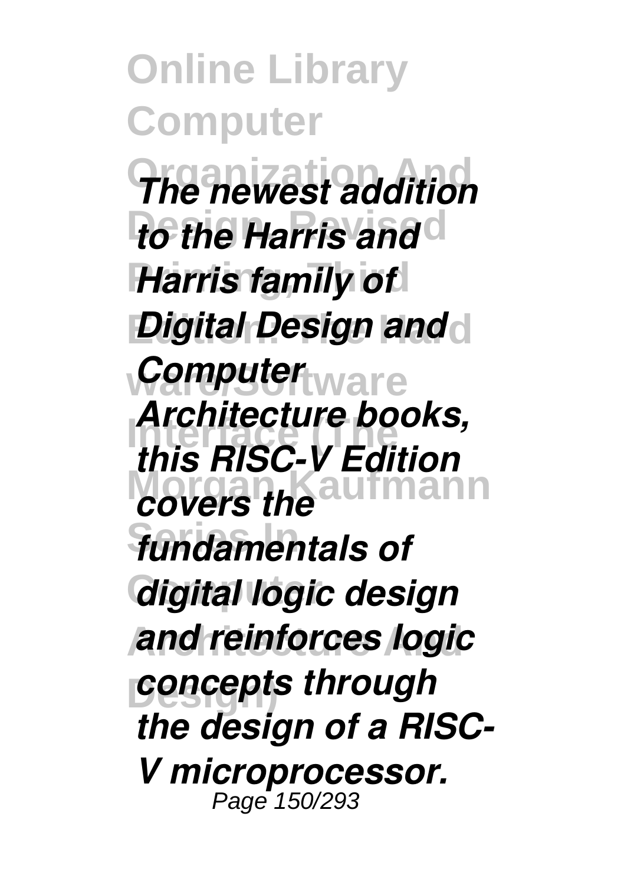*The newest addition to the Harris and Harris family of Digital Design and Computer Architecture books, this RISC-V Edition covers the fundamentals of digital logic design and reinforces logic concepts through the design of a RISC-V microprocessor.*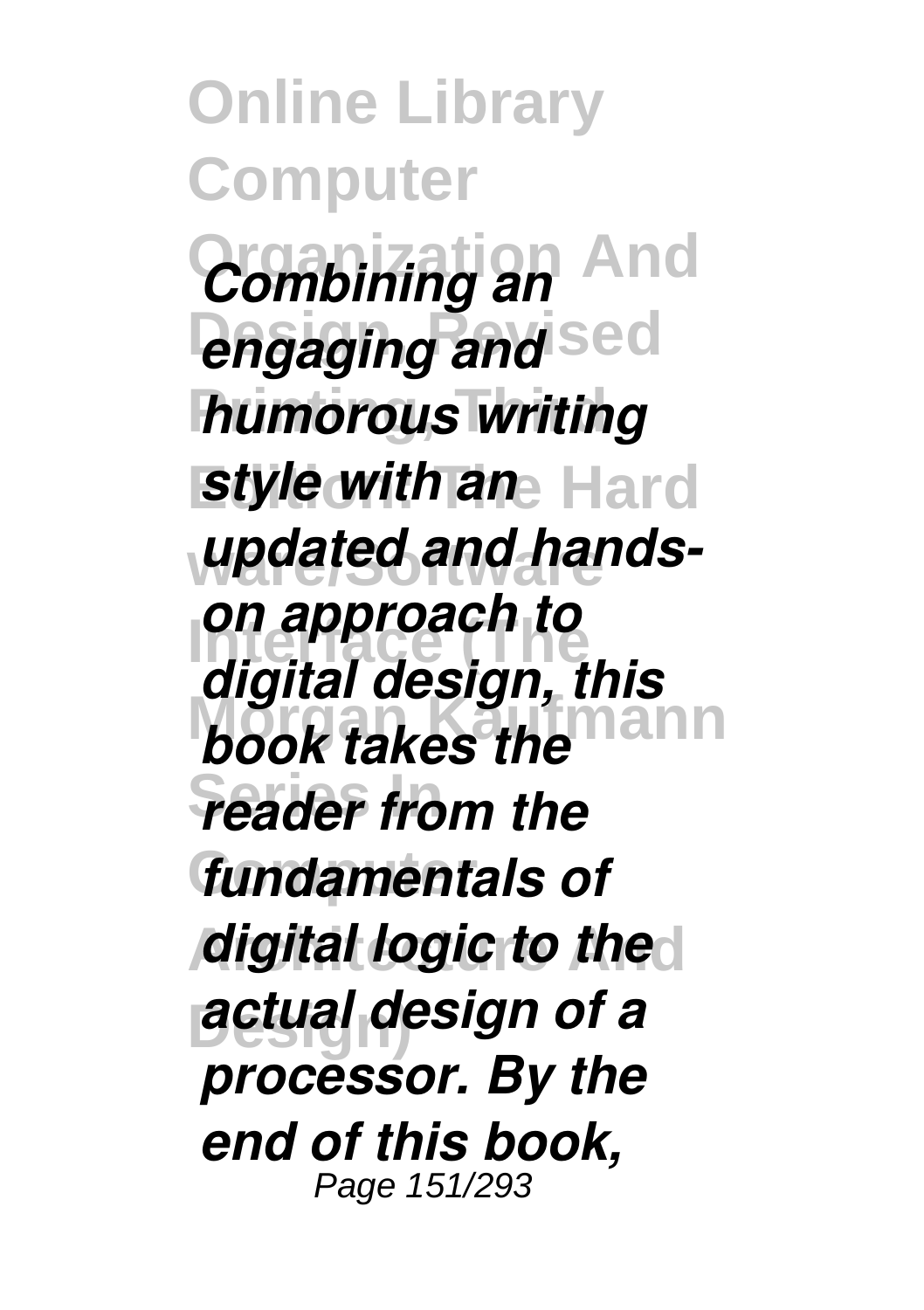*Combining an engaging and humorous writing style with an updated and hands-on approach to digital design, this book takes the reader from the fundamentals of digital logic to the actual design of a processor. By the end of this book,*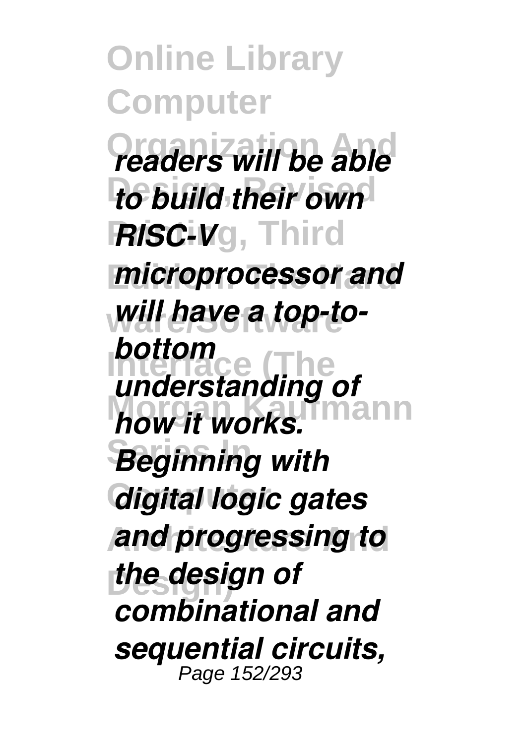*readers will be able to build their own RISC-V microprocessor and will have a top-to-bottom understanding of how it works. Beginning with digital logic gates and progressing to the design of combinational and sequential circuits,*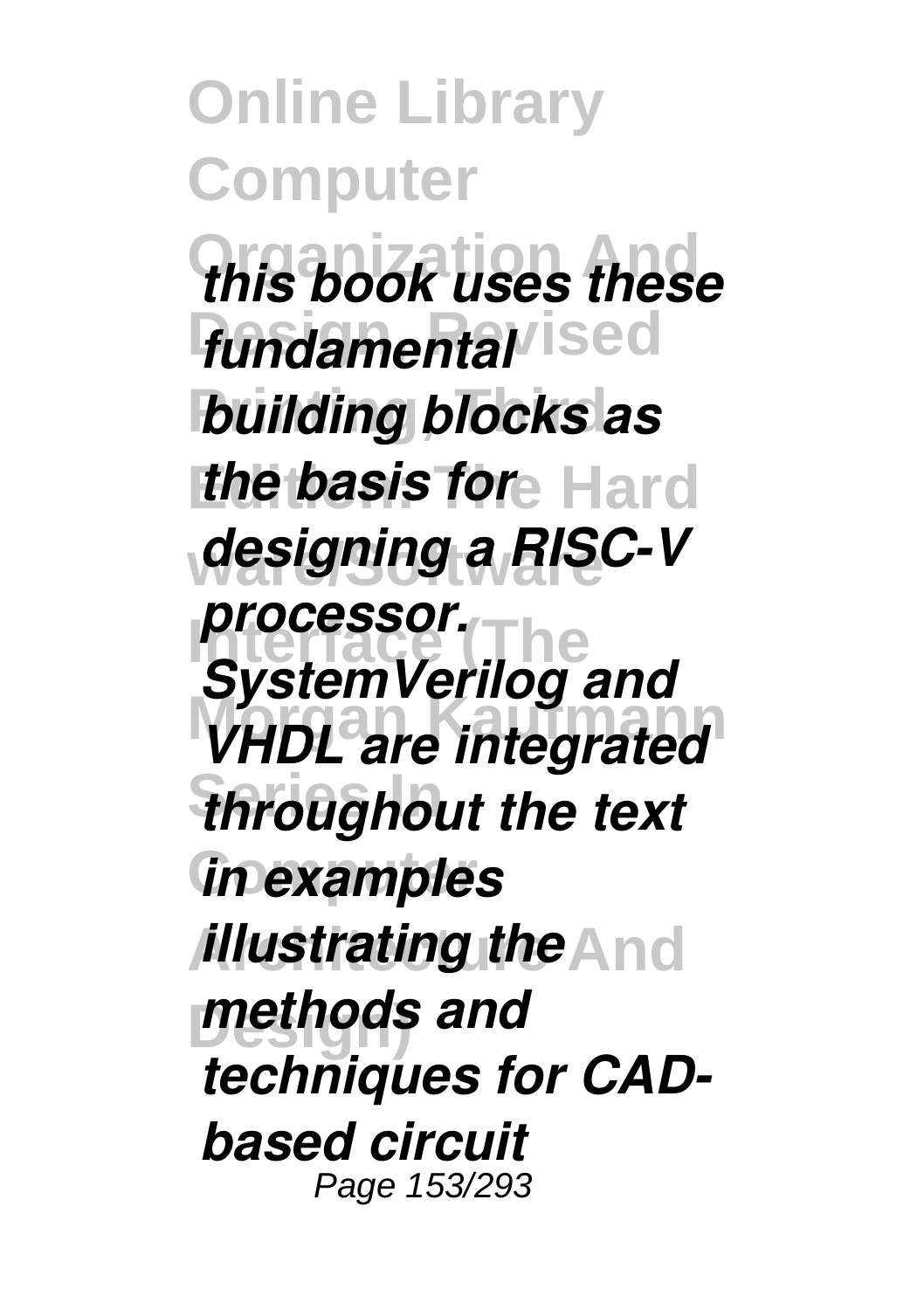*this book uses these fundamental building blocks as the basis for designing a RISC-V processor. SystemVerilog and VHDL are integrated throughout the text in examples illustrating the methods and techniques for CAD-based circuit*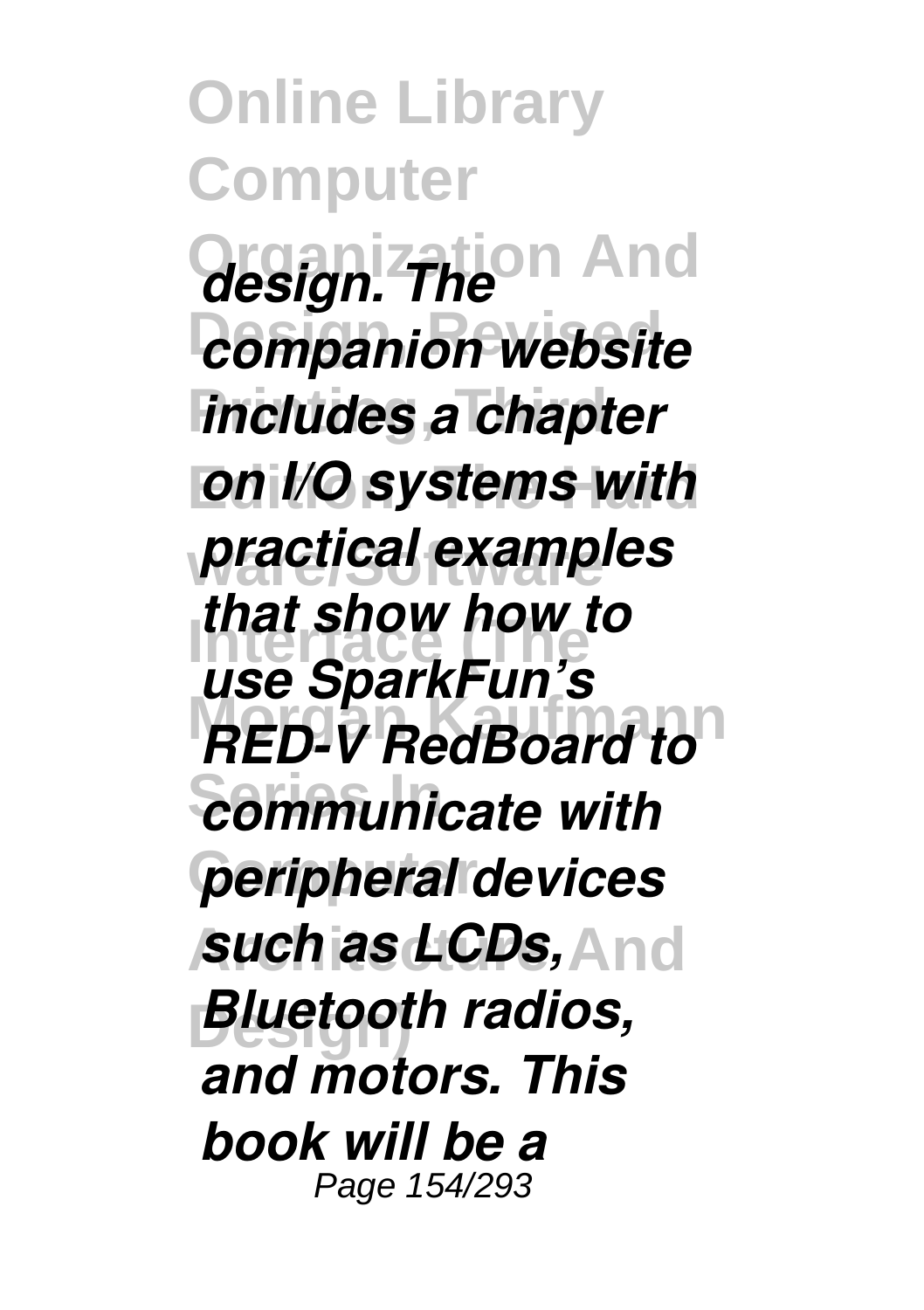*design. The companion website includes a chapter on I/O systems with practical examples that show how to use SparkFun's RED-V RedBoard to communicate with peripheral devices such as LCDs, Bluetooth radios, and motors. This book will be a*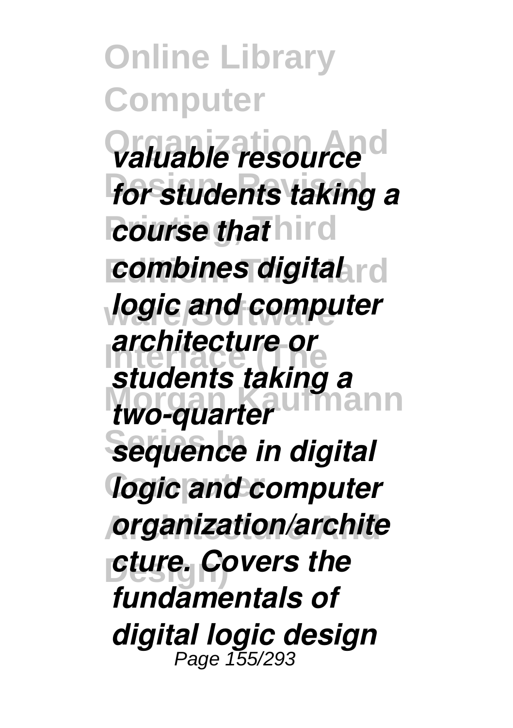*valuable resource for students taking a course that combines digital logic and computer architecture or students taking a two-quarter sequence in digital logic and computer organization/architecture. Covers the fundamentals of digital logic design*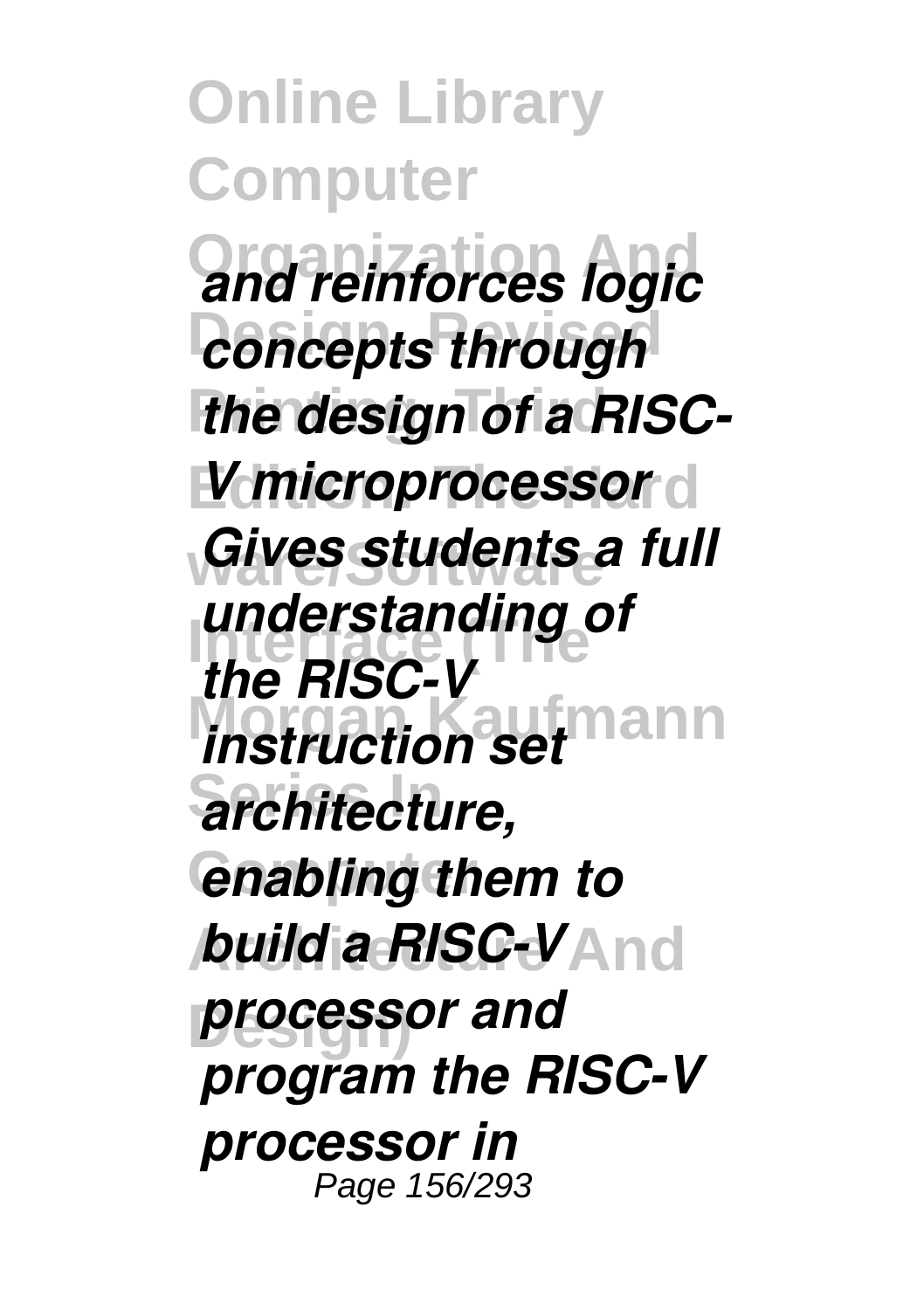*and reinforces logic concepts through the design of a RISC-V microprocessor Gives students a full understanding of the RISC-V instruction set architecture, enabling them to build a RISC-V processor and program the RISC-V processor in*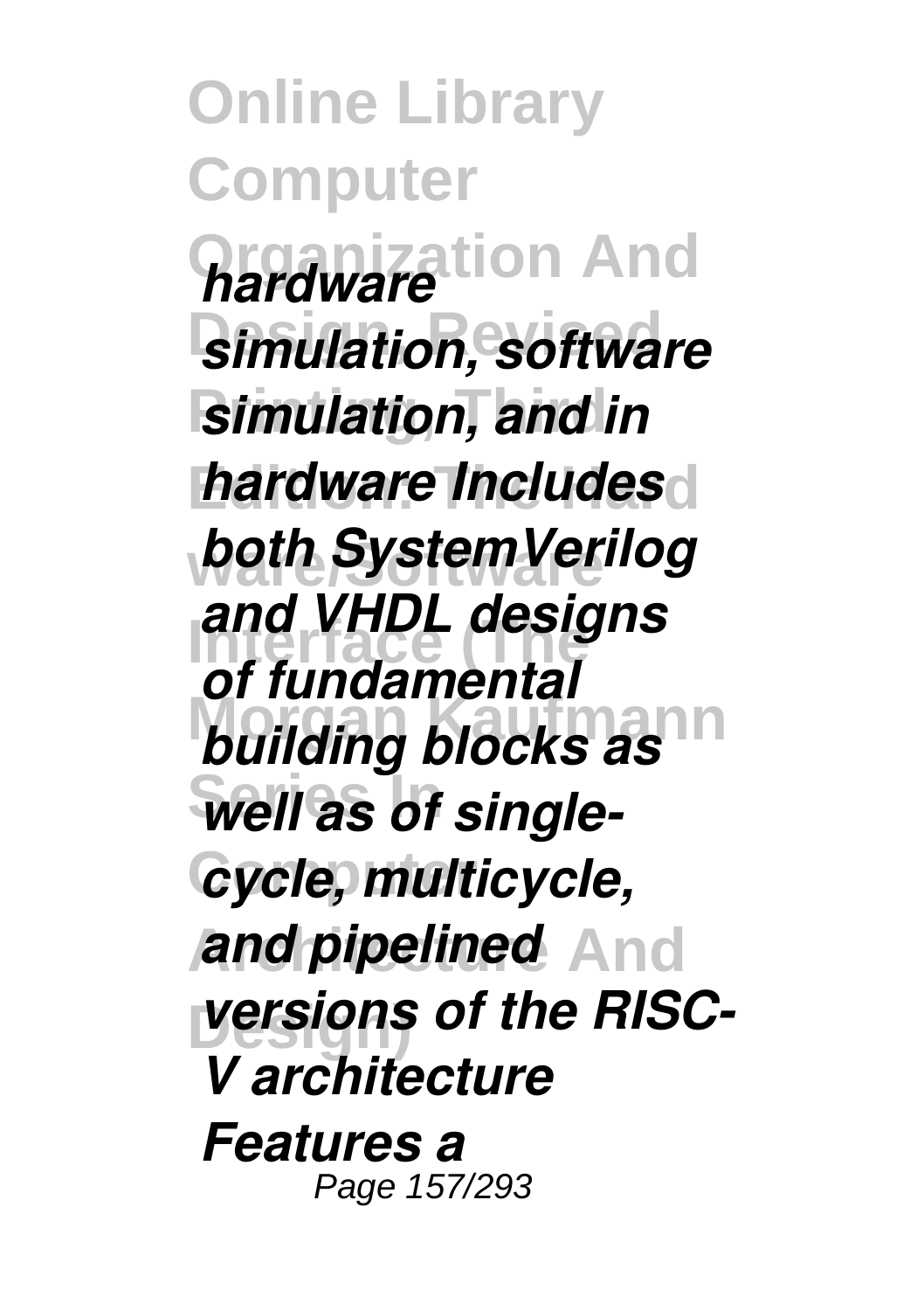*hardware simulation, software simulation, and in hardware Includes both SystemVerilog and VHDL designs of fundamental building blocks as well as of single-cycle, multicycle, and pipelined versions of the RISC-V architecture Features a*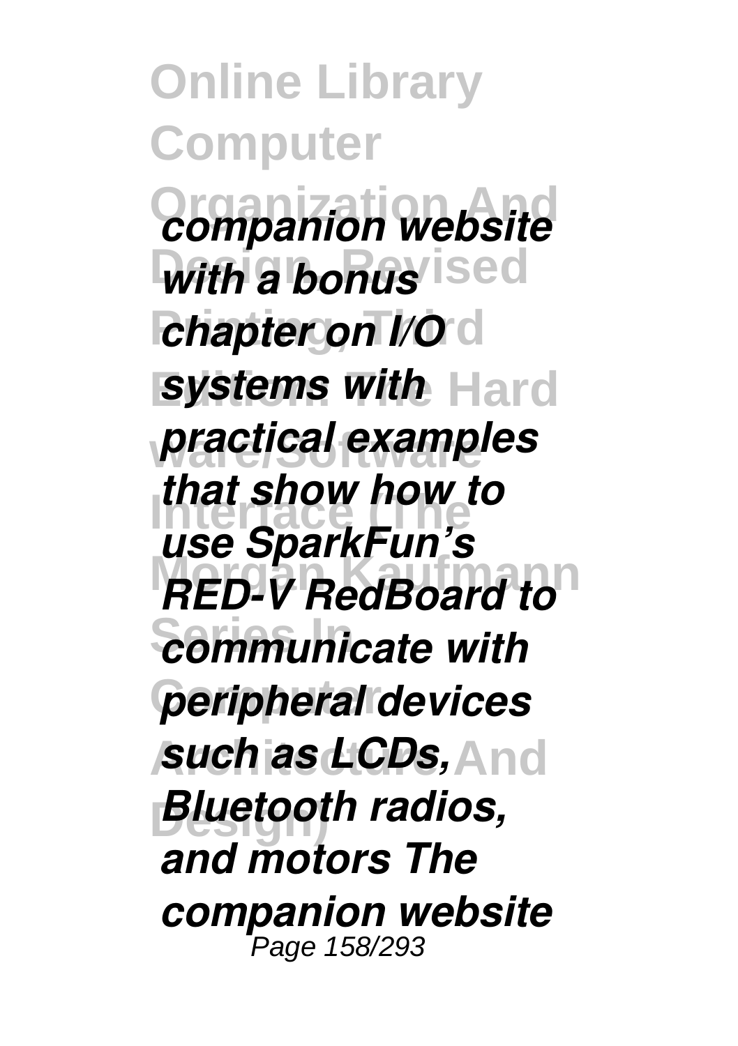*companion website with a bonus chapter on I/O systems with practical examples that show how to use SparkFun's RED-V RedBoard to communicate with peripheral devices such as LCDs, Bluetooth radios, and motors The companion website*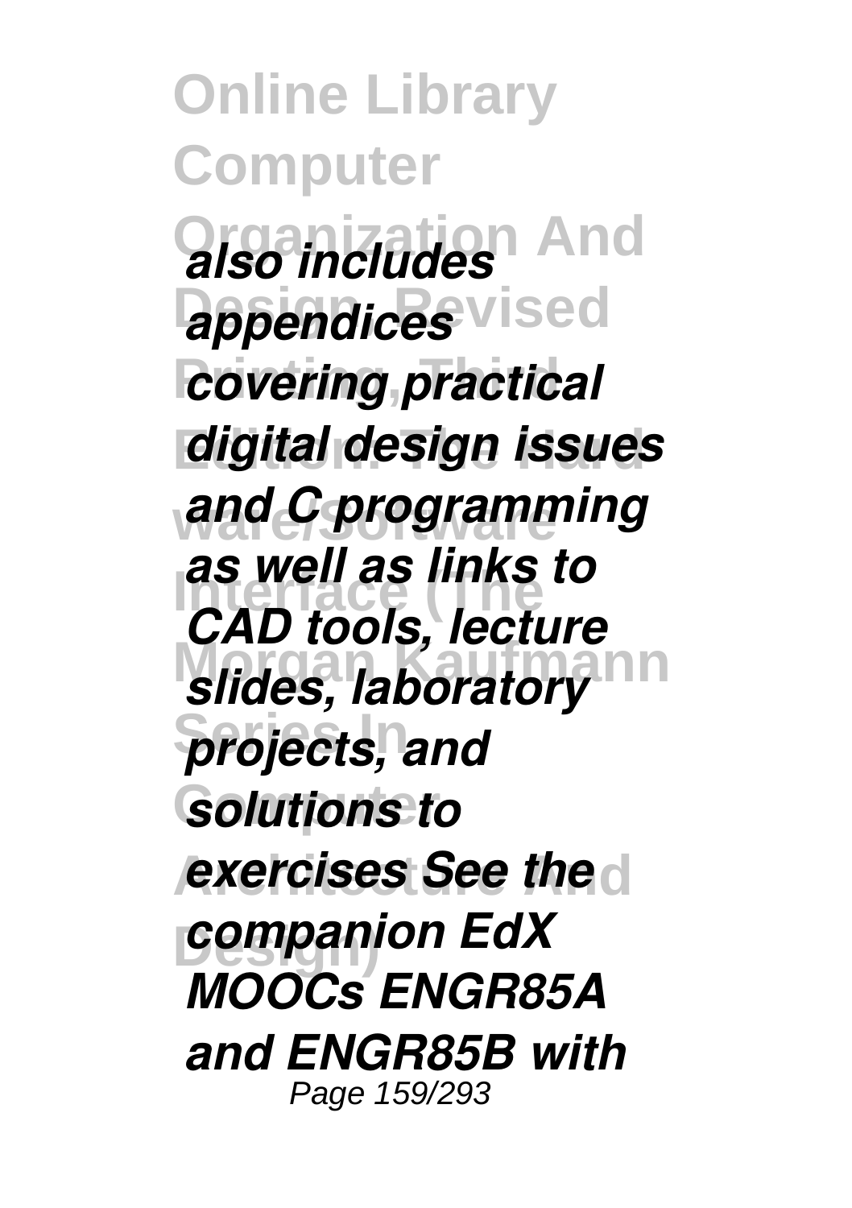*also includes appendices covering practical digital design issues and C programming as well as links to CAD tools, lecture slides, laboratory projects, and solutions to exercises See the companion EdX MOOCs ENGR85A and ENGR85B with*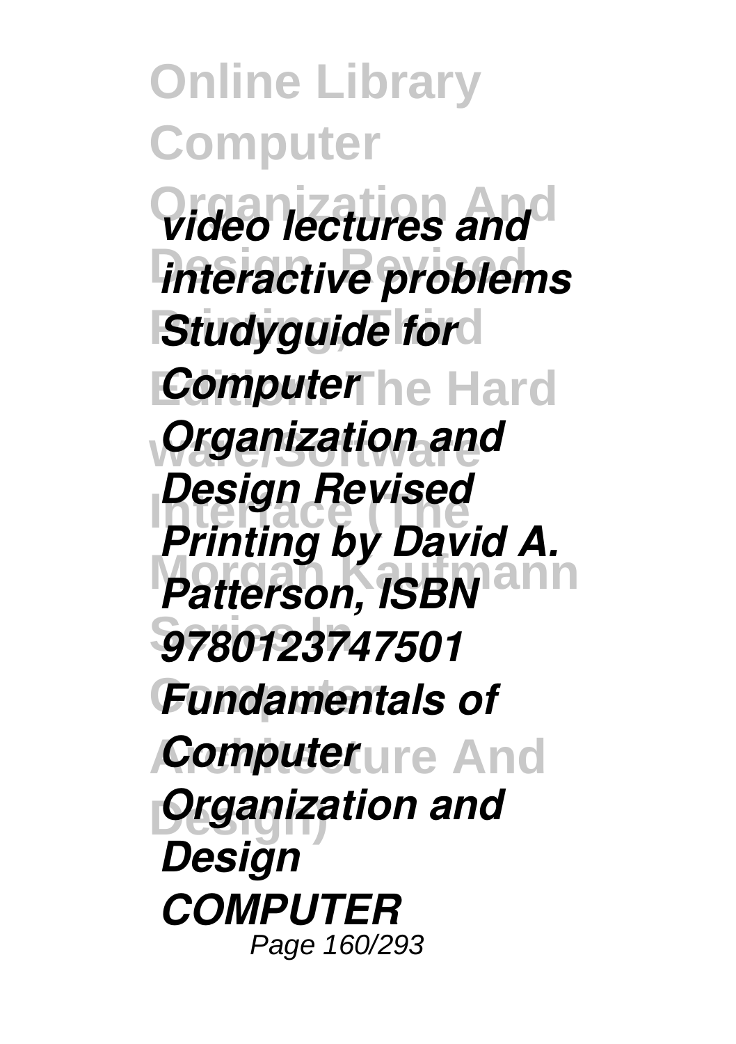*video lectures and interactive problems*

*Studyguide for Computer Organization and Design Revised Printing by David A. Patterson, ISBN 9780123747501*

*Fundamentals of Computer Organization and Design*

*COMPUTER*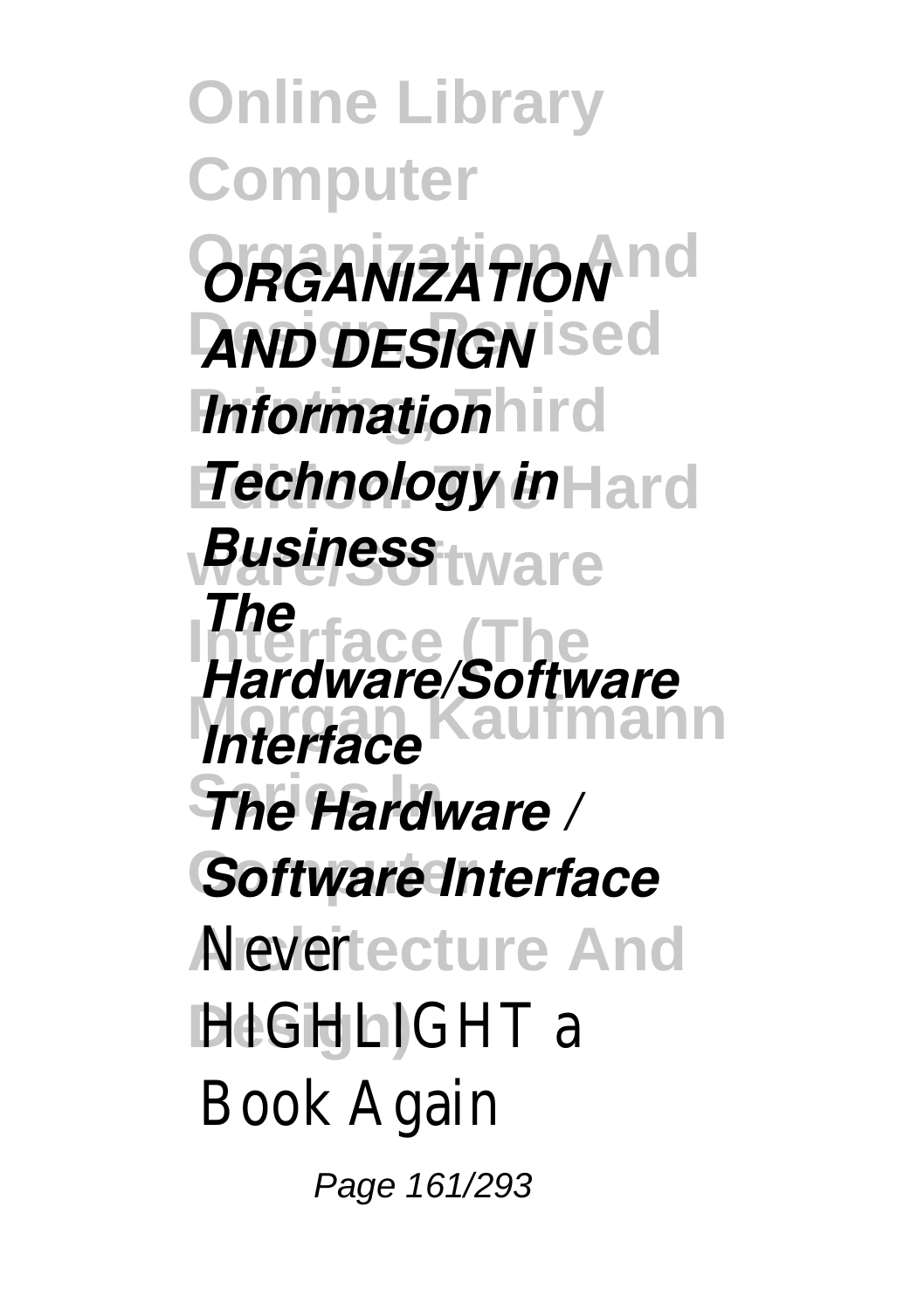***ORGANIZATION AND DESIGN***

***Information Technology in Business***

***The Hardware/Software Interface***

***The Hardware / Software Interface***

Never HIGHLIGHT a Book Again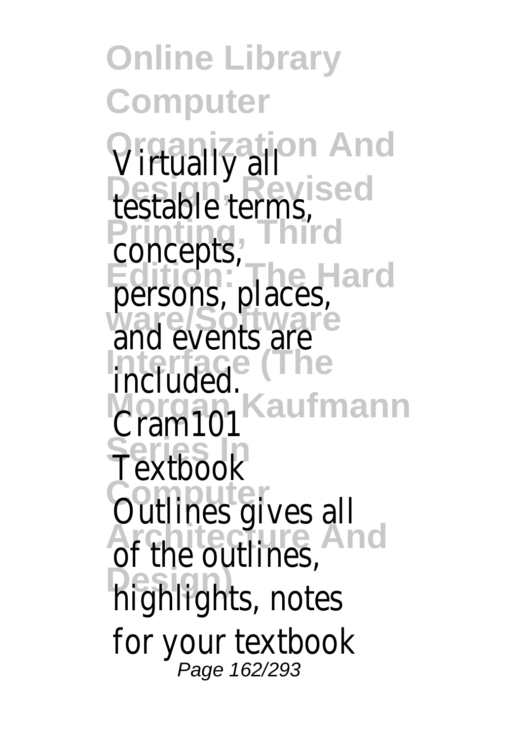Virtually all testable terms, concepts, persons, places, and events are included. Cram101 Textbook Outlines gives all of the outlines, highlights, notes for your textbook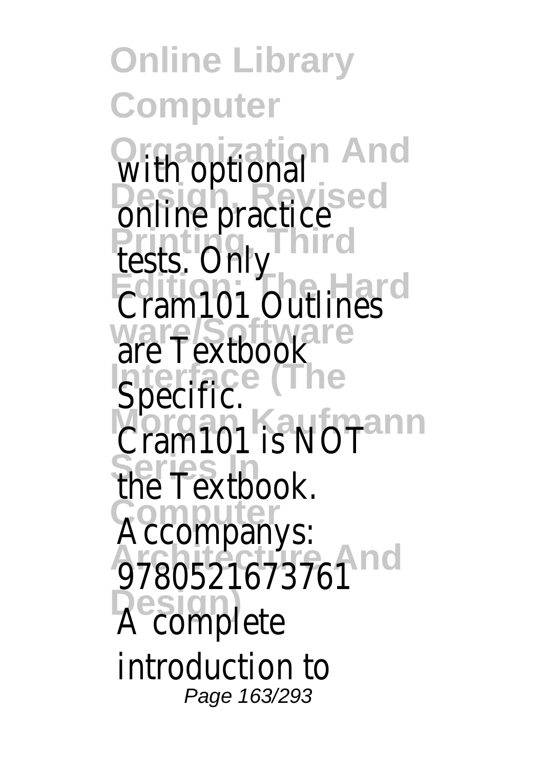with optional online practice tests. Only Cram101 Outlines are Textbook Specific. Cram101 is NOT the Textbook. Accompanys: 9780521673761

A complete introduction to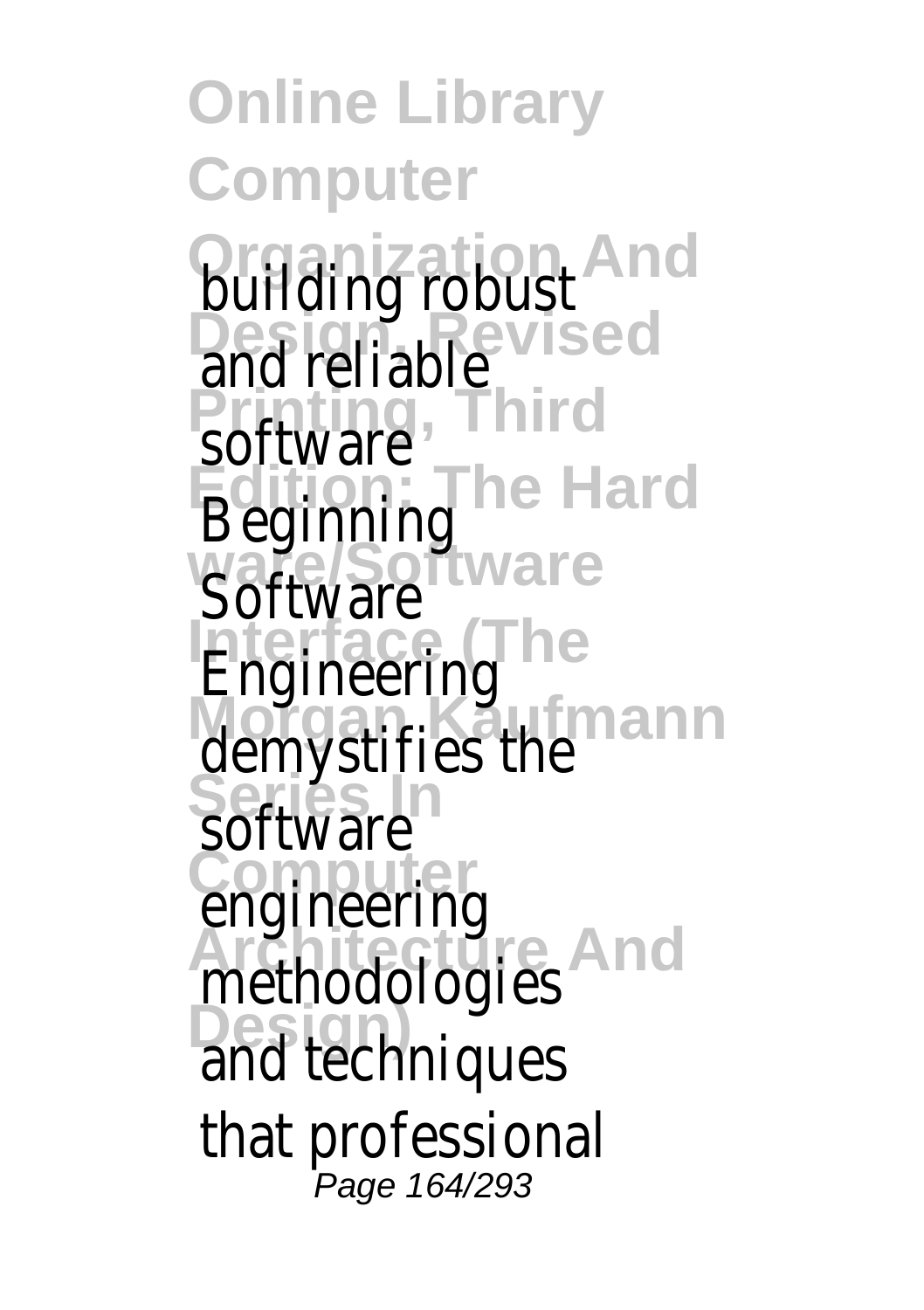building robust and reliable software Beginning Software Engineering demystifies the software engineering methodologies and techniques that professional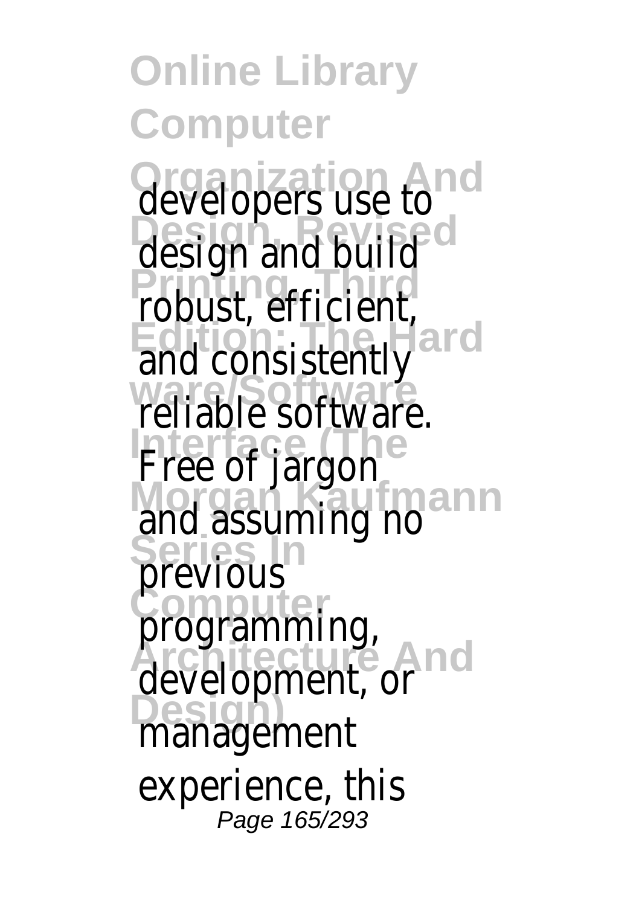developers use to design and build robust, efficient, and consistently reliable software. Free of jargon and assuming no previous programming, development, or management experience, this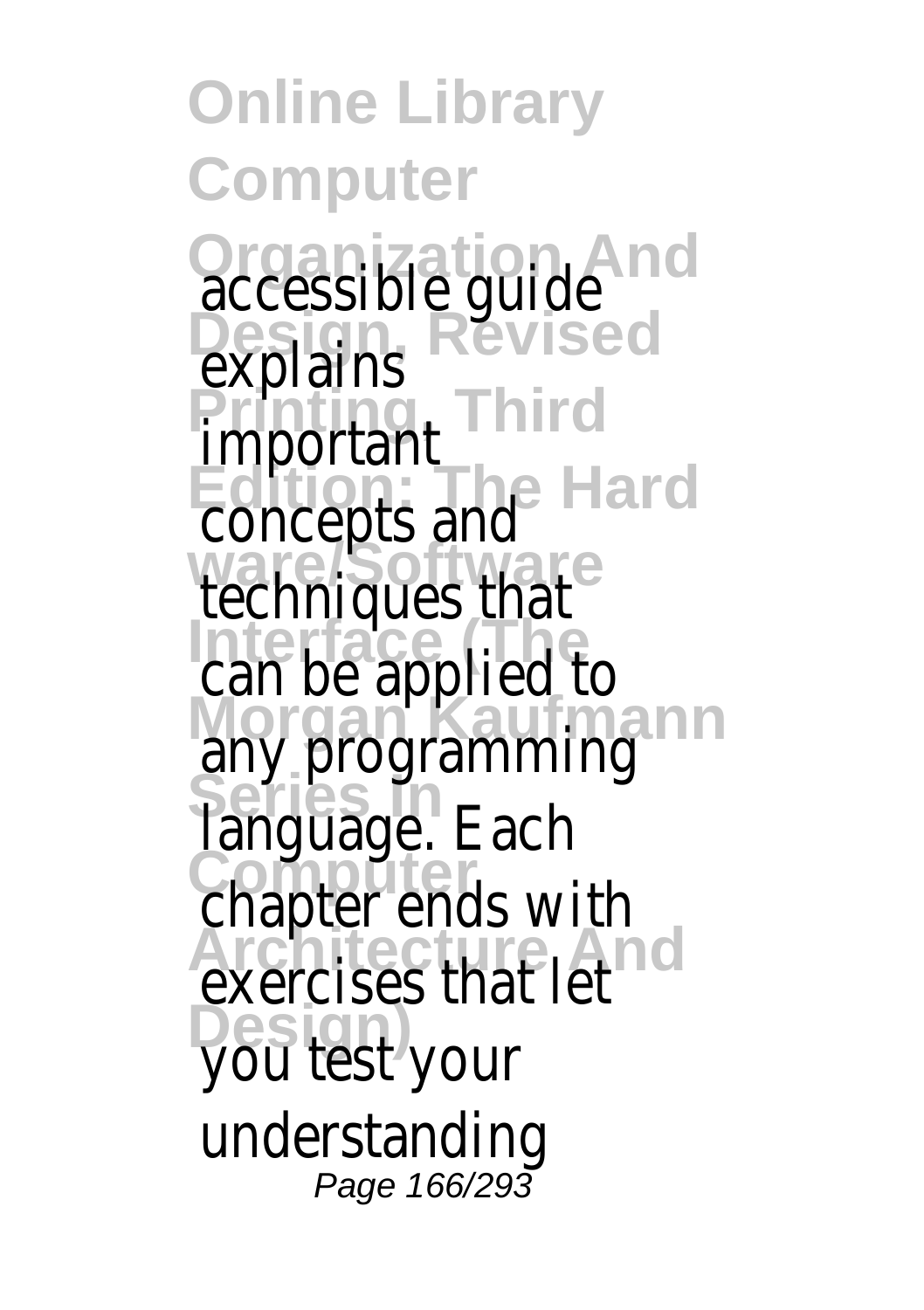accessible guide explains important concepts and techniques that can be applied to any programming language. Each chapter ends with exercises that let you test your understanding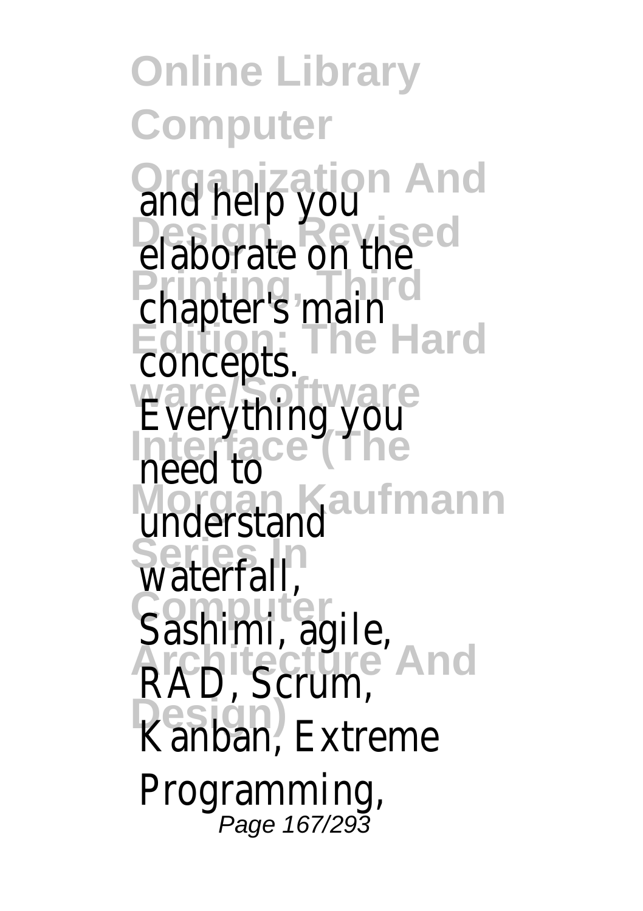and help you elaborate on the chapter's main concepts. Everything you need to understand waterfall, Sashimi, agile, RAD, Scrum, Kanban, Extreme Programming,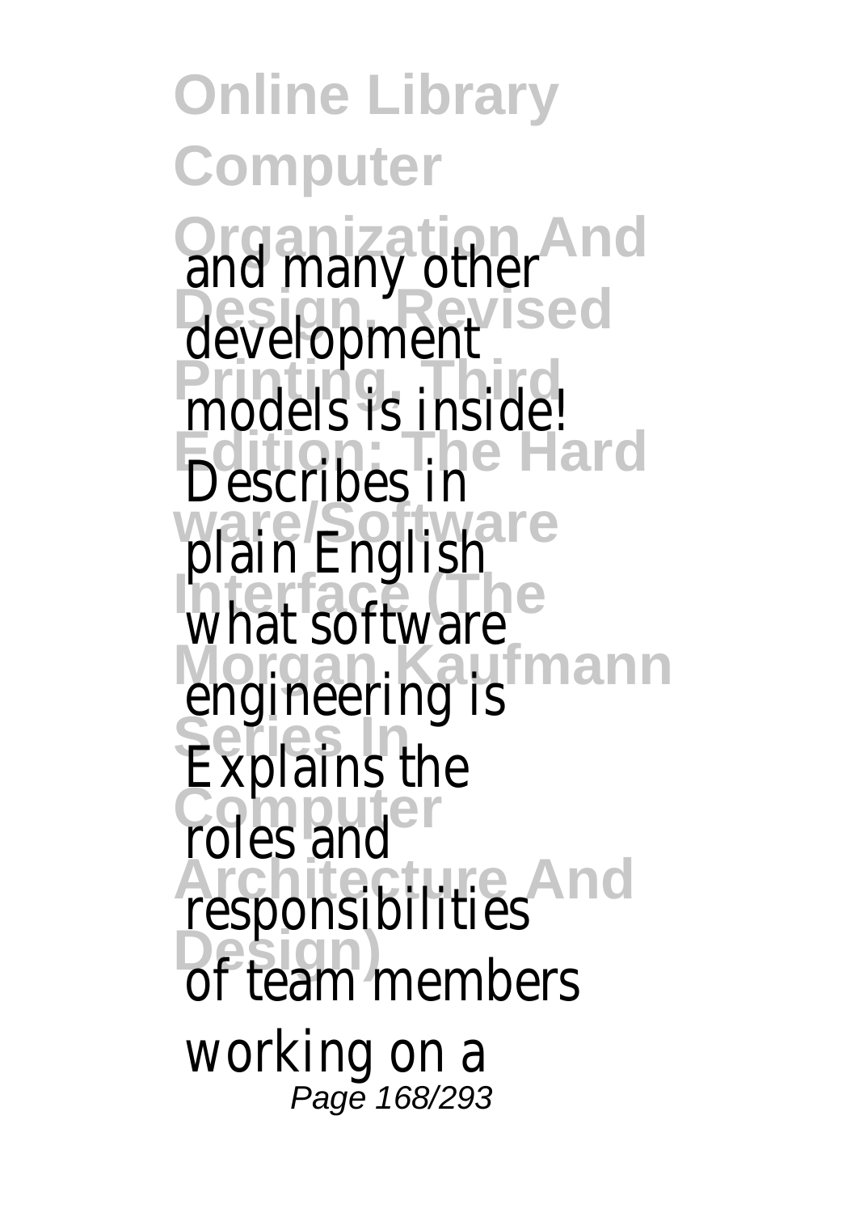and many other development models is inside! Describes in plain English what software engineering is Explains the roles and responsibilities of team members working on a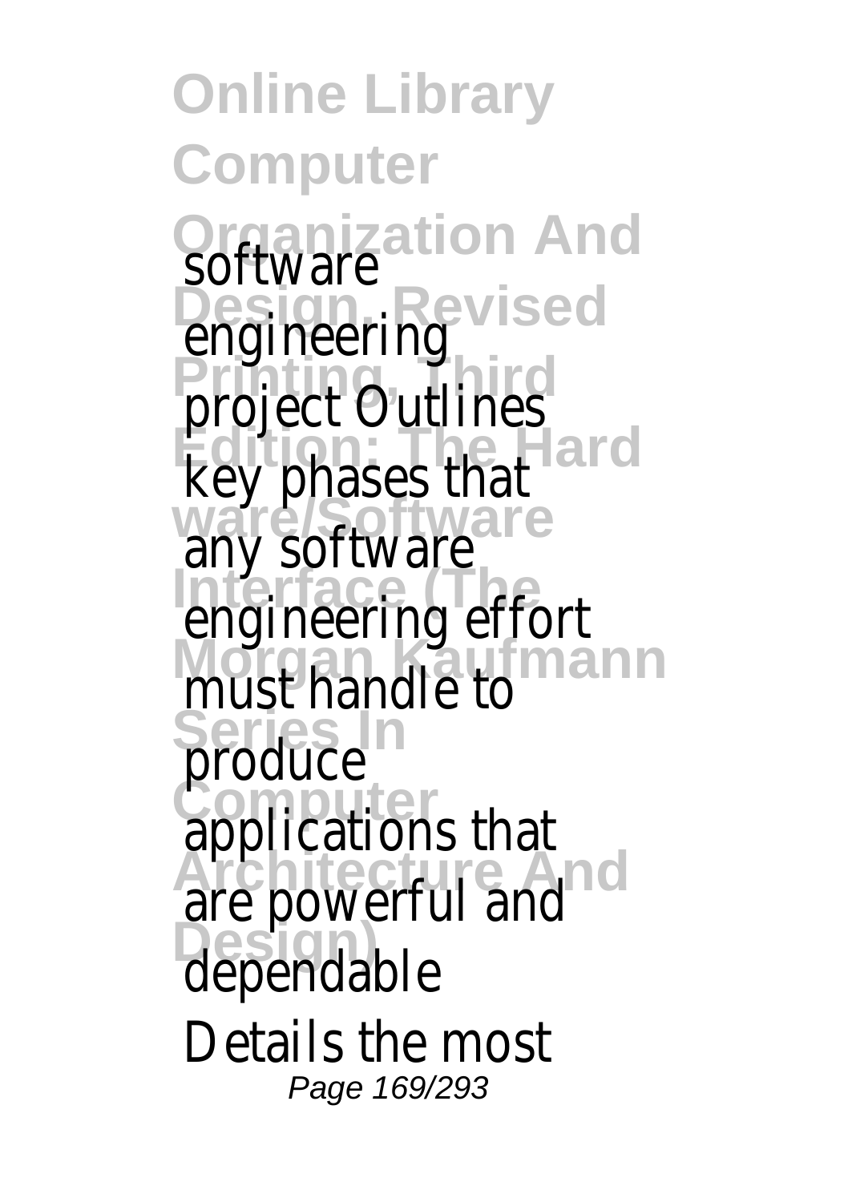software engineering project Outlines key phases that any software engineering effort must handle to produce applications that are powerful and dependable

Details the most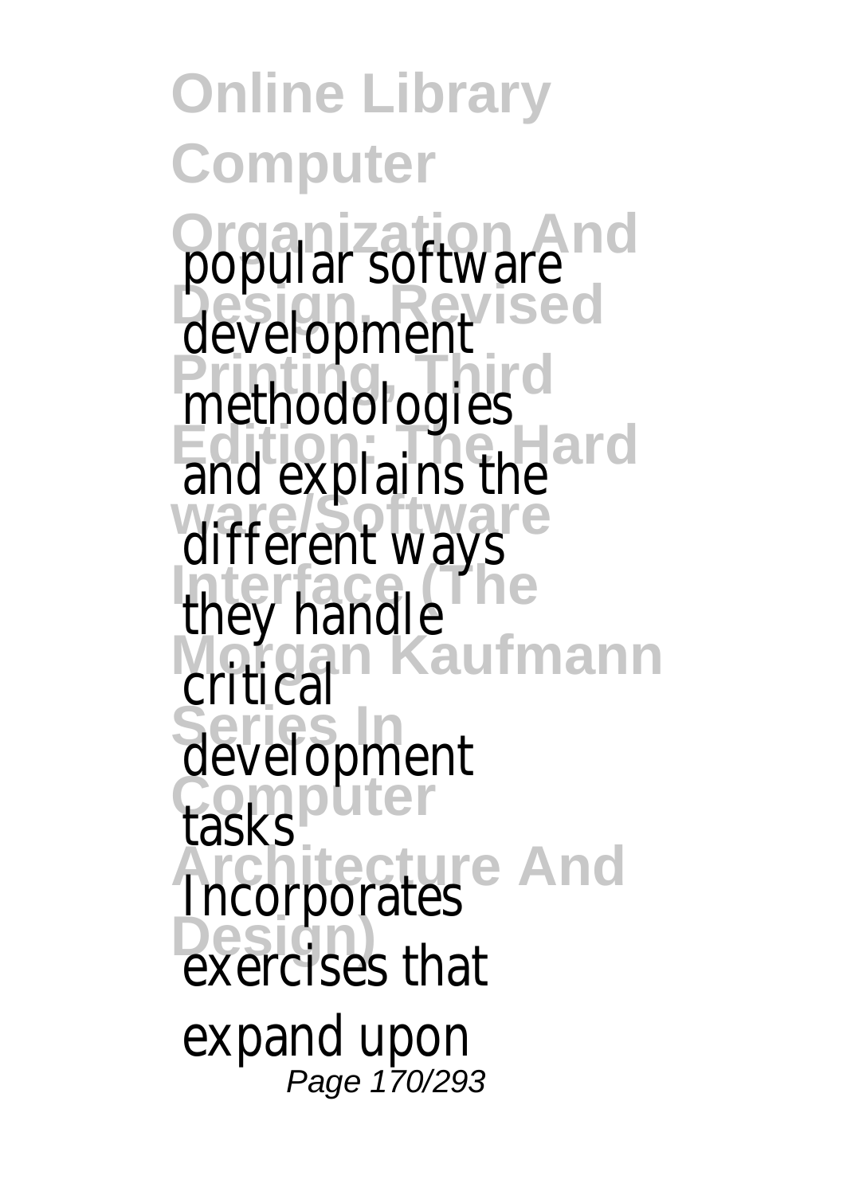popular software development methodologies and explains the different ways they handle critical development tasks Incorporates exercises that expand upon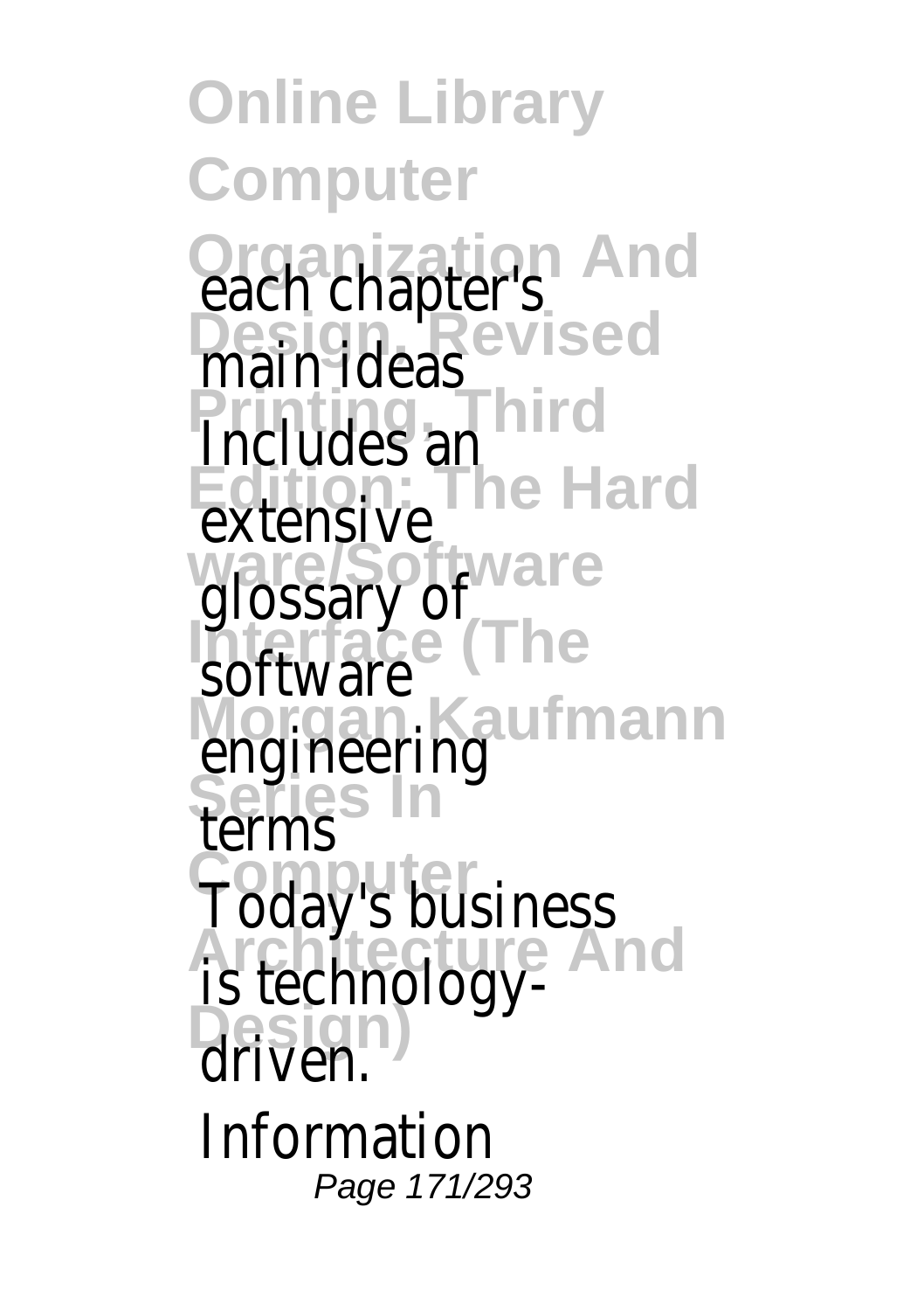each chapter's main ideas Includes an extensive glossary of software engineering terms Today's business is technology-driven. Information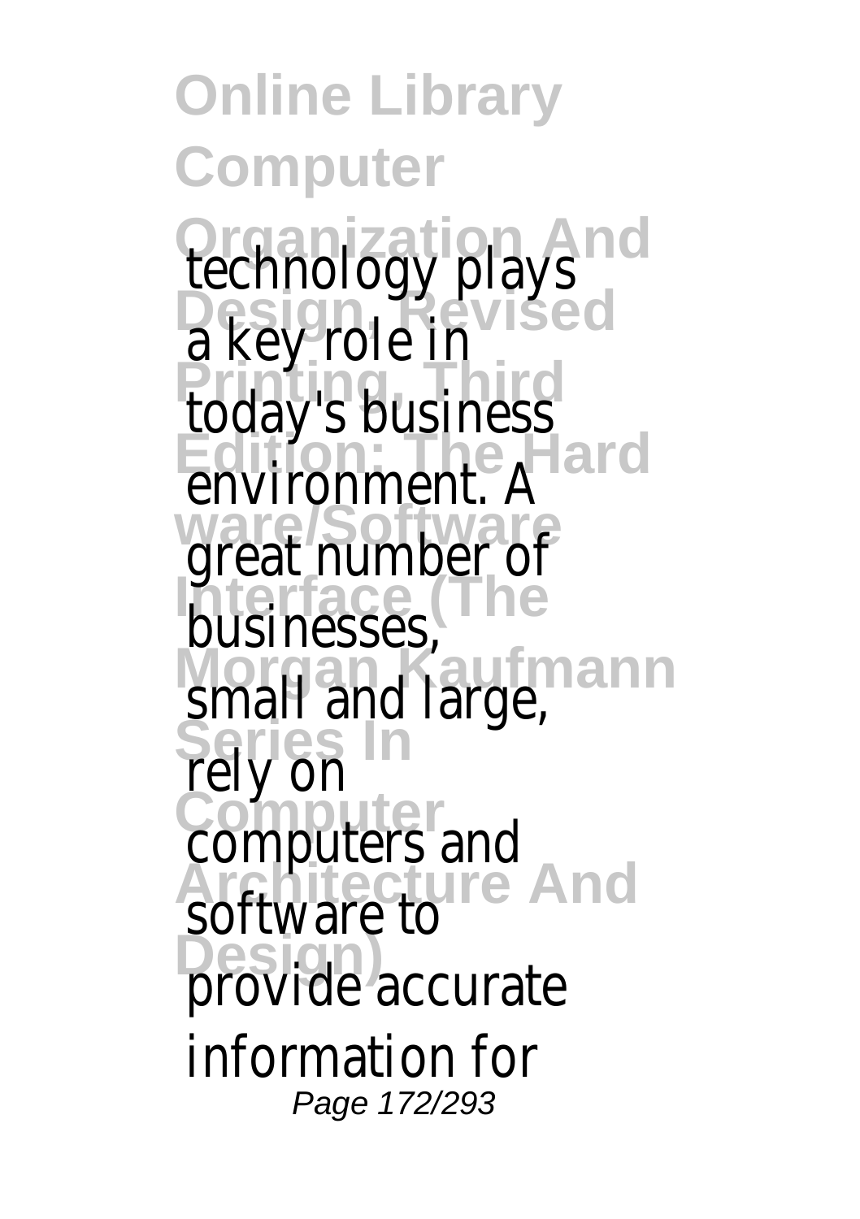technology plays a key role in today's business environment. A great number of businesses, small and large, rely on computers and software to provide accurate information for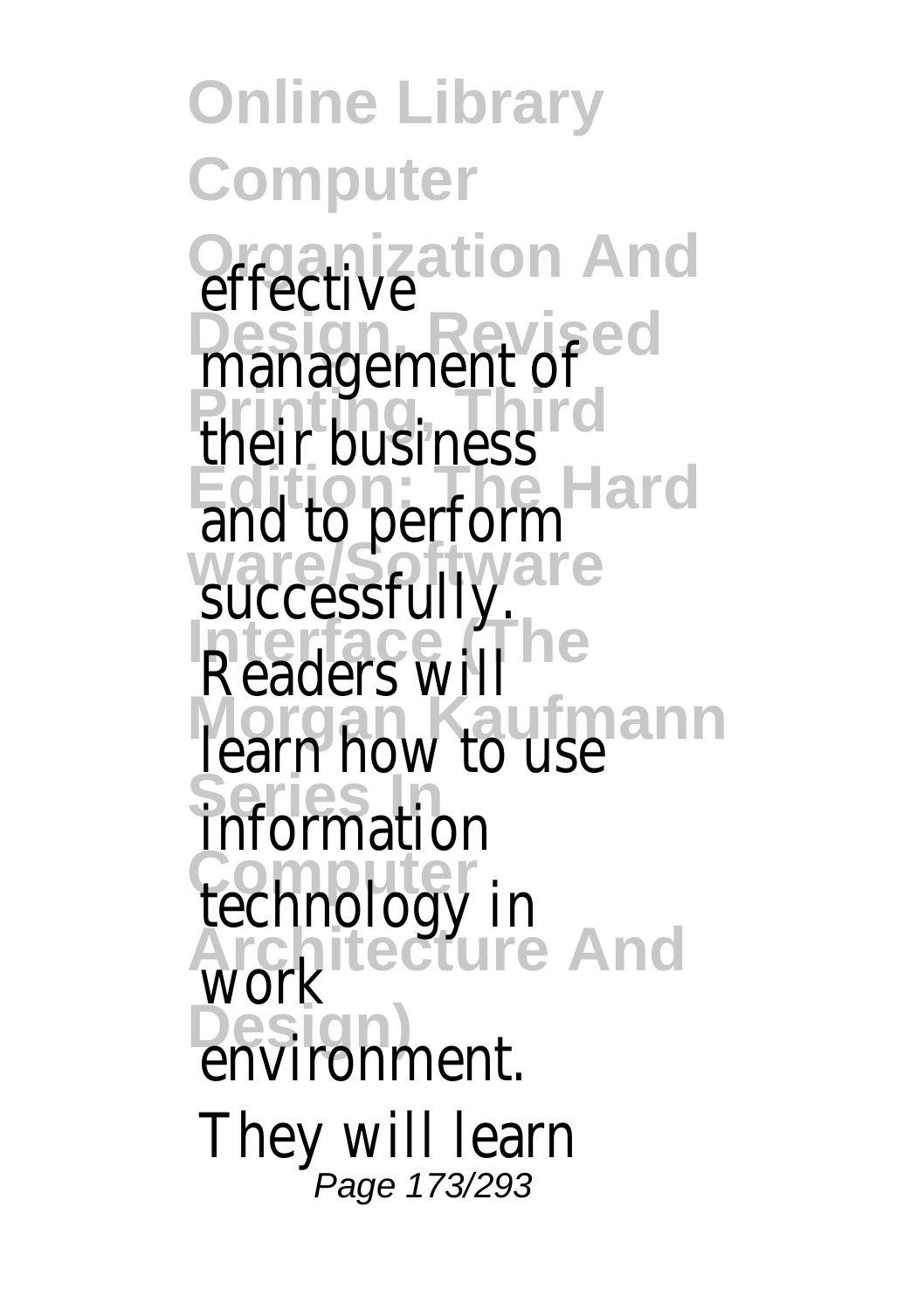effective management of their business and to perform successfully. Readers will learn how to use information technology in work environment. They will learn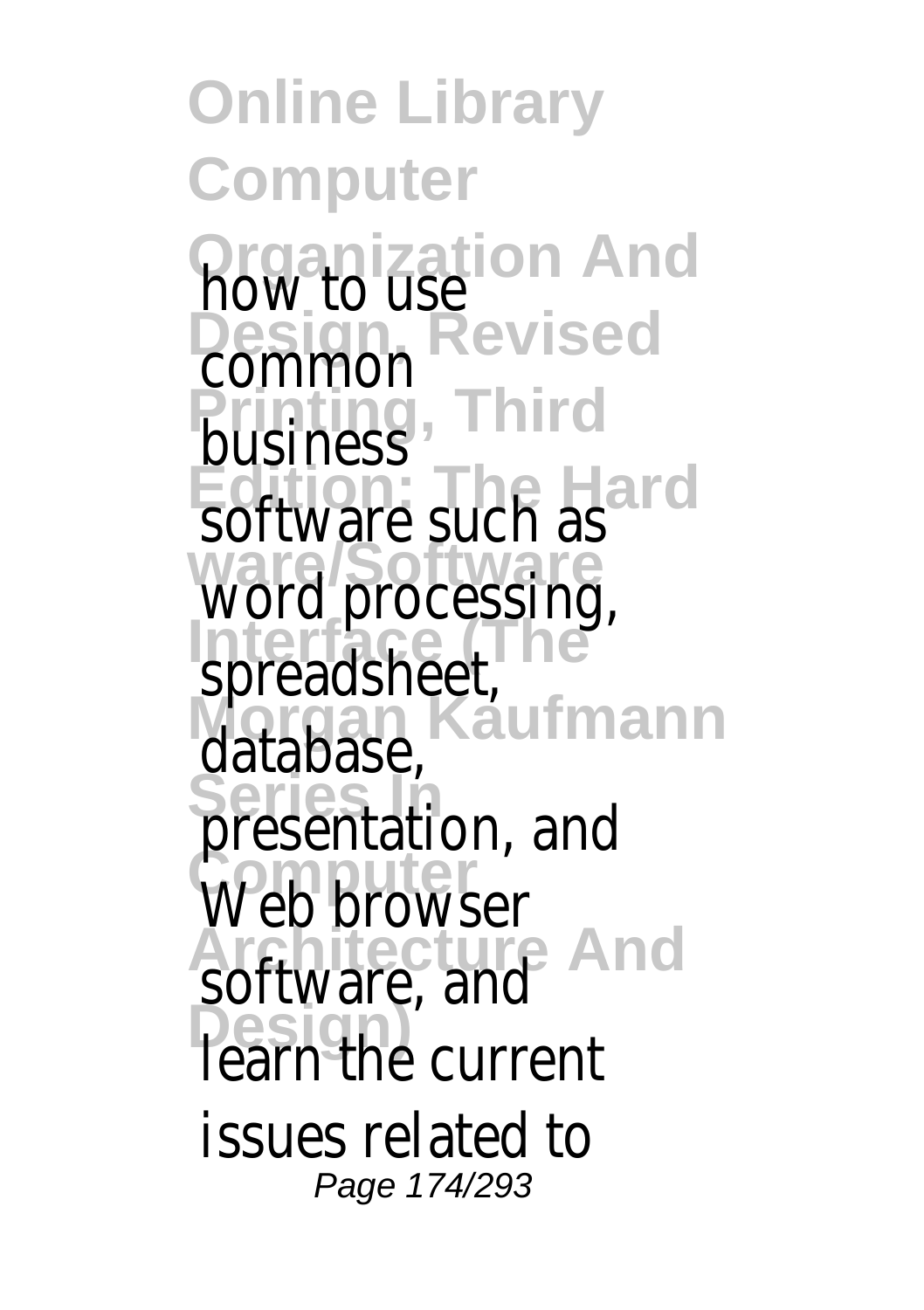how to use common business software such as word processing, spreadsheet, database, presentation, and Web browser software, and learn the current issues related to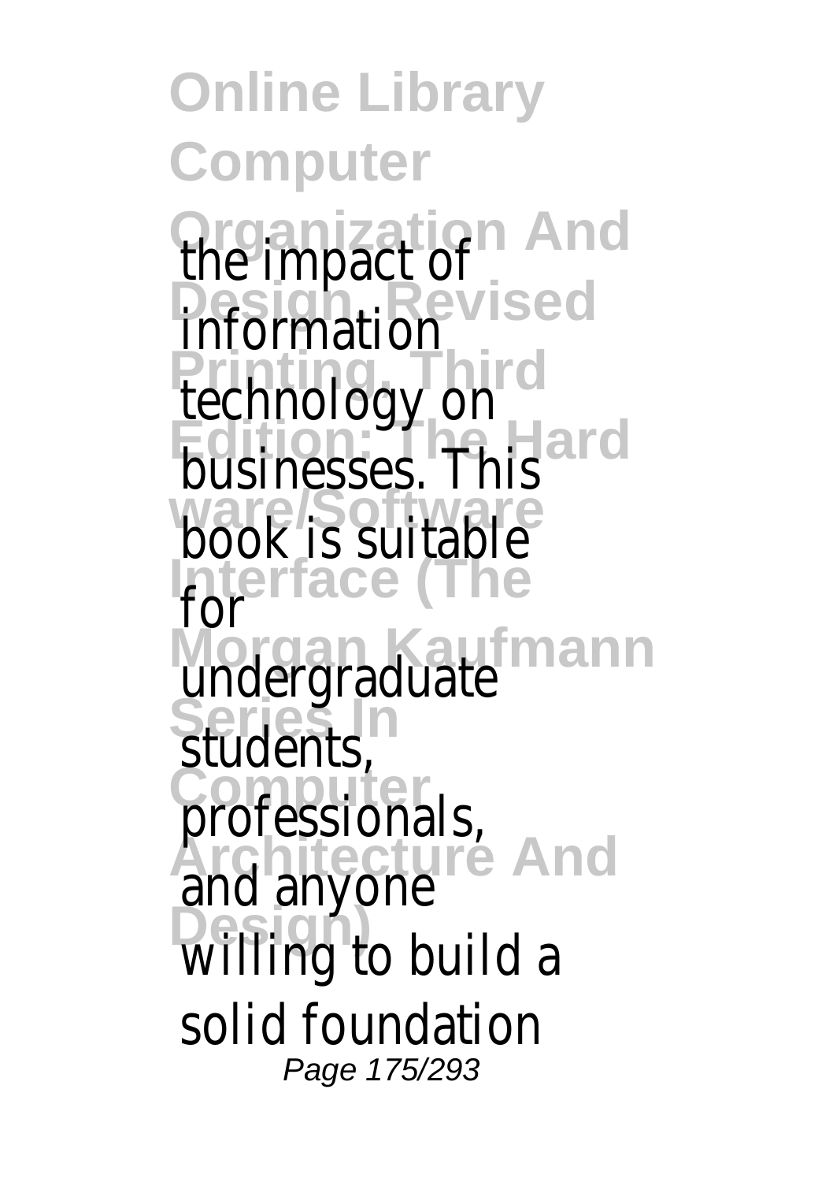the impact of information technology on businesses. This book is suitable for undergraduate students, professionals, and anyone willing to build a solid foundation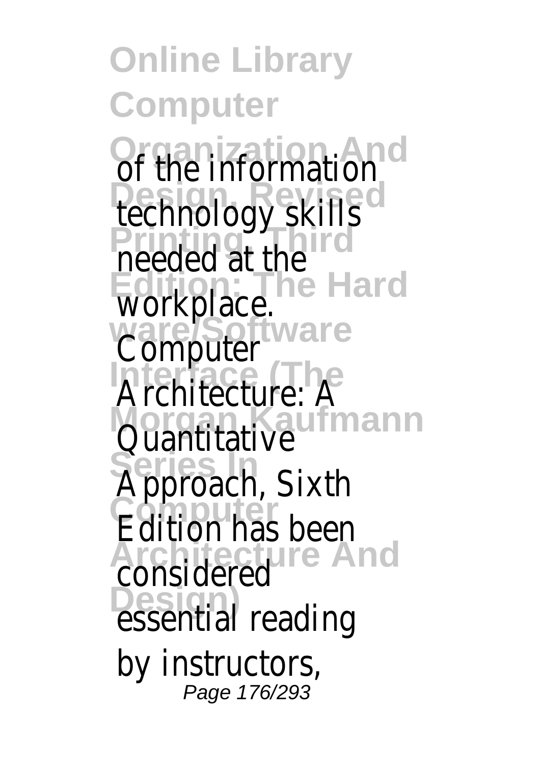of the information technology skills needed at the workplace. Computer Architecture: A Quantitative Approach, Sixth Edition has been considered essential reading by instructors,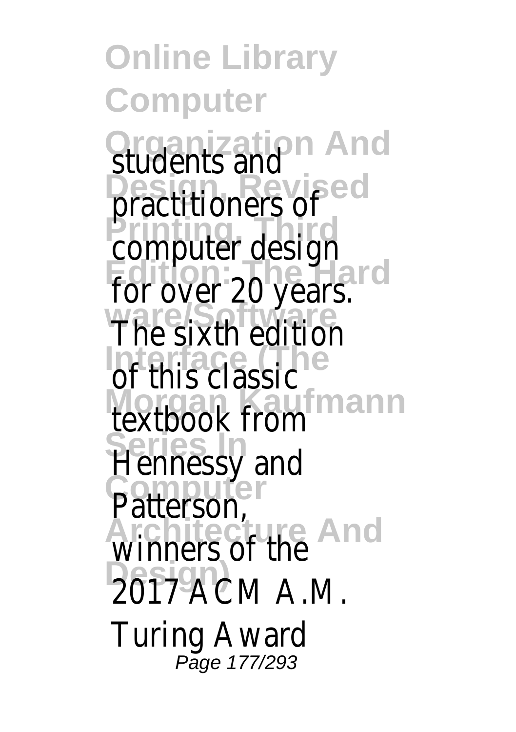students and practitioners of computer design for over 20 years. The sixth edition of this classic textbook from Hennessy and Patterson, winners of the 2017 ACM A.M. Turing Award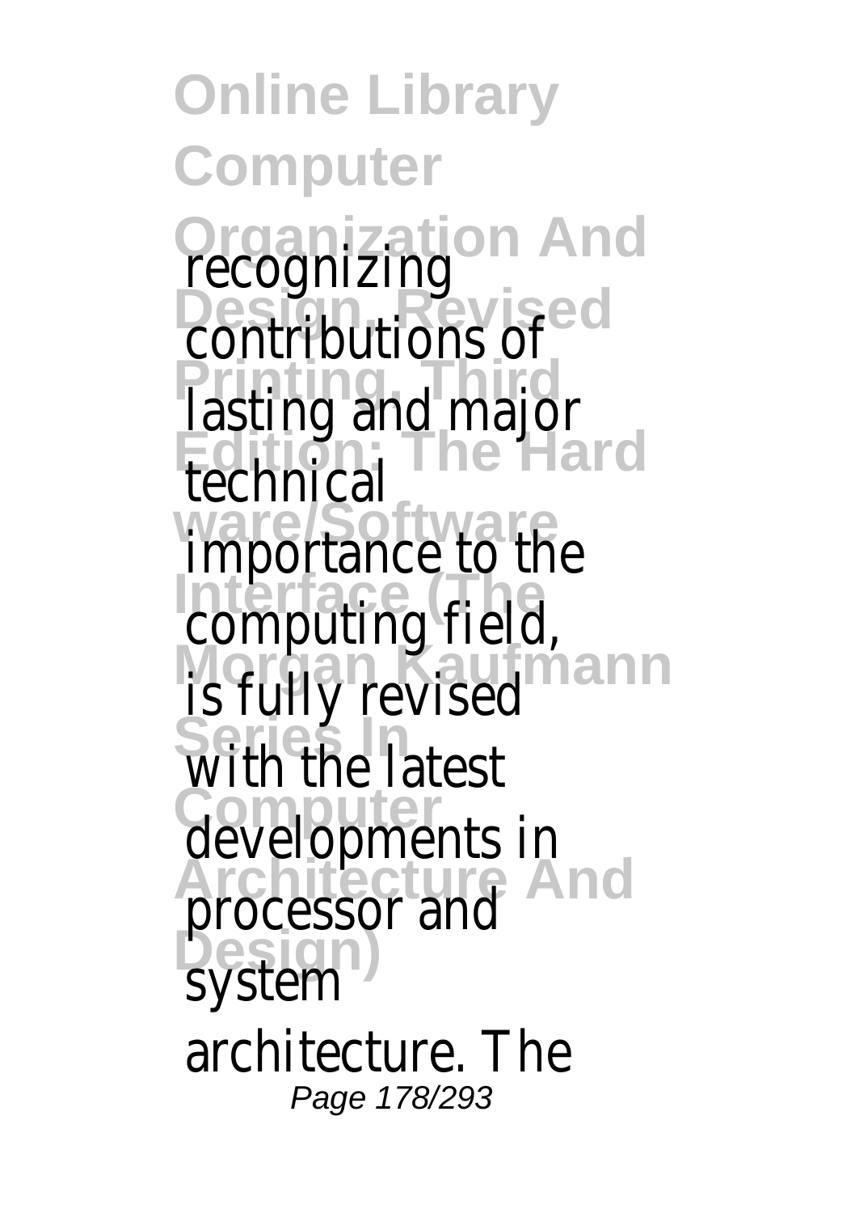recognizing contributions of lasting and major technical importance to the computing field, is fully revised with the latest developments in processor and system architecture. The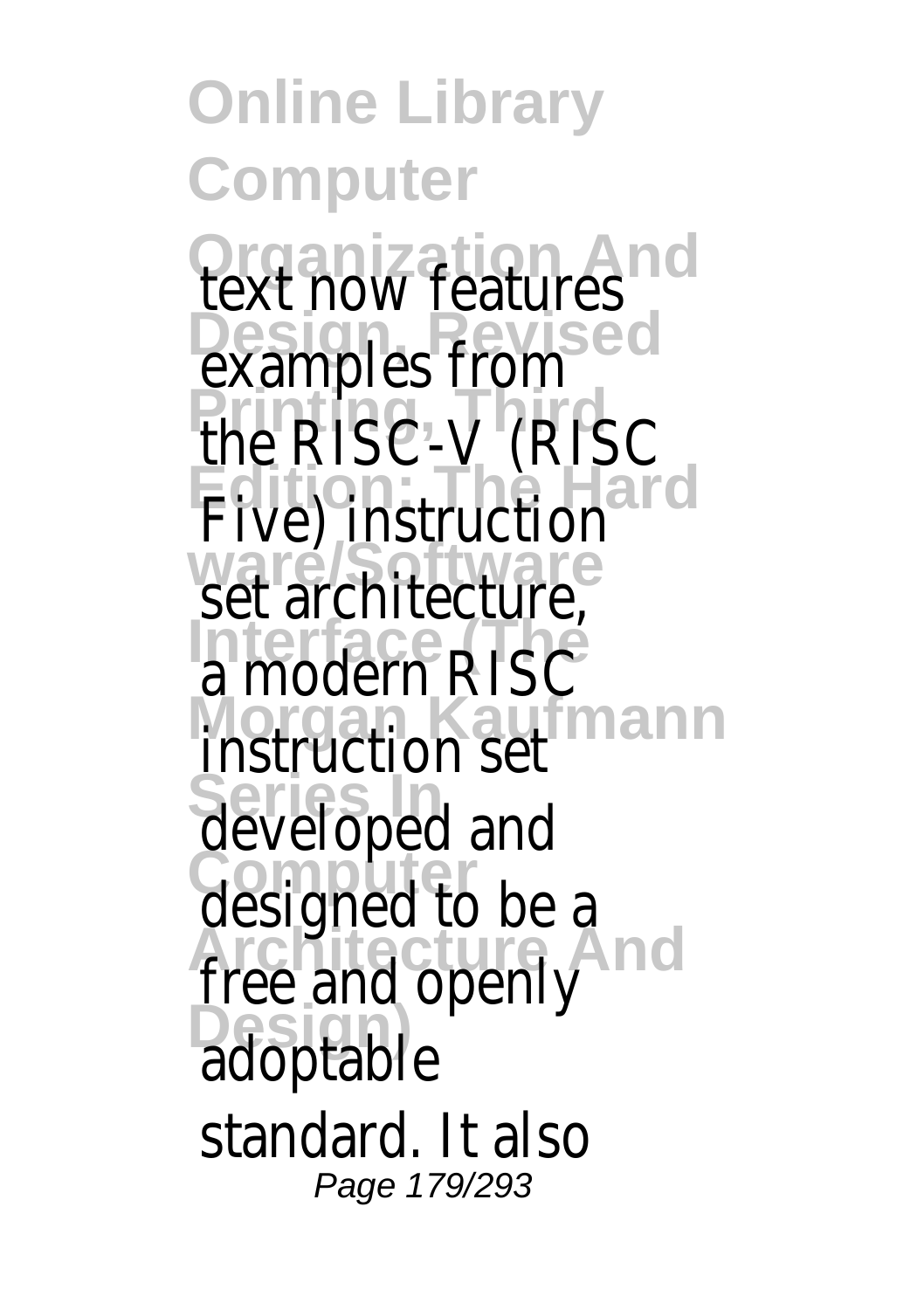text now features examples from the RISC-V (RISC Five) instruction set architecture, a modern RISC instruction set developed and designed to be a free and openly adoptable standard. It also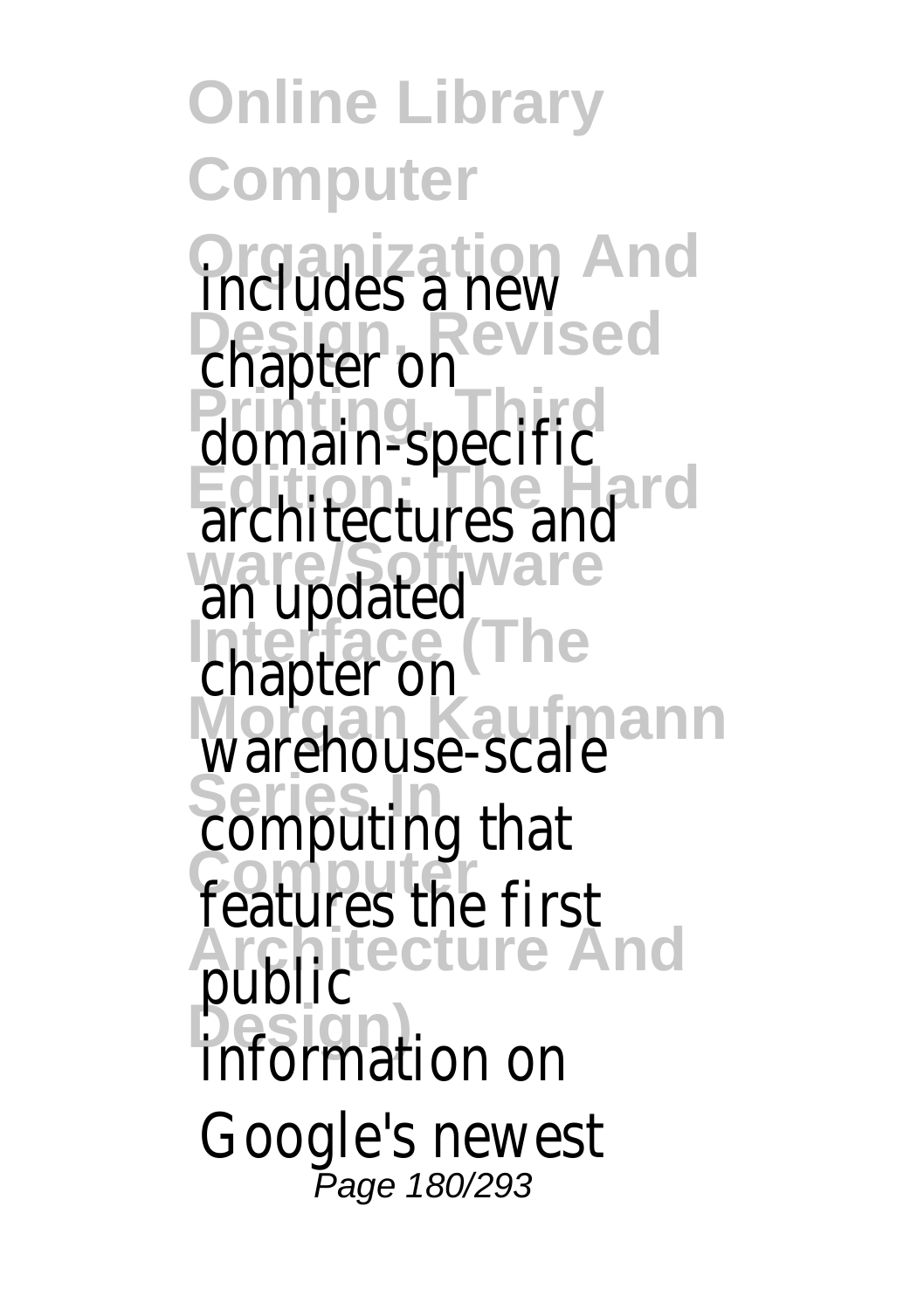includes a new chapter on domain-specific architectures and an updated chapter on warehouse-scale computing that features the first public information on Google's newest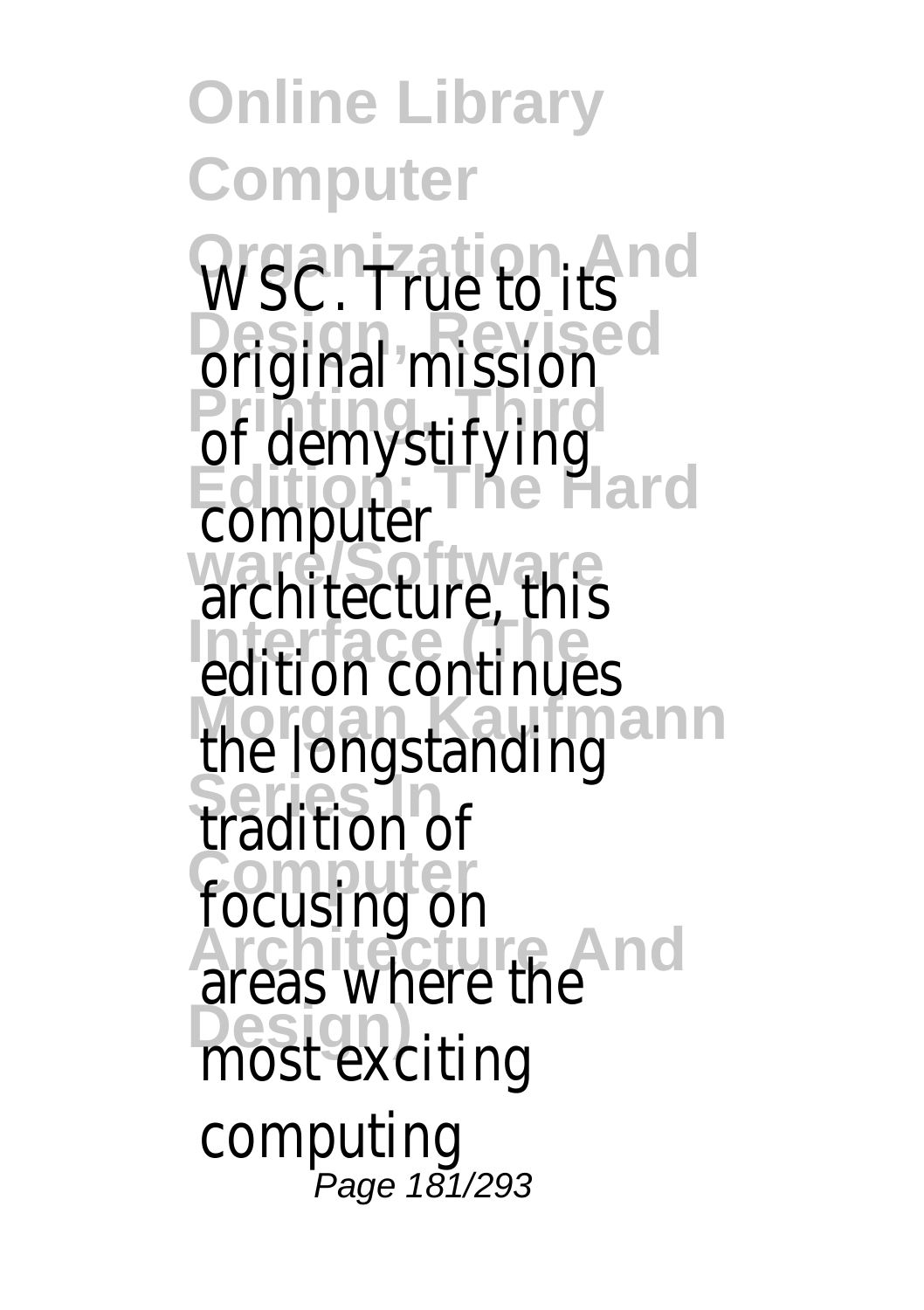WSC. True to its original mission of demystifying computer architecture, this edition continues the longstanding tradition of focusing on areas where the most exciting computing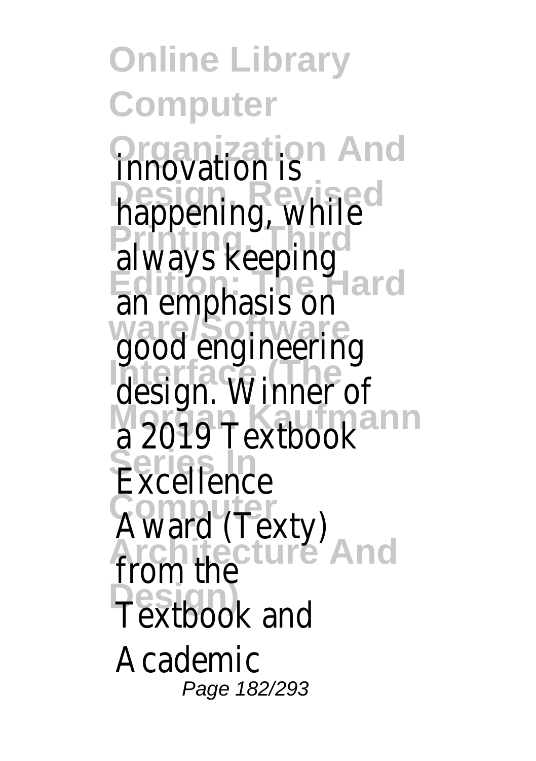innovation is happening, while always keeping an emphasis on good engineering design. Winner of a 2019 Textbook Excellence Award (Texty) from the Textbook and Academic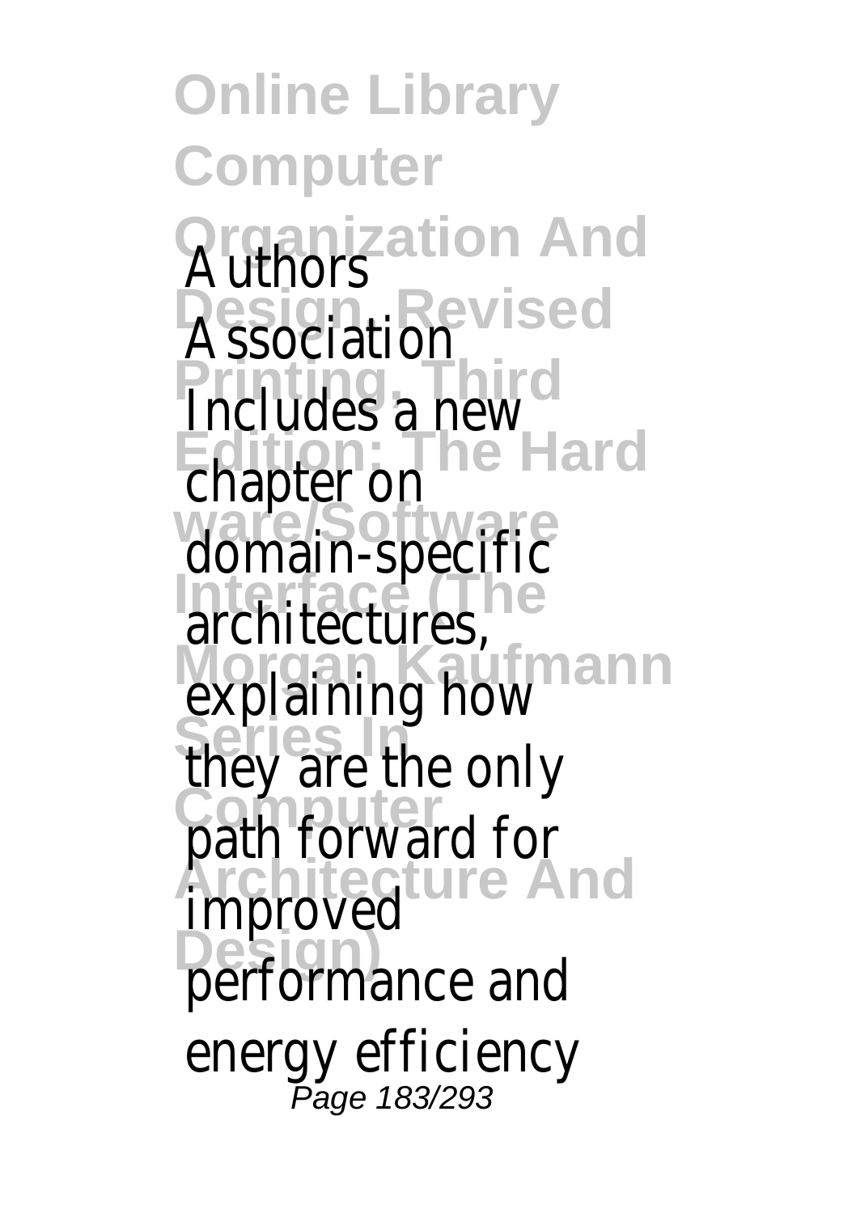Authors Association Includes a new chapter on domain-specific architectures, explaining how they are the only path forward for improved performance and energy efficiency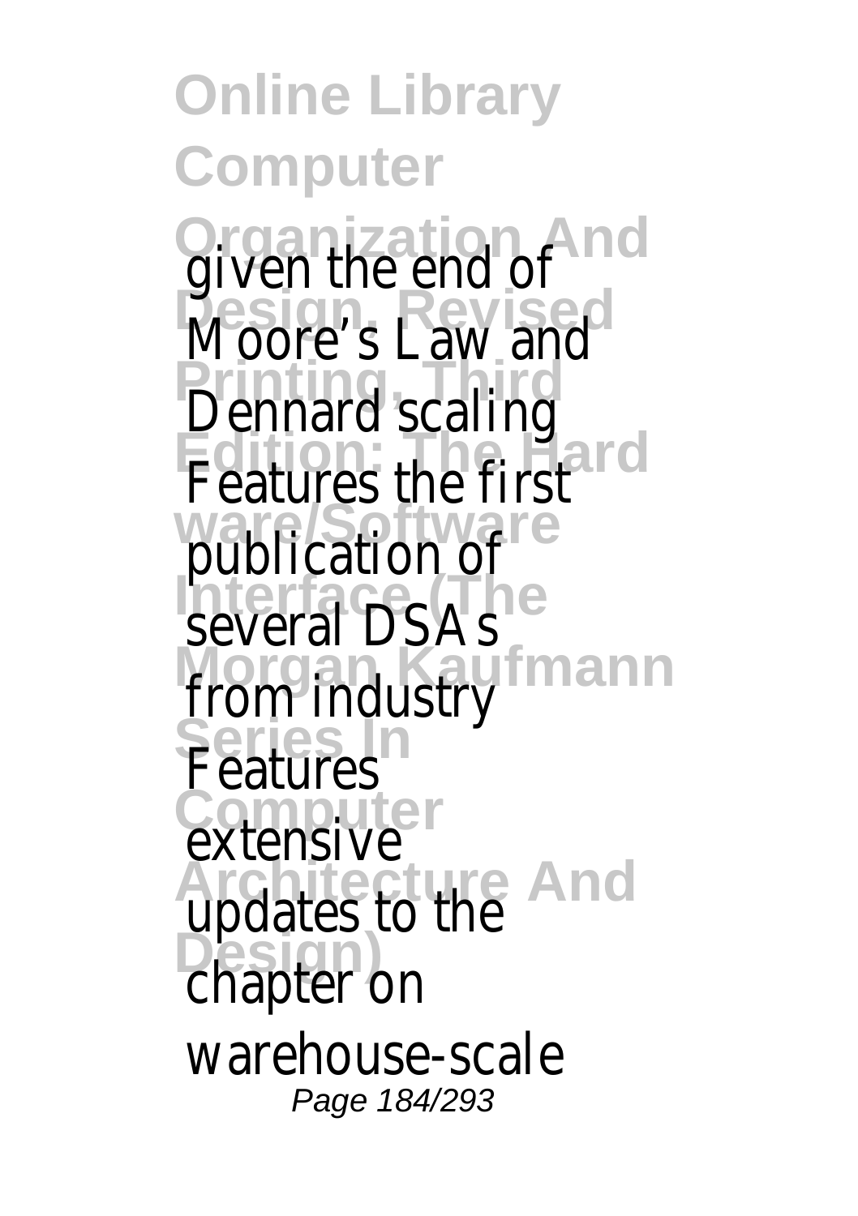given the end of Moore's Law and Dennard scaling Features the first publication of several DSAs from industry Features extensive updates to the chapter on warehouse-scale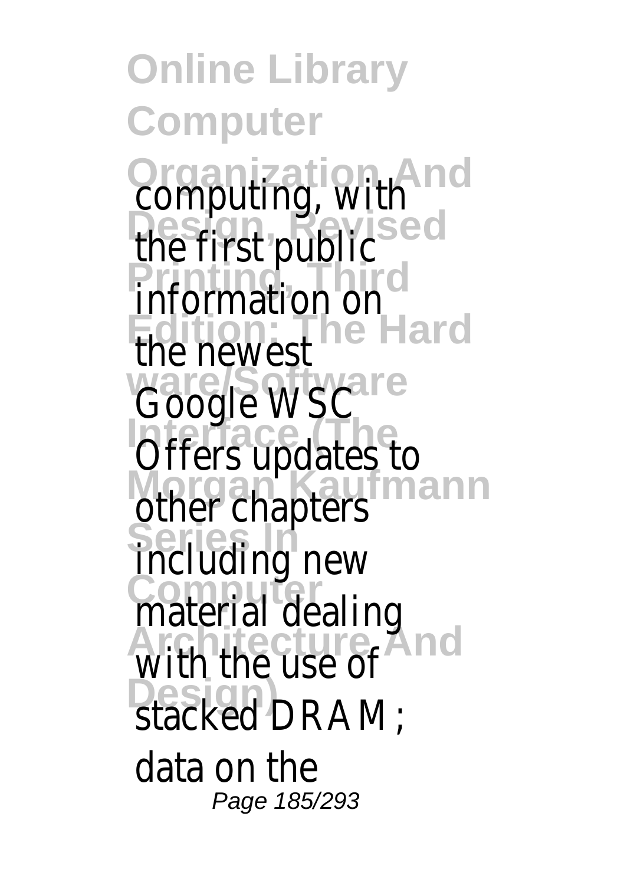computing, with the first public information on the newest Google WSC Offers updates to other chapters including new material dealing with the use of stacked DRAM; data on the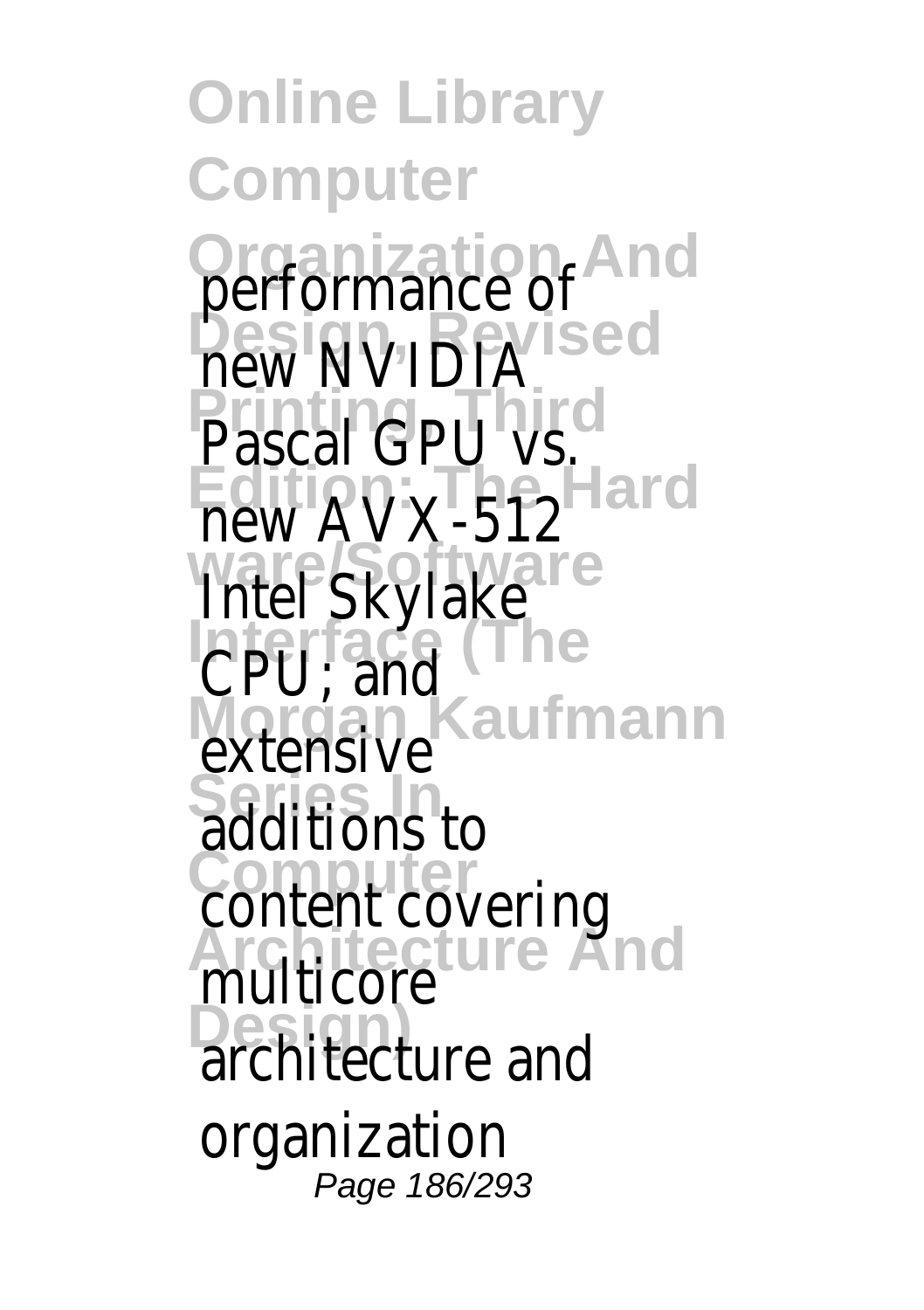performance of new NVIDIA Pascal GPU vs. new AVX-512 Intel Skylake CPU; and extensive additions to content covering multicore architecture and organization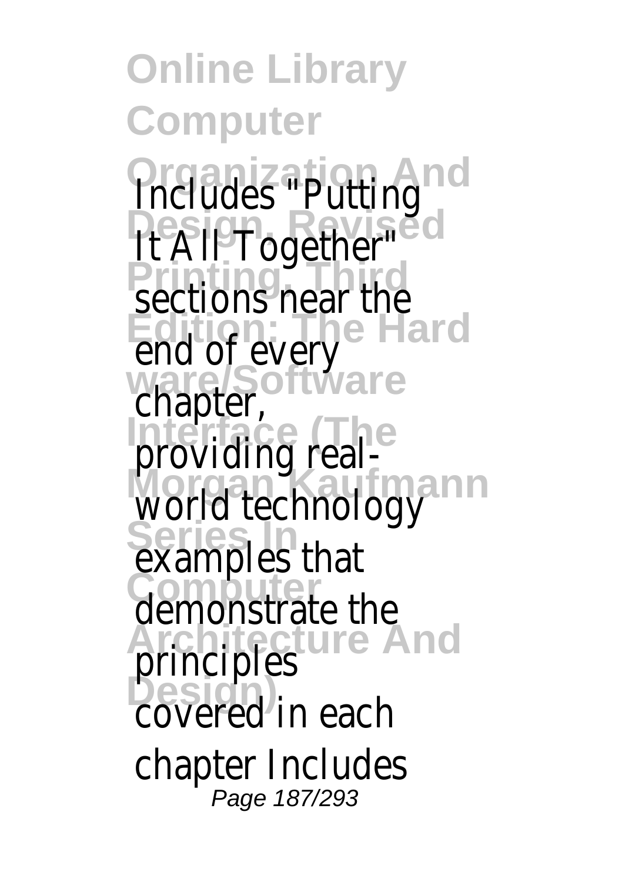Includes "Putting It All Together" sections near the end of every chapter, providing real-world technology examples that demonstrate the principles covered in each chapter Includes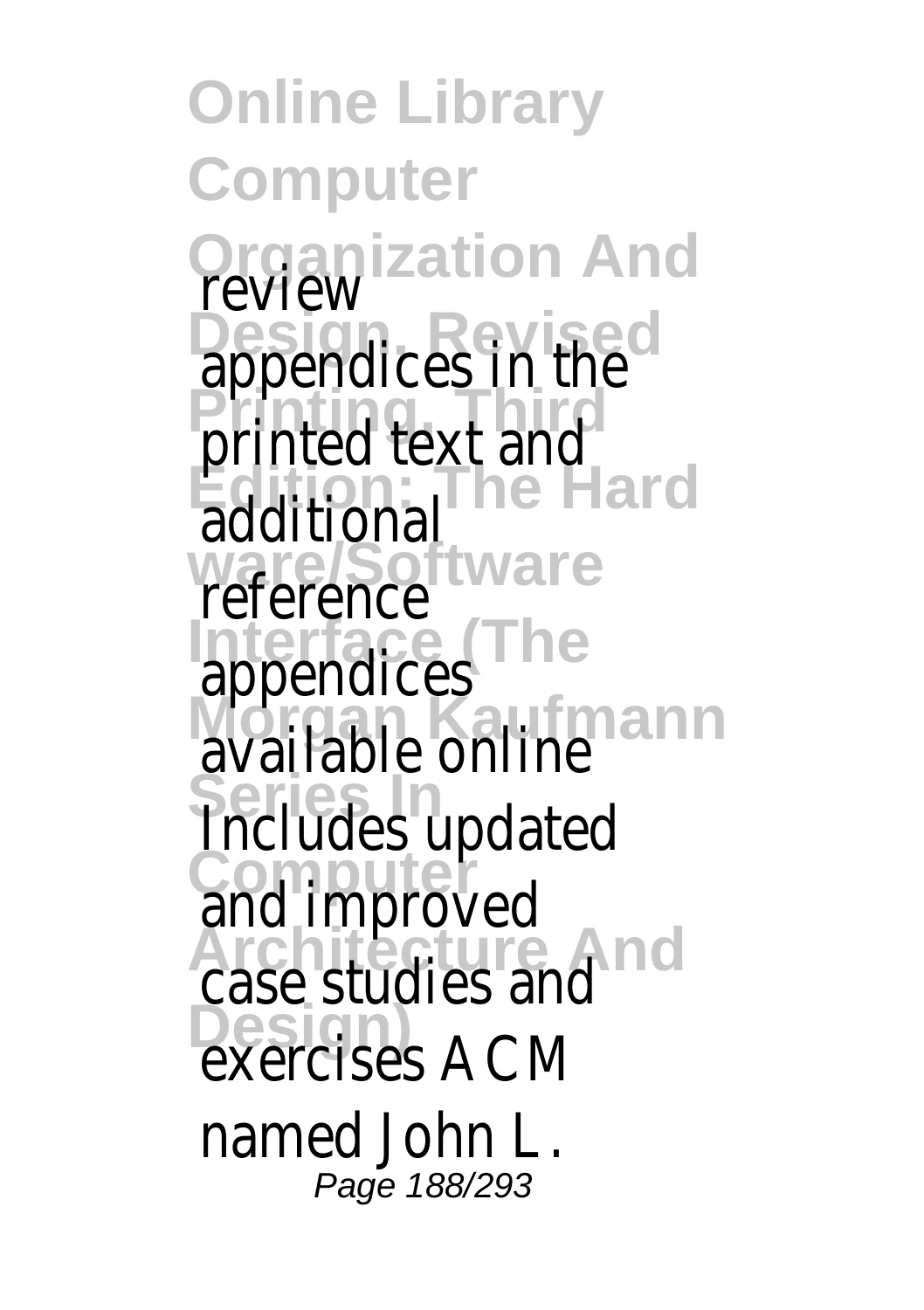review appendices in the printed text and additional reference appendices available online Includes updated and improved case studies and exercises ACM named John L.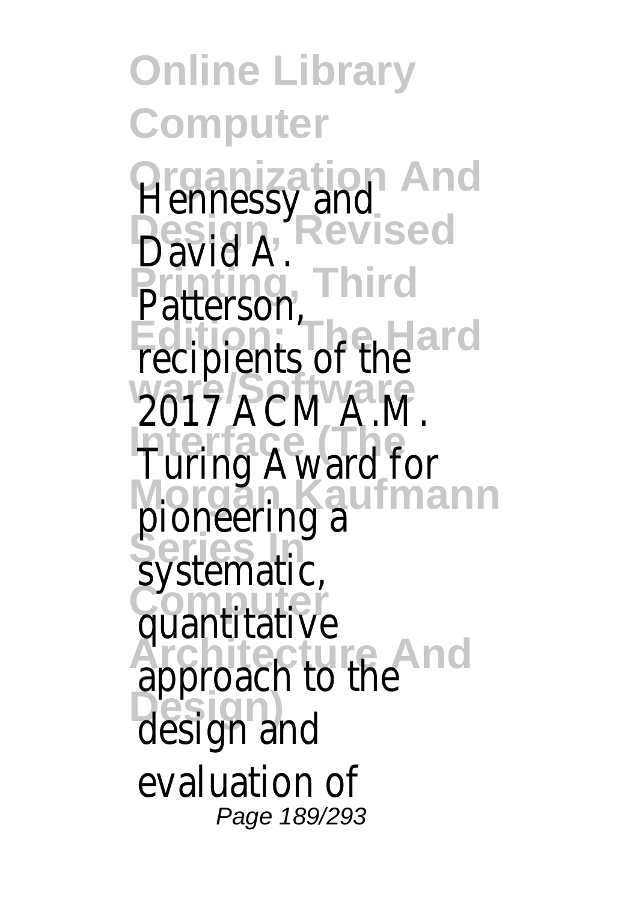Hennessy and David A. Patterson, recipients of the 2017 ACM A.M. Turing Award for pioneering a systematic, quantitative approach to the design and evaluation of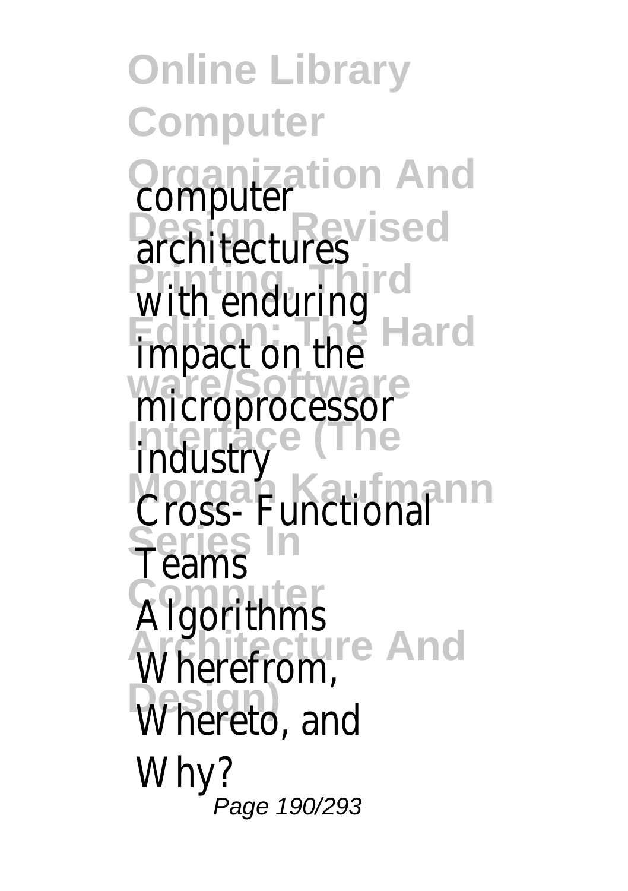computer architectures with enduring impact on the microprocessor industry

Cross- Functional Teams

Algorithms

Wherefrom, Whereto, and Why?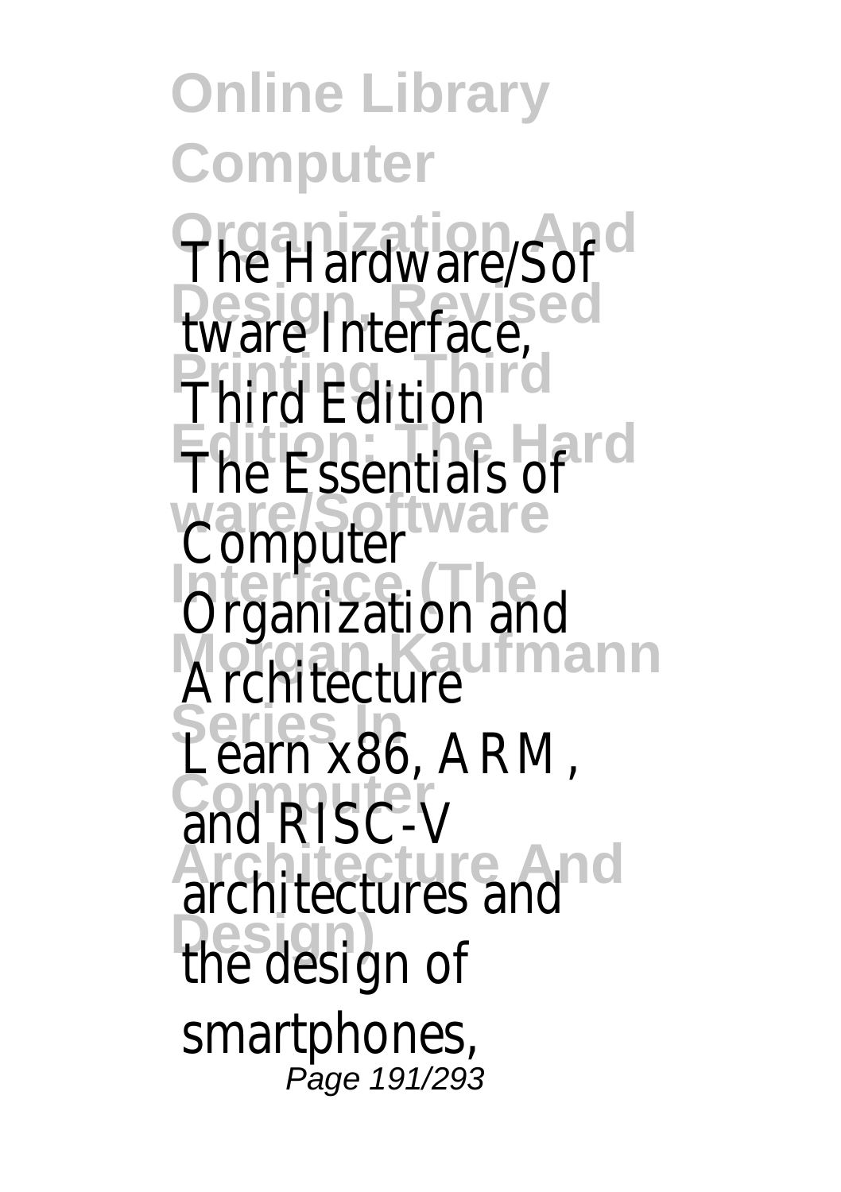The Hardware/Software Interface, Third Edition
The Essentials of Computer Organization and Architecture
Learn x86, ARM, and RISC-V architectures and the design of smartphones,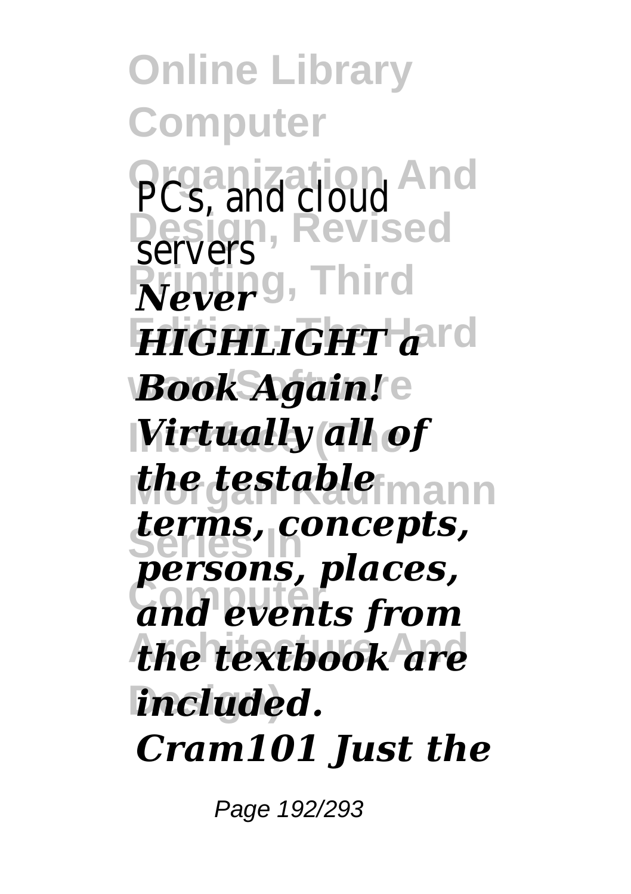PCs, and cloud servers

***Never HIGHLIGHT a Book Again! Virtually all of the testable terms, concepts, persons, places, and events from the textbook are included. Cram101 Just the***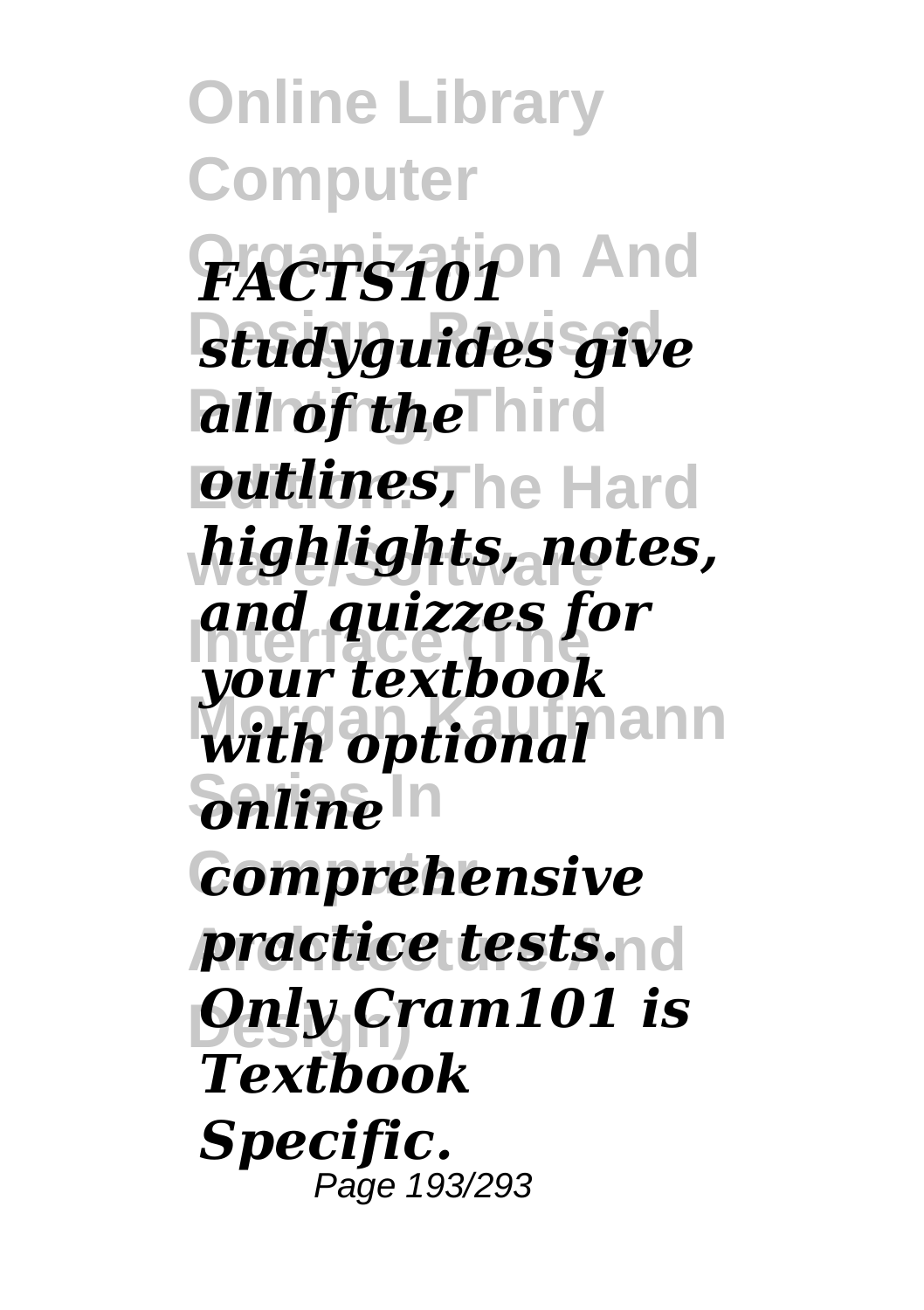*FACTS101 studyguides give all of the outlines, highlights, notes, and quizzes for your textbook with optional online comprehensive practice tests. Only Cram101 is Textbook Specific.*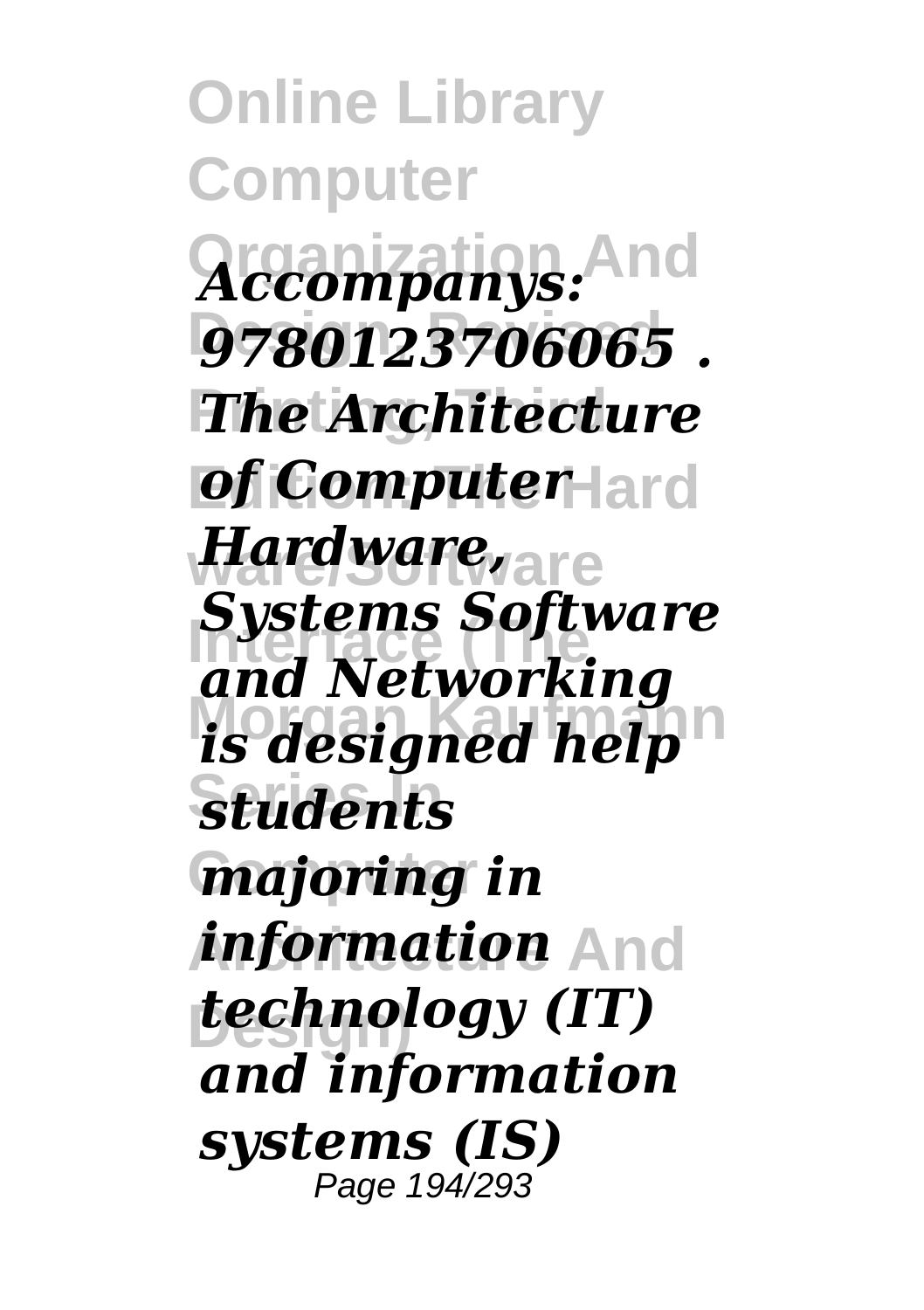*Accompanys: 9780123706065 . The Architecture of Computer Hardware, Systems Software and Networking is designed help students majoring in information technology (IT) and information systems (IS)*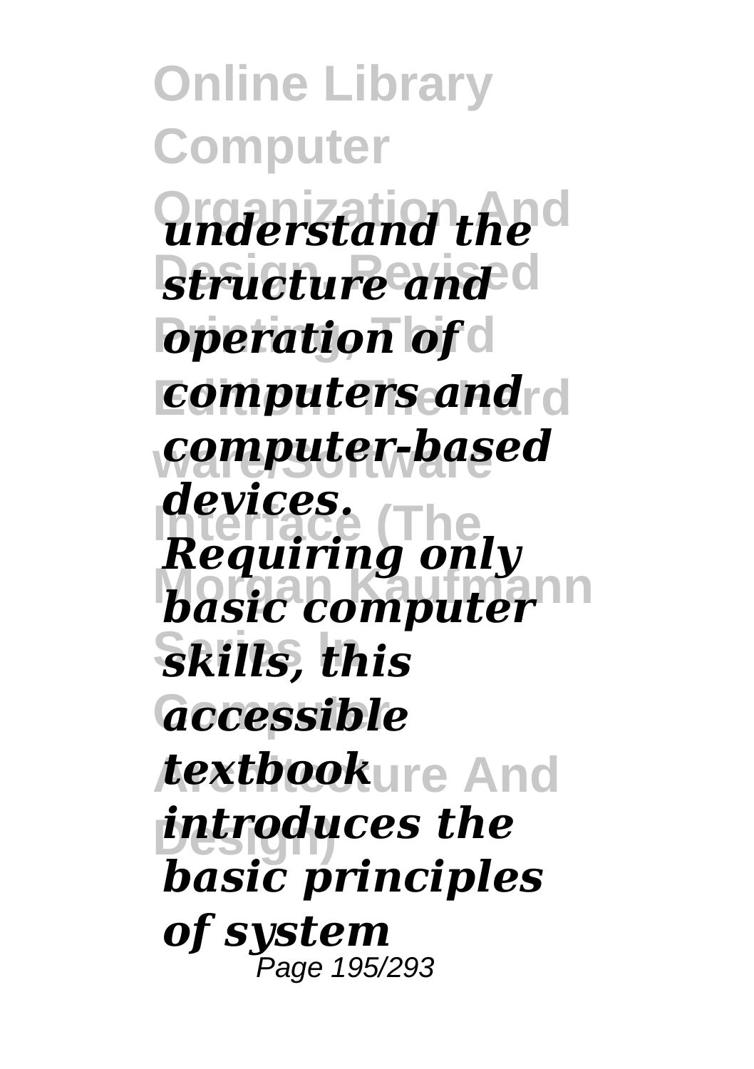*understand the structure and operation of computers and computer-based devices. Requiring only basic computer skills, this accessible textbook introduces the basic principles of system*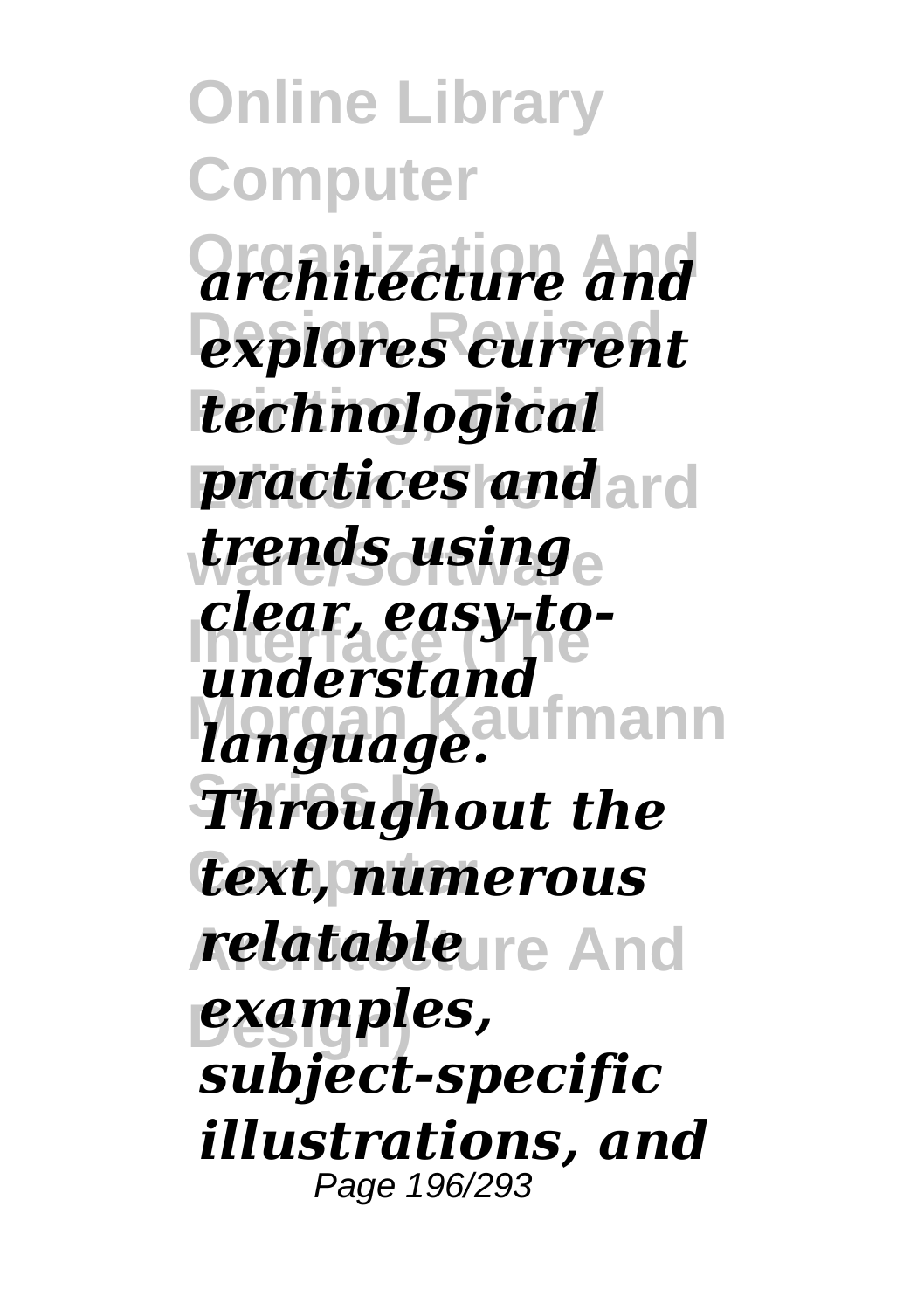*architecture and explores current technological practices and trends using clear, easy-to-understand language. Throughout the text, numerous relatable examples, subject-specific illustrations, and*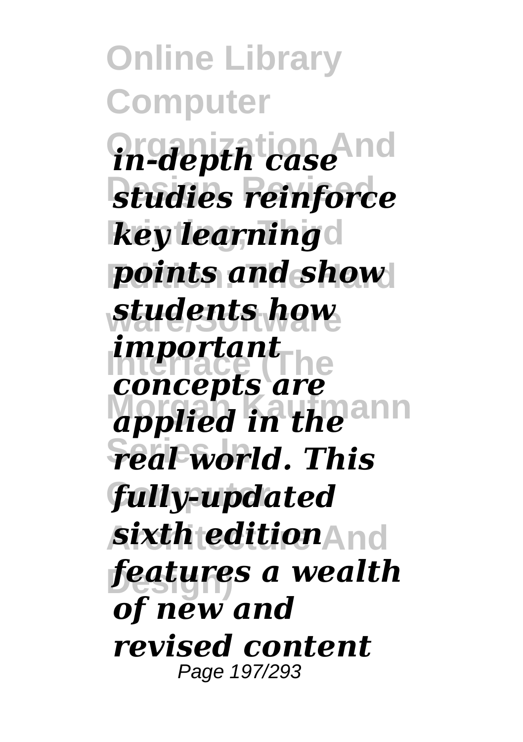*in-depth case studies reinforce key learning points and show students how important concepts are applied in the real world. This fully-updated sixth edition features a wealth of new and revised content*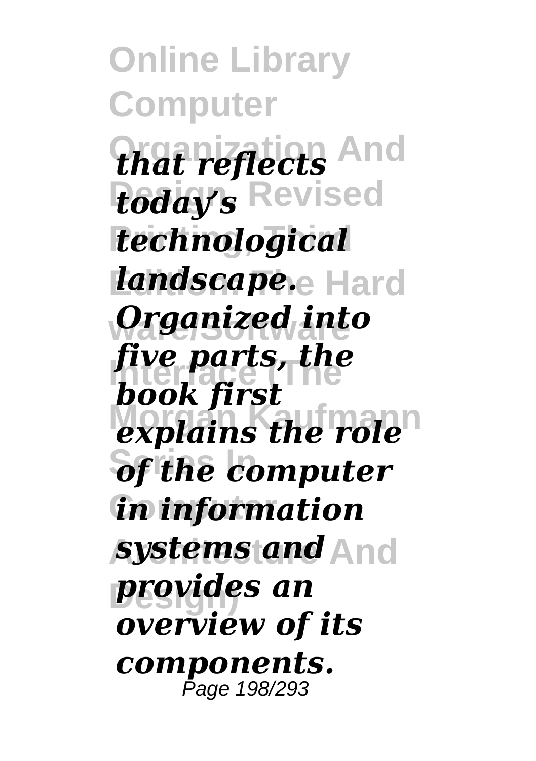*that reflects today's technological landscape. Organized into five parts, the book first explains the role of the computer in information systems and provides an overview of its components.*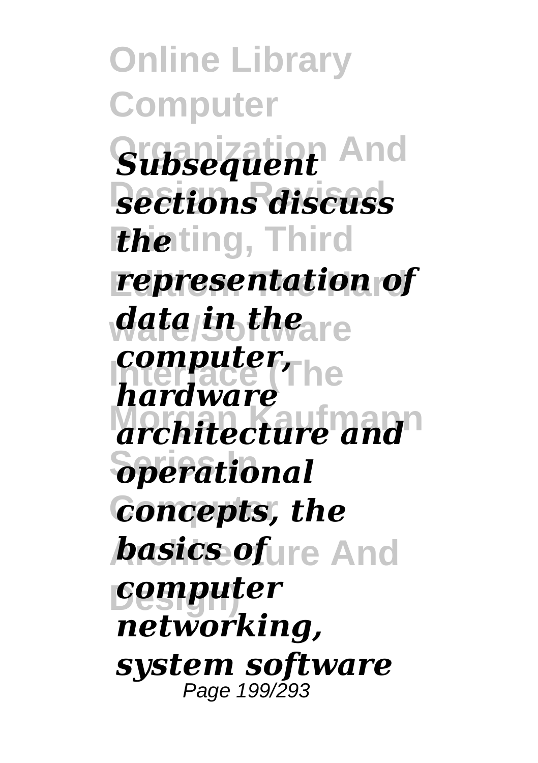*Subsequent sections discuss the representation of data in the computer, hardware architecture and operational concepts, the basics of computer networking, system software*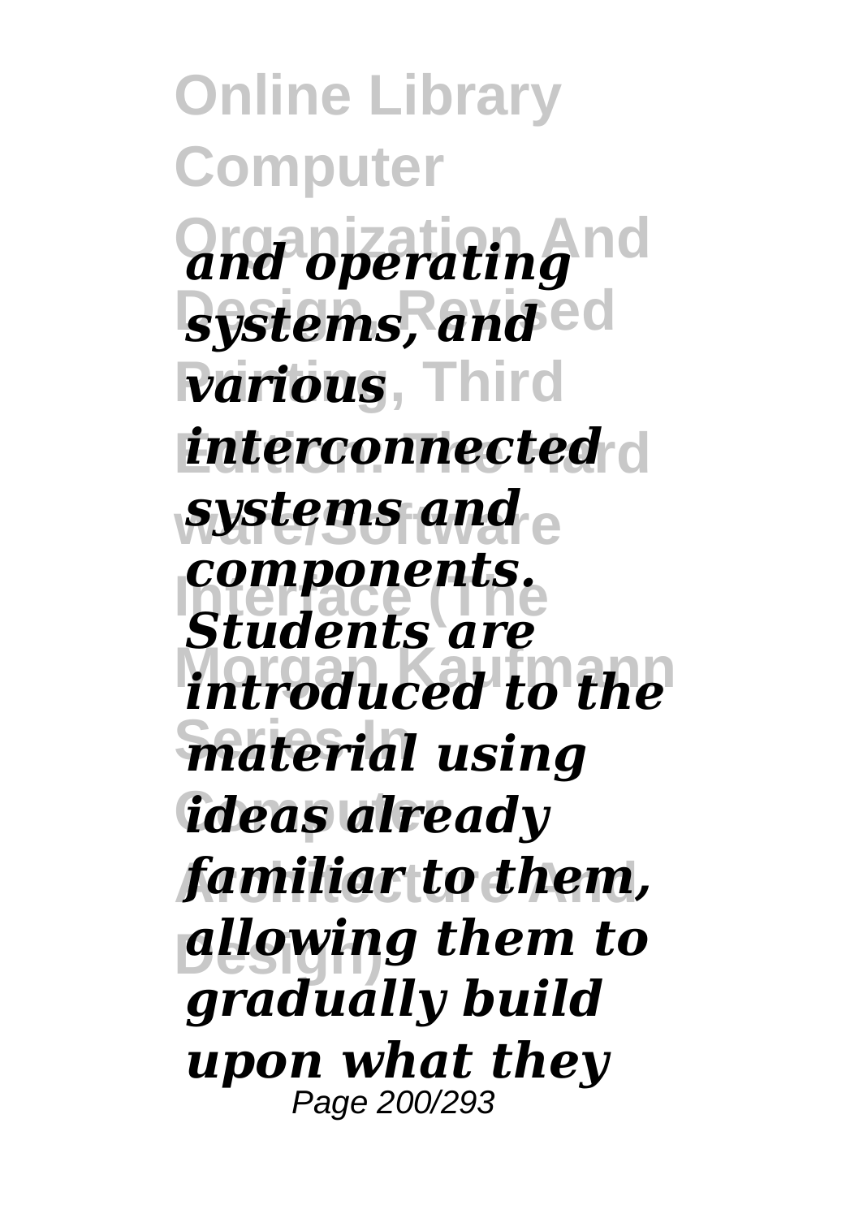*and operating systems, and various interconnected systems and components. Students are introduced to the material using ideas already familiar to them, allowing them to gradually build upon what they*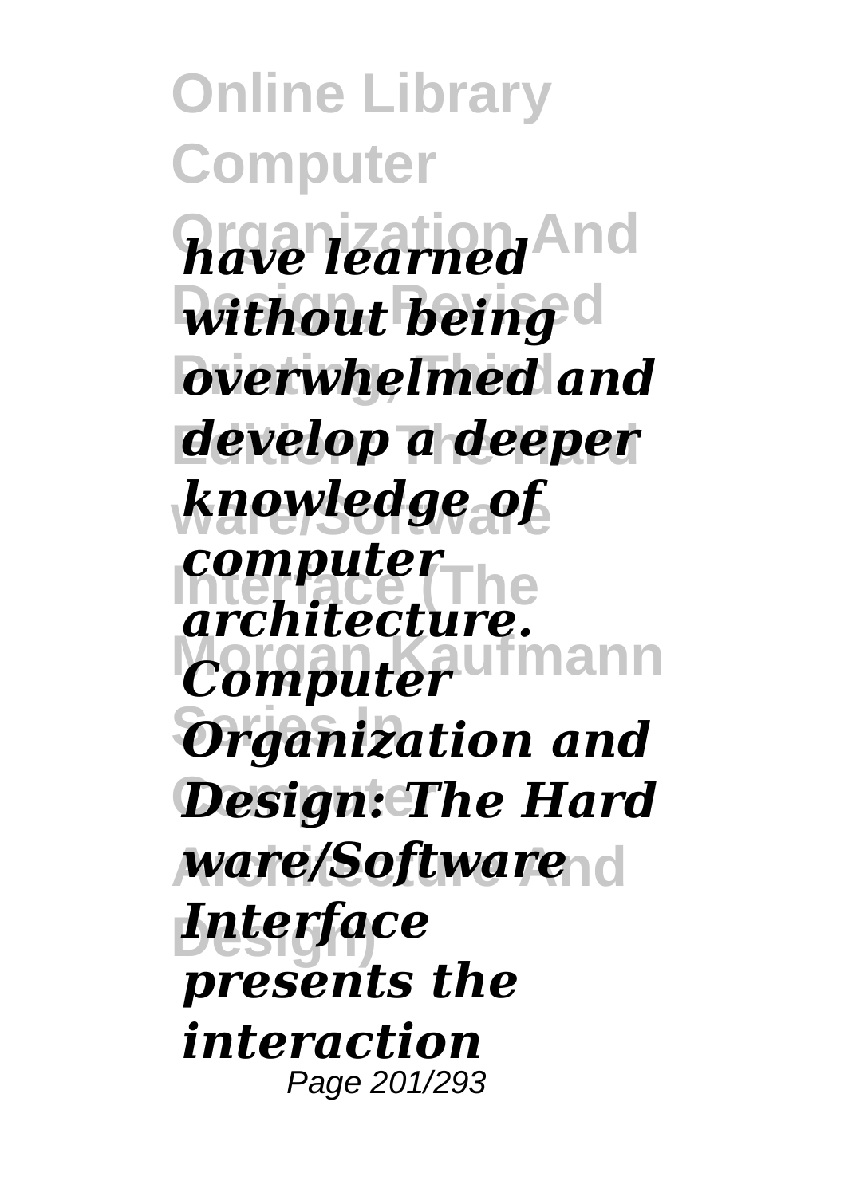*have learned without being overwhelmed and develop a deeper knowledge of computer architecture. Computer Organization and Design: The Hardware/Software Interface presents the interaction*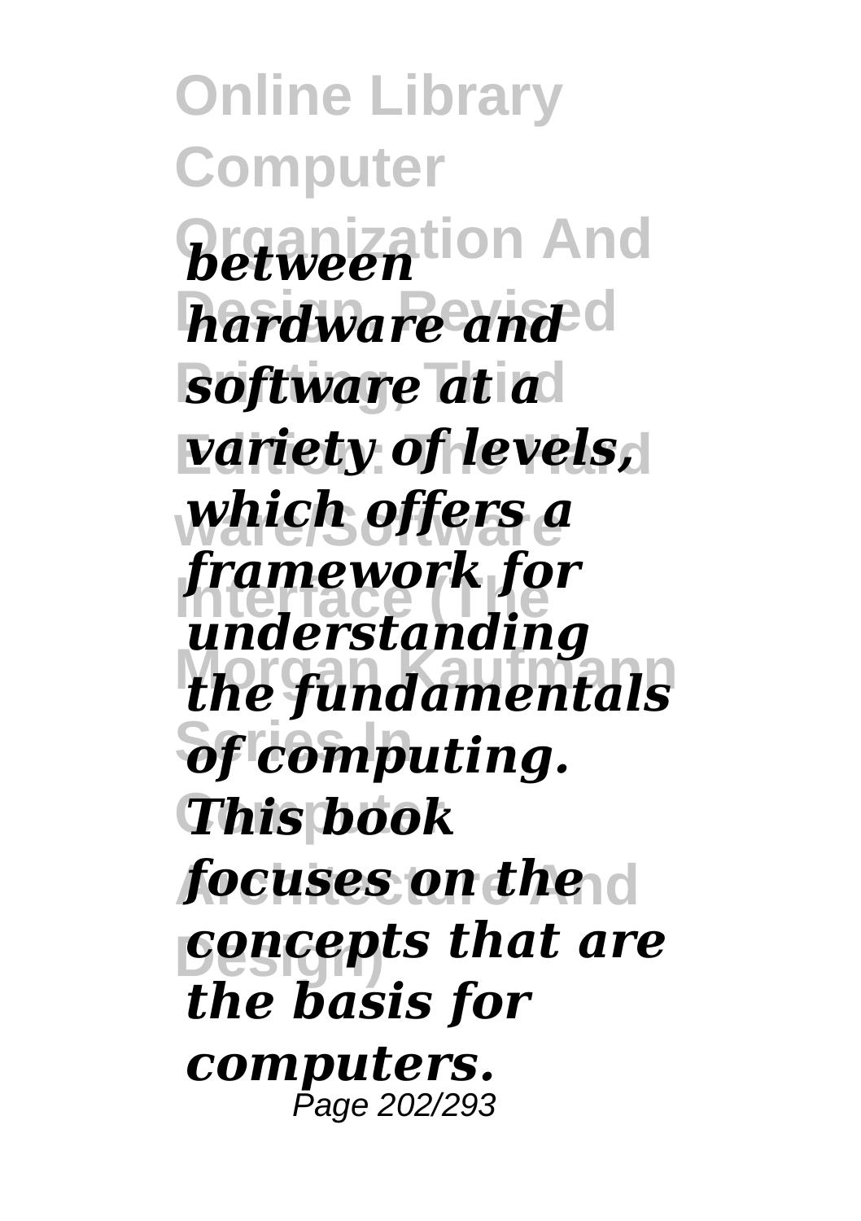*between hardware and software at a variety of levels, which offers a framework for understanding the fundamentals of computing. This book focuses on the concepts that are the basis for computers.*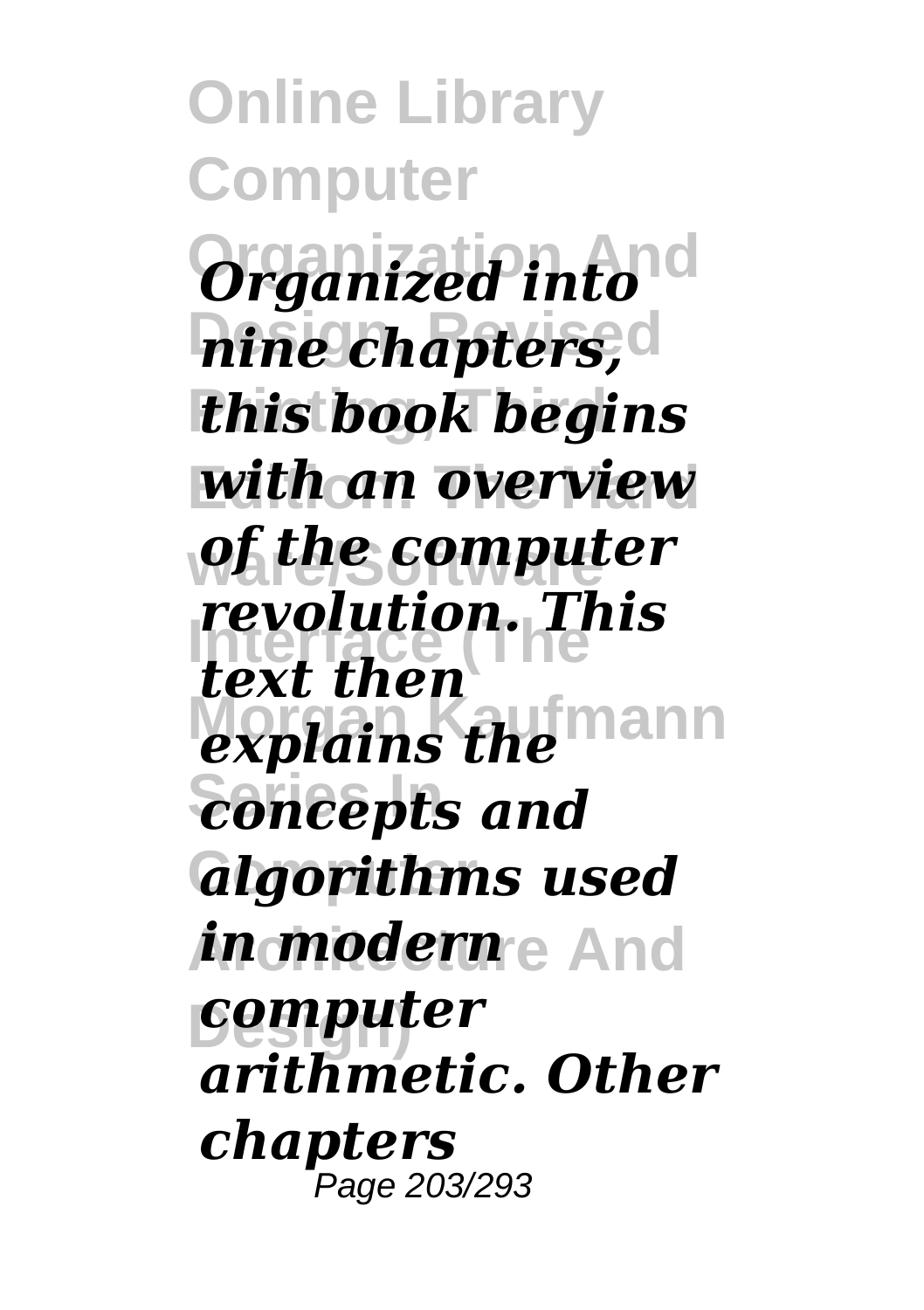*Organized into nine chapters, this book begins with an overview of the computer revolution. This text then explains the concepts and algorithms used in modern computer arithmetic. Other chapters*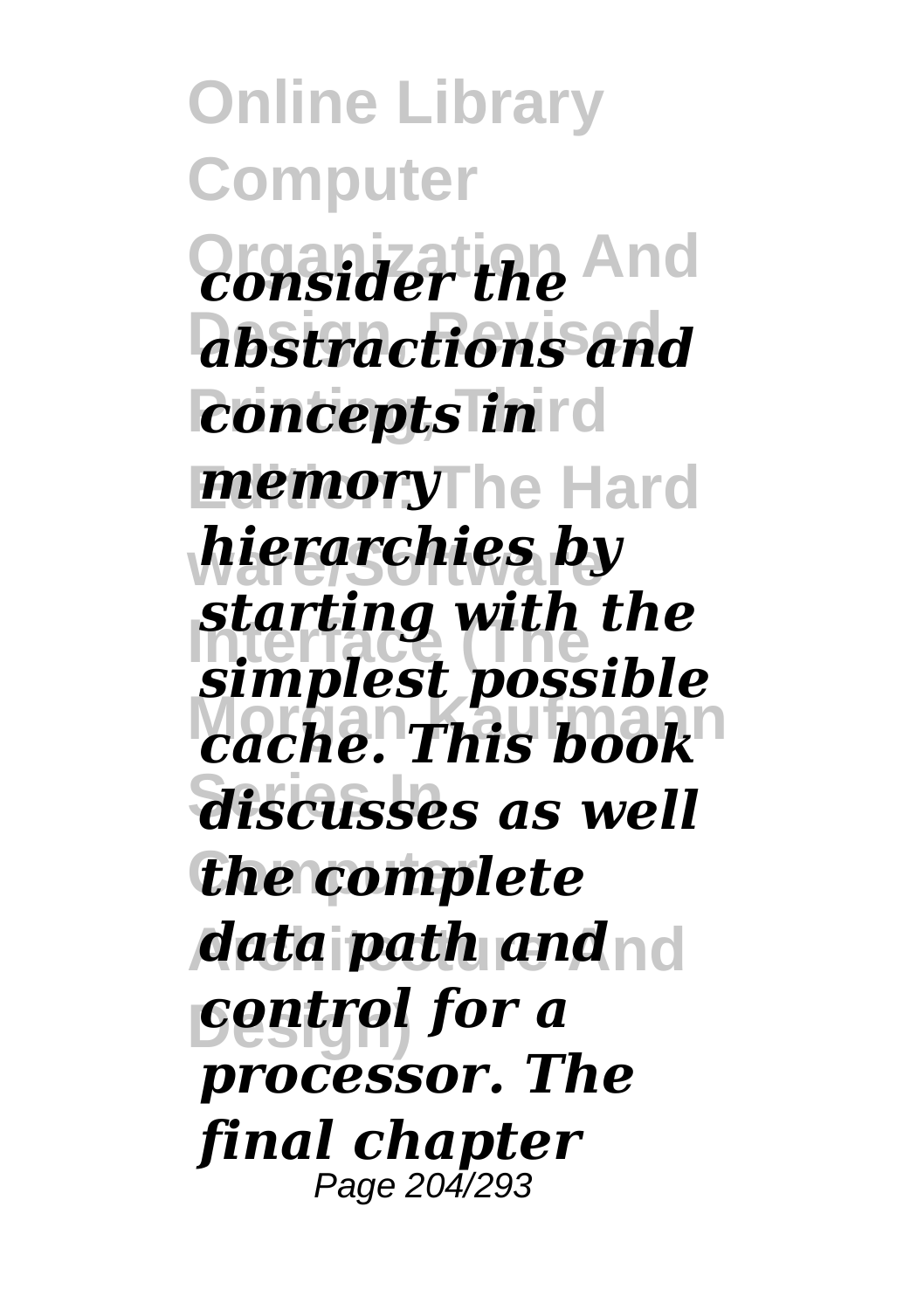*consider the abstractions and concepts in memory hierarchies by starting with the simplest possible cache. This book discusses as well the complete data path and control for a processor. The final chapter*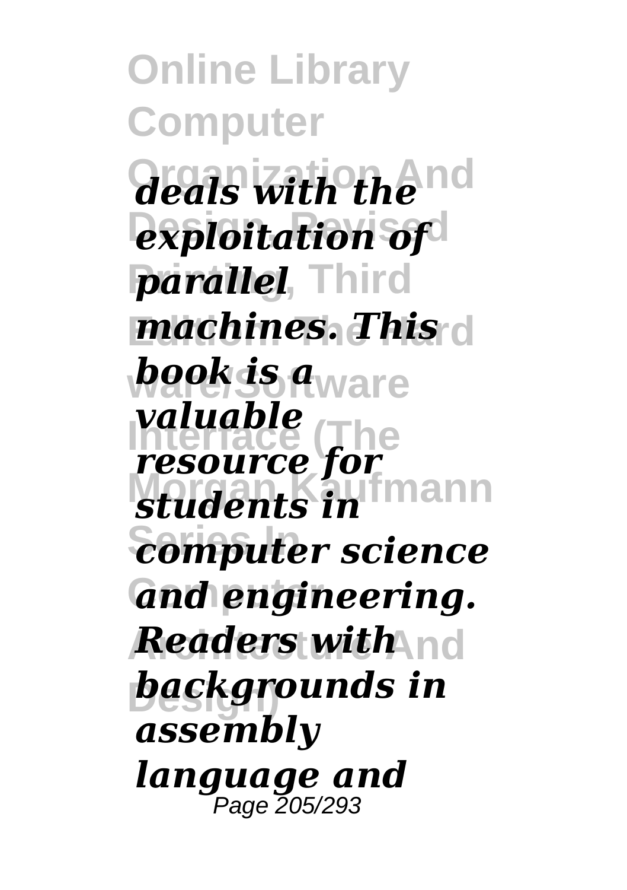*deals with the exploitation of parallel machines. This book is a valuable resource for students in computer science and engineering. Readers with backgrounds in assembly language and*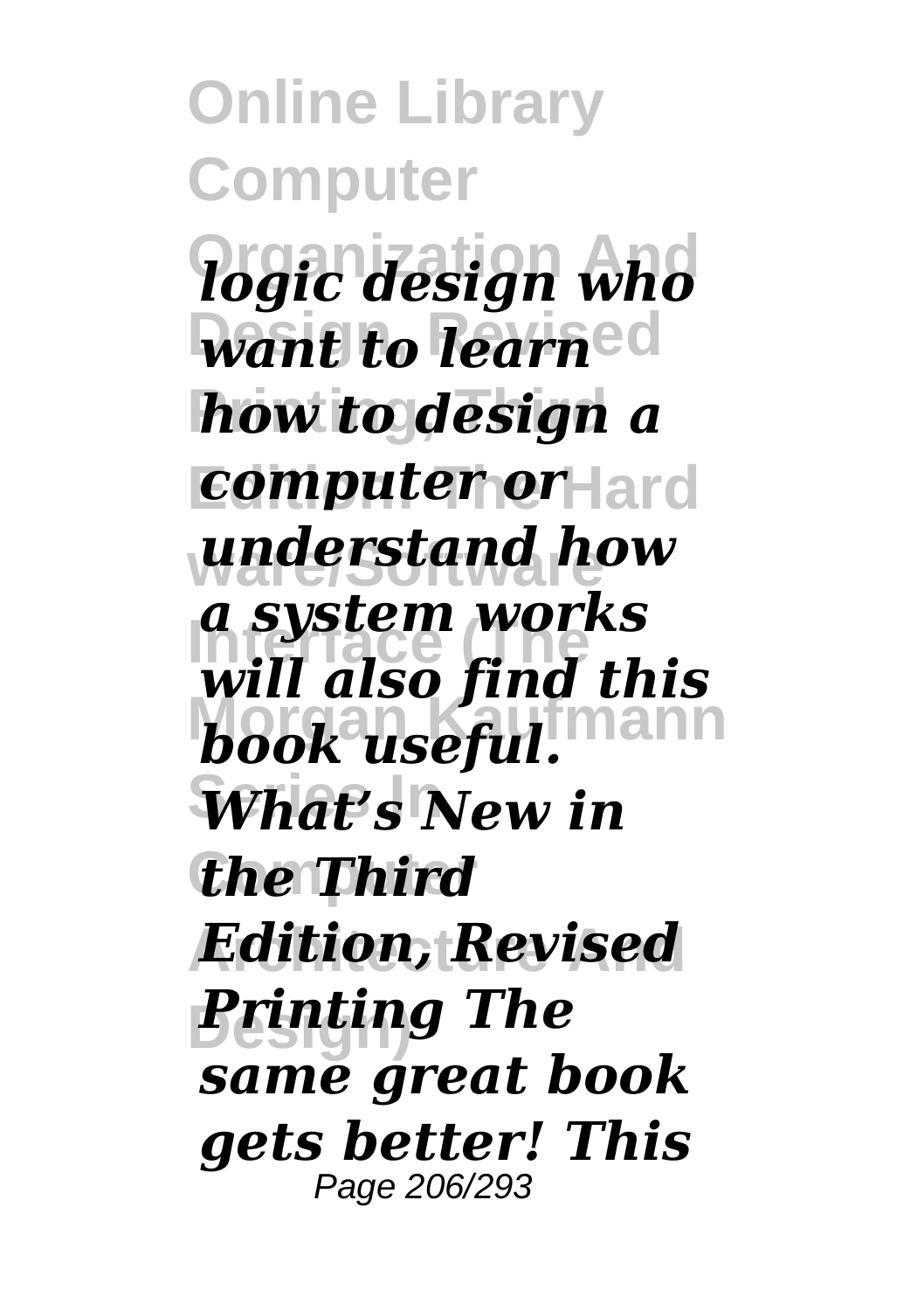*logic design who want to learn how to design a computer or understand how a system works will also find this book useful.*

***What's New in the Third Edition, Revised Printing*** *The same great book gets better! This*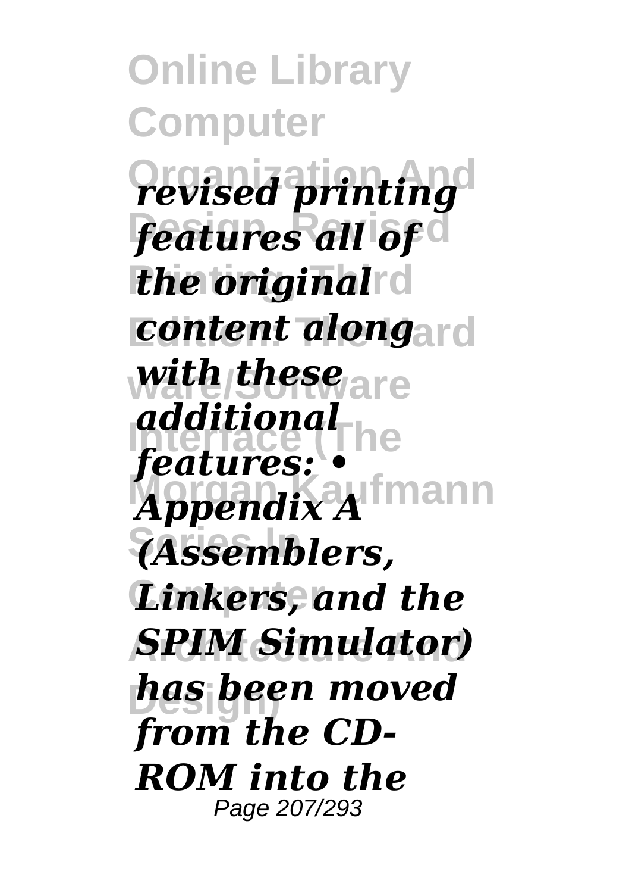*revised printing features all of the original content along with these additional features: • Appendix A (Assemblers, Linkers, and the SPIM Simulator) has been moved from the CD-ROM into the*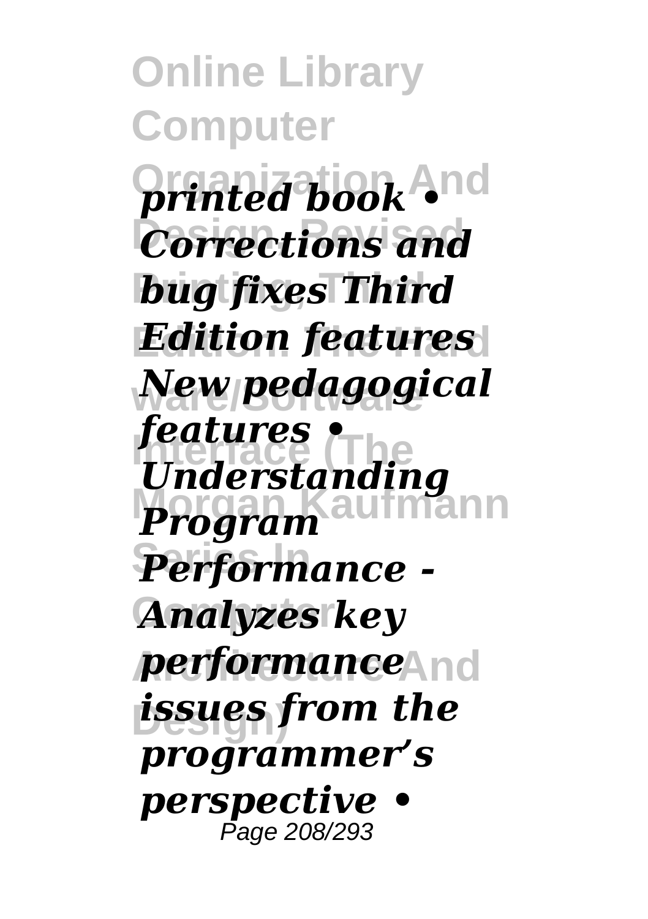*printed book • Corrections and bug fixes Third Edition features New pedagogical features • Understanding Program Performance - Analyzes key performance issues from the programmer's perspective •*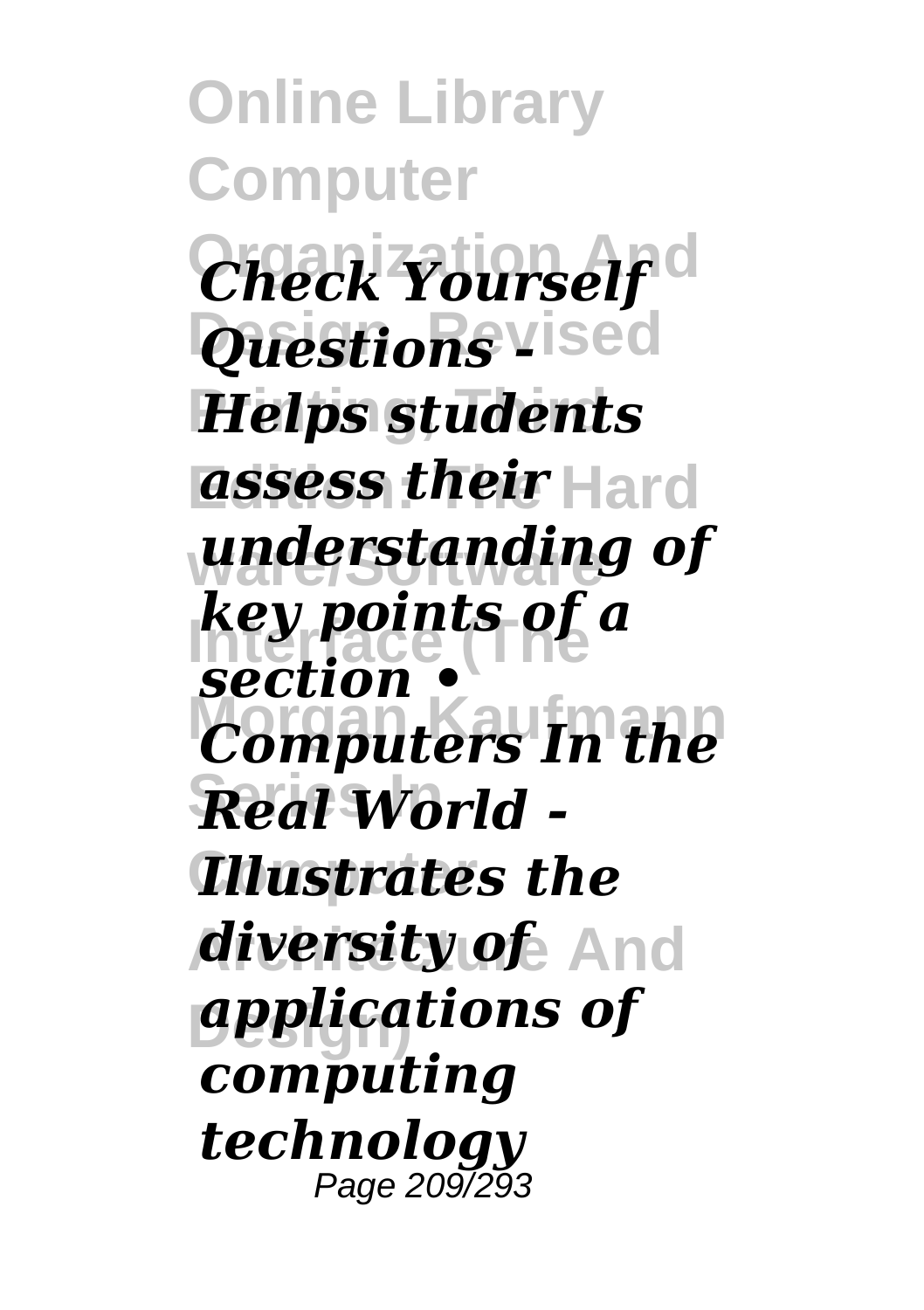*Check Yourself Questions - Helps students assess their understanding of key points of a section • Computers In the Real World - Illustrates the diversity of applications of computing technology*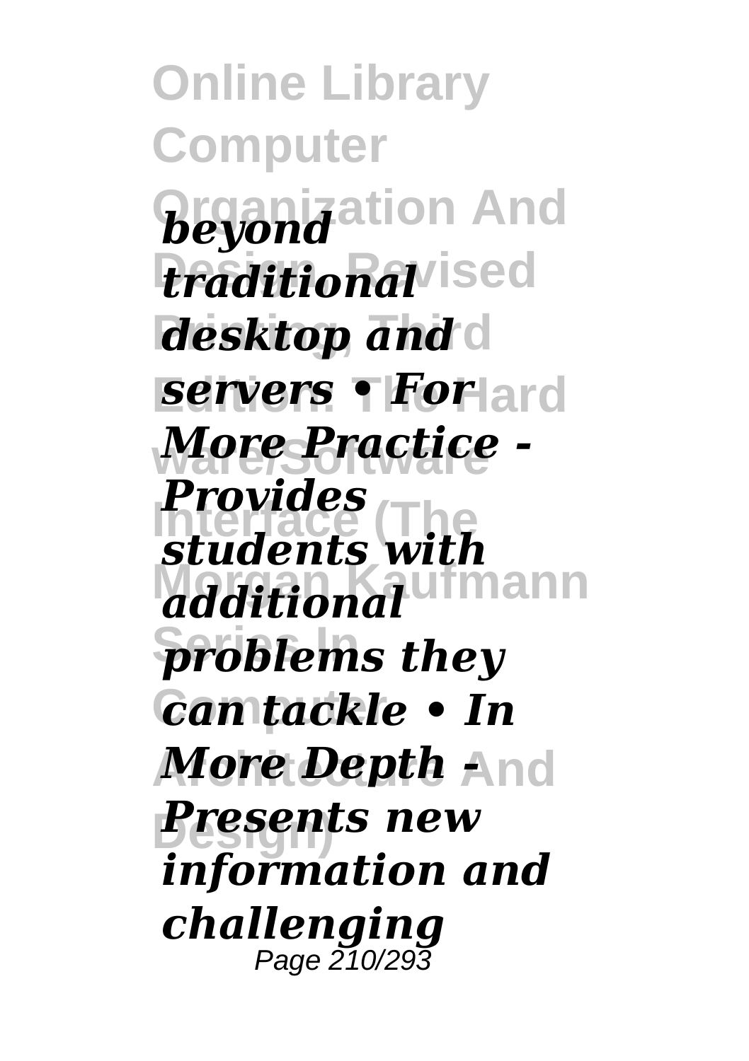*beyond traditional desktop and servers • For More Practice - Provides students with additional problems they can tackle • In More Depth - Presents new information and challenging*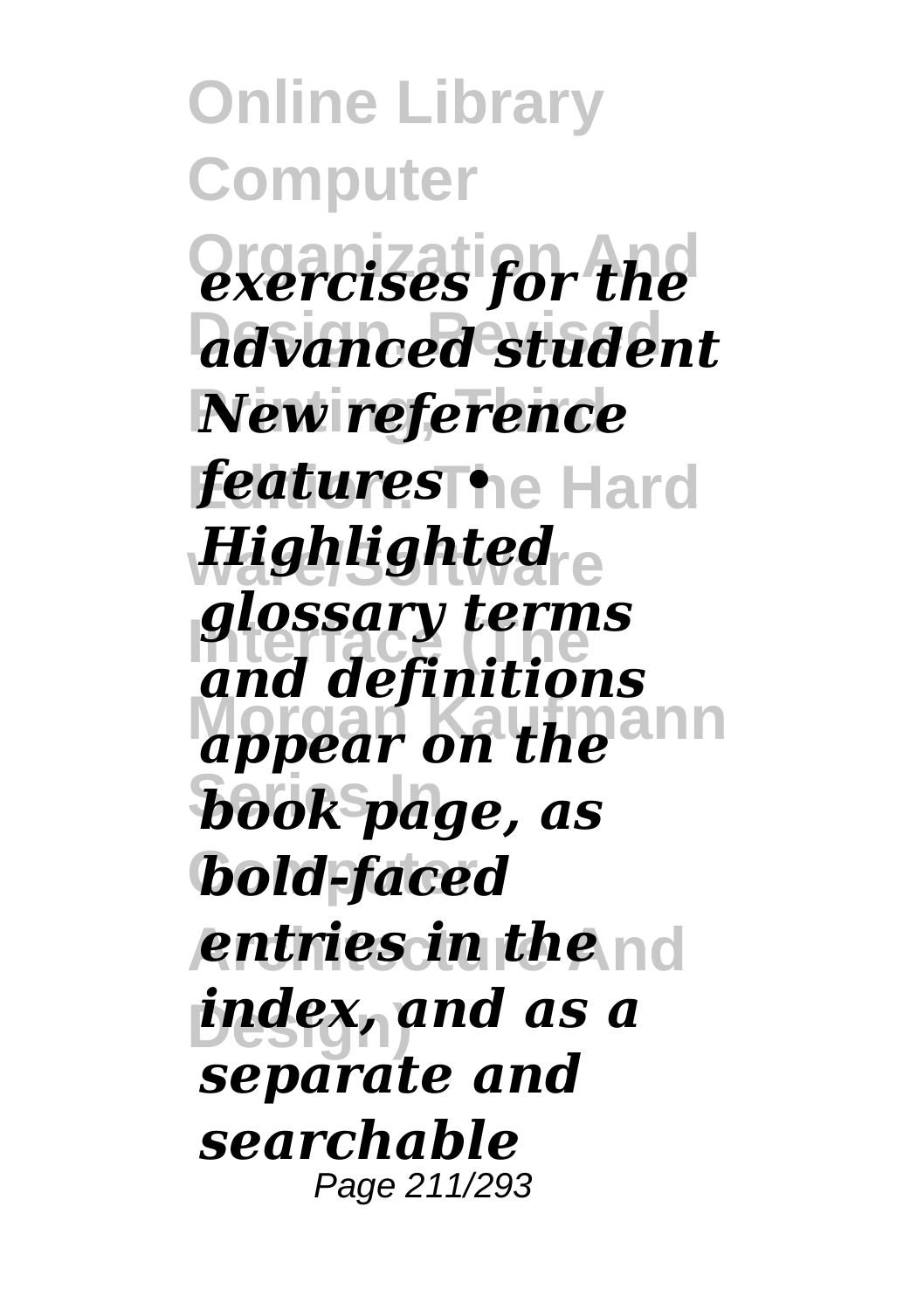*exercises for the advanced student New reference features • Highlighted glossary terms and definitions appear on the book page, as bold-faced entries in the index, and as a separate and searchable*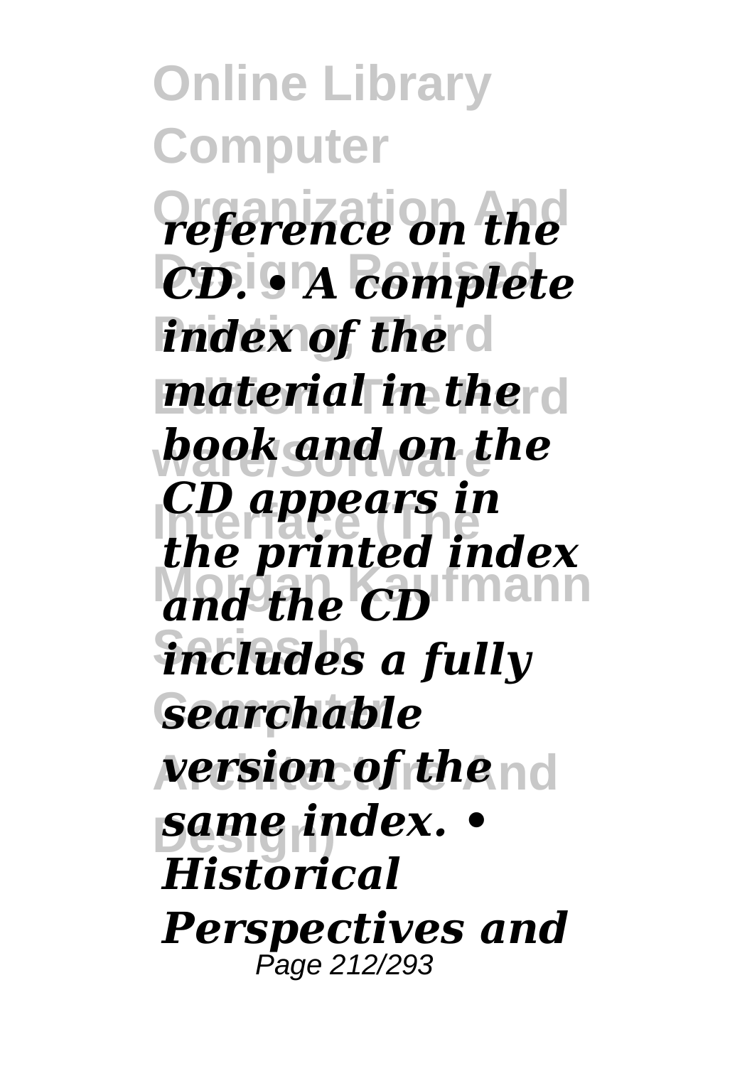*reference on the CD. • A complete index of the material in the book and on the CD appears in the printed index and the CD includes a fully searchable version of the same index. •* ***Historical Perspectives and***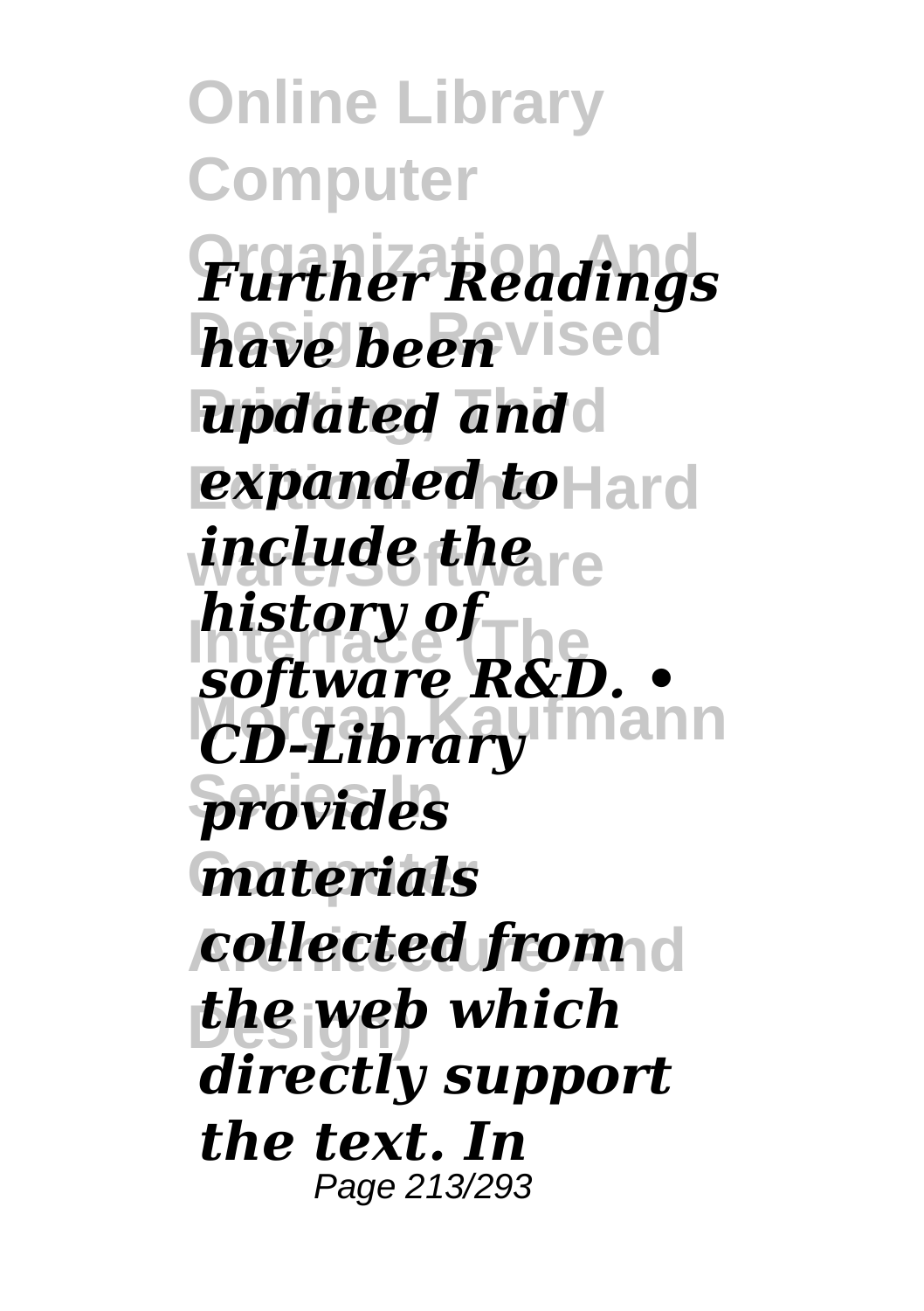*Further Readings have been updated and expanded to include the history of software R&D. • CD-Library provides materials collected from the web which directly support the text. In*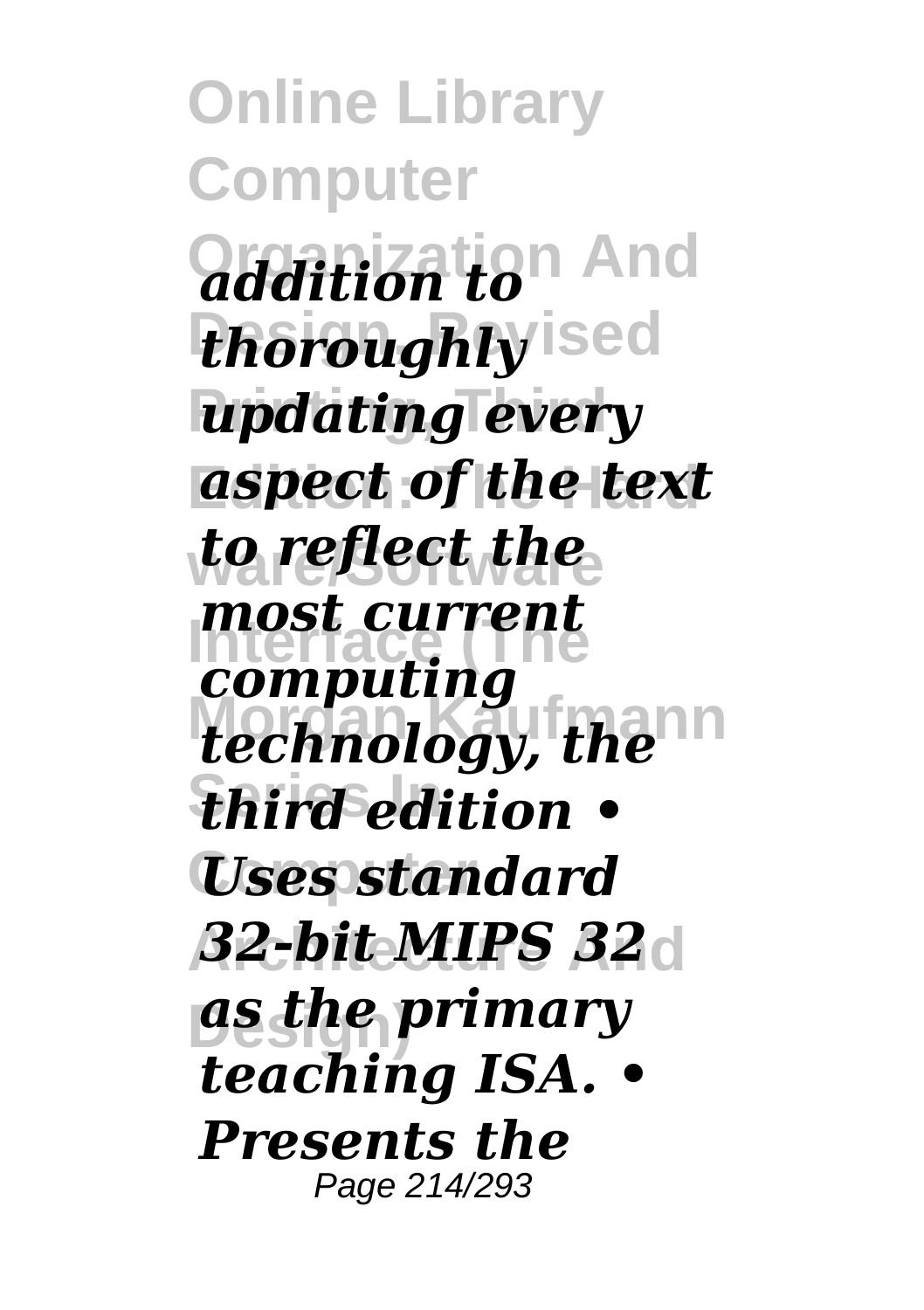*addition to thoroughly updating every aspect of the text to reflect the most current computing technology, the third edition • Uses standard 32-bit MIPS 32 as the primary teaching ISA. • Presents the*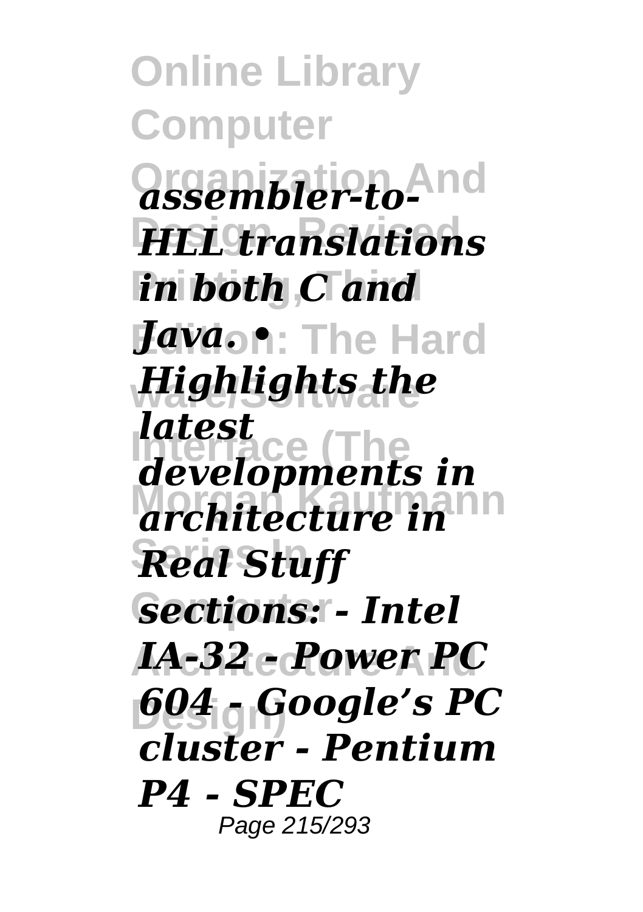*assembler-to-HLL translations in both C and Java. • Highlights the latest developments in architecture in Real Stuff sections: - Intel IA-32 - Power PC 604 - Google's PC cluster - Pentium P4 - SPEC*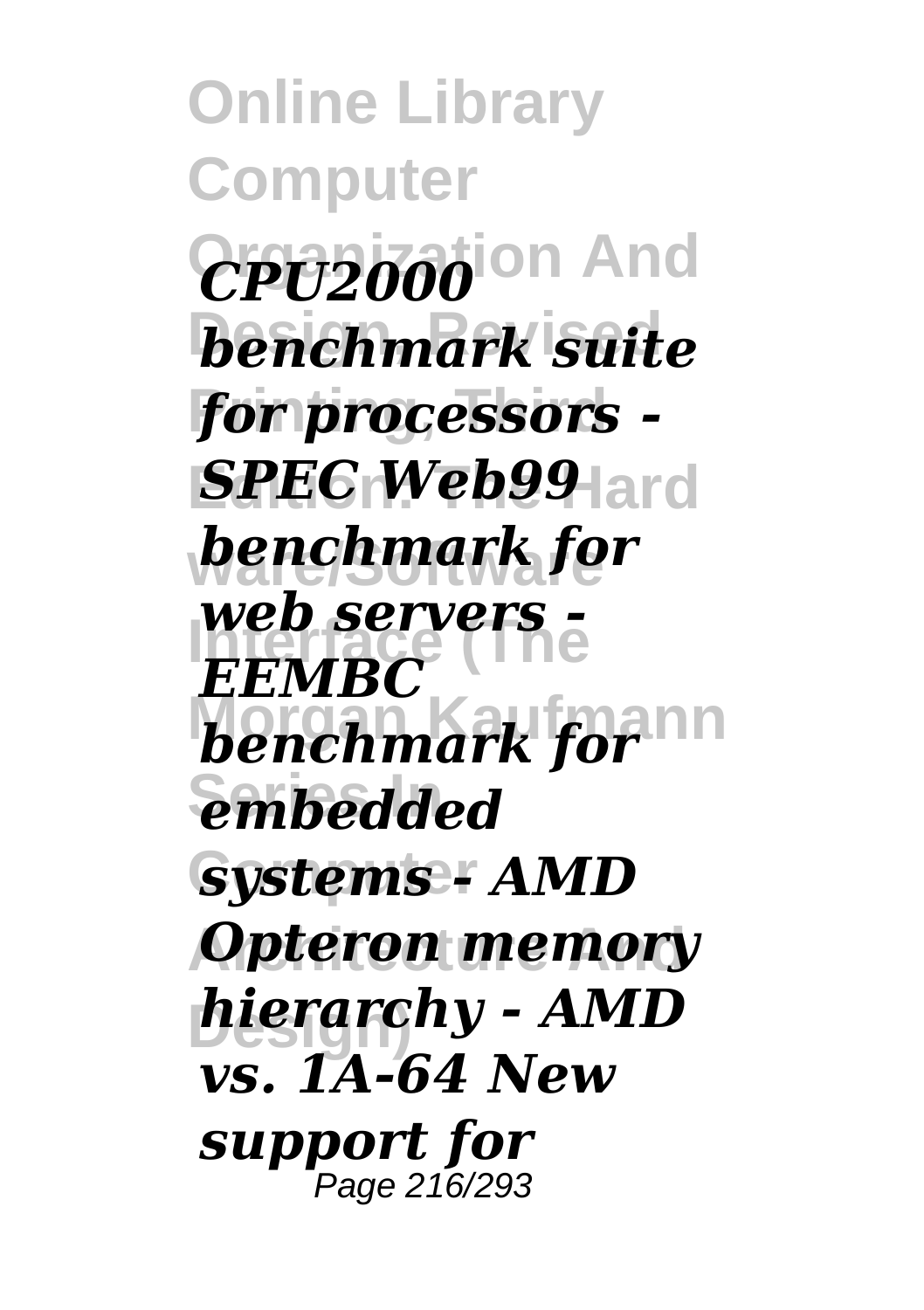*CPU2000 benchmark suite for processors - SPEC Web99 benchmark for web servers - EEMBC benchmark for embedded systems - AMD Opteron memory hierarchy - AMD vs. 1A-64 New support for*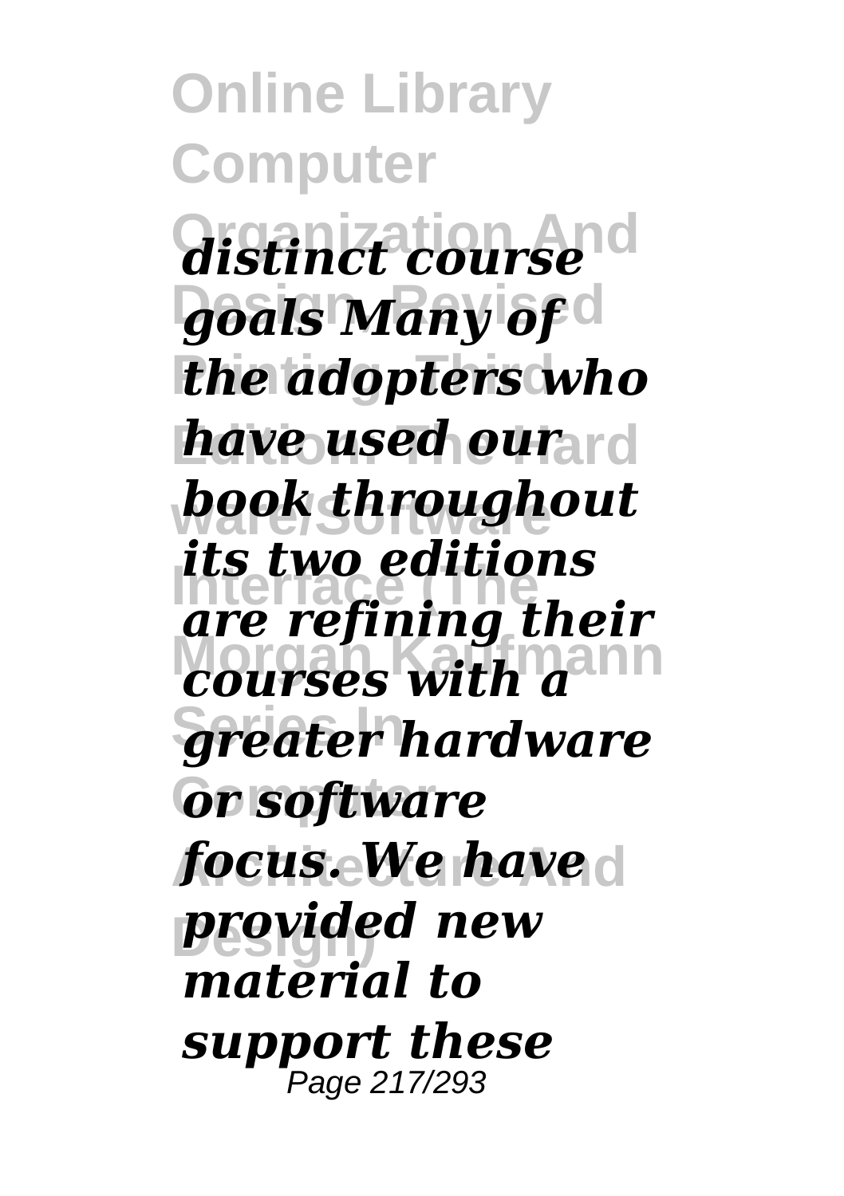*distinct course goals Many of the adopters who have used our book throughout its two editions are refining their courses with a greater hardware or software focus. We have provided new material to support these*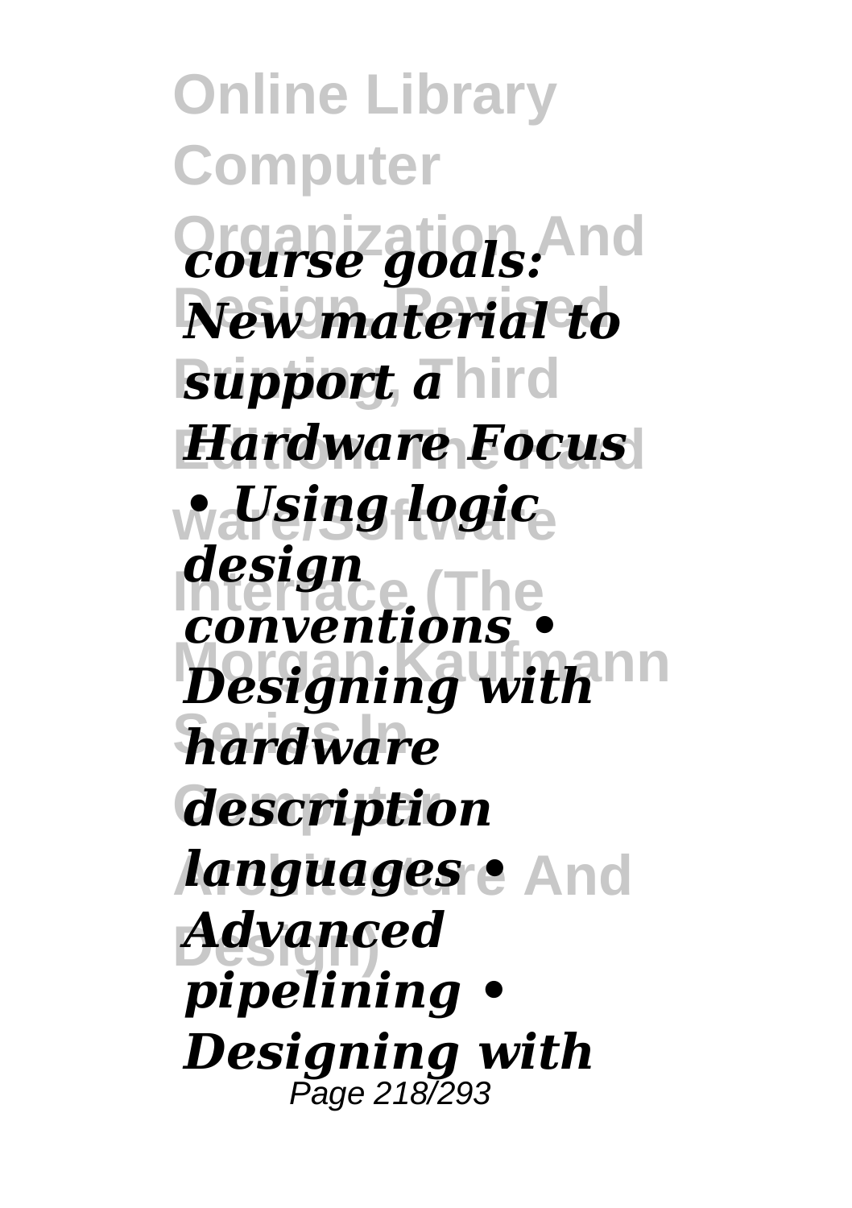*course goals: New material to support a Hardware Focus • Using logic design conventions • Designing with hardware description languages • Advanced pipelining • Designing with*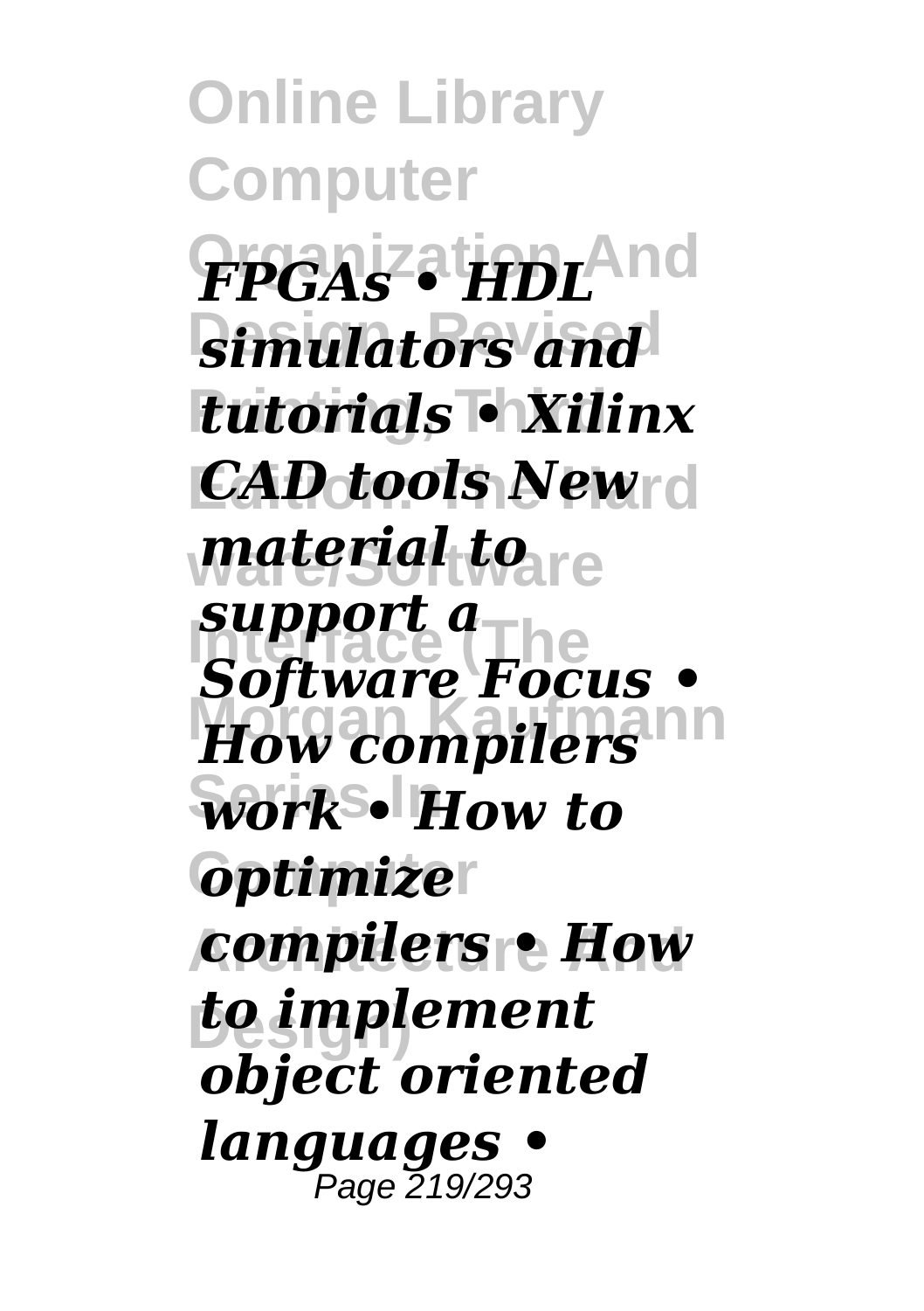*FPGAs • HDL simulators and tutorials • Xilinx CAD tools New material to support a Software Focus • How compilers work • How to optimize compilers • How to implement object oriented languages •*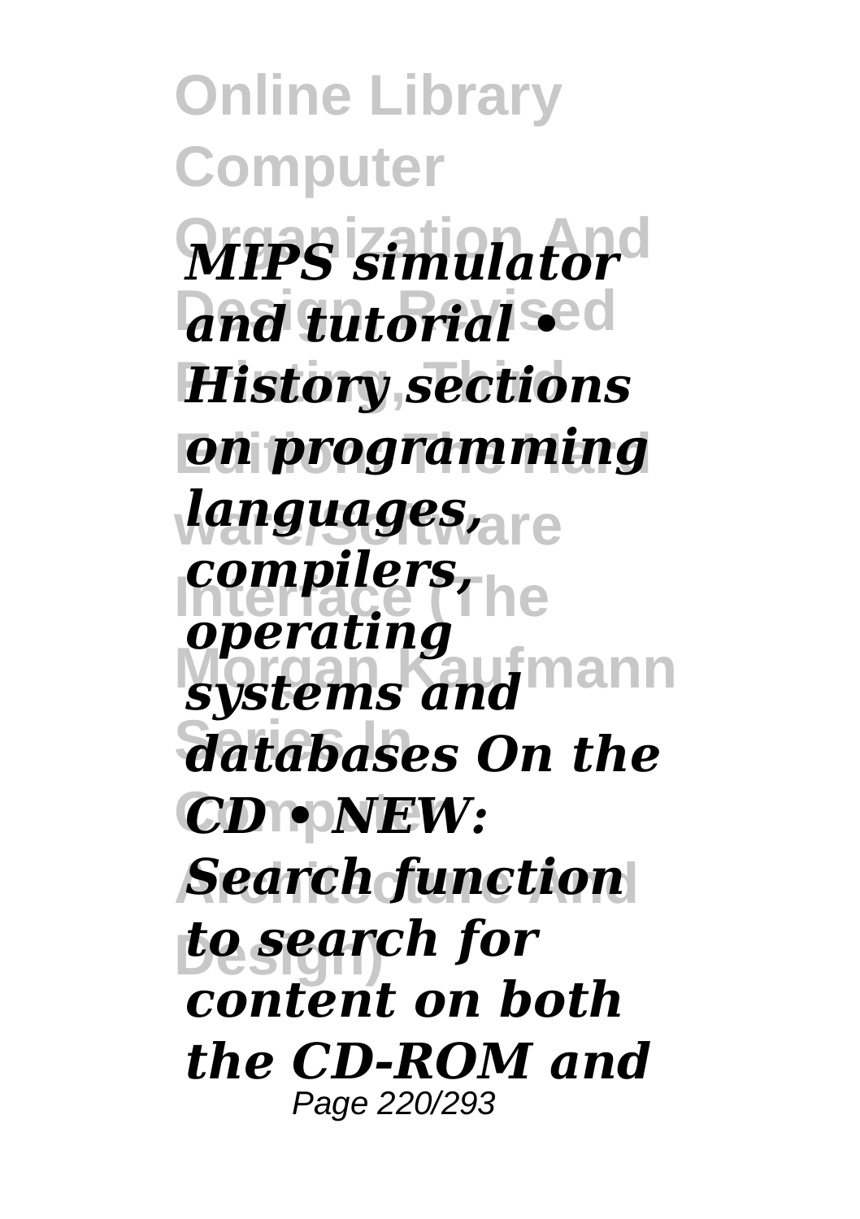*MIPS simulator and tutorial • History sections on programming languages, compilers, operating systems and databases On the CD • NEW: Search function to search for content on both the CD-ROM and*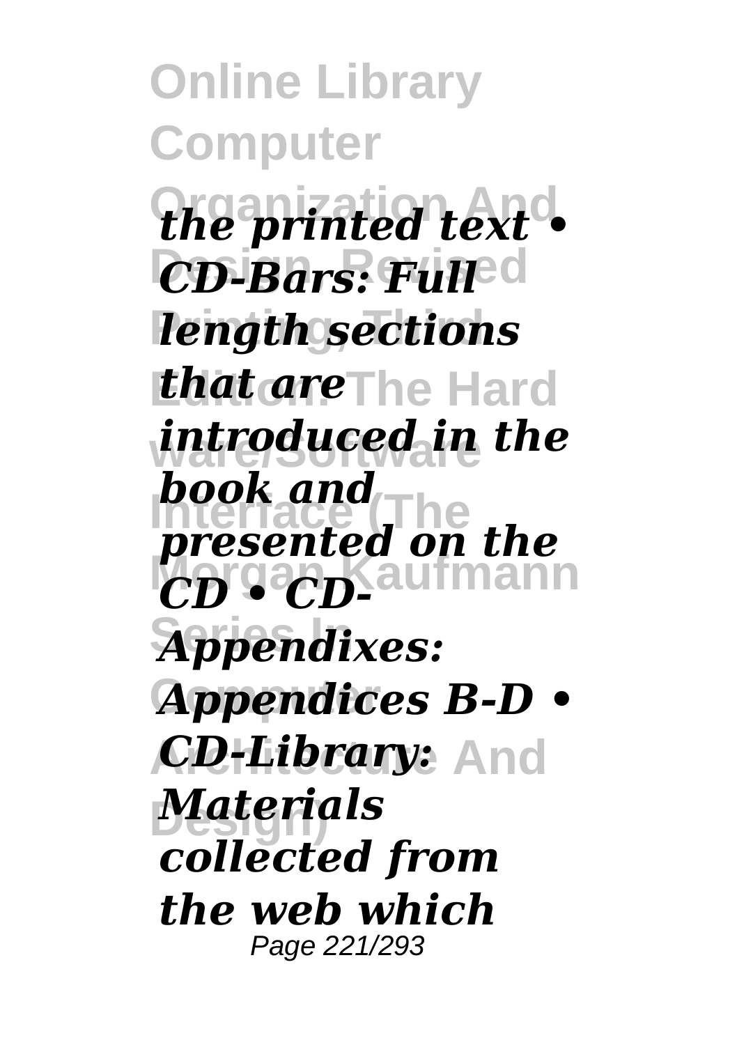*the printed text • CD-Bars: Full length sections that are introduced in the book and presented on the CD • CD-Appendixes: Appendices B-D • CD-Library: Materials collected from the web which*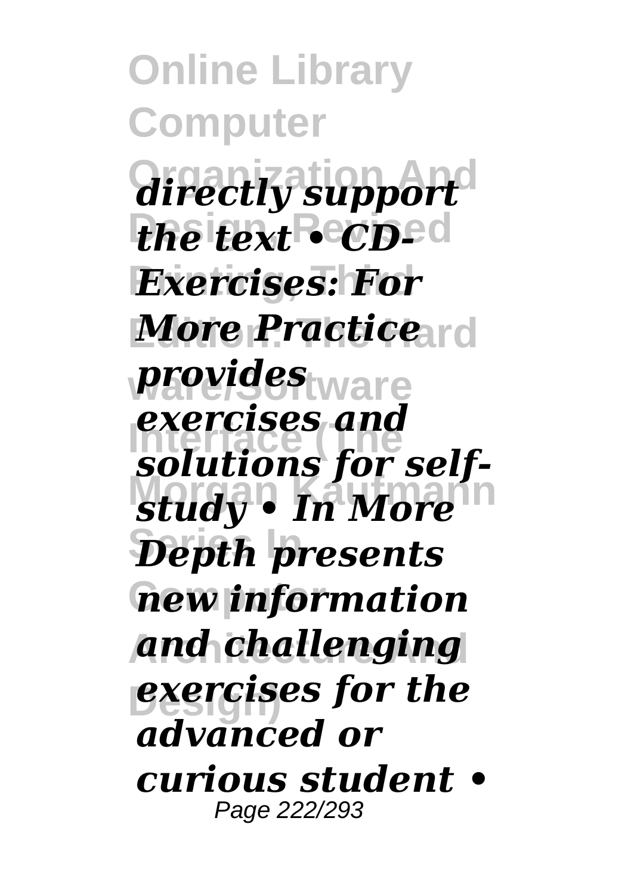*directly support the text • CD-Exercises: For More Practice provides exercises and solutions for self-study • In More Depth presents new information and challenging exercises for the advanced or curious student •*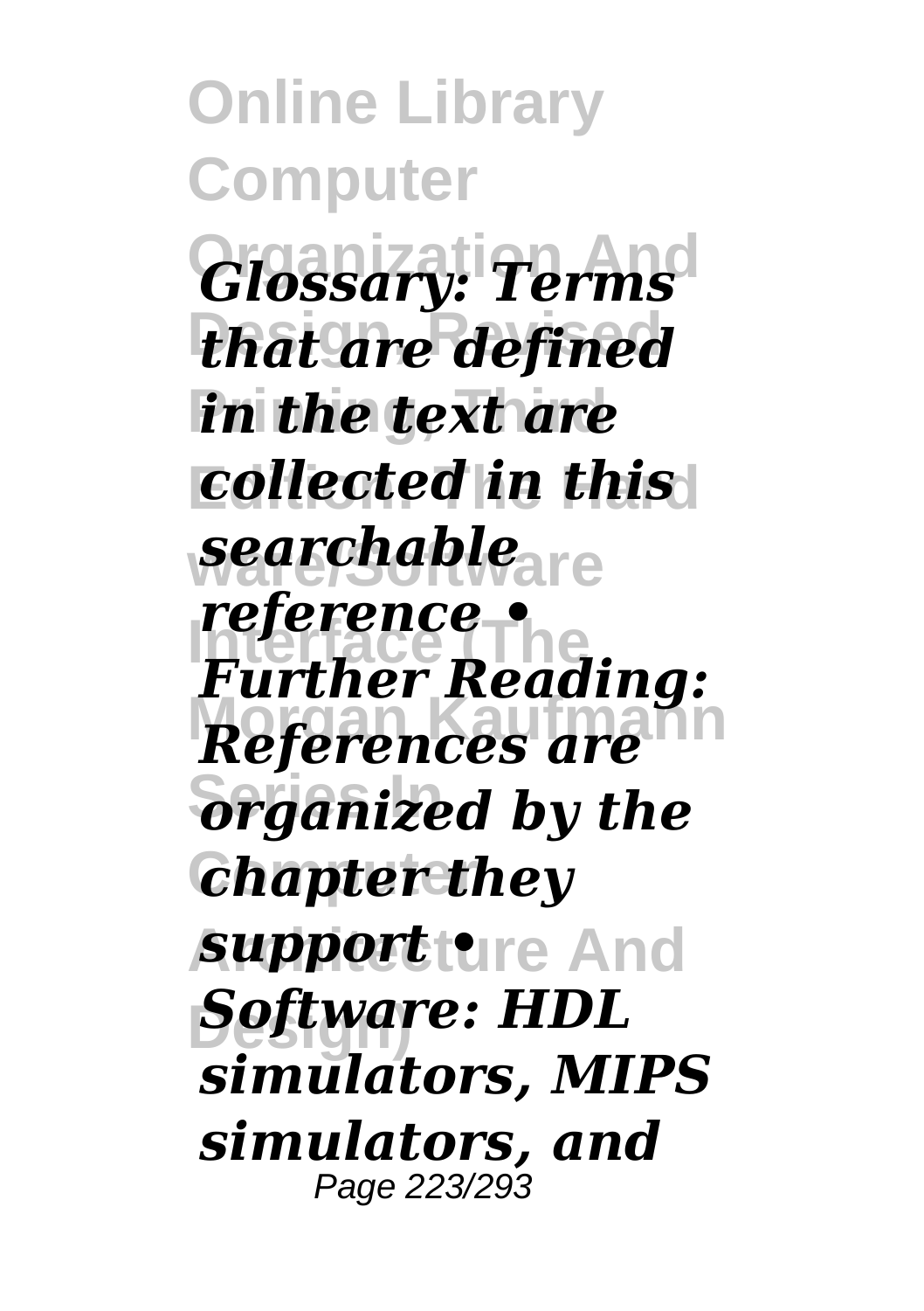*Glossary: Terms that are defined in the text are collected in this searchable reference • Further Reading: References are organized by the chapter they support • Software: HDL simulators, MIPS simulators, and*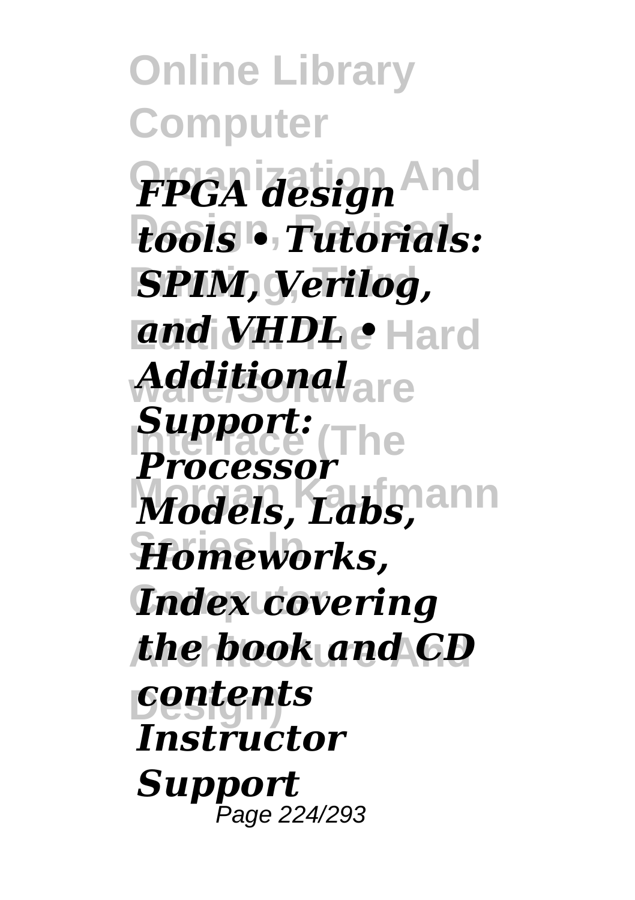*FPGA design tools • Tutorials: SPIM, Verilog, and VHDL • Additional Support: Processor Models, Labs, Homeworks, Index covering the book and CD contents*

*Instructor Support*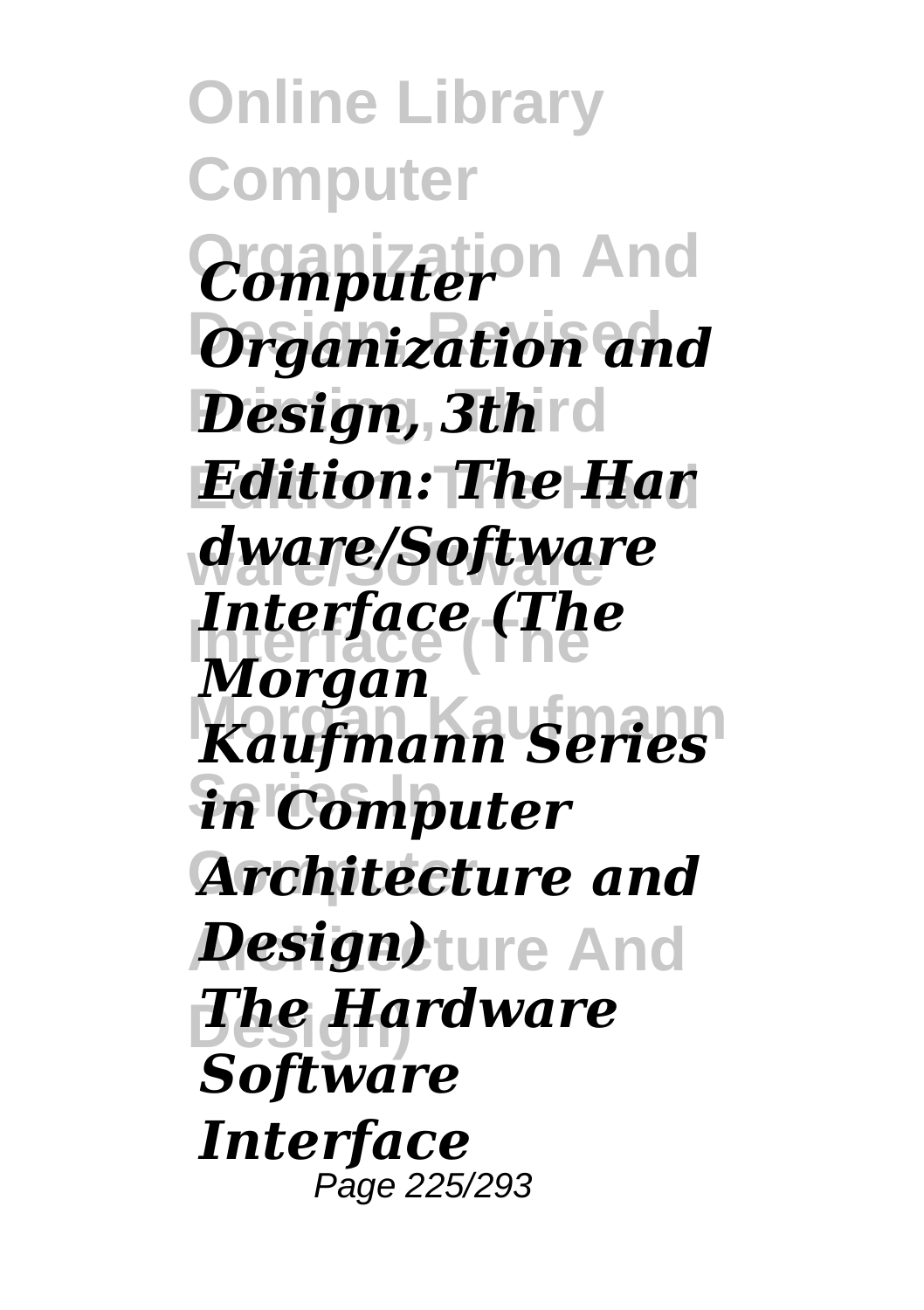*Computer Organization and Design, 3th Edition: The Hardware/Software Interface (The Morgan Kaufmann Series in Computer Architecture and Design)*

*The Hardware Software Interface*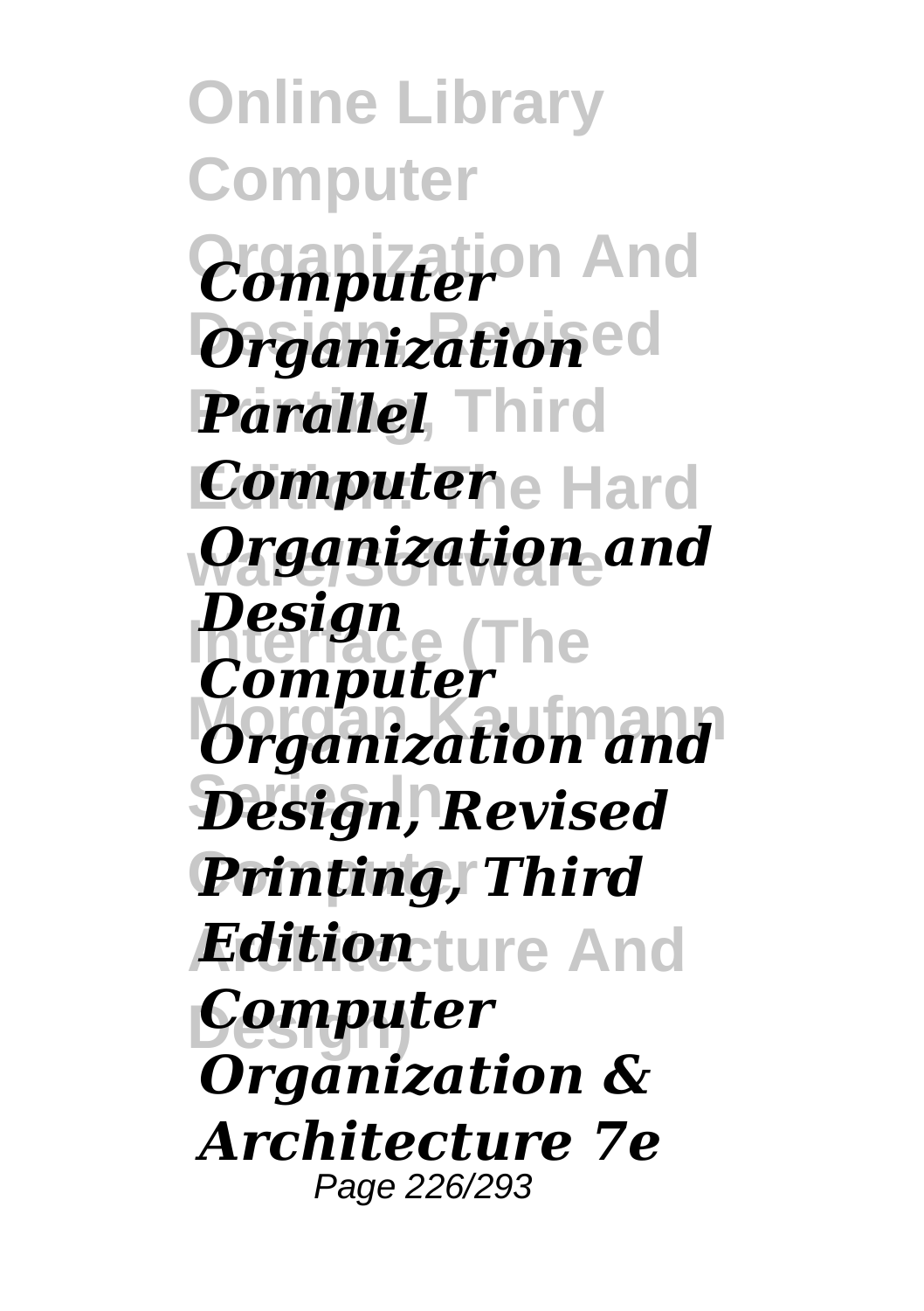*Computer Organization*
*Parallel*
*Computer Organization and Design*
*Computer Organization and Design, Revised Printing, Third Edition*
*Computer Organization & Architecture 7e*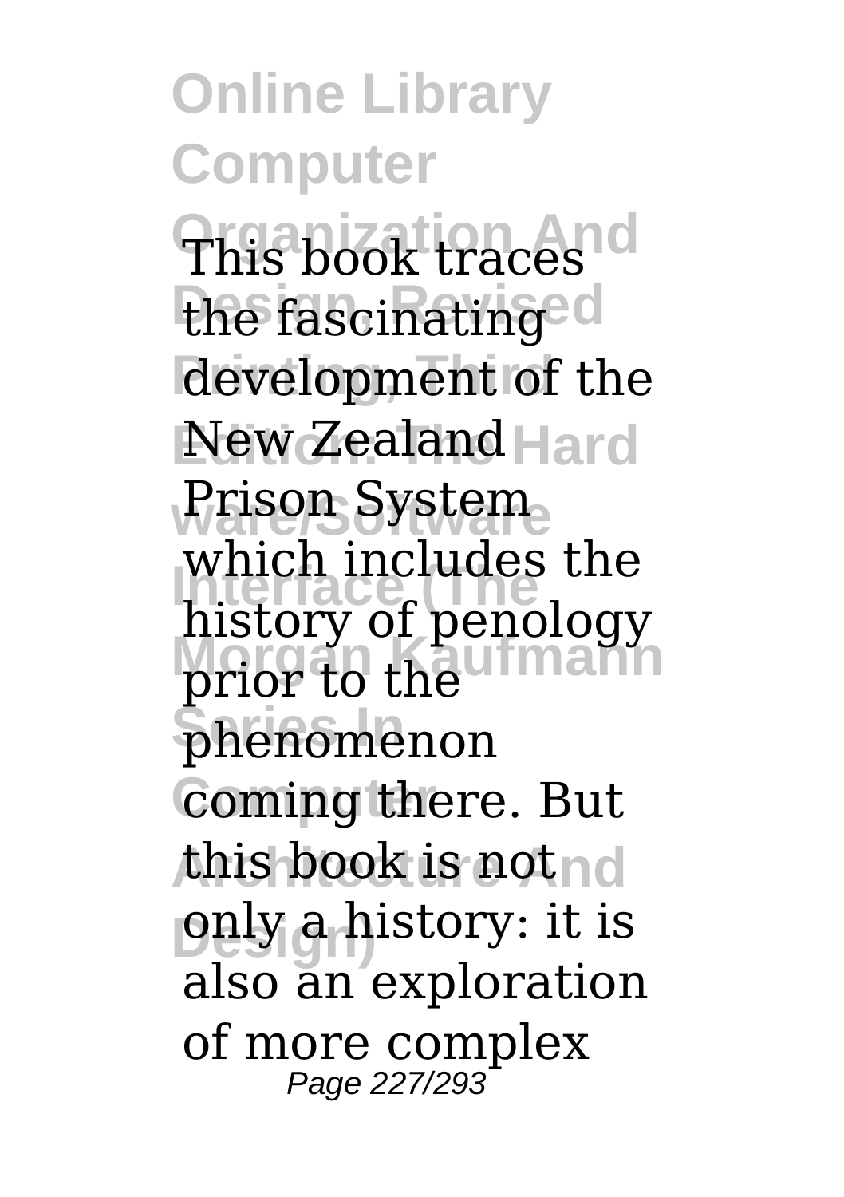This book traces the fascinating development of the New Zealand Prison System which includes the history of penology prior to the phenomenon coming there. But this book is not only a history: it is also an exploration of more complex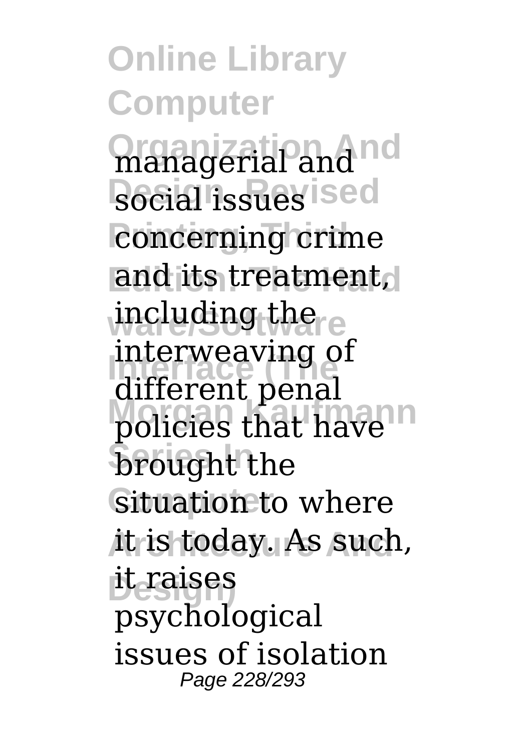managerial and social issues concerning crime and its treatment, including the interweaving of different penal policies that have brought the situation to where it is today. As such, it raises psychological issues of isolation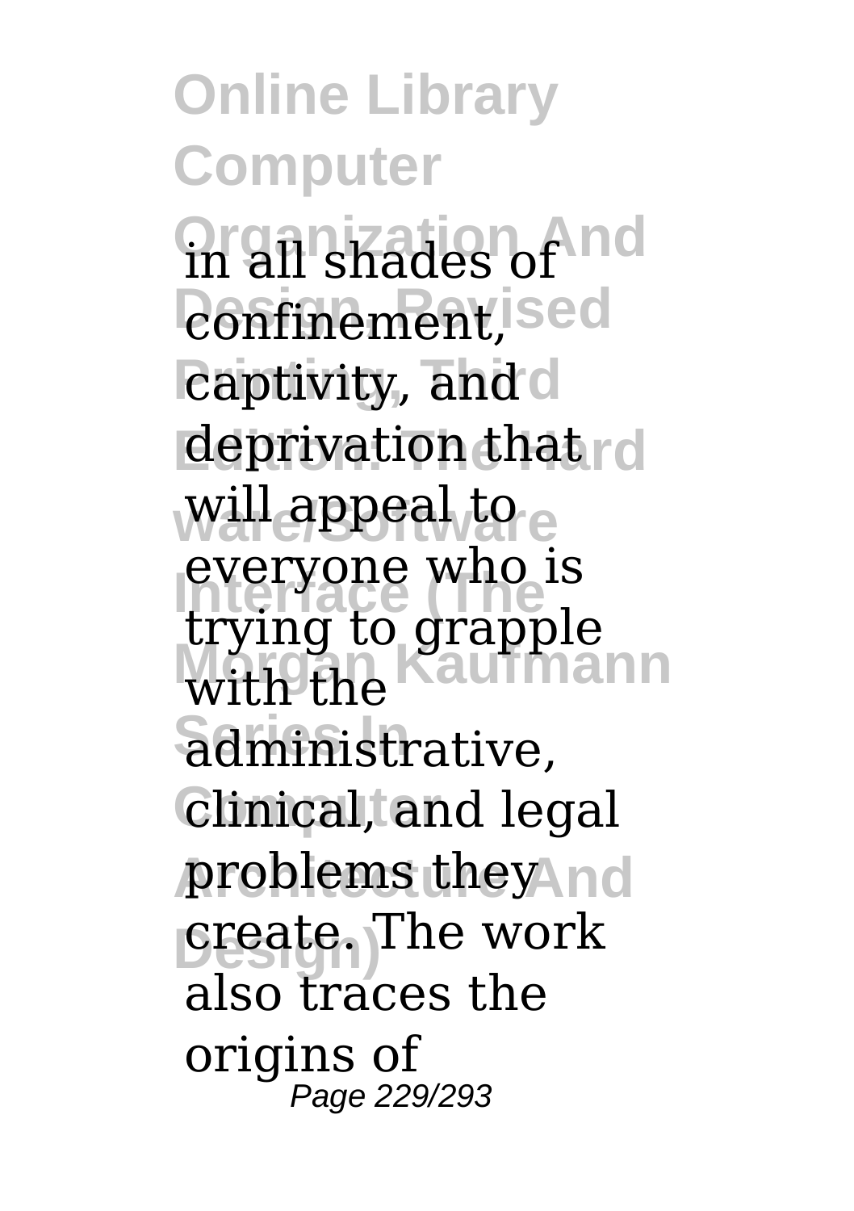in all shades of confinement, captivity, and deprivation that will appeal to everyone who is trying to grapple with the administrative, clinical, and legal problems they create. The work also traces the origins of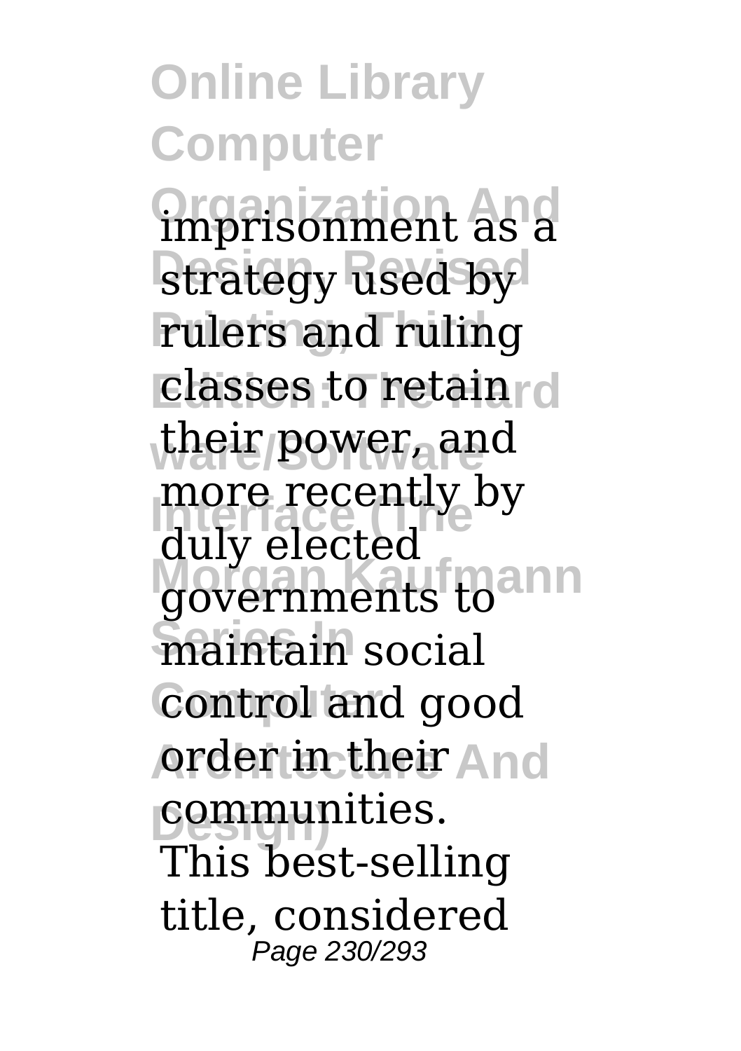imprisonment as a strategy used by rulers and ruling classes to retain their power, and more recently by duly elected governments to maintain social control and good order in their communities.

This best-selling title, considered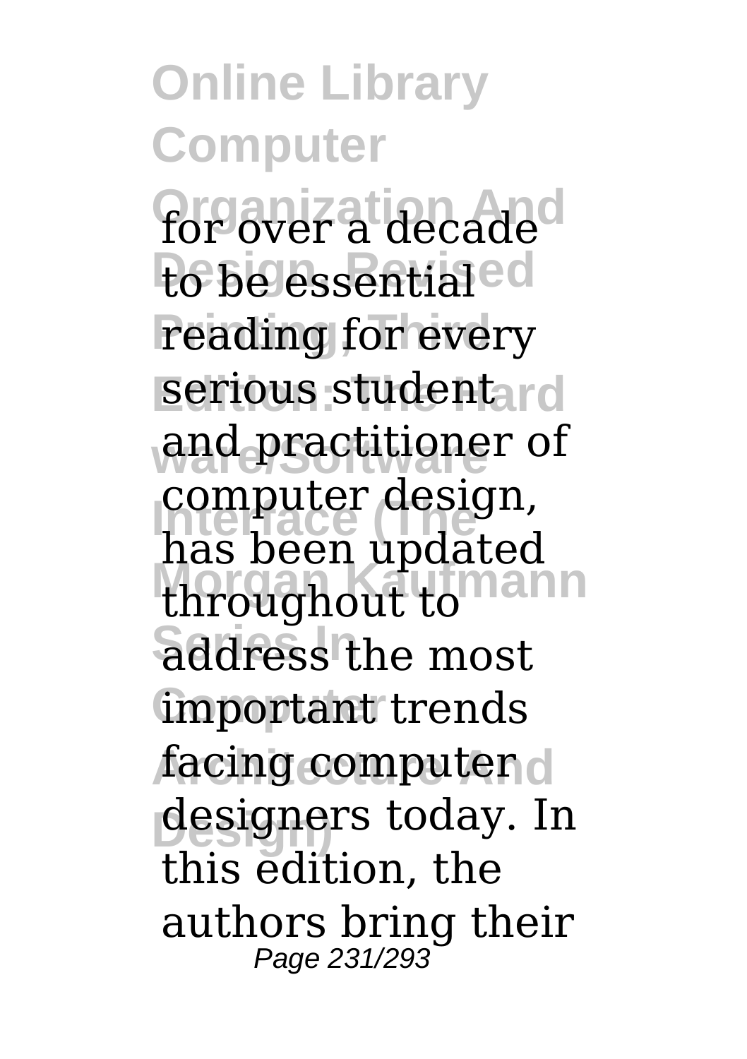for over a decade to be essential reading for every serious student and practitioner of computer design, has been updated throughout to address the most important trends facing computer designers today. In this edition, the authors bring their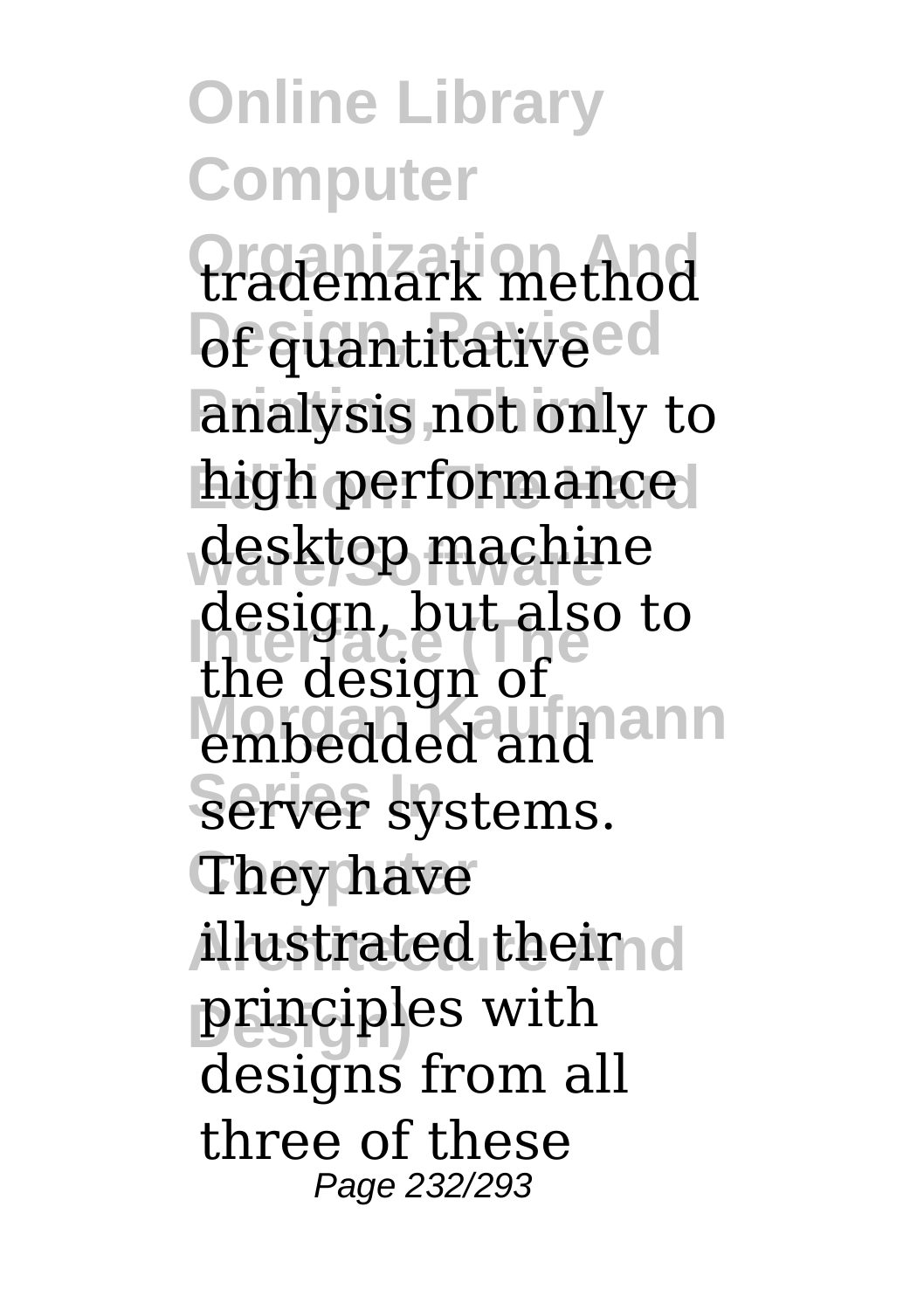trademark method of quantitative analysis not only to high performance desktop machine design, but also to the design of embedded and server systems. They have illustrated their principles with designs from all three of these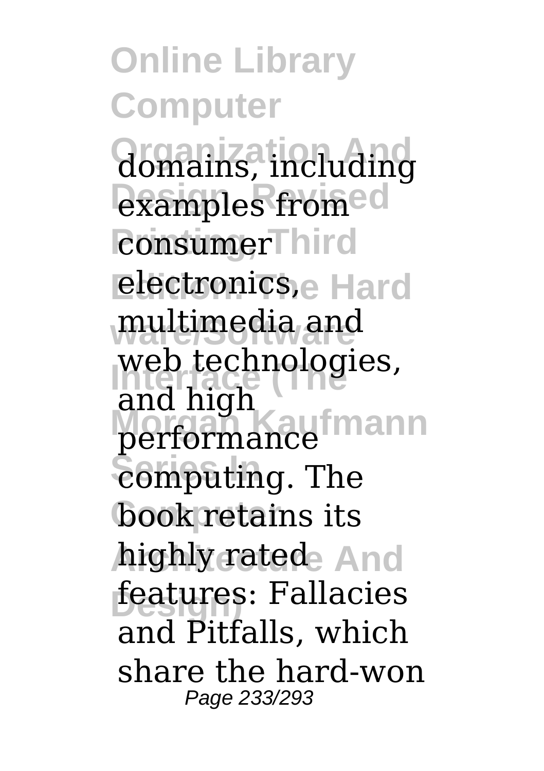domains, including examples from consumer electronics, multimedia and web technologies, and high performance computing. The book retains its highly rated features: Fallacies and Pitfalls, which share the hard-won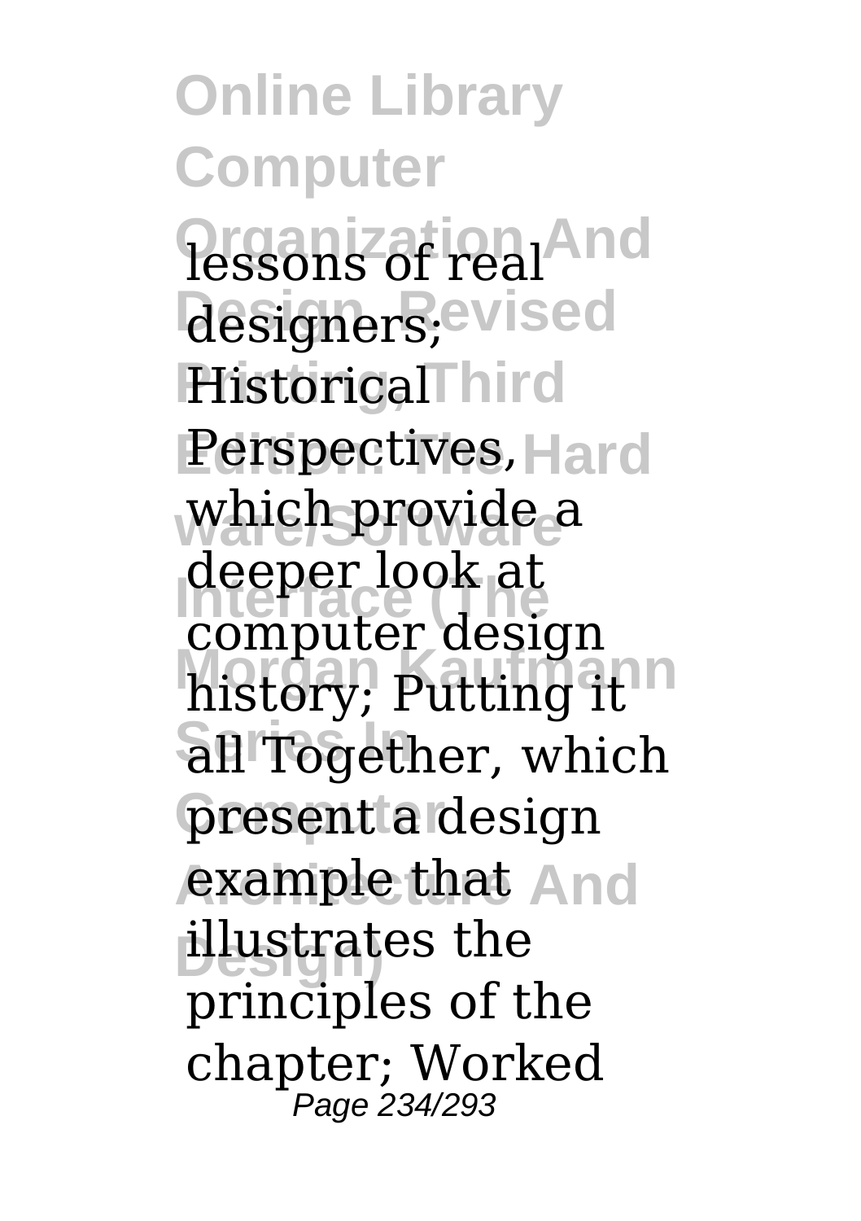lessons of real designers; Historical Perspectives, which provide a deeper look at computer design history; Putting it all Together, which present a design example that illustrates the principles of the chapter; Worked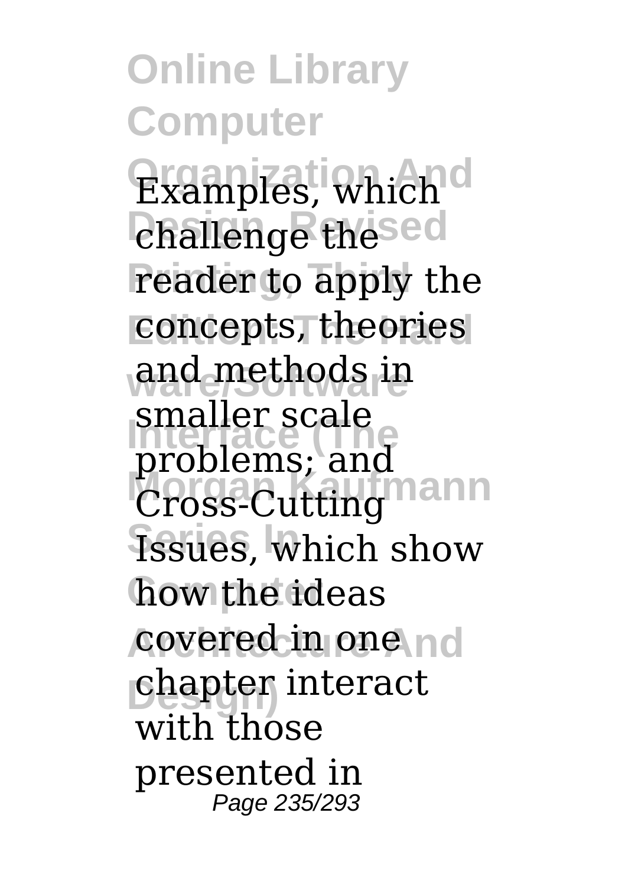Examples, which challenge the reader to apply the concepts, theories and methods in smaller scale problems; and Cross-Cutting Issues, which show how the ideas covered in one chapter interact with those presented in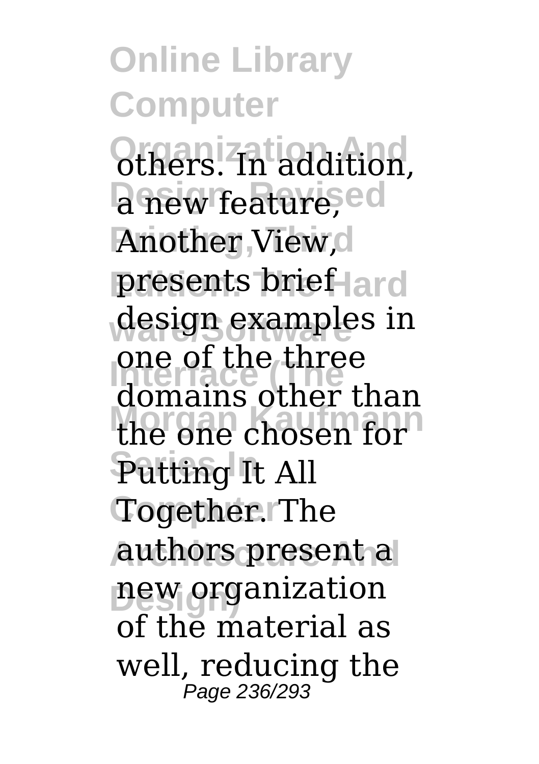others. In addition, a new feature, Another View, presents brief design examples in one of the three domains other than the one chosen for Putting It All Together. The authors present a new organization of the material as well, reducing the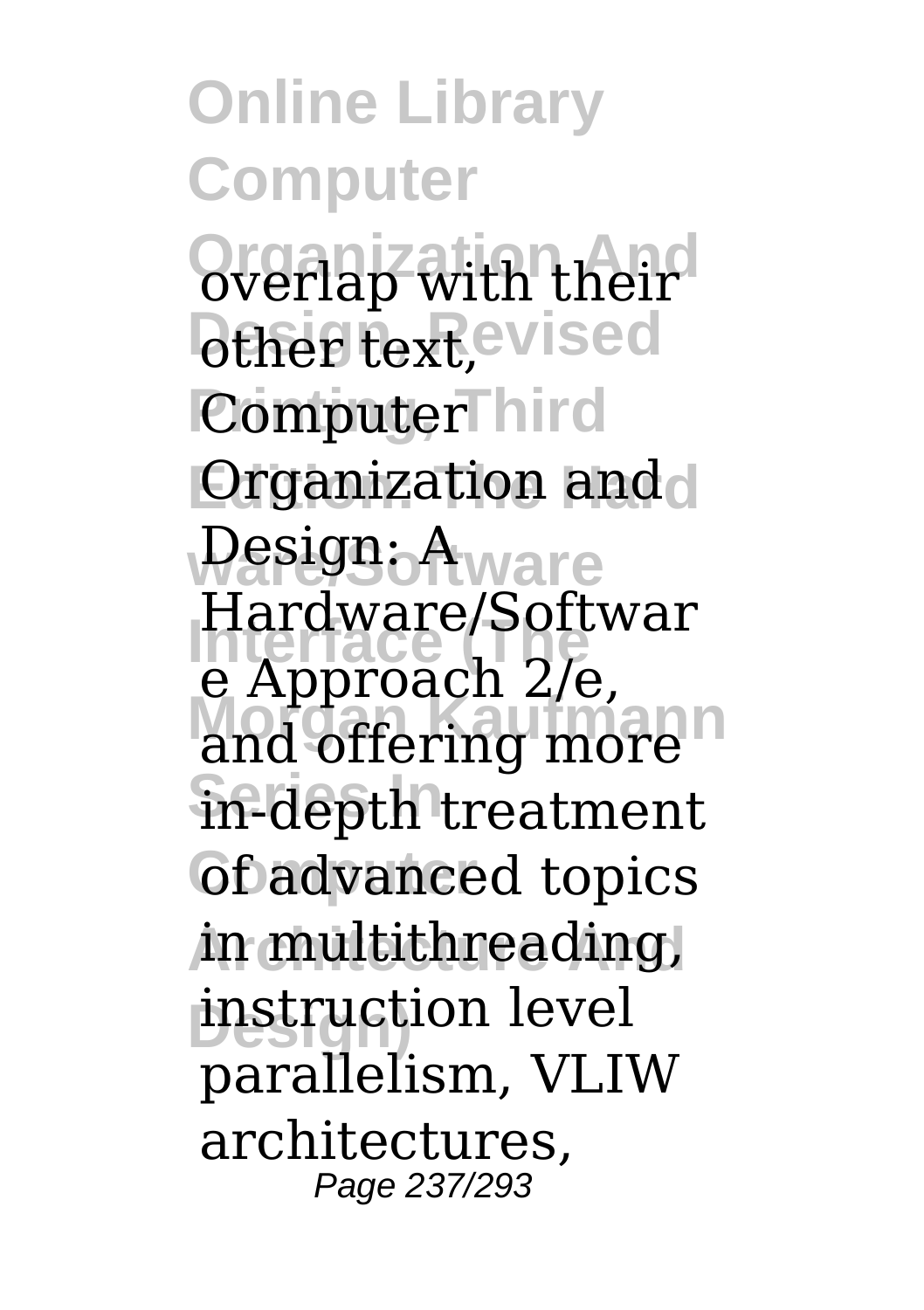overlap with their other text, Computer Organization and Design: A Hardware/Software Approach 2/e, and offering more in-depth treatment of advanced topics in multithreading, instruction level parallelism, VLIW architectures,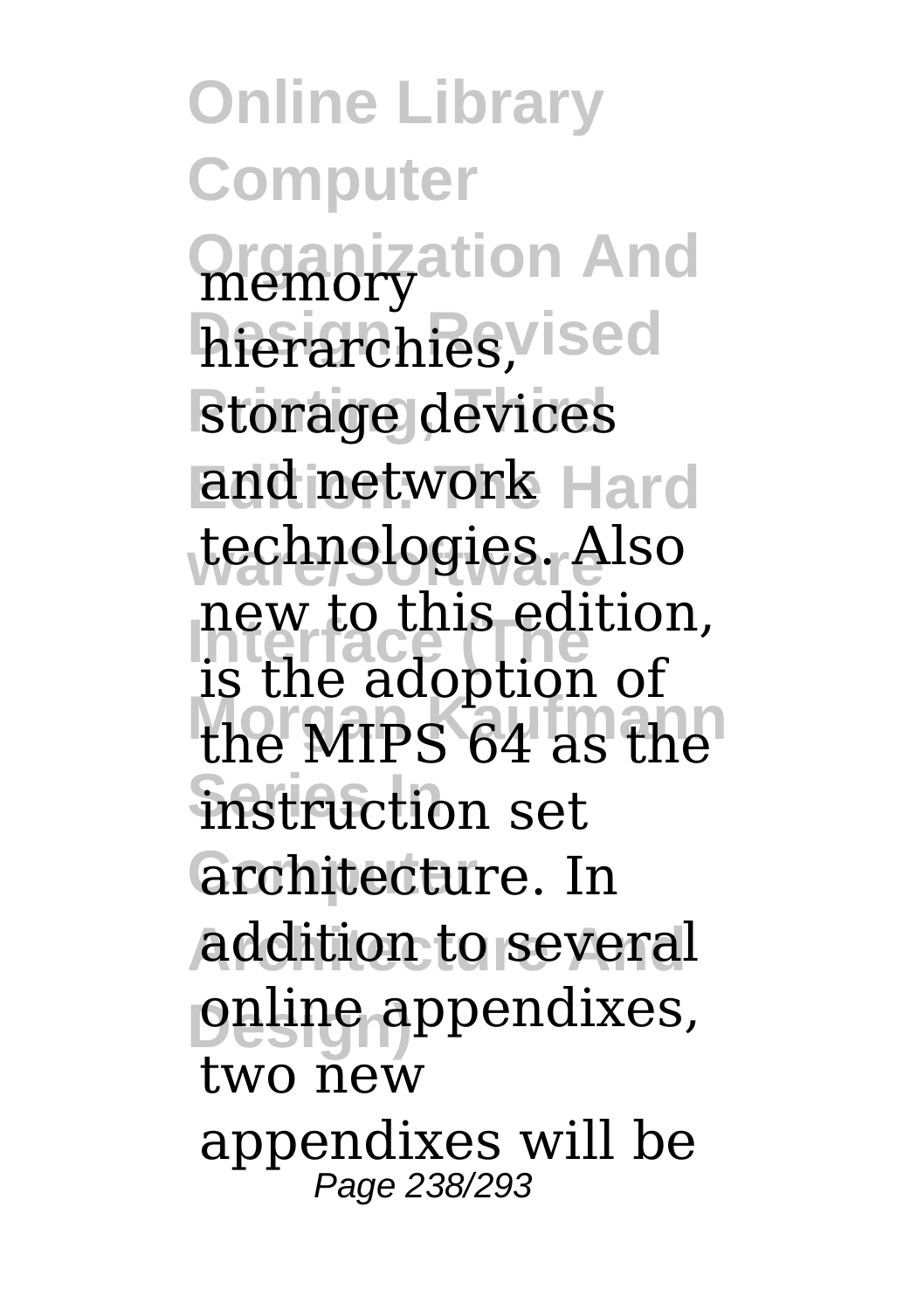memory hierarchies, storage devices and network technologies. Also new to this edition, is the adoption of the MIPS 64 as the instruction set architecture. In addition to several online appendixes, two new appendixes will be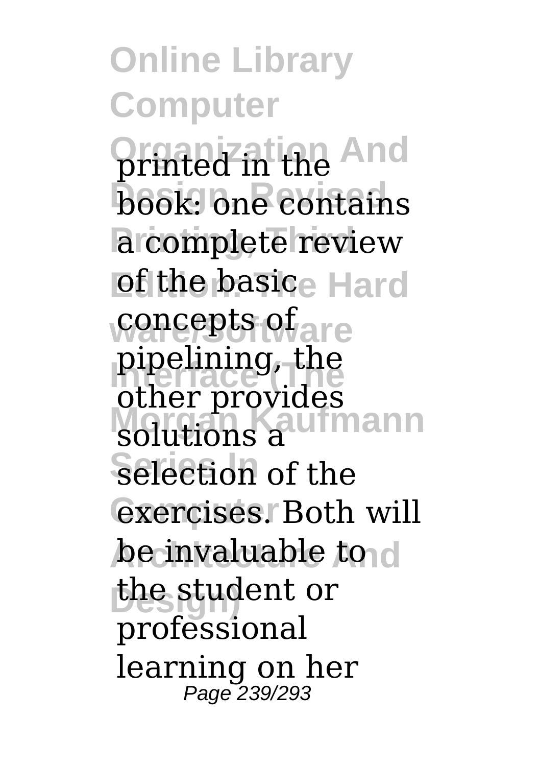printed in the book: one contains a complete review of the basic concepts of pipelining, the other provides solutions a selection of the exercises. Both will be invaluable to the student or professional learning on her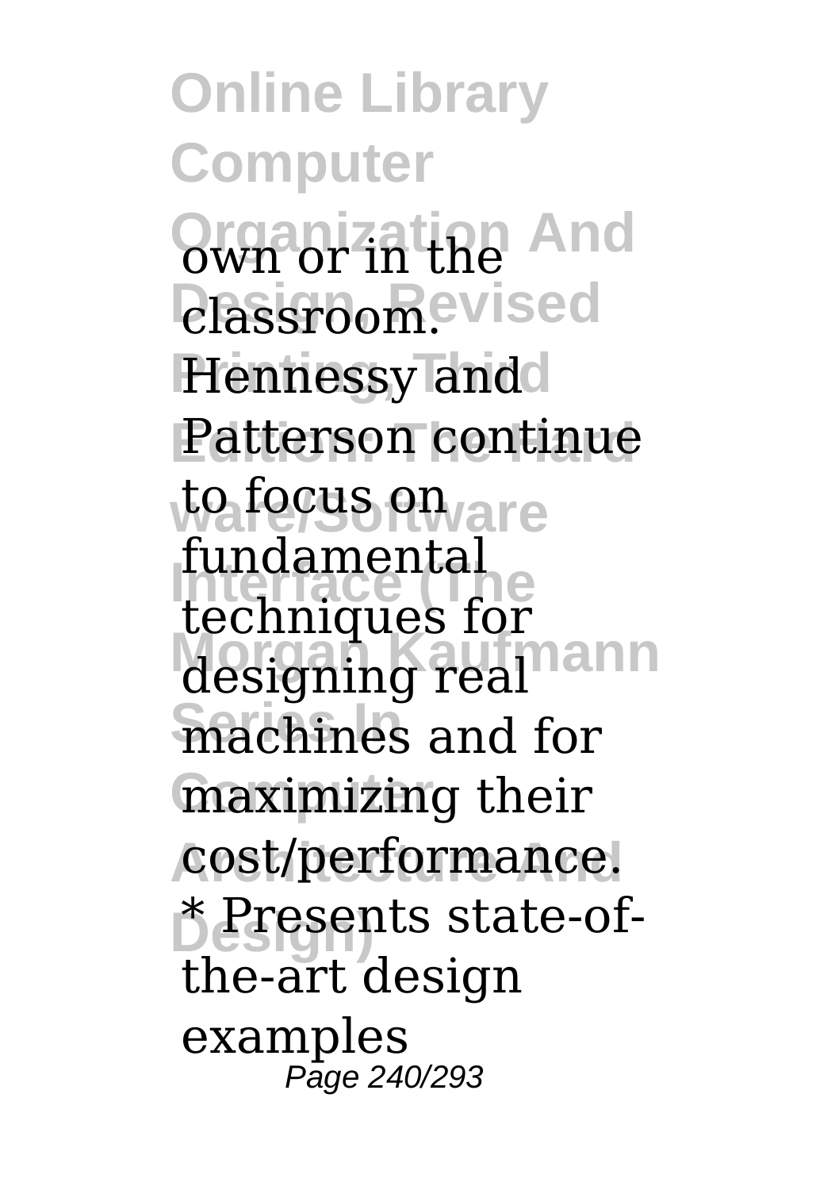own or in the classroom. Hennessy and Patterson continue to focus on fundamental techniques for designing real machines and for maximizing their cost/performance.

* Presents state-of-the-art design examples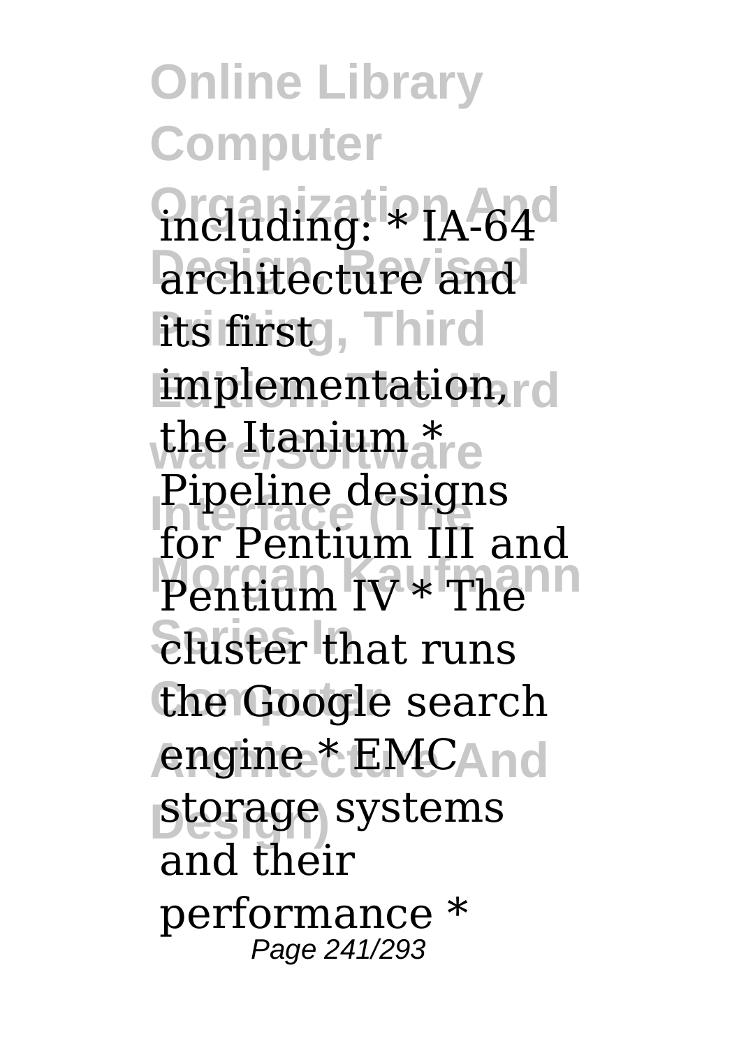including: * IA-64 architecture and its first implementation, the Itanium * Pipeline designs for Pentium III and Pentium IV * The cluster that runs the Google search engine * EMC storage systems and their performance *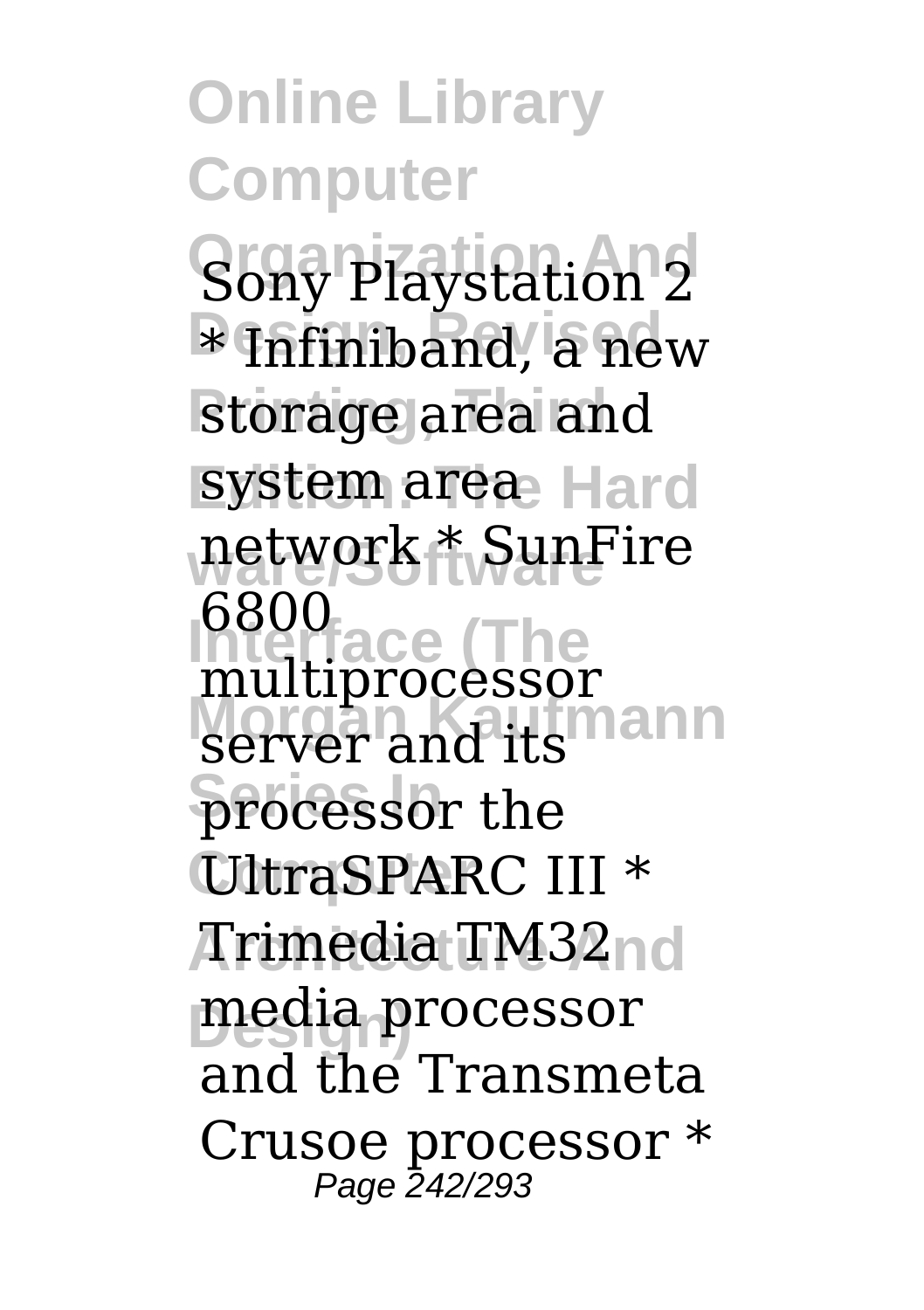Sony Playstation 2 * Infiniband, a new storage area and system area network * SunFire 6800 multiprocessor server and its processor the UltraSPARC III * Trimedia TM32 media processor and the Transmeta Crusoe processor *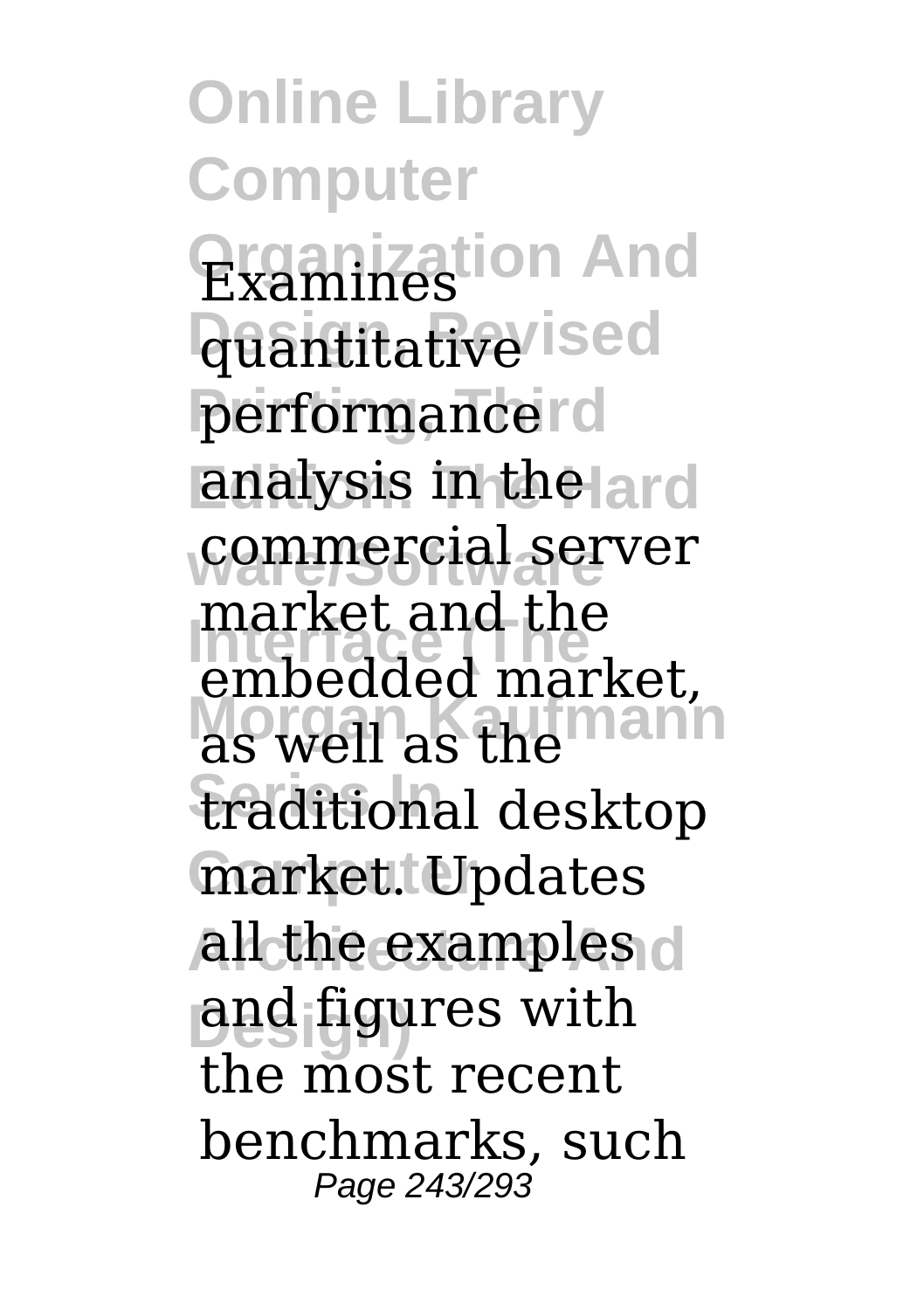Examines quantitative performance analysis in the commercial server market and the embedded market, as well as the traditional desktop market. Updates all the examples and figures with the most recent benchmarks, such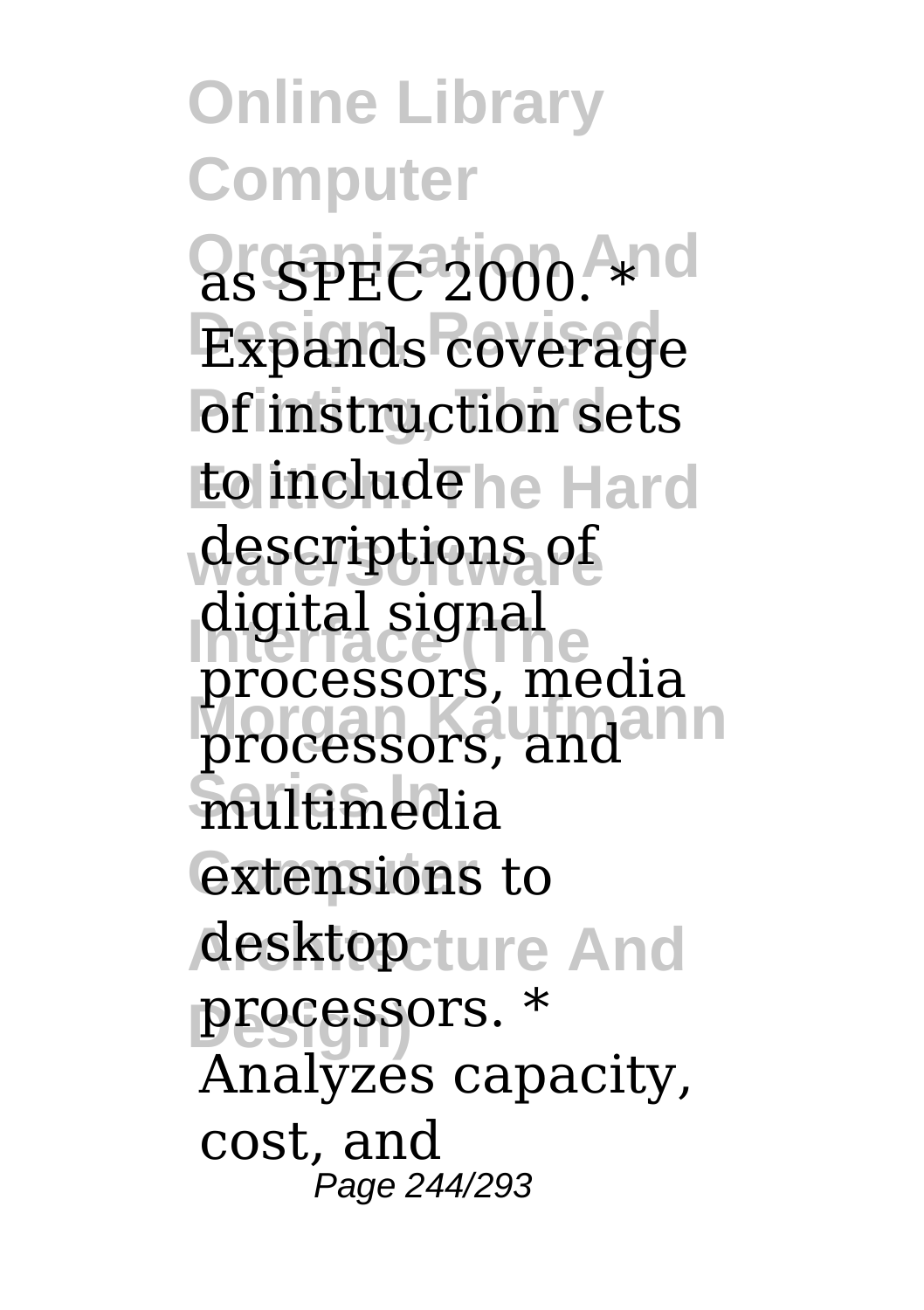as SPEC 2000. * Expands coverage of instruction sets to include descriptions of digital signal processors, media processors, and multimedia extensions to desktop processors. * Analyzes capacity, cost, and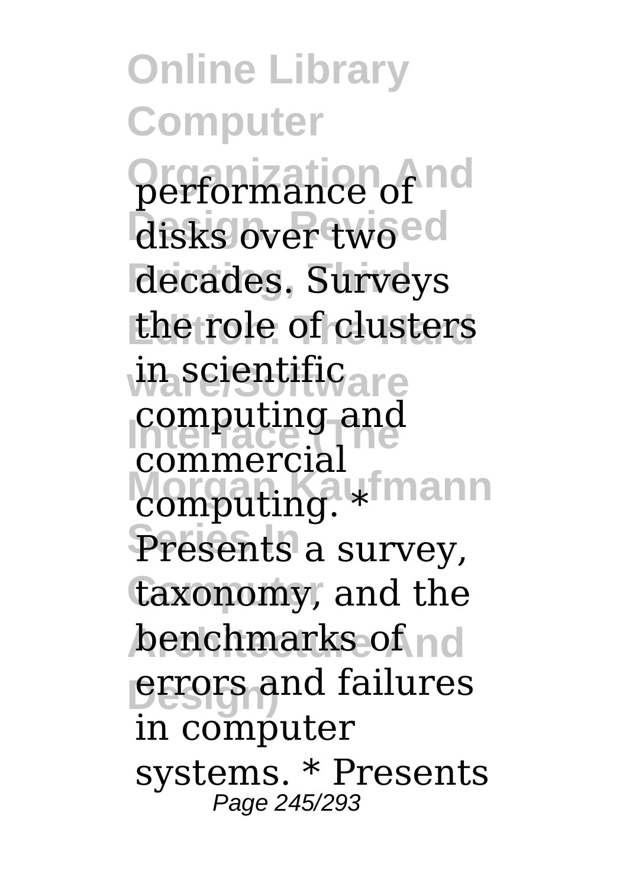performance of disks over two decades. Surveys the role of clusters in scientific computing and commercial computing. * Presents a survey, taxonomy, and the benchmarks of errors and failures in computer systems. * Presents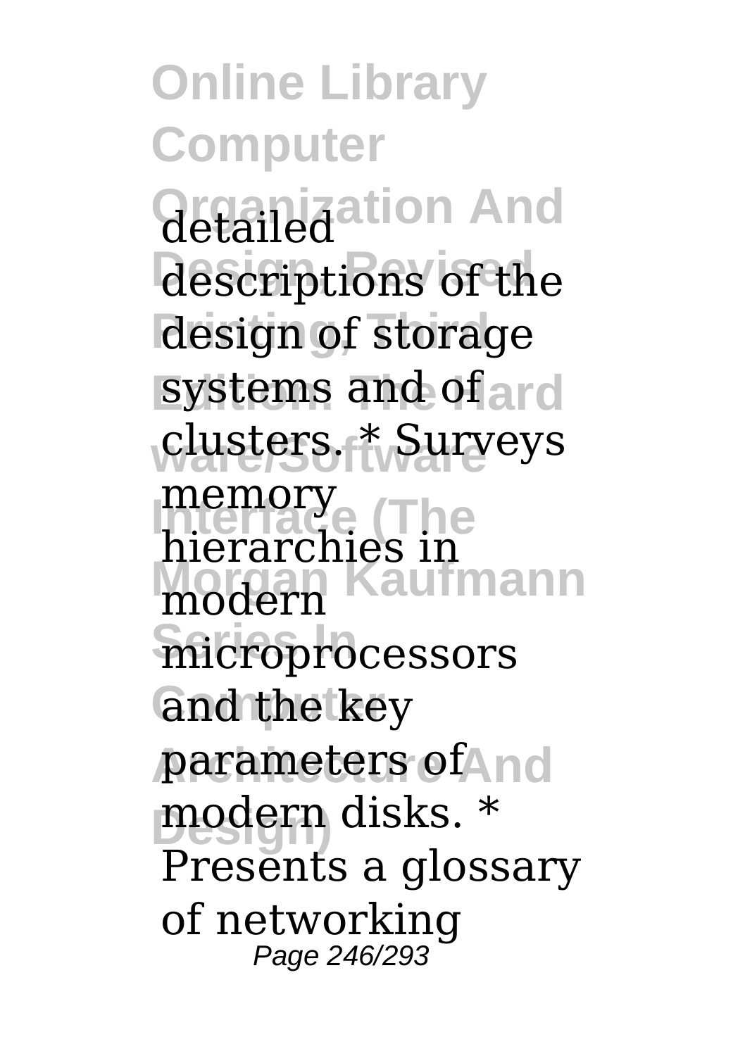detailed descriptions of the design of storage systems and of clusters. * Surveys memory hierarchies in modern microprocessors and the key parameters of modern disks. * Presents a glossary of networking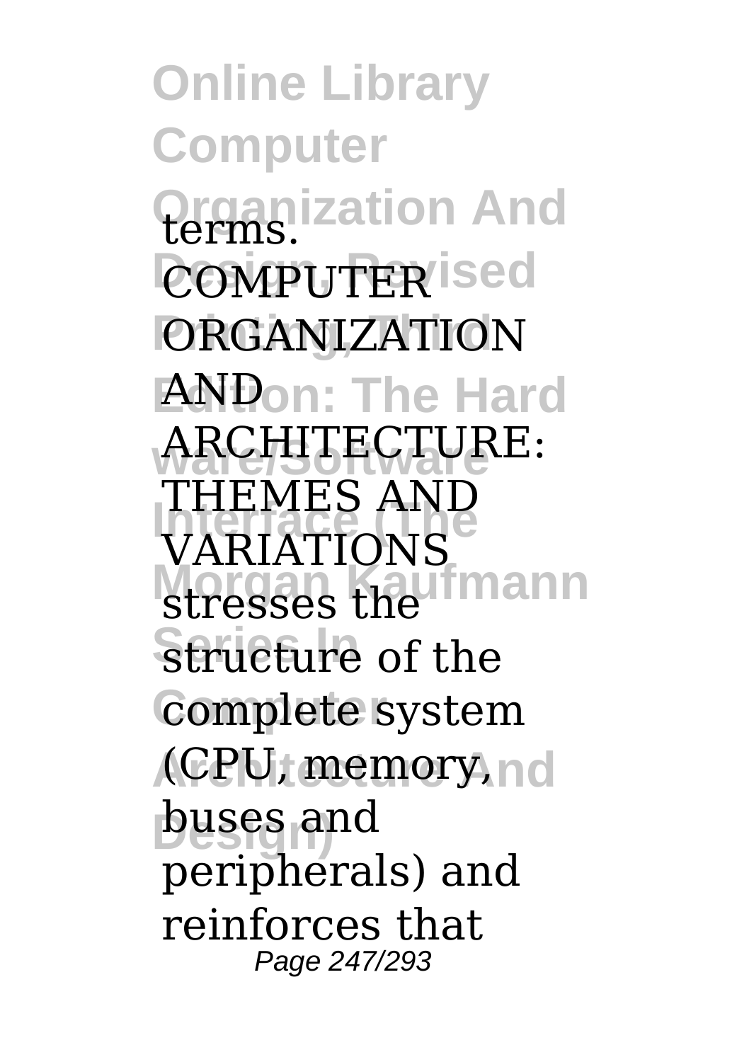terms.

COMPUTER ORGANIZATION AND ARCHITECTURE: THEMES AND VARIATIONS stresses the structure of the complete system (CPU, memory, buses and peripherals) and reinforces that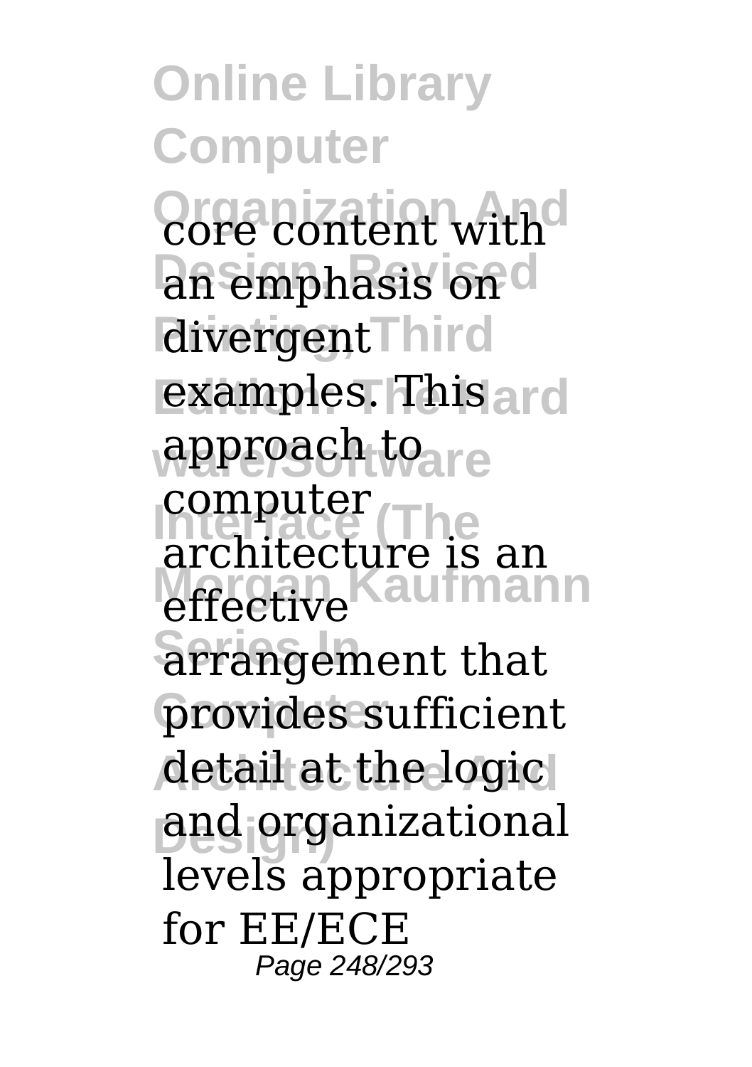core content with an emphasis on divergent examples. This approach to computer architecture is an effective arrangement that provides sufficient detail at the logic and organizational levels appropriate for EE/ECE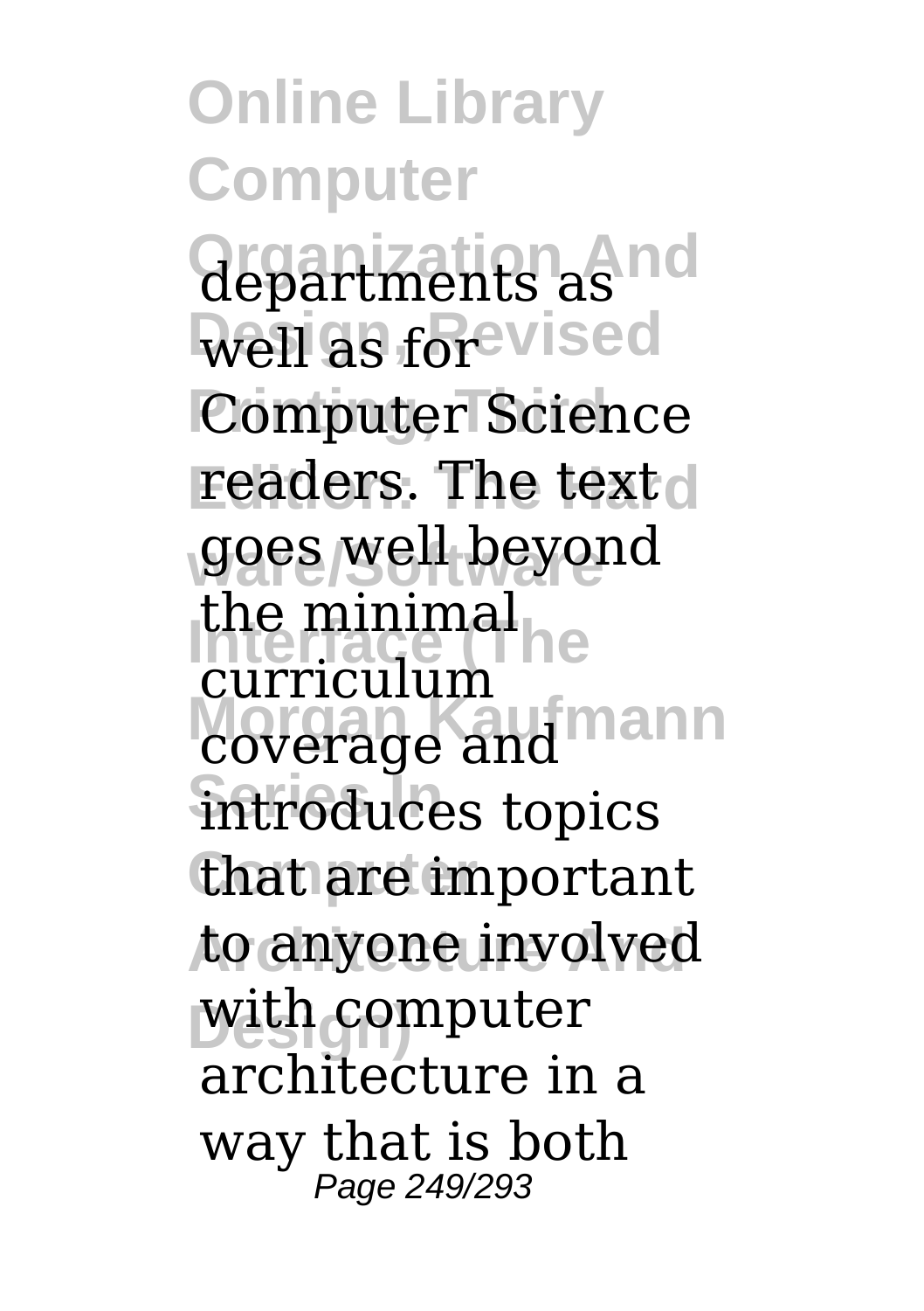departments as well as for Computer Science readers. The text goes well beyond the minimal curriculum coverage and introduces topics that are important to anyone involved with computer architecture in a way that is both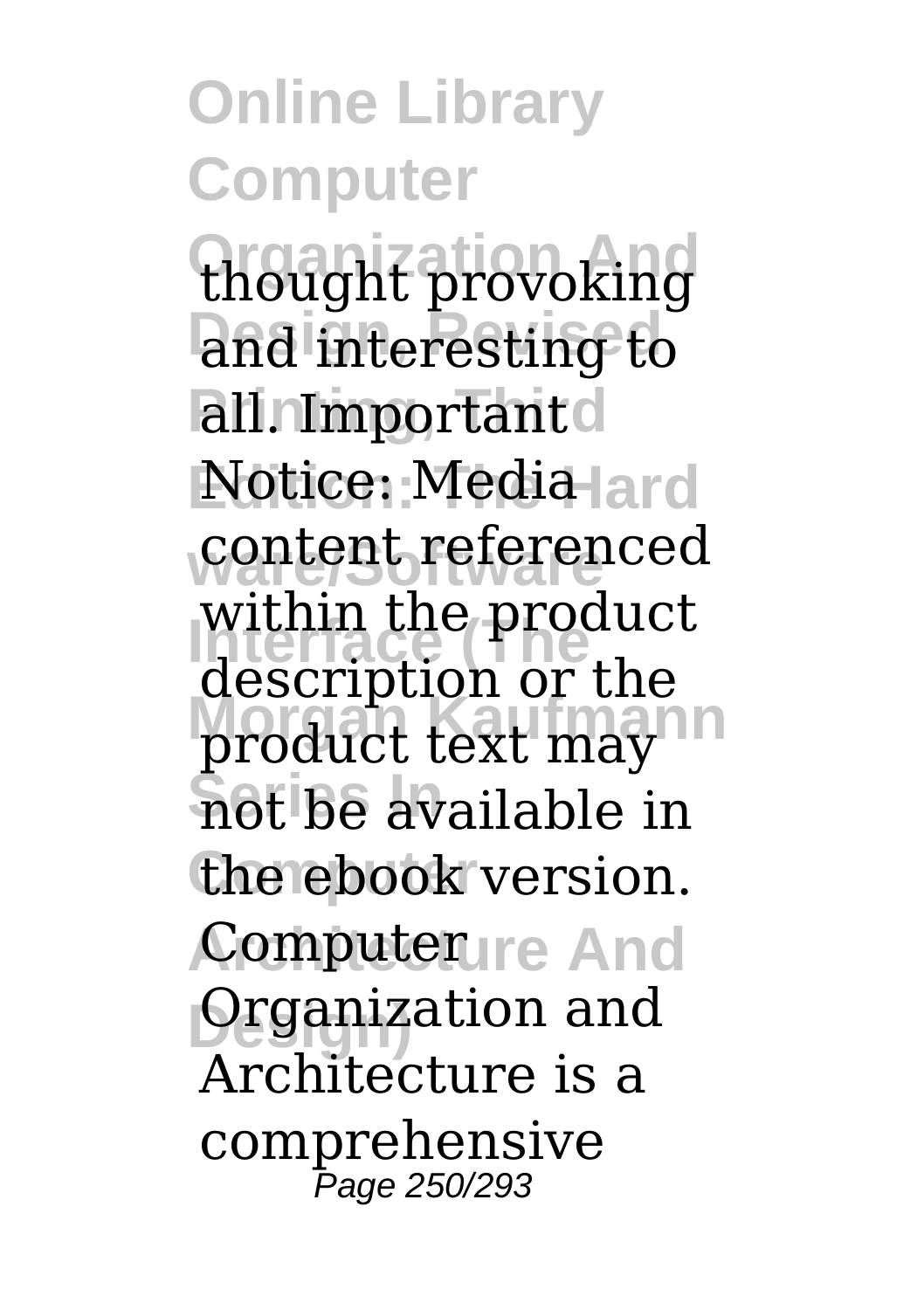thought provoking and interesting to all. Important Notice: Media content referenced within the product description or the product text may not be available in the ebook version. Computer Organization and Architecture is a comprehensive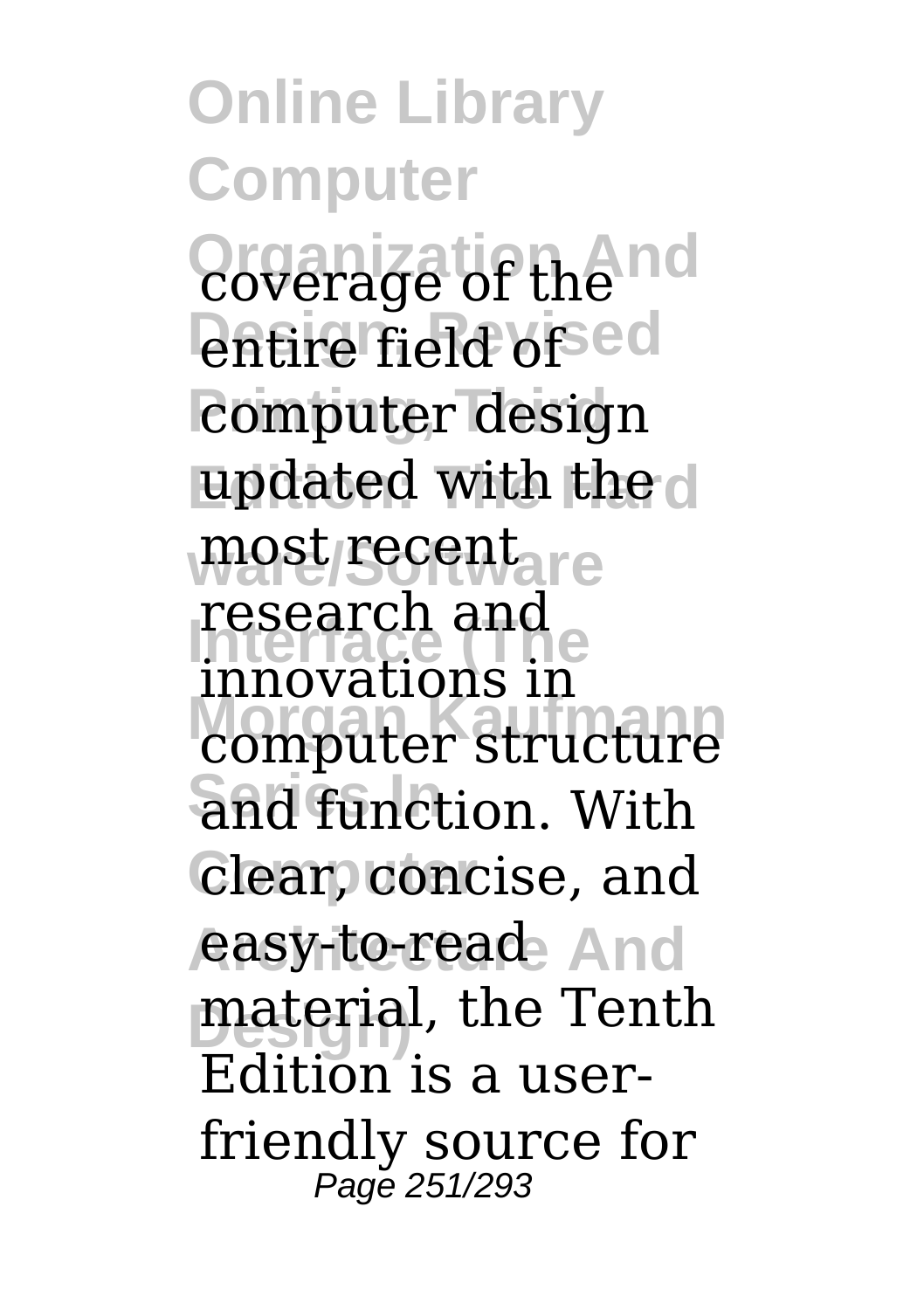coverage of the entire field of computer design updated with the most recent research and innovations in computer structure and function. With clear, concise, and easy-to-read material, the Tenth Edition is a user-friendly source for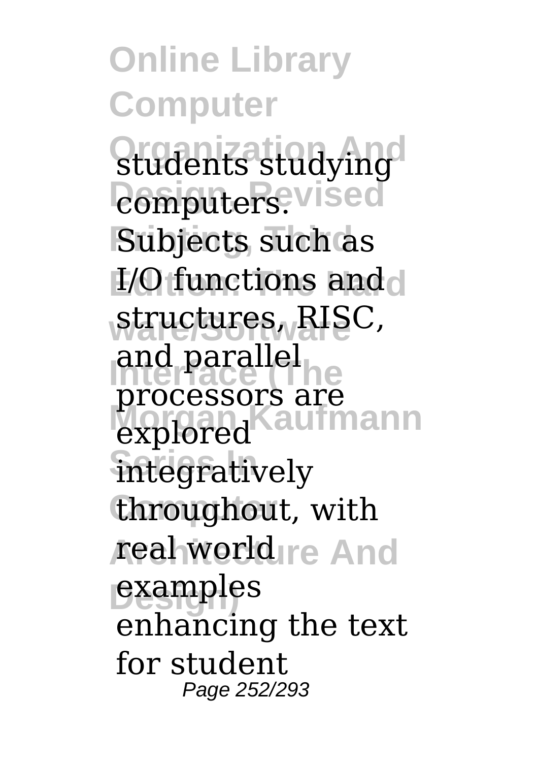students studying computers. Subjects such as I/O functions and structures, RISC, and parallel processors are explored integratively throughout, with real world examples enhancing the text for student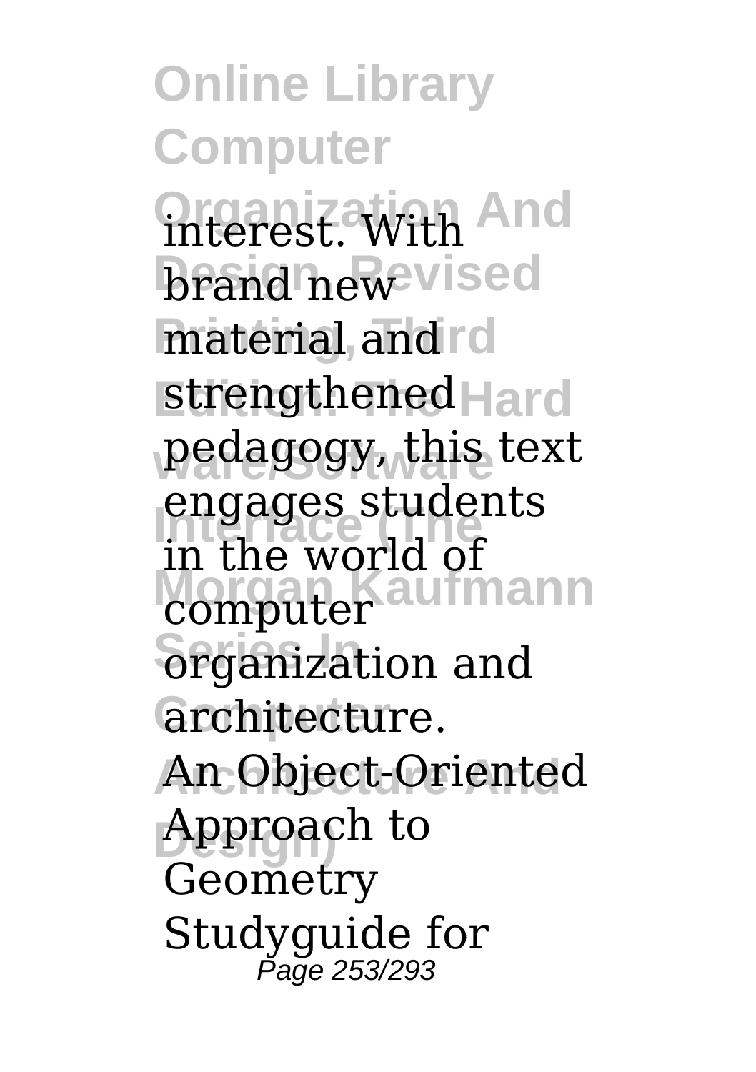interest. With brand new material and strengthened pedagogy, this text engages students in the world of computer organization and architecture.

An Object-Oriented Approach to Geometry

Studyguide for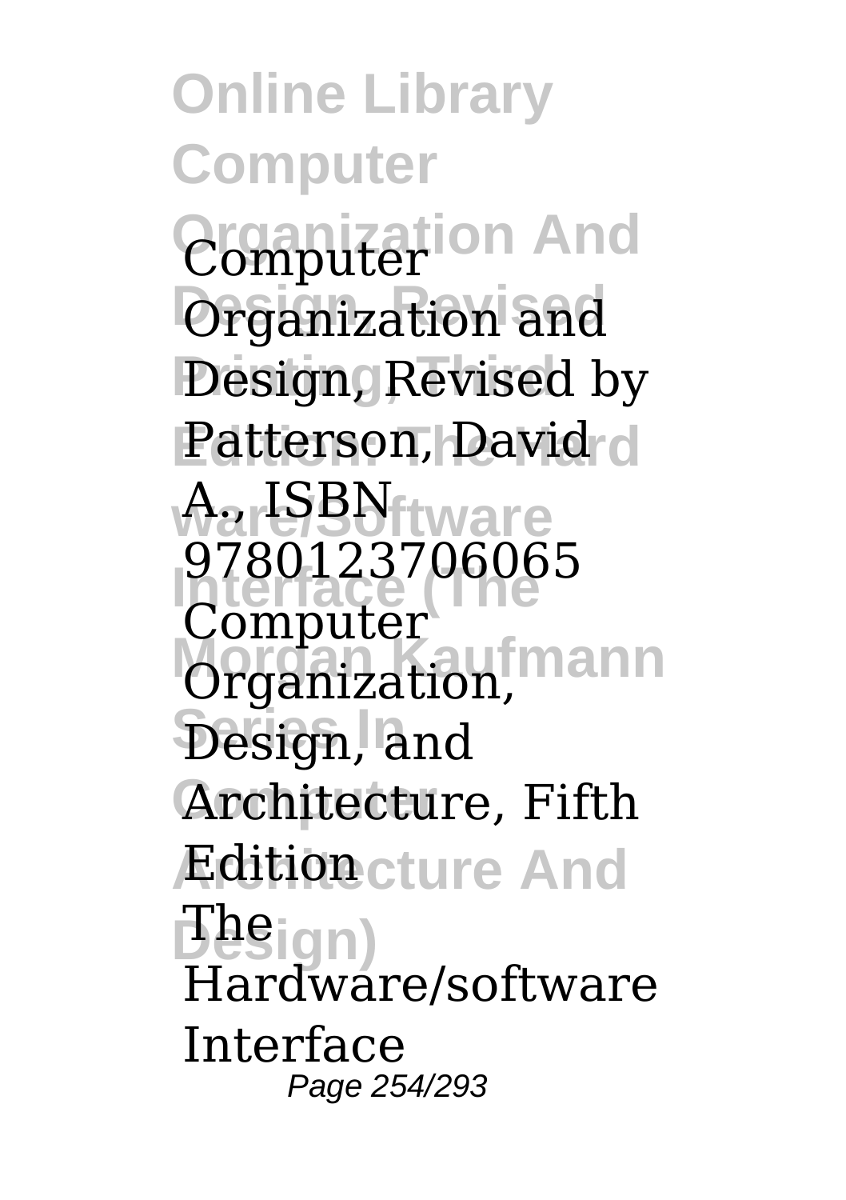Computer Organization and Design, Revised by Patterson, David A., ISBN 9780123706065

Computer Organization, Design, and Architecture, Fifth Edition

The Hardware/software Interface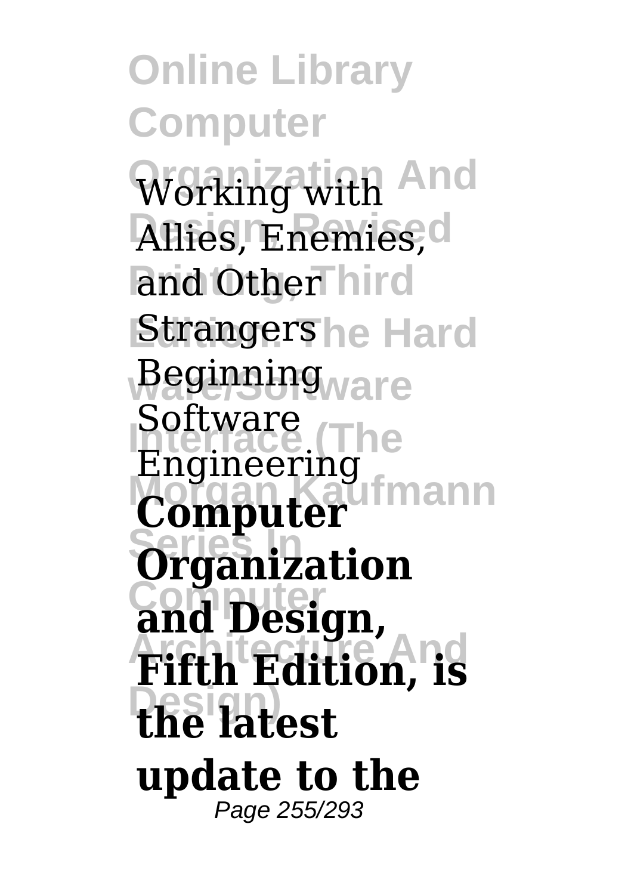Working with Allies, Enemies, and Other Strangers

Beginning Software Engineering

**Computer Organization and Design, Fifth Edition, is the latest update to the**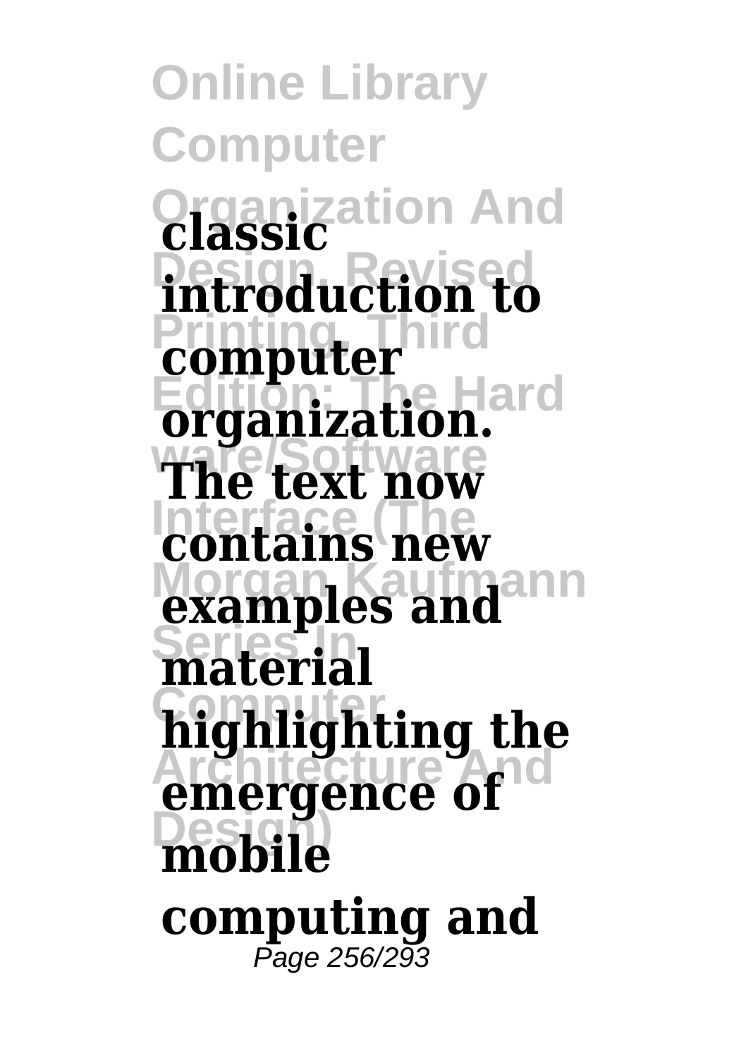**classic introduction to computer organization. The text now contains new examples and material highlighting the emergence of mobile computing and**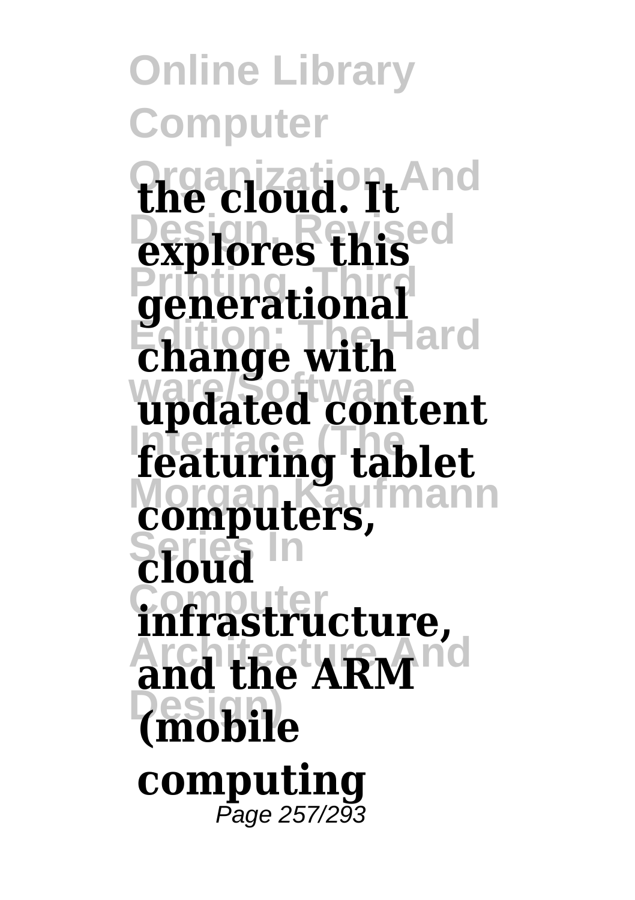**the cloud. It explores this generational change with updated content featuring tablet computers, cloud infrastructure, and the ARM (mobile computing**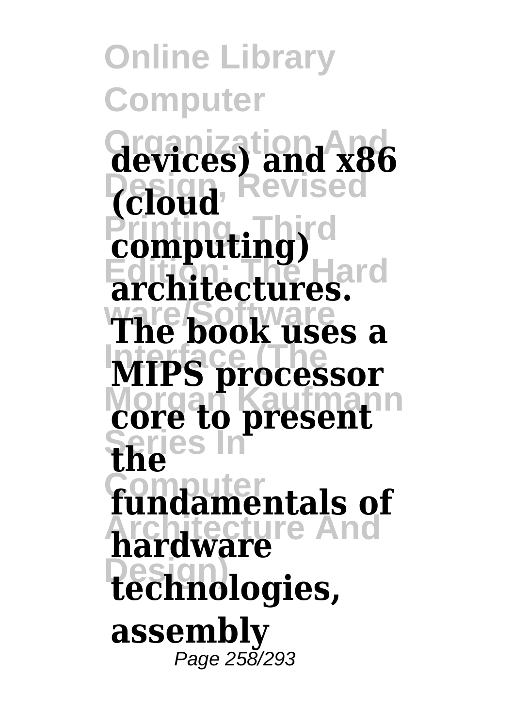**devices) and x86 (cloud computing) architectures. The book uses a MIPS processor core to present the fundamentals of hardware technologies, assembly**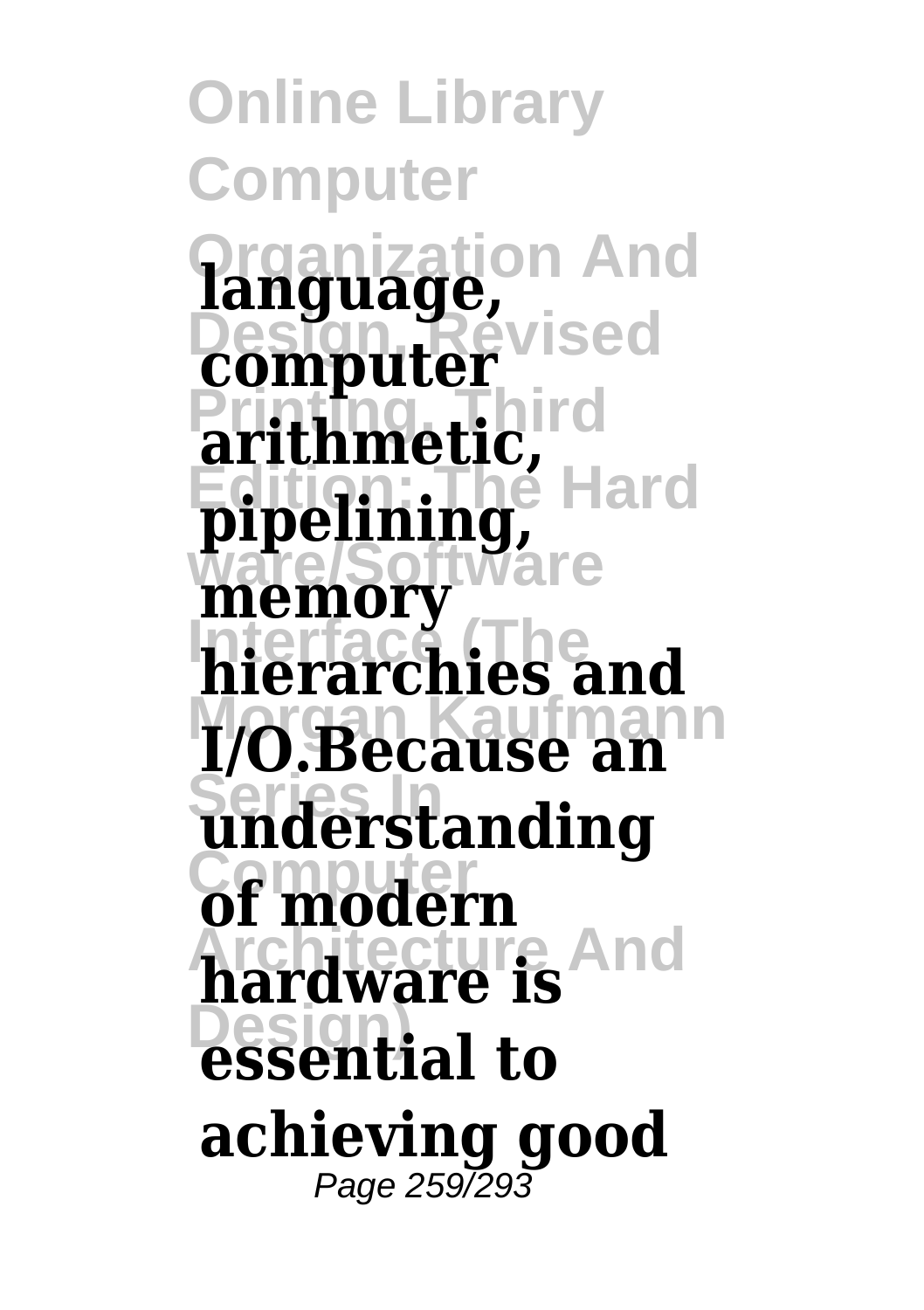**language, computer arithmetic, pipelining, memory hierarchies and I/O.Because an understanding of modern hardware is essential to achieving good**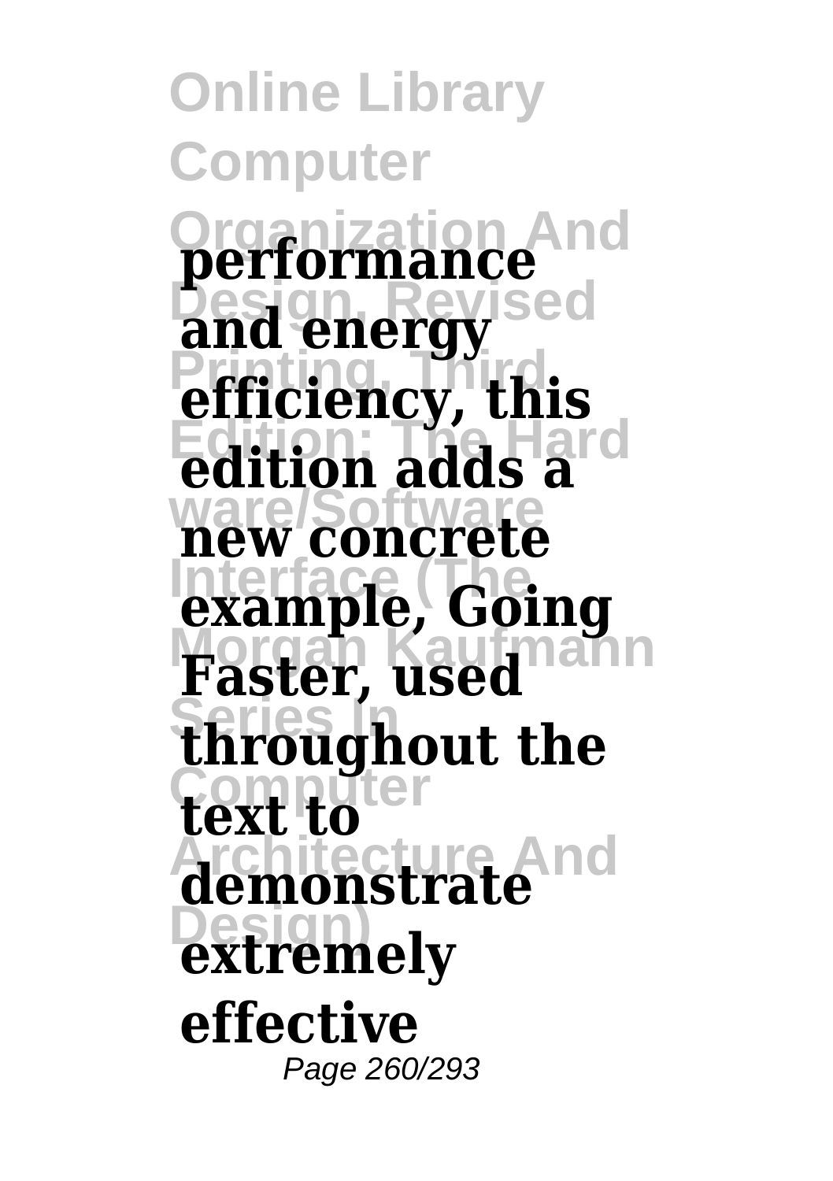**performance and energy efficiency, this edition adds a new concrete example, Going Faster, used throughout the text to demonstrate extremely effective**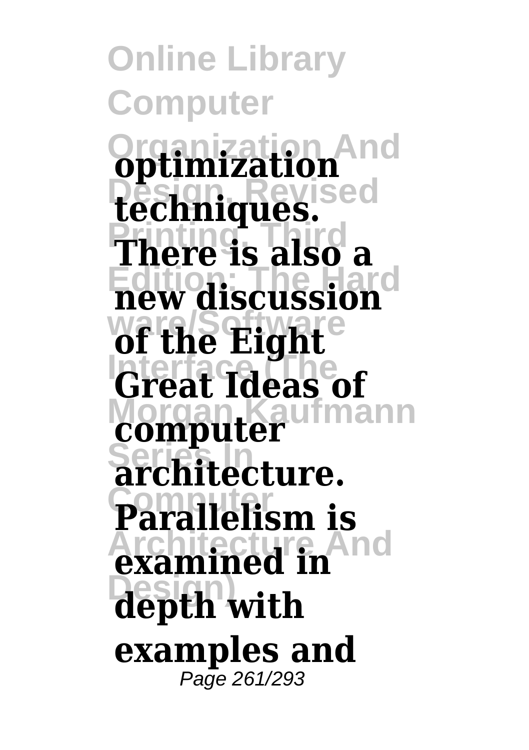**optimization techniques. There is also a new discussion of the Eight Great Ideas of computer architecture. Parallelism is examined in depth with examples and**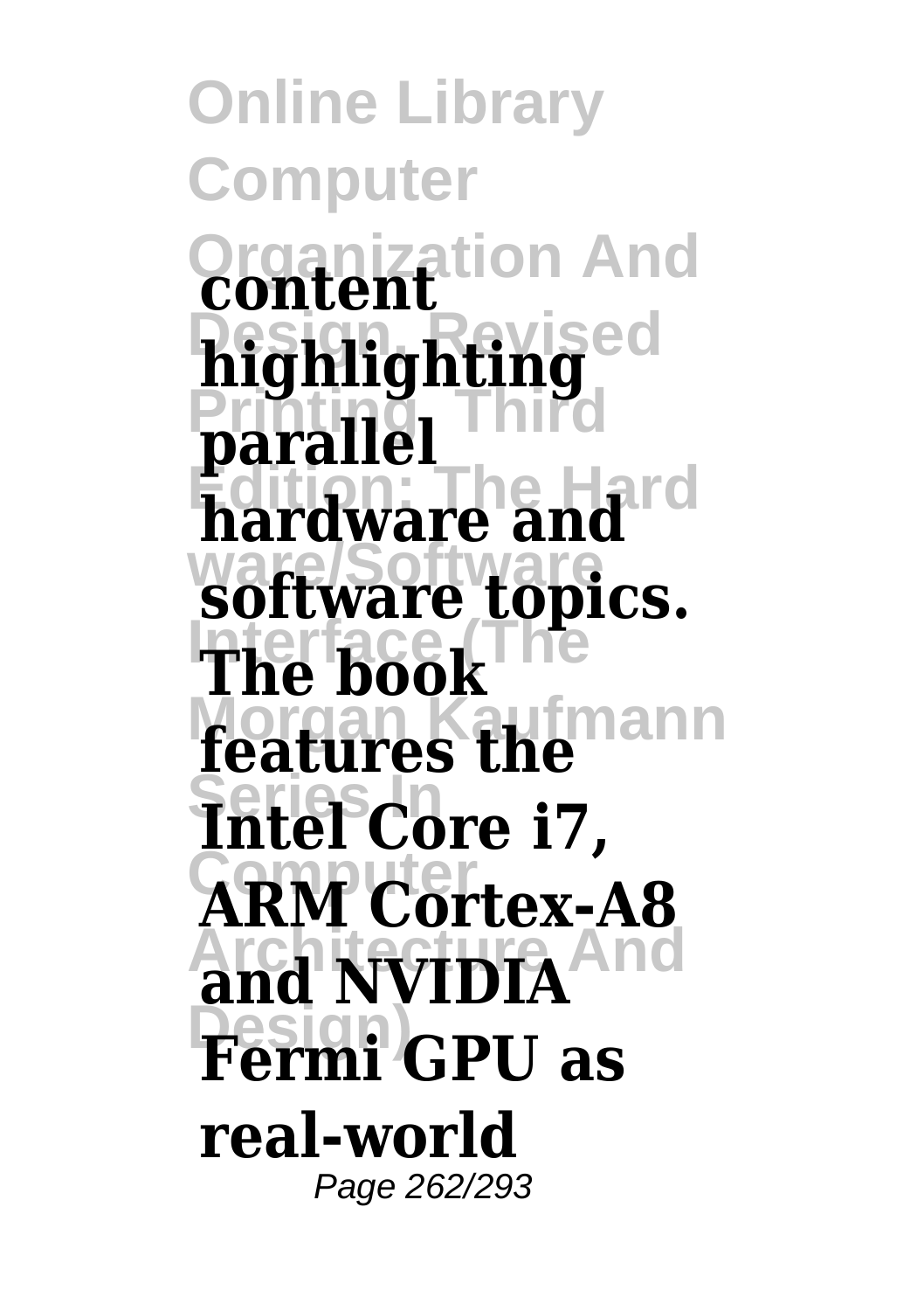**content highlighting parallel hardware and software topics. The book features the Intel Core i7, ARM Cortex-A8 and NVIDIA Fermi GPU as real-world**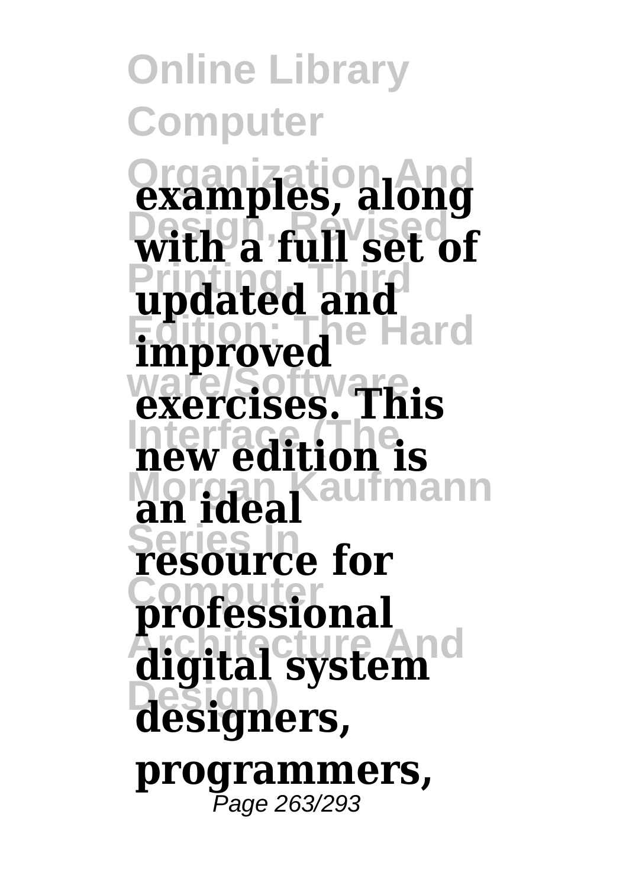**examples, along with a full set of updated and improved exercises. This new edition is an ideal resource for professional digital system designers, programmers,**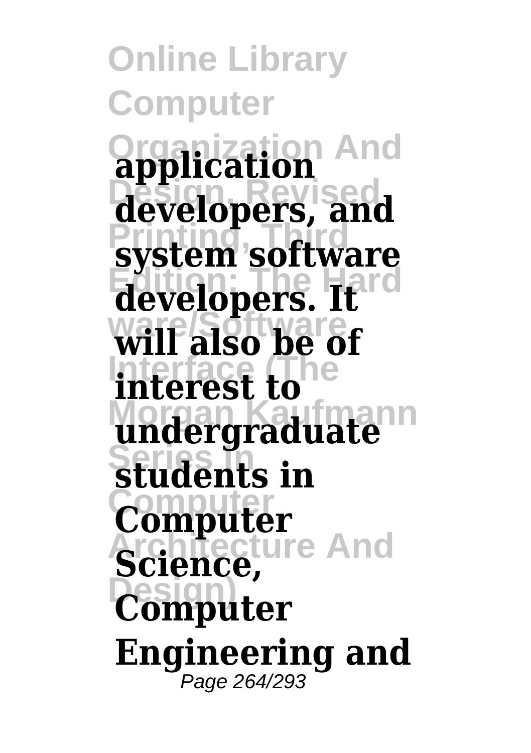**application developers, and system software developers. It will also be of interest to undergraduate students in Computer Science, Computer Engineering and**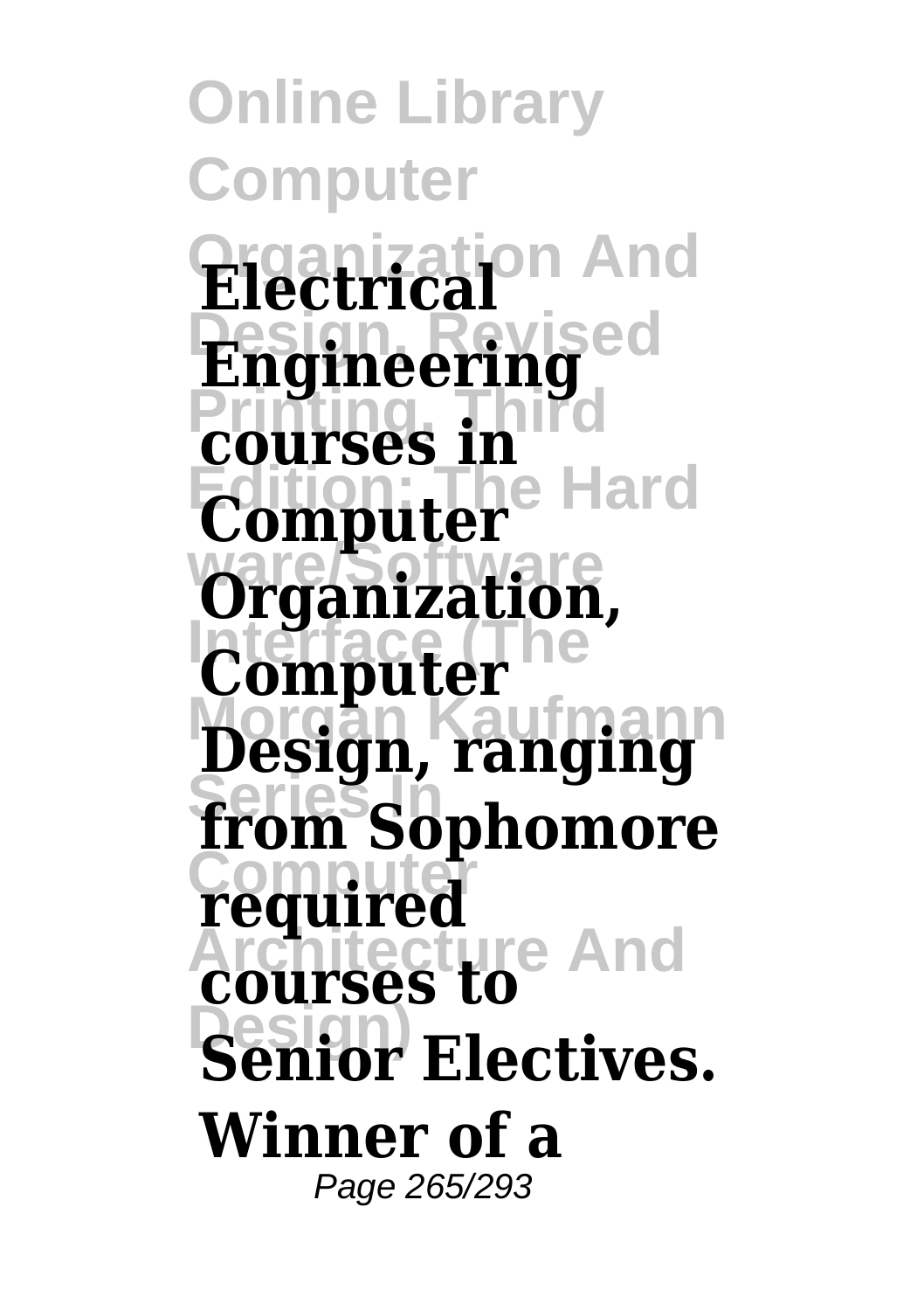**Electrical Engineering courses in Computer Organization, Computer Design, ranging from Sophomore required courses to Senior Electives. Winner of a**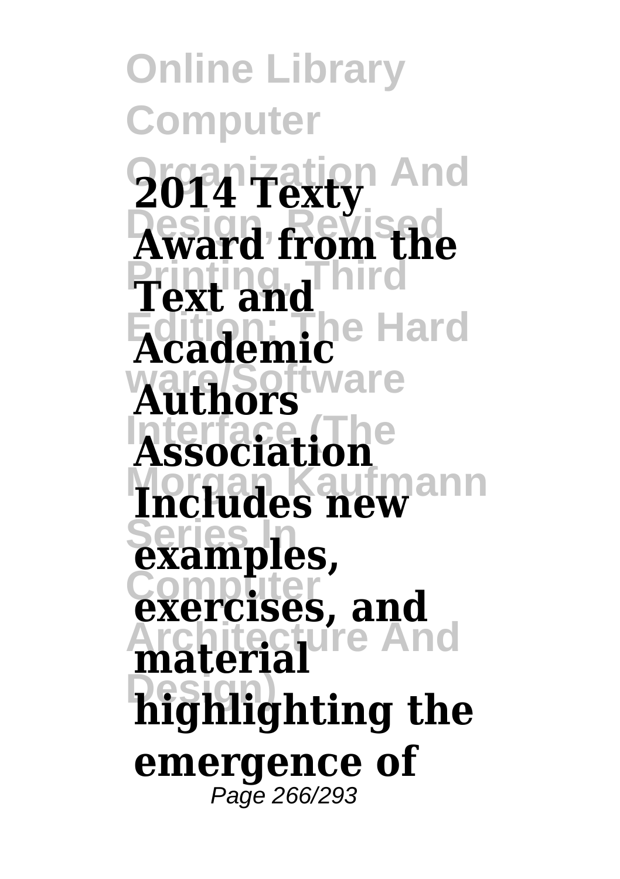**2014 Texty Award from the Text and Academic Authors Association Includes new examples, exercises, and material highlighting the emergence of**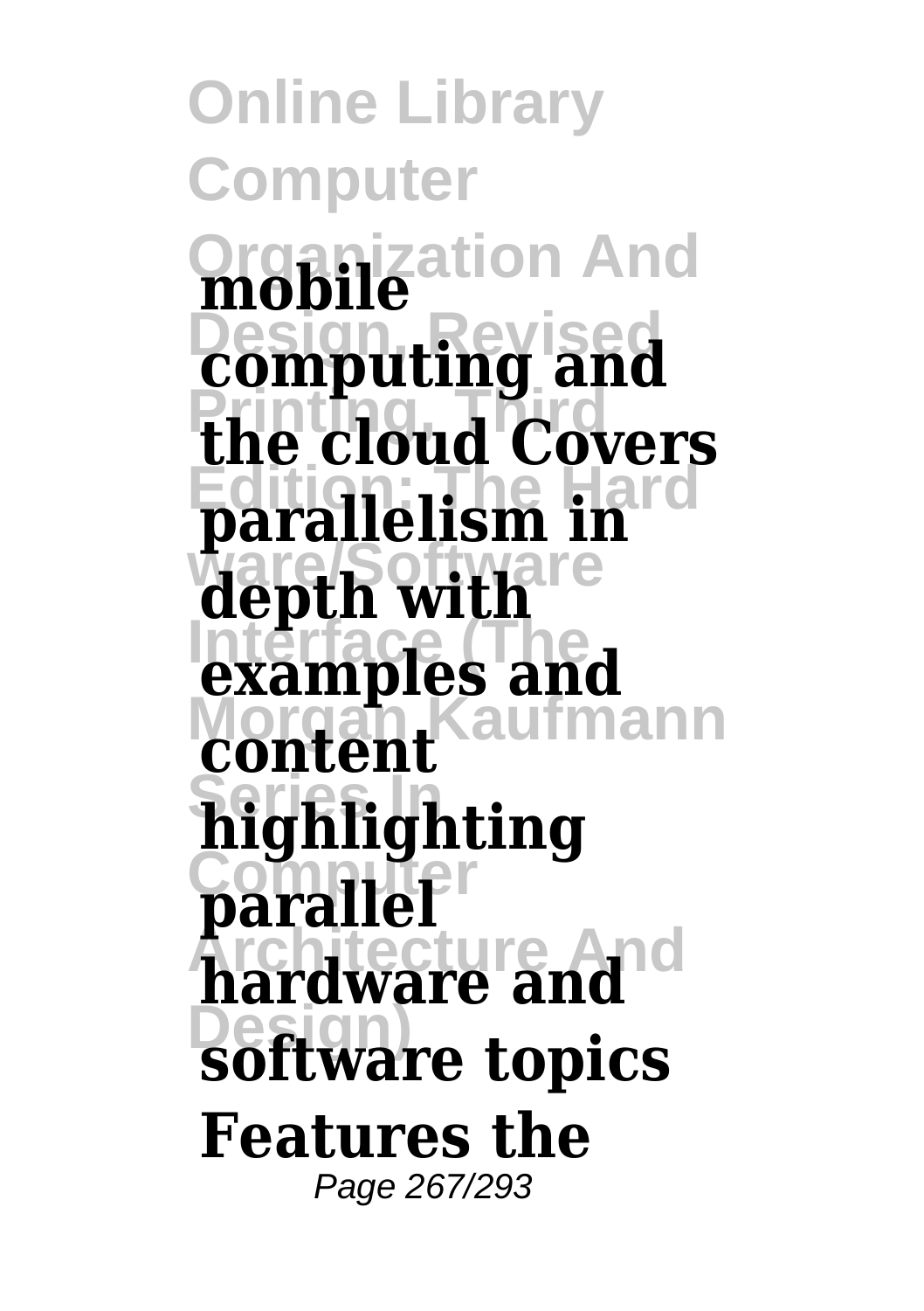**mobile computing and the cloud Covers parallelism in depth with examples and content highlighting parallel hardware and software topics Features the**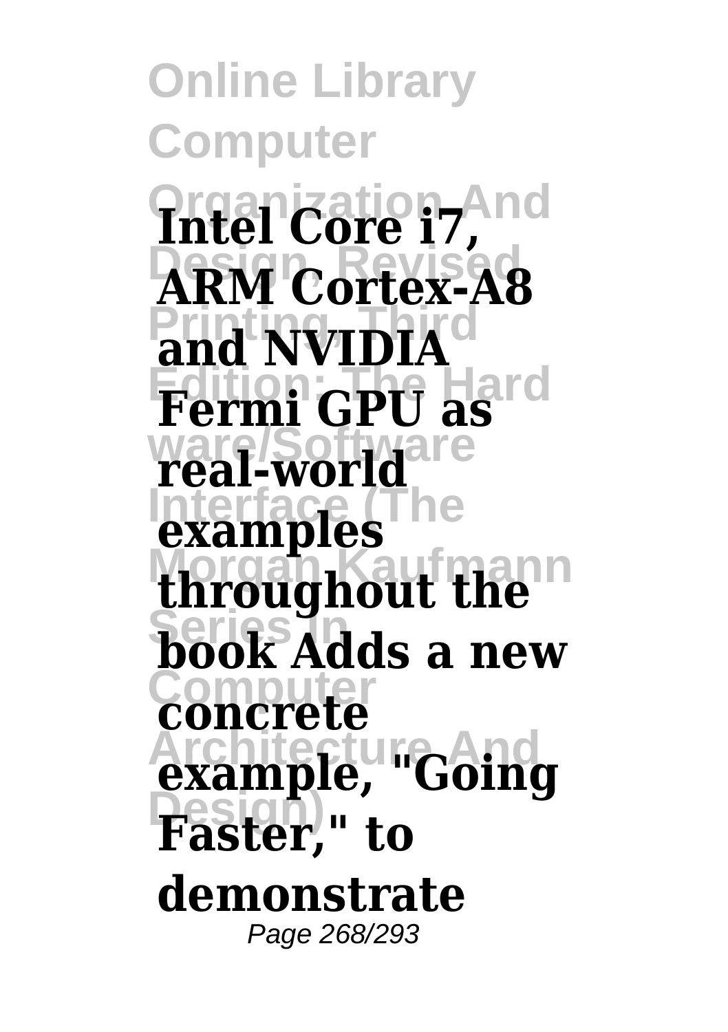**Intel Core i7, ARM Cortex-A8 and NVIDIA Fermi GPU as real-world examples throughout the book Adds a new concrete example, "Going Faster," to demonstrate**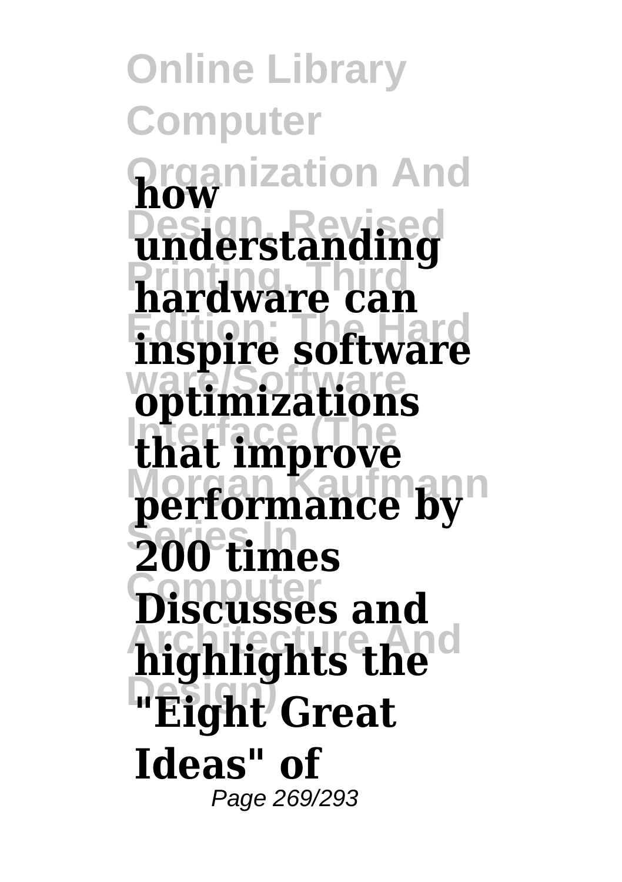**how understanding hardware can inspire software optimizations that improve performance by 200 times Discusses and highlights the "Eight Great Ideas" of**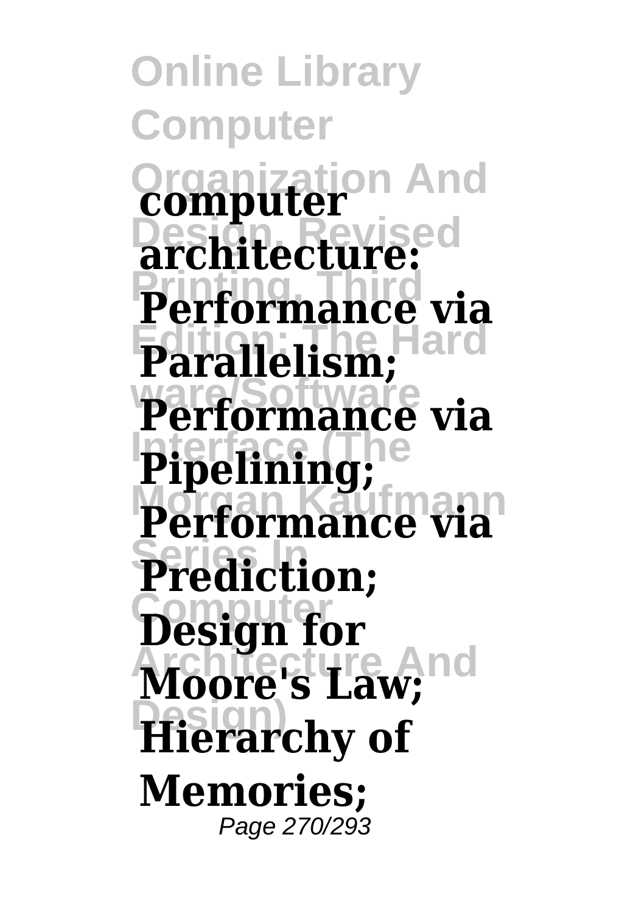**computer architecture: Performance via Parallelism; Performance via Pipelining; Performance via Prediction; Design for Moore's Law; Hierarchy of Memories;**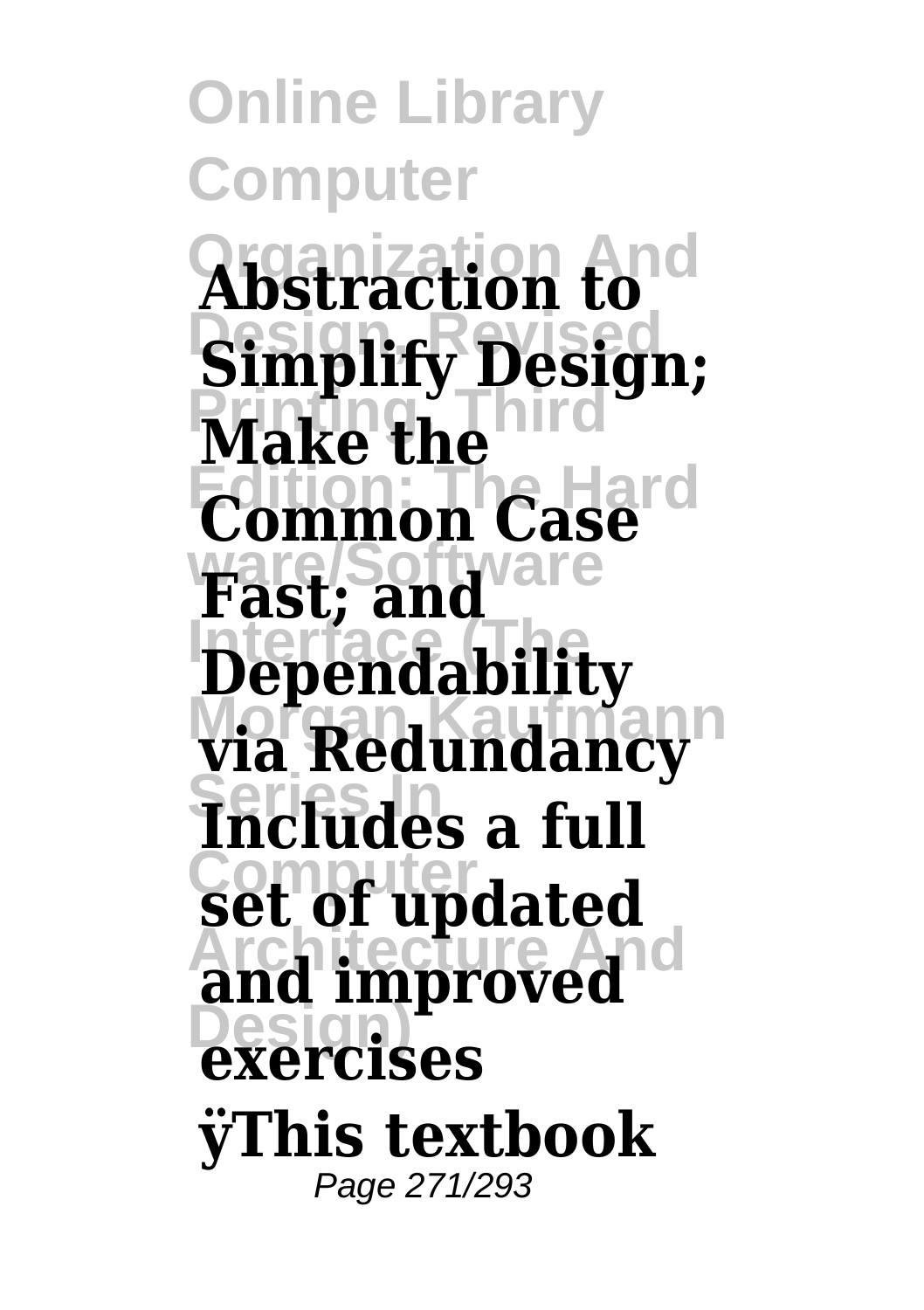**Abstraction to Simplify Design; Make the Common Case Fast; and Dependability via Redundancy Includes a full set of updated and improved exercises**

**ÿThis textbook**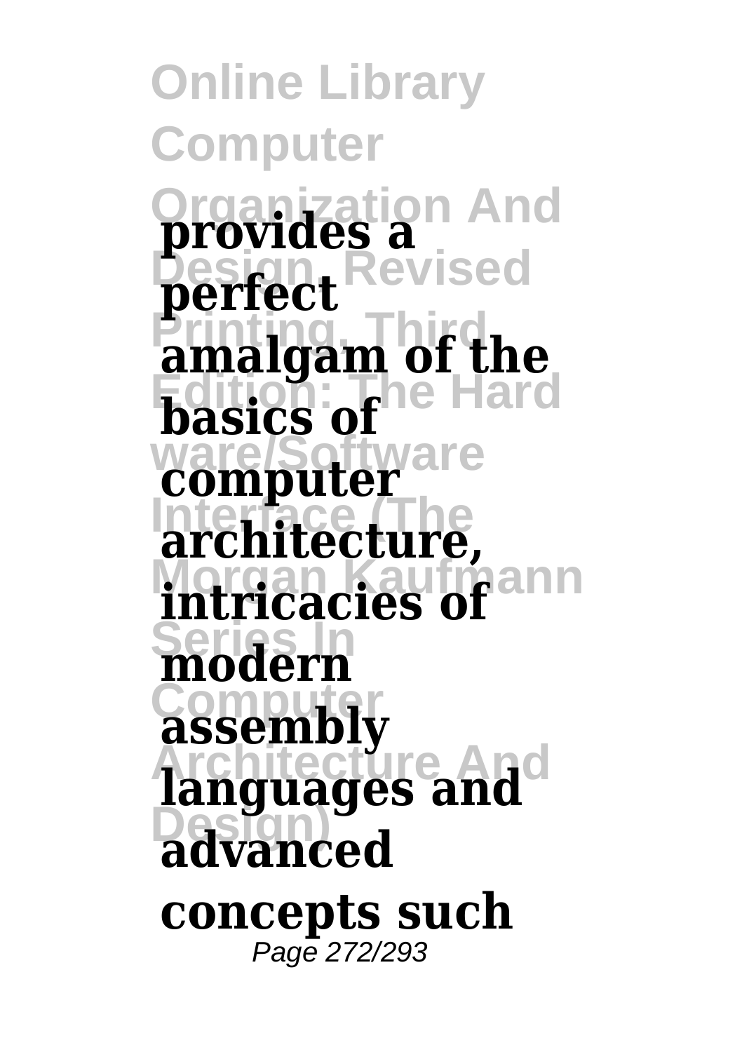**provides a perfect amalgam of the basics of computer architecture, intricacies of modern assembly languages and advanced concepts such**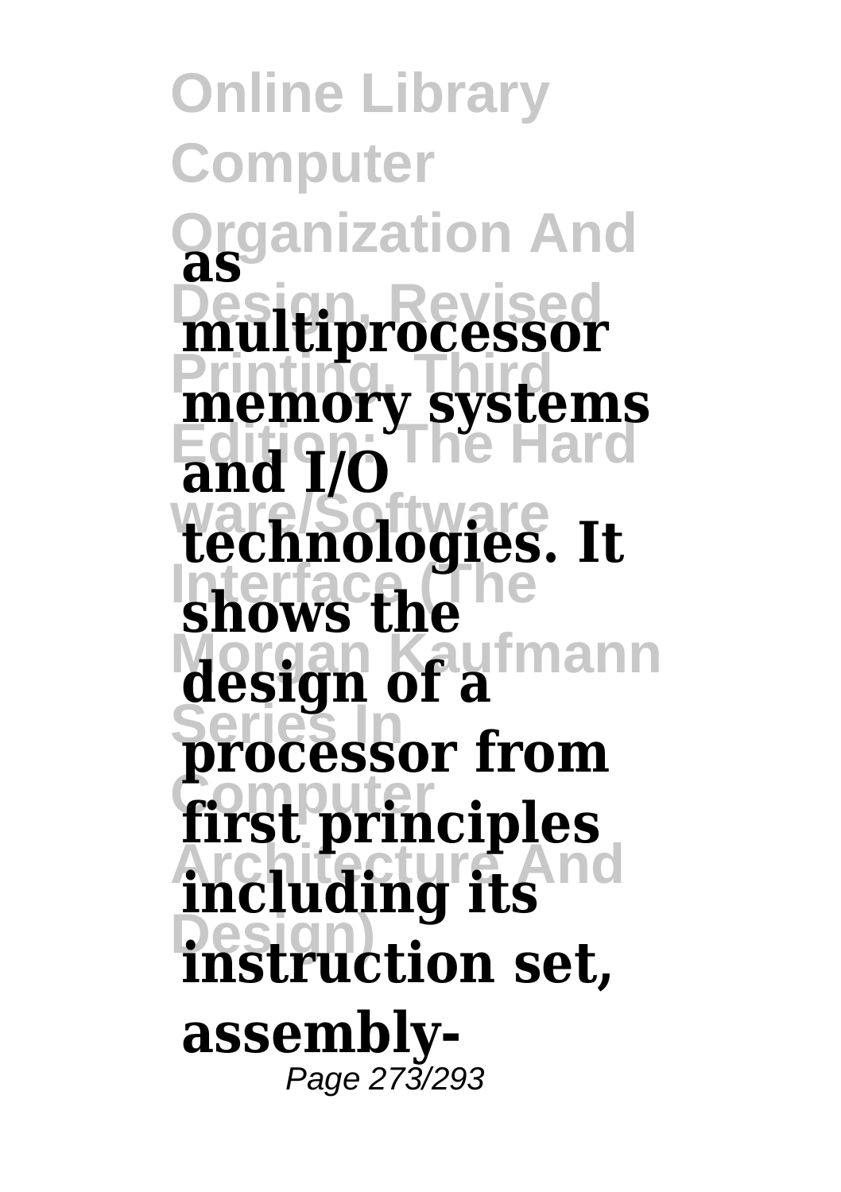**as multiprocessor memory systems and I/O technologies. It shows the design of a processor from first principles including its instruction set, assembly-**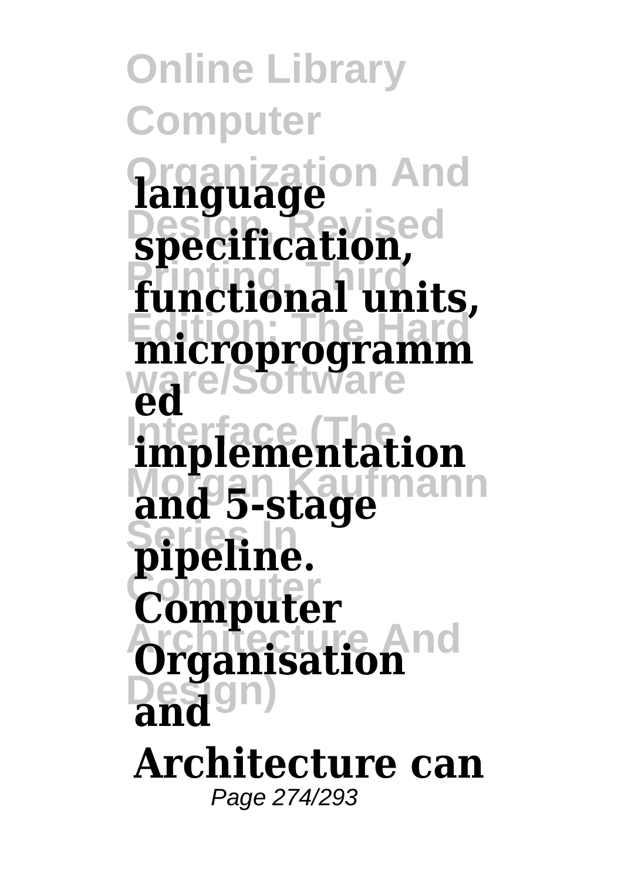**language specification, functional units, microprogrammed implementation and 5-stage pipeline. Computer Organisation and Architecture can**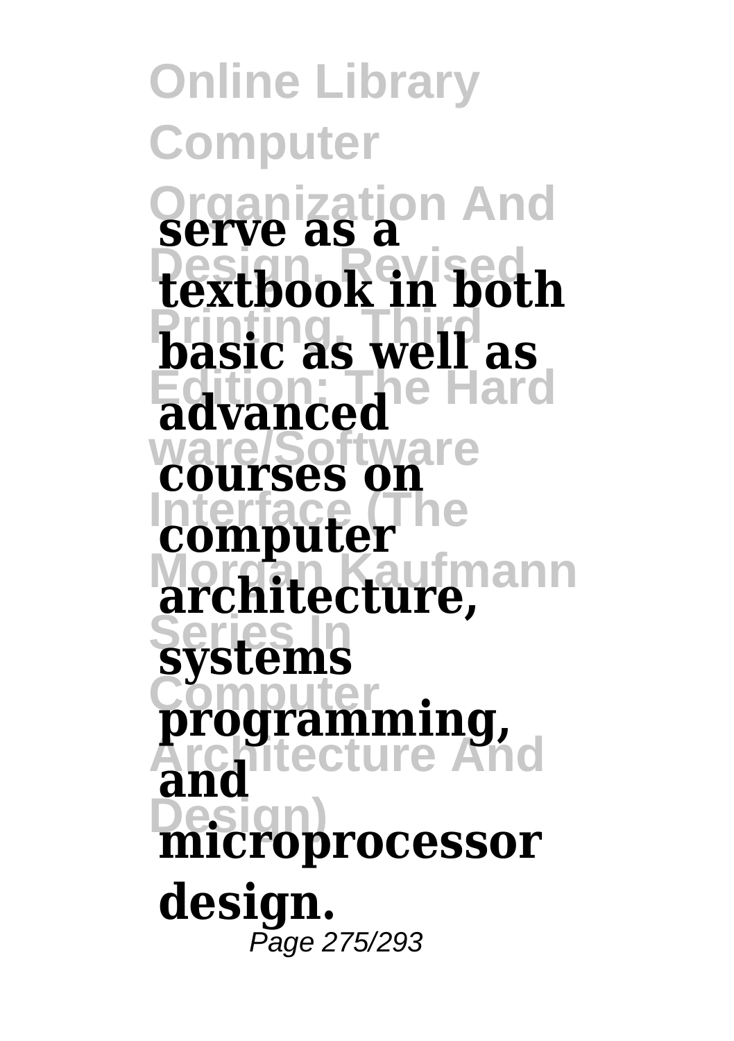**serve as a textbook in both basic as well as advanced courses on computer architecture, systems programming, and microprocessor design.**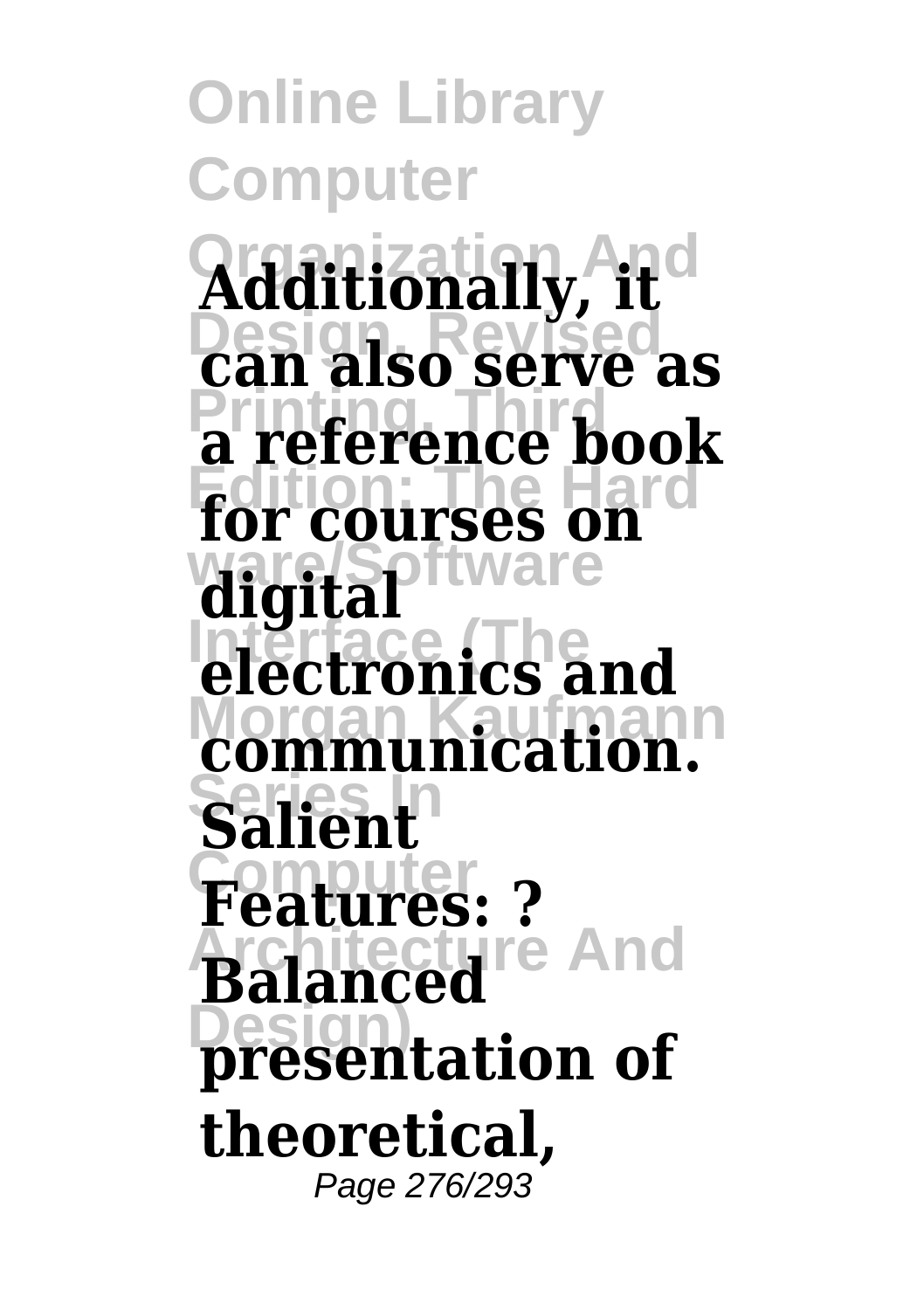**Additionally, it can also serve as a reference book for courses on digital electronics and communication. Salient Features: ? Balanced presentation of theoretical,**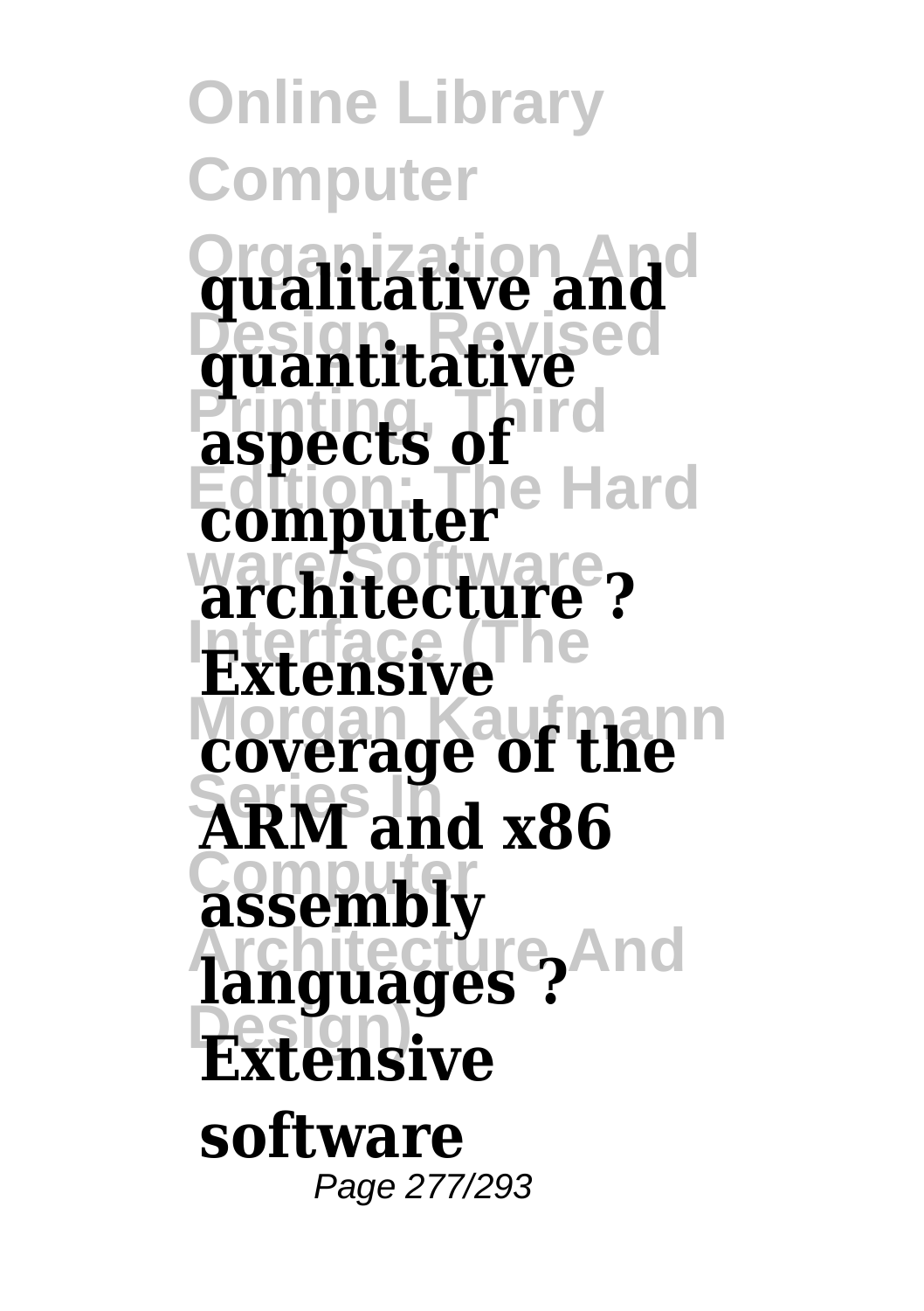**qualitative and quantitative aspects of computer architecture ? Extensive coverage of the ARM and x86 assembly languages ? Extensive software**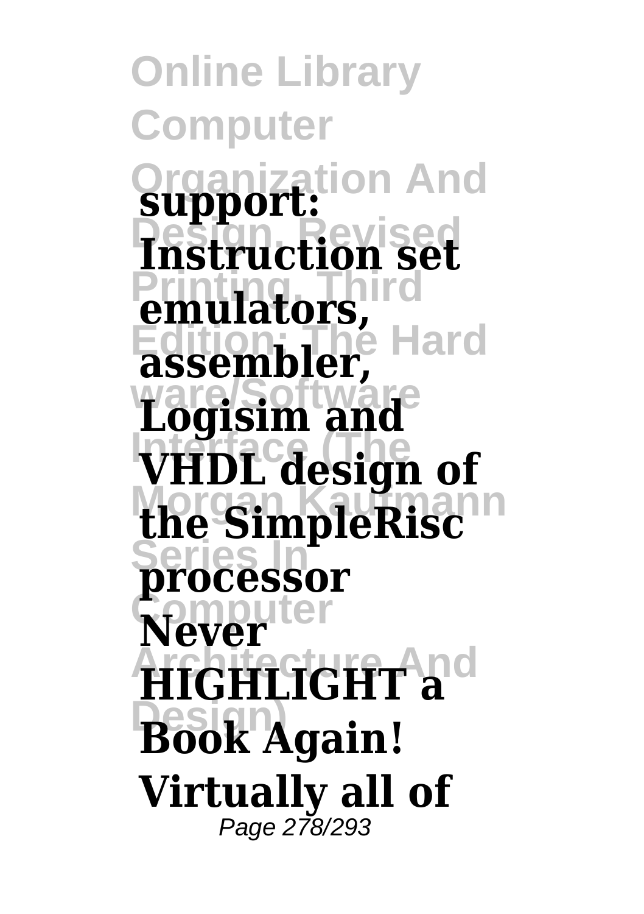**support: Instruction set emulators, assembler, Logisim and VHDL design of the SimpleRisc processor Never HIGHLIGHT a Book Again! Virtually all of**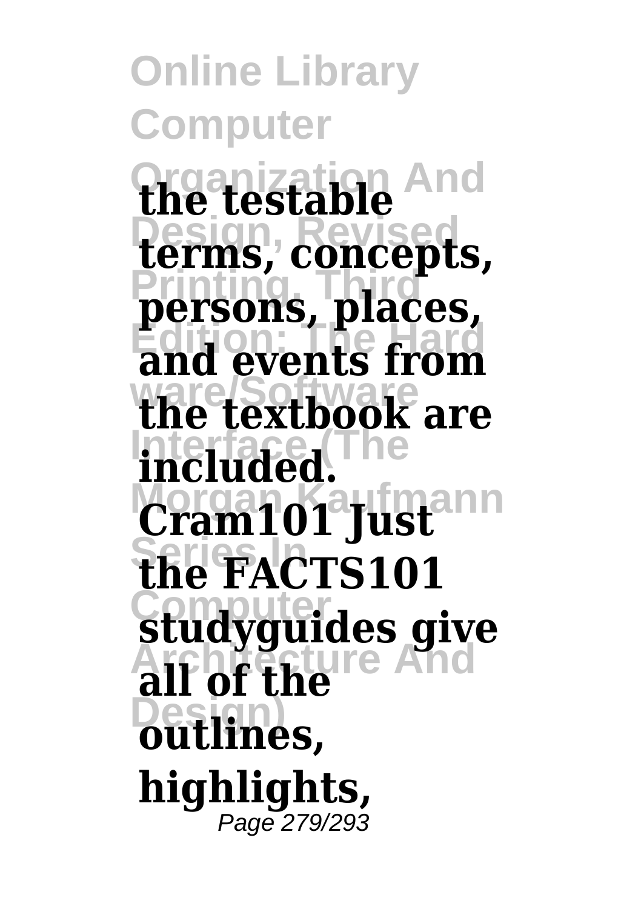**the testable terms, concepts, persons, places, and events from the textbook are included. Cram101 Just the FACTS101 studyguides give all of the outlines, highlights,**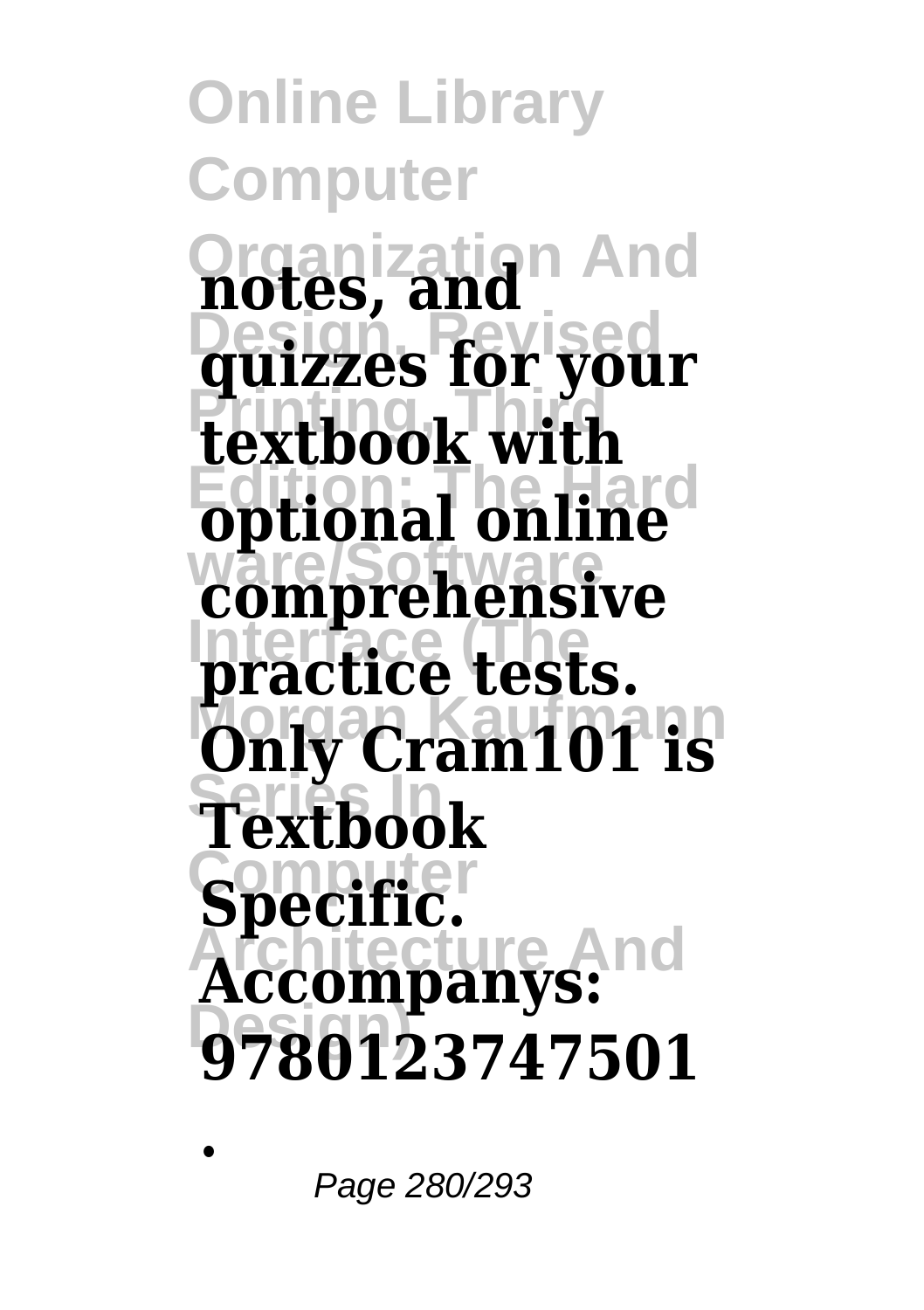**notes, and quizzes for your textbook with optional online comprehensive practice tests. Only Cram101 is Textbook Specific. Accompanys: 9780123747501**

.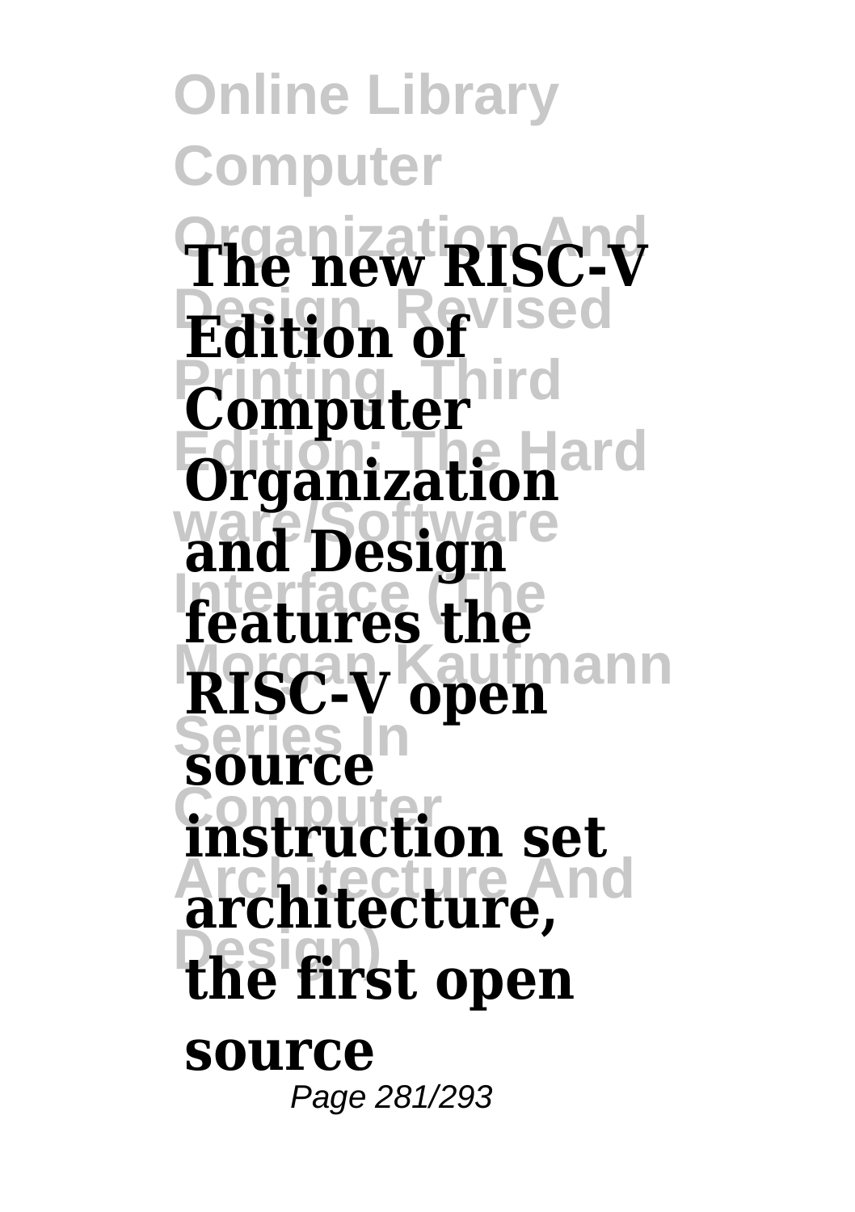**The new RISC-V Edition of Computer Organization and Design features the RISC-V open source instruction set architecture, the first open source**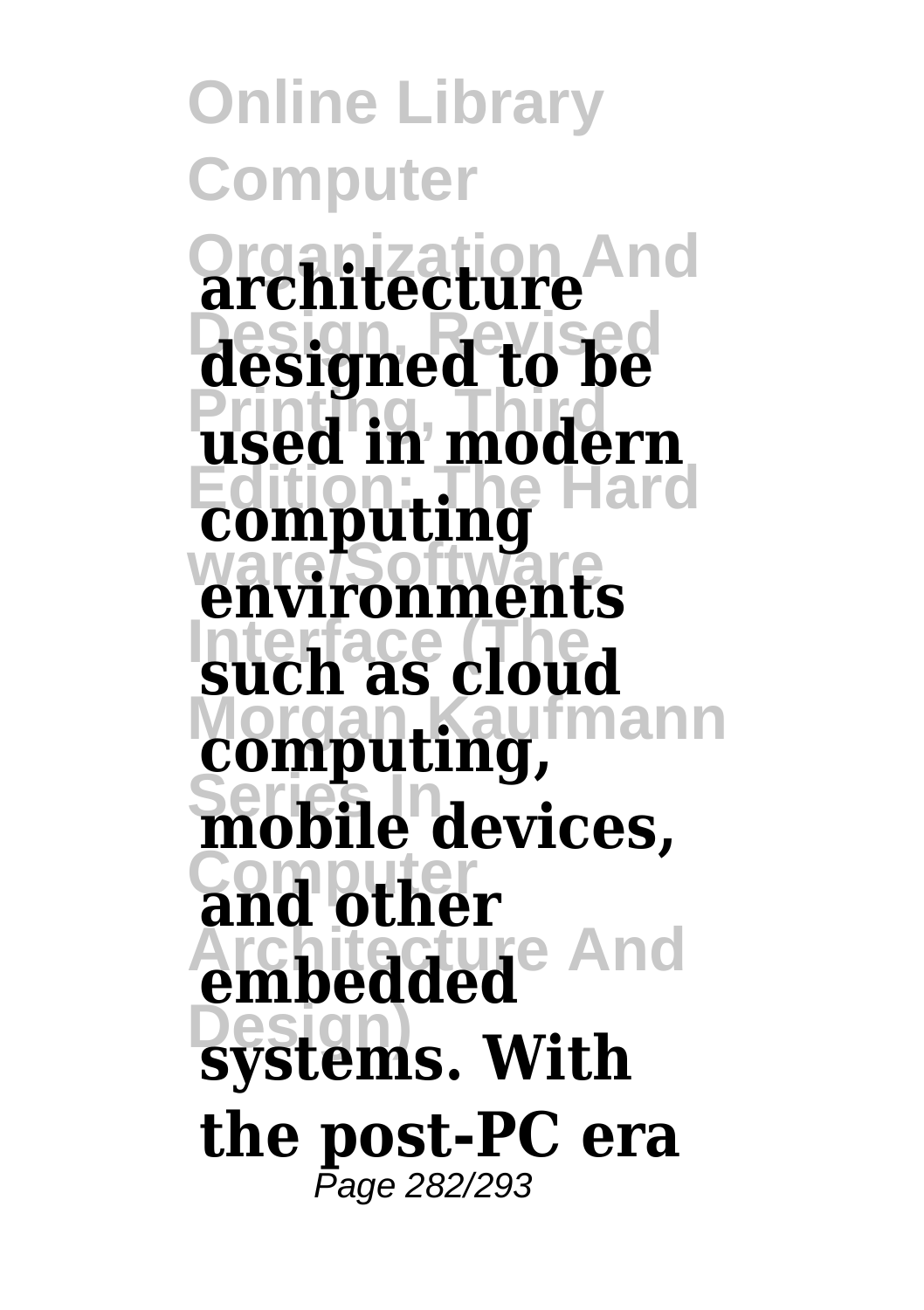**architecture designed to be used in modern computing environments such as cloud computing, mobile devices, and other embedded systems. With the post-PC era**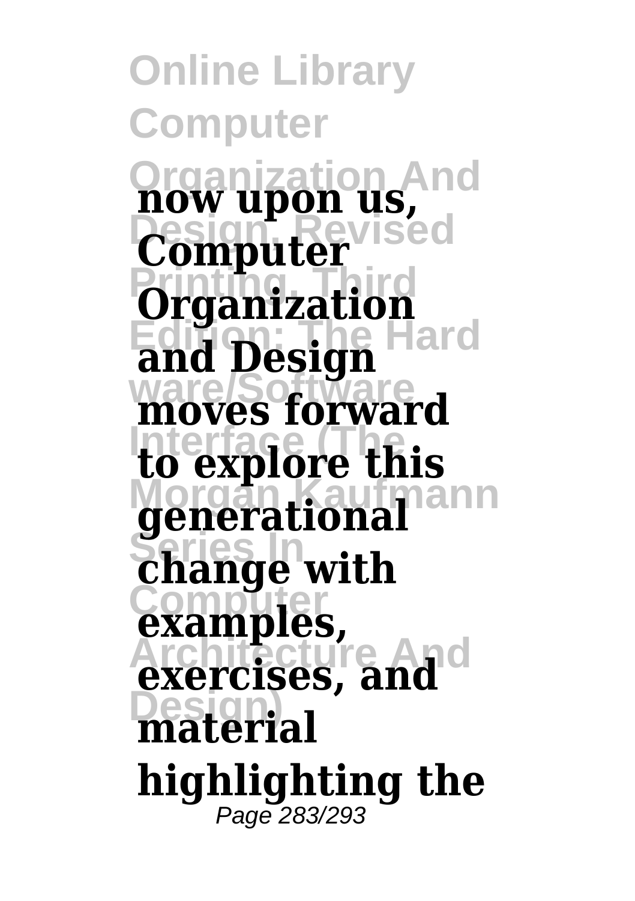**now upon us, Computer Organization and Design moves forward to explore this generational change with examples, exercises, and material highlighting the**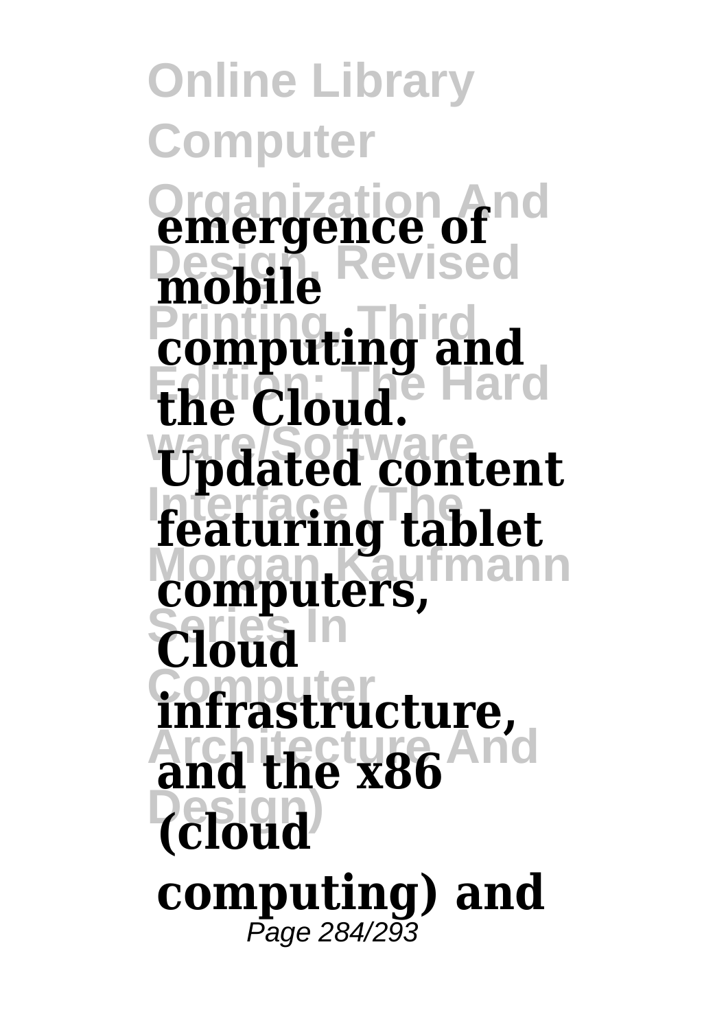**emergence of mobile computing and the Cloud. Updated content featuring tablet computers, Cloud infrastructure, and the x86 (cloud computing) and**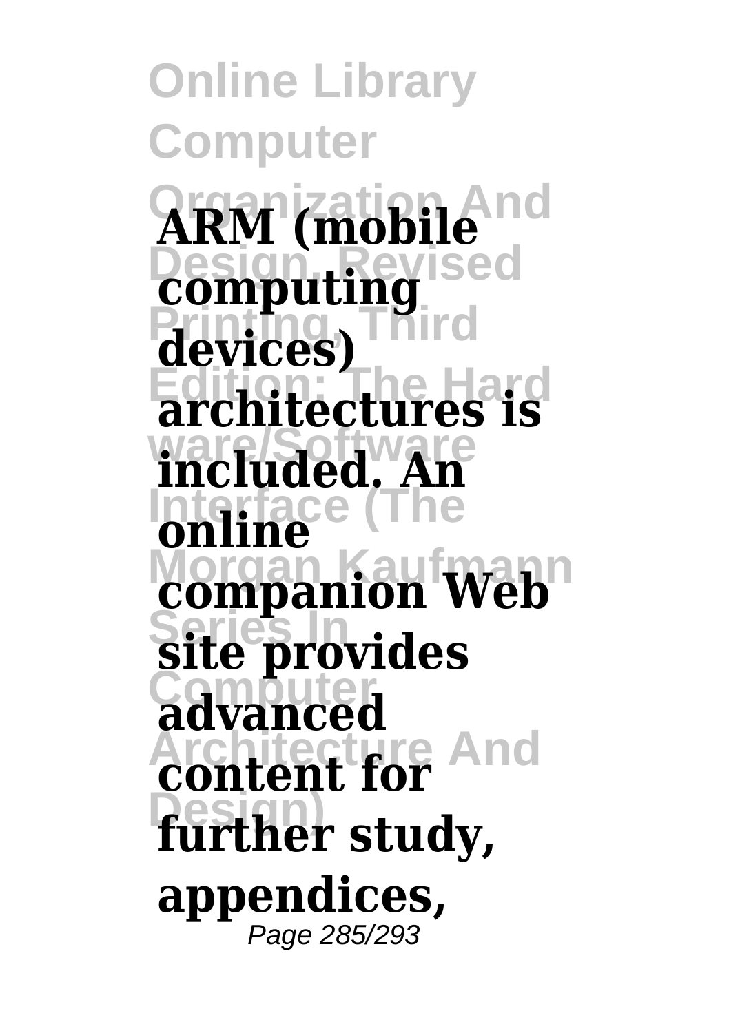**ARM (mobile computing devices) architectures is included. An online companion Web site provides advanced content for further study, appendices,**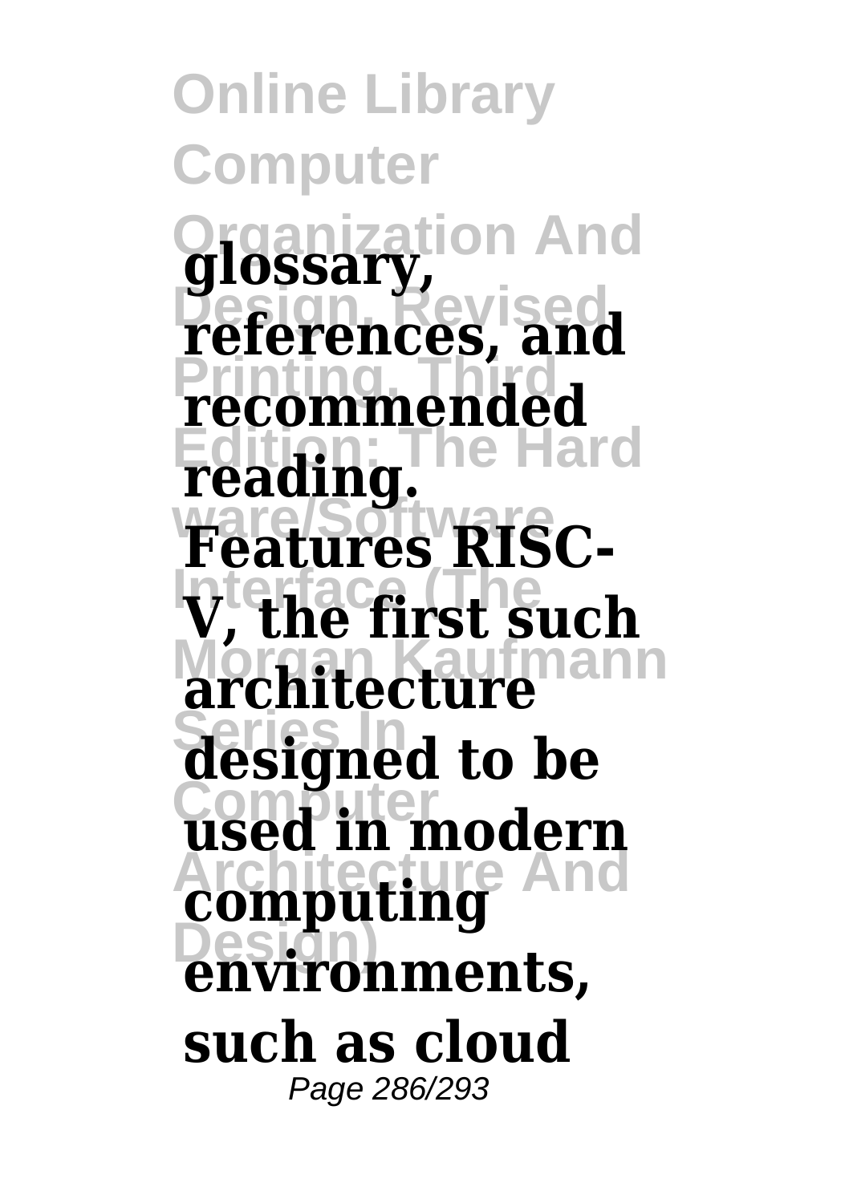**glossary, references, and recommended reading. Features RISC-V, the first such architecture designed to be used in modern computing environments, such as cloud**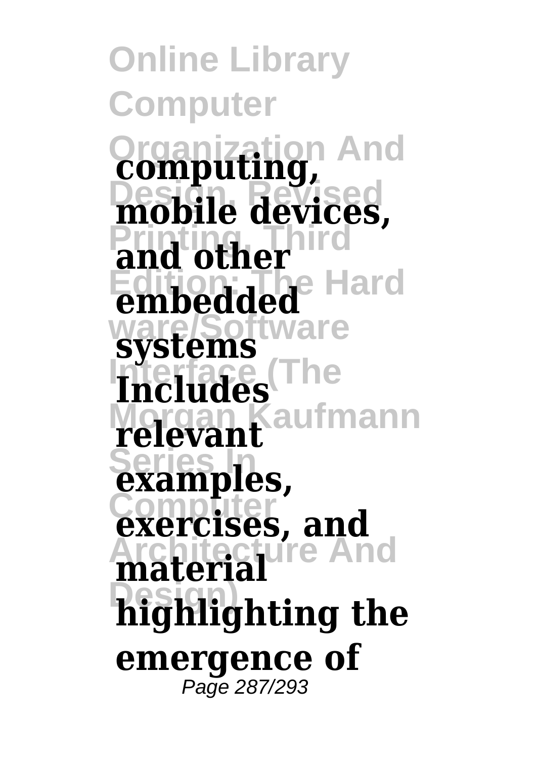**computing, mobile devices, and other embedded systems Includes relevant examples, exercises, and material highlighting the emergence of**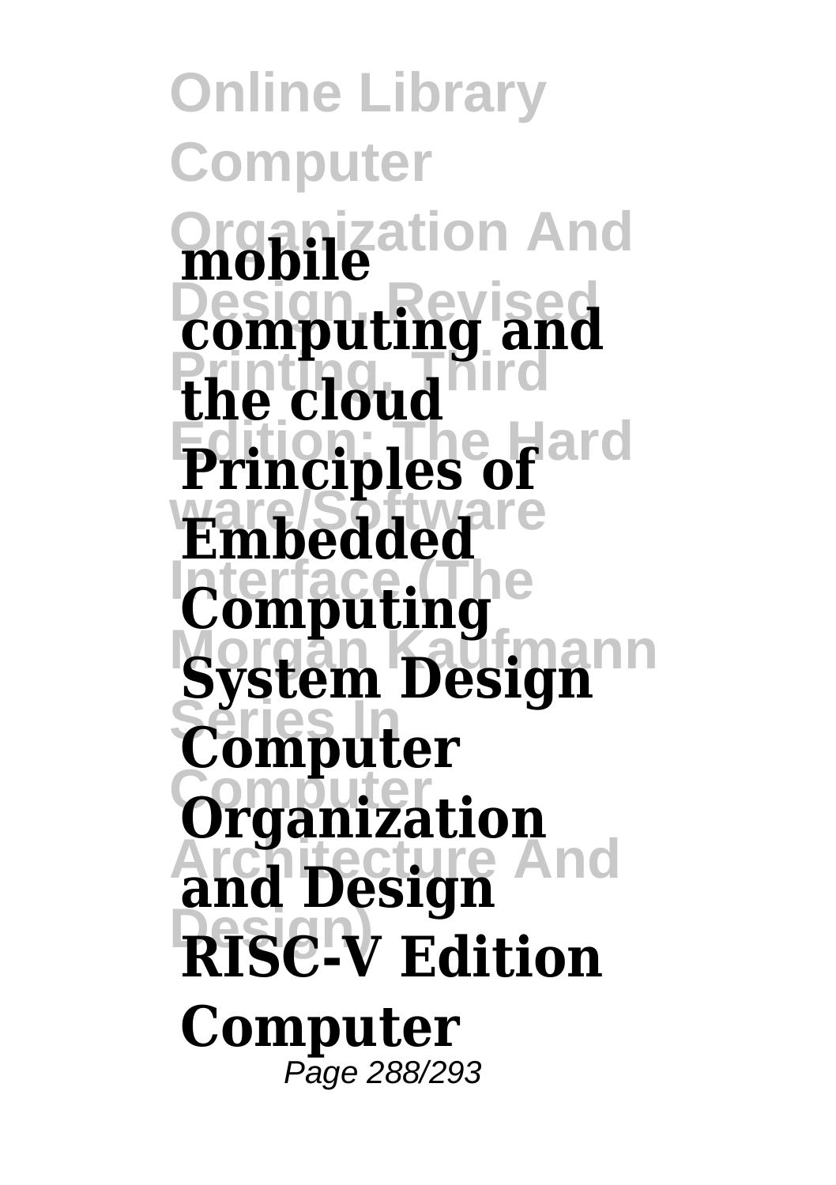**mobile computing and the cloud**
**Principles of Embedded Computing System Design**
**Computer Organization and Design RISC-V Edition**
**Computer**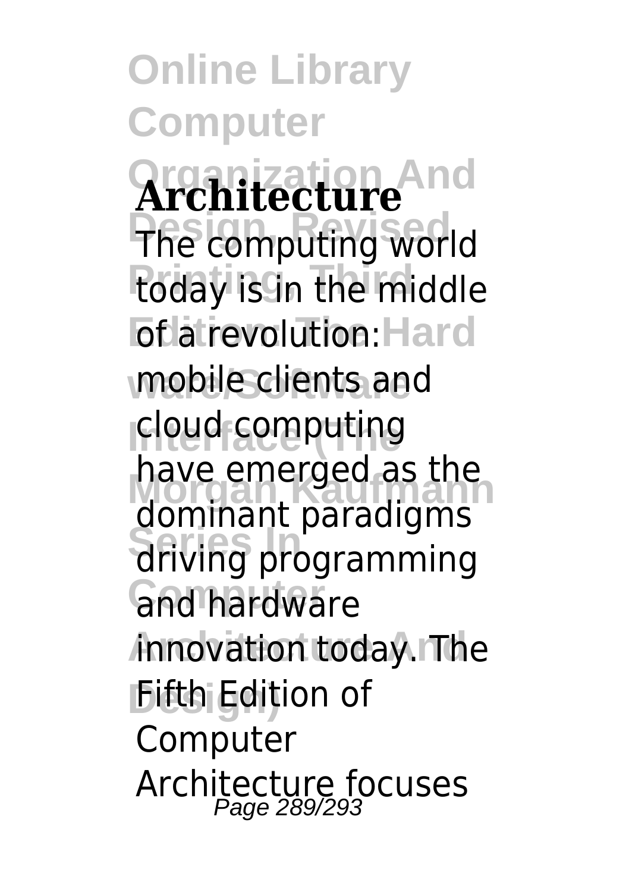**Architecture**

The computing world today is in the middle of a revolution: mobile clients and cloud computing have emerged as the dominant paradigms driving programming and hardware innovation today. The Fifth Edition of Computer Architecture focuses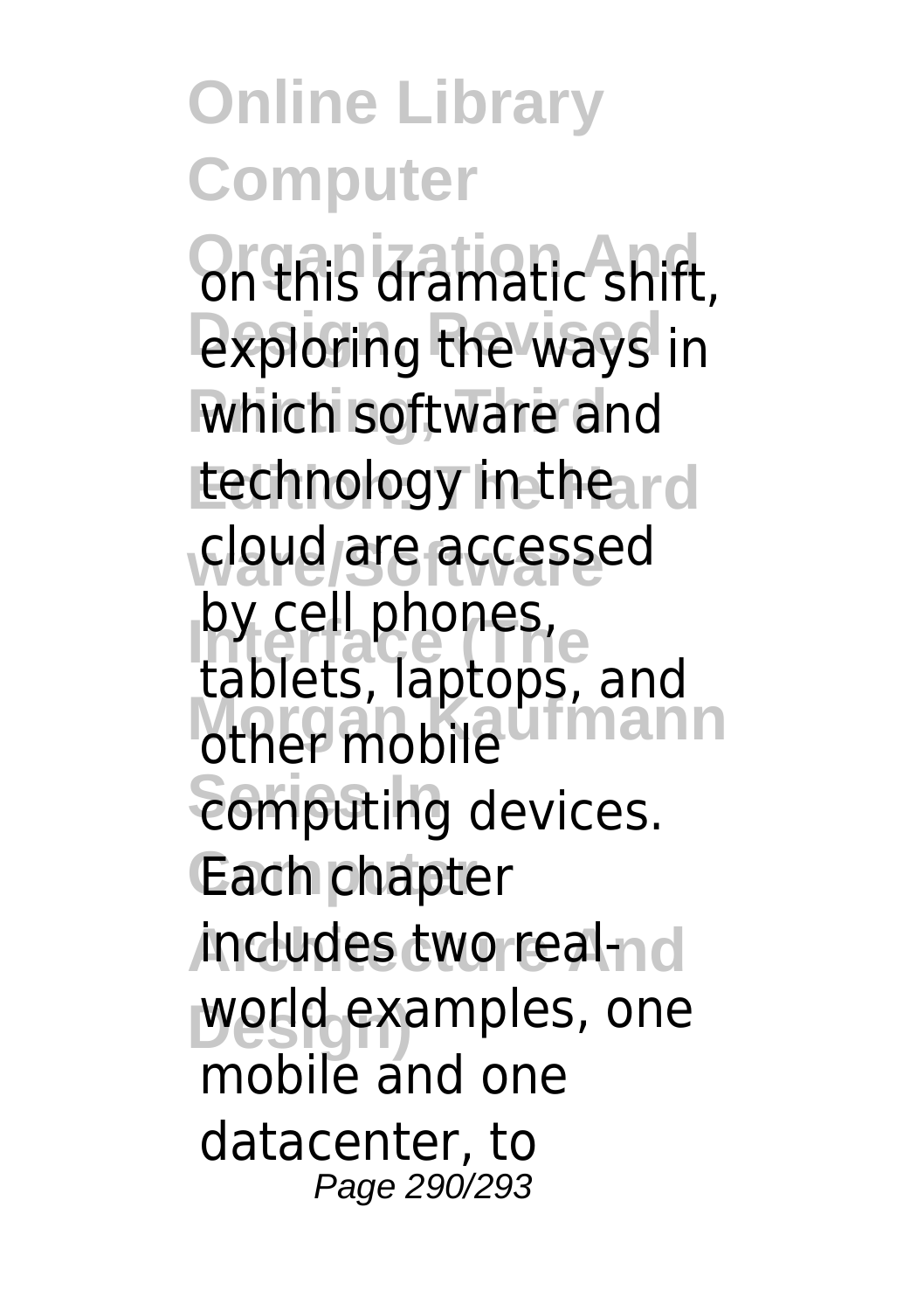on this dramatic shift, exploring the ways in which software and technology in the cloud are accessed by cell phones, tablets, laptops, and other mobile computing devices. Each chapter includes two real-world examples, one mobile and one datacenter, to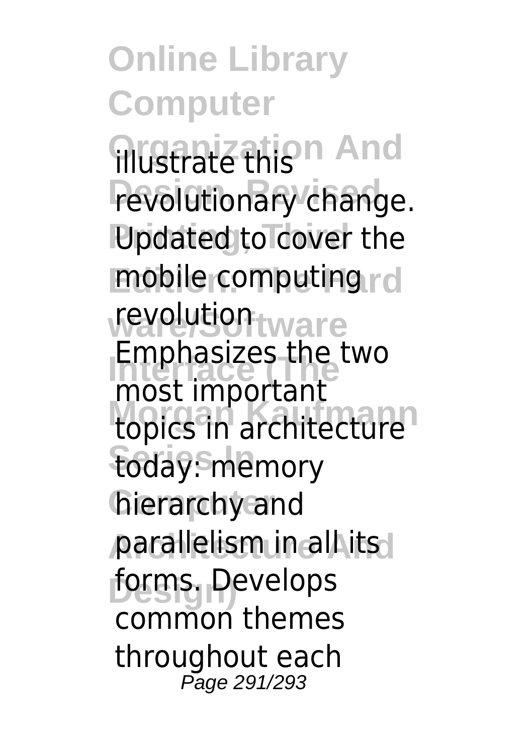illustrate this revolutionary change. Updated to cover the mobile computing revolution Emphasizes the two most important topics in architecture today: memory hierarchy and parallelism in all its forms. Develops common themes throughout each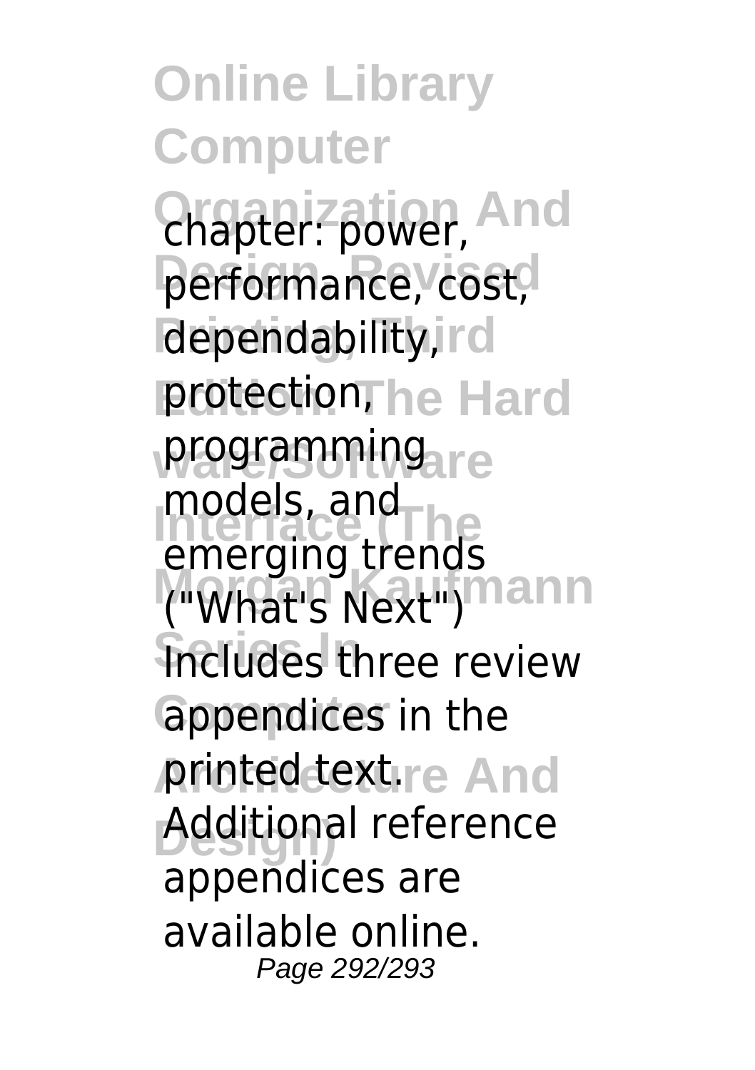chapter: power, performance, cost, dependability, protection, programming models, and emerging trends ("What's Next") Includes three review appendices in the printed text. Additional reference appendices are available online.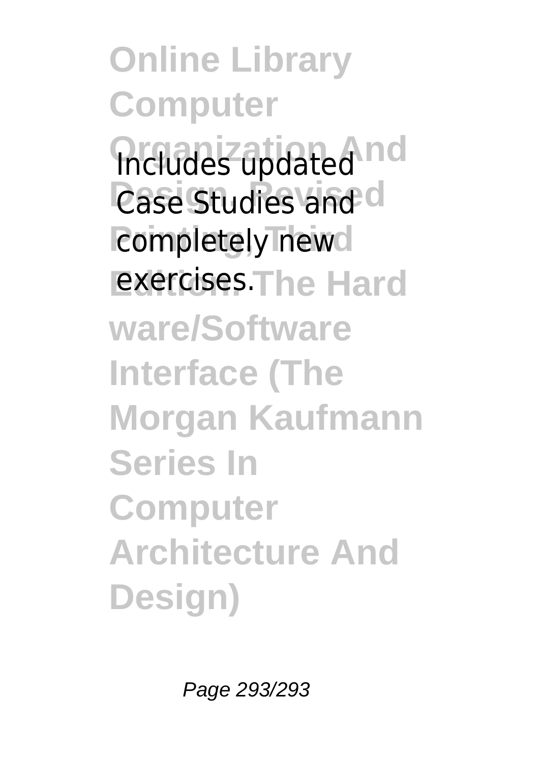Includes updated Case Studies and completely new exercises.The Hardware/Software Interface (The Morgan Kaufmann Series In Computer Architecture And Design)